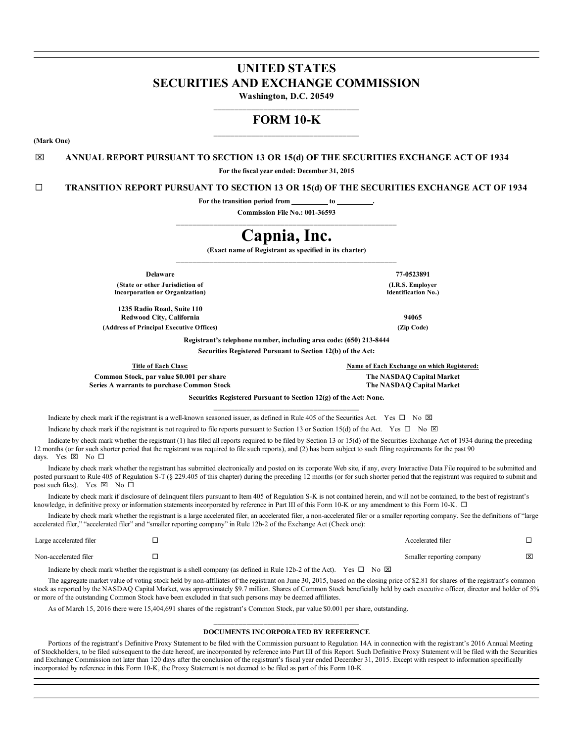# UNITED STATES
# SECURITIES AND EXCHANGE COMMISSION

**Washington, D.C. 20549**

## FORM 10-K

**(Mark One)**

☒ **ANNUAL REPORT PURSUANT TO SECTION 13 OR 15(d) OF THE SECURITIES EXCHANGE ACT OF 1934**

**For the fiscal year ended: December 31, 2015**

☐ **TRANSITION REPORT PURSUANT TO SECTION 13 OR 15(d) OF THE SECURITIES EXCHANGE ACT OF 1934**

**For the transition period from \_\_\_\_\_\_\_\_\_\_ to \_\_\_\_\_\_\_\_\_\_.**

**Commission File No.: 001-36593**

# Capnia, Inc.

**(Exact name of Registrant as specified in its charter)**

| | |
|---|---|
| **Delaware** | **77-0523891** |
| **(State or other Jurisdiction of Incorporation or Organization)** | **(I.R.S. Employer Identification No.)** |
| **1235 Radio Road, Suite 110 Redwood City, California** | **94065** |
| **(Address of Principal Executive Offices)** | **(Zip Code)** |

**Registrant's telephone number, including area code: (650) 213-8444**

**Securities Registered Pursuant to Section 12(b) of the Act:**

| Title of Each Class: | Name of Each Exchange on which Registered: |
|---|---|
| **Common Stock, par value $0.001 per share** | **The NASDAQ Capital Market** |
| **Series A warrants to purchase Common Stock** | **The NASDAQ Capital Market** |

**Securities Registered Pursuant to Section 12(g) of the Act: None.**

Indicate by check mark if the registrant is a well-known seasoned issuer, as defined in Rule 405 of the Securities Act. Yes ☐ No ☒

Indicate by check mark if the registrant is not required to file reports pursuant to Section 13 or Section 15(d) of the Act. Yes ☐ No ☒

Indicate by check mark whether the registrant (1) has filed all reports required to be filed by Section 13 or 15(d) of the Securities Exchange Act of 1934 during the preceding 12 months (or for such shorter period that the registrant was required to file such reports), and (2) has been subject to such filing requirements for the past 90 days. Yes ☒ No ☐

Indicate by check mark whether the registrant has submitted electronically and posted on its corporate Web site, if any, every Interactive Data File required to be submitted and posted pursuant to Rule 405 of Regulation S-T (§ 229.405 of this chapter) during the preceding 12 months (or for such shorter period that the registrant was required to submit and post such files). Yes ☒ No ☐

Indicate by check mark if disclosure of delinquent filers pursuant to Item 405 of Regulation S-K is not contained herein, and will not be contained, to the best of registrant's knowledge, in definitive proxy or information statements incorporated by reference in Part III of this Form 10-K or any amendment to this Form 10-K. ☐

Indicate by check mark whether the registrant is a large accelerated filer, an accelerated filer, a non-accelerated filer or a smaller reporting company. See the definitions of "large accelerated filer," "accelerated filer" and "smaller reporting company" in Rule 12b-2 of the Exchange Act (Check one):

| | | | |
|---|---|---|---|
| Large accelerated filer | ☐ | Accelerated filer | ☐ |
| Non-accelerated filer | ☐ | Smaller reporting company | ☒ |

Indicate by check mark whether the registrant is a shell company (as defined in Rule 12b-2 of the Act). Yes ☐ No ☒

The aggregate market value of voting stock held by non-affiliates of the registrant on June 30, 2015, based on the closing price of $2.81 for shares of the registrant's common stock as reported by the NASDAQ Capital Market, was approximately $9.7 million. Shares of Common Stock beneficially held by each executive officer, director and holder of 5% or more of the outstanding Common Stock have been excluded in that such persons may be deemed affiliates.

As of March 15, 2016 there were 15,404,691 shares of the registrant's Common Stock, par value $0.001 per share, outstanding.

**DOCUMENTS INCORPORATED BY REFERENCE**

Portions of the registrant's Definitive Proxy Statement to be filed with the Commission pursuant to Regulation 14A in connection with the registrant's 2016 Annual Meeting of Stockholders, to be filed subsequent to the date hereof, are incorporated by reference into Part III of this Report. Such Definitive Proxy Statement will be filed with the Securities and Exchange Commission not later than 120 days after the conclusion of the registrant's fiscal year ended December 31, 2015. Except with respect to information specifically incorporated by reference in this Form 10-K, the Proxy Statement is not deemed to be filed as part of this Form 10-K.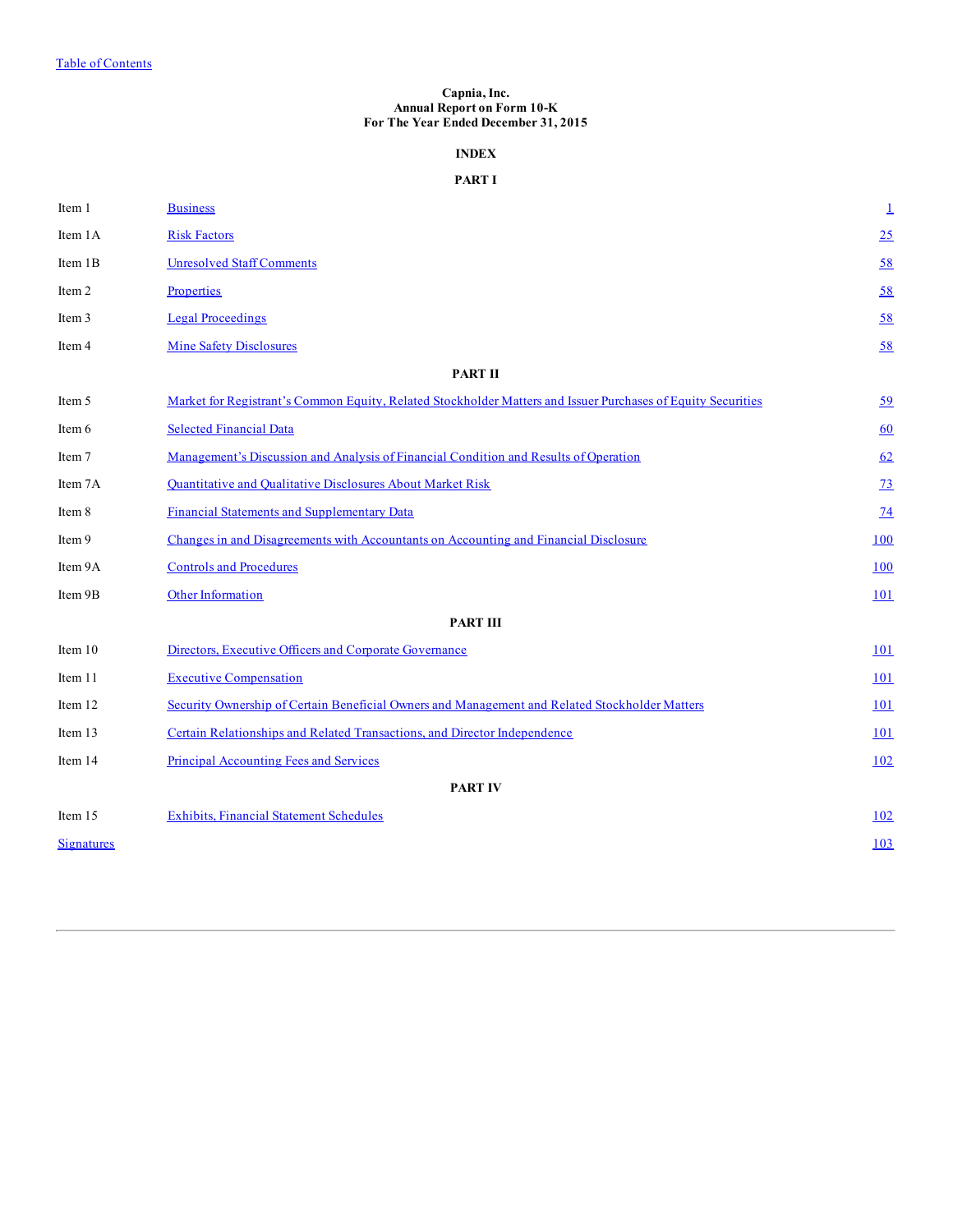Table of Contents

**Capnia, Inc.**
**Annual Report on Form 10-K**
**For The Year Ended December 31, 2015**

**INDEX**

**PART I**

| | | |
|---|---|---|
| Item 1 | Business | 1 |
| Item 1A | Risk Factors | 25 |
| Item 1B | Unresolved Staff Comments | 58 |
| Item 2 | Properties | 58 |
| Item 3 | Legal Proceedings | 58 |
| Item 4 | Mine Safety Disclosures | 58 |
| | **PART II** | |
| Item 5 | Market for Registrant's Common Equity, Related Stockholder Matters and Issuer Purchases of Equity Securities | 59 |
| Item 6 | Selected Financial Data | 60 |
| Item 7 | Management's Discussion and Analysis of Financial Condition and Results of Operation | 62 |
| Item 7A | Quantitative and Qualitative Disclosures About Market Risk | 73 |
| Item 8 | Financial Statements and Supplementary Data | 74 |
| Item 9 | Changes in and Disagreements with Accountants on Accounting and Financial Disclosure | 100 |
| Item 9A | Controls and Procedures | 100 |
| Item 9B | Other Information | 101 |
| | **PART III** | |
| Item 10 | Directors, Executive Officers and Corporate Governance | 101 |
| Item 11 | Executive Compensation | 101 |
| Item 12 | Security Ownership of Certain Beneficial Owners and Management and Related Stockholder Matters | 101 |
| Item 13 | Certain Relationships and Related Transactions, and Director Independence | 101 |
| Item 14 | Principal Accounting Fees and Services | 102 |
| | **PART IV** | |
| Item 15 | Exhibits, Financial Statement Schedules | 102 |
| Signatures | | 103 |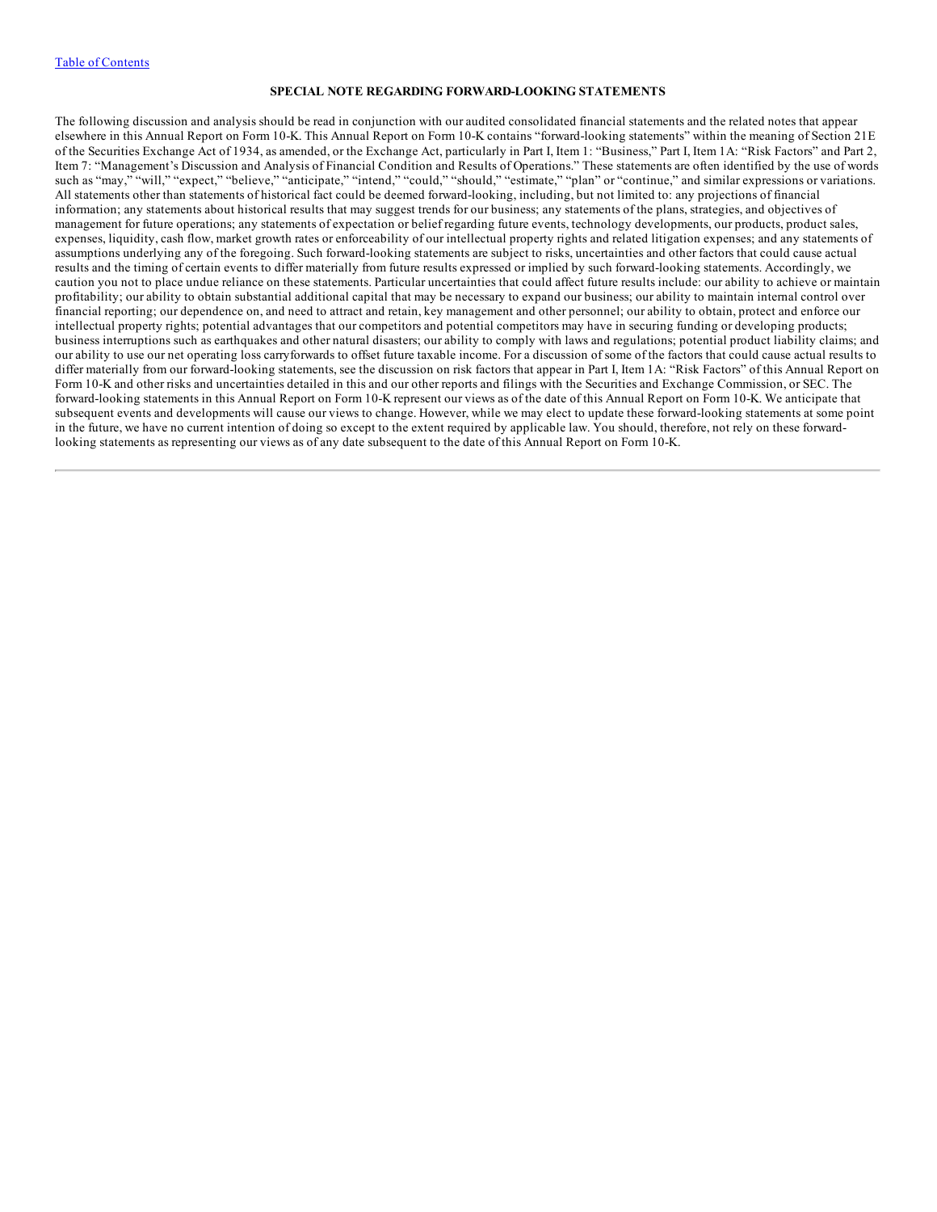## SPECIAL NOTE REGARDING FORWARD-LOOKING STATEMENTS

The following discussion and analysis should be read in conjunction with our audited consolidated financial statements and the related notes that appear elsewhere in this Annual Report on Form 10-K. This Annual Report on Form 10-K contains "forward-looking statements" within the meaning of Section 21E of the Securities Exchange Act of 1934, as amended, or the Exchange Act, particularly in Part I, Item 1: "Business," Part I, Item 1A: "Risk Factors" and Part 2, Item 7: "Management's Discussion and Analysis of Financial Condition and Results of Operations." These statements are often identified by the use of words such as "may," "will," "expect," "believe," "anticipate," "intend," "could," "should," "estimate," "plan" or "continue," and similar expressions or variations. All statements other than statements of historical fact could be deemed forward-looking, including, but not limited to: any projections of financial information; any statements about historical results that may suggest trends for our business; any statements of the plans, strategies, and objectives of management for future operations; any statements of expectation or belief regarding future events, technology developments, our products, product sales, expenses, liquidity, cash flow, market growth rates or enforceability of our intellectual property rights and related litigation expenses; and any statements of assumptions underlying any of the foregoing. Such forward-looking statements are subject to risks, uncertainties and other factors that could cause actual results and the timing of certain events to differ materially from future results expressed or implied by such forward-looking statements. Accordingly, we caution you not to place undue reliance on these statements. Particular uncertainties that could affect future results include: our ability to achieve or maintain profitability; our ability to obtain substantial additional capital that may be necessary to expand our business; our ability to maintain internal control over financial reporting; our dependence on, and need to attract and retain, key management and other personnel; our ability to obtain, protect and enforce our intellectual property rights; potential advantages that our competitors and potential competitors may have in securing funding or developing products; business interruptions such as earthquakes and other natural disasters; our ability to comply with laws and regulations; potential product liability claims; and our ability to use our net operating loss carryforwards to offset future taxable income. For a discussion of some of the factors that could cause actual results to differ materially from our forward-looking statements, see the discussion on risk factors that appear in Part I, Item 1A: "Risk Factors" of this Annual Report on Form 10-K and other risks and uncertainties detailed in this and our other reports and filings with the Securities and Exchange Commission, or SEC. The forward-looking statements in this Annual Report on Form 10-K represent our views as of the date of this Annual Report on Form 10-K. We anticipate that subsequent events and developments will cause our views to change. However, while we may elect to update these forward-looking statements at some point in the future, we have no current intention of doing so except to the extent required by applicable law. You should, therefore, not rely on these forward-looking statements as representing our views as of any date subsequent to the date of this Annual Report on Form 10-K.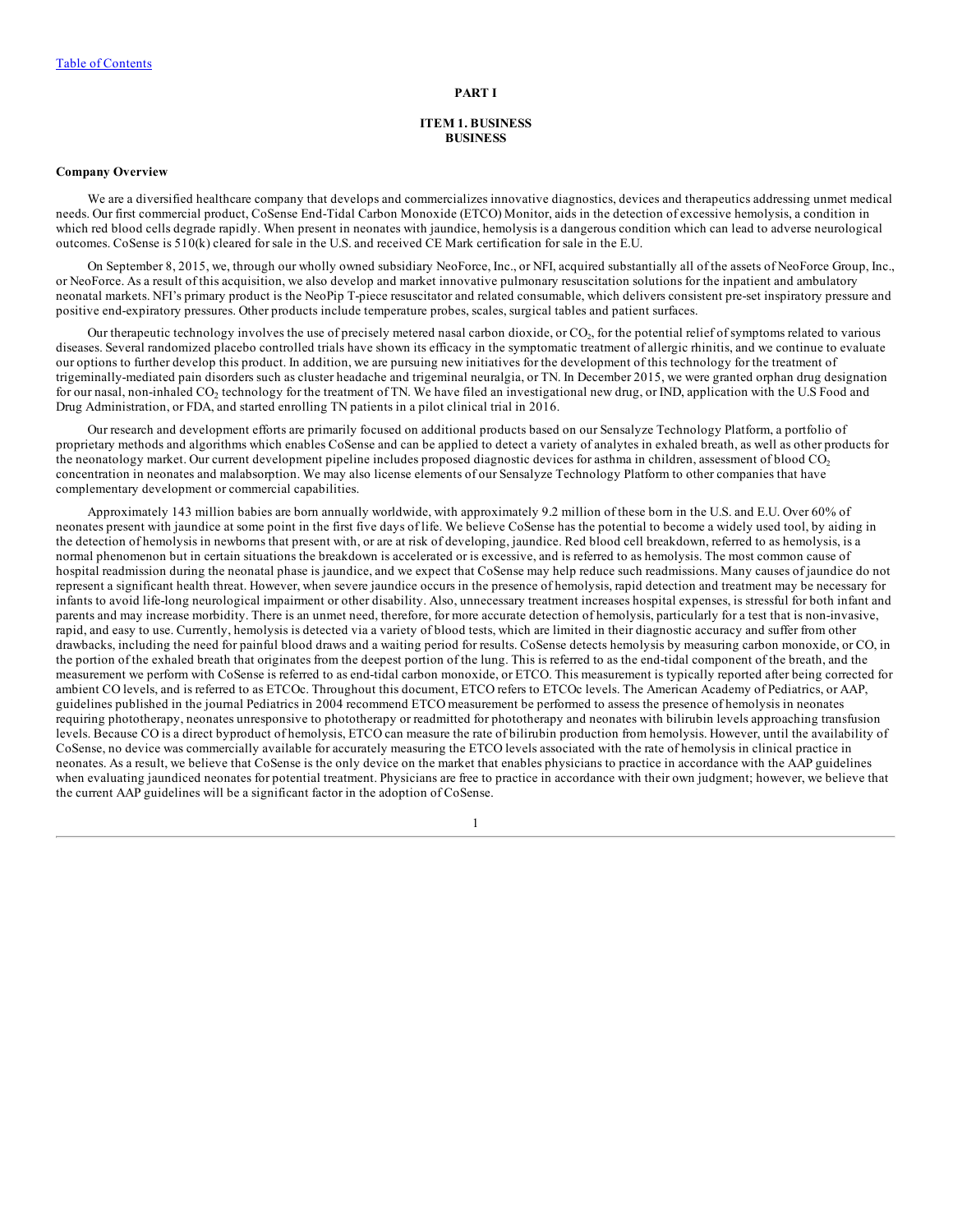# PART I

## ITEM 1. BUSINESS
## BUSINESS

### Company Overview

We are a diversified healthcare company that develops and commercializes innovative diagnostics, devices and therapeutics addressing unmet medical needs. Our first commercial product, CoSense End-Tidal Carbon Monoxide (ETCO) Monitor, aids in the detection of excessive hemolysis, a condition in which red blood cells degrade rapidly. When present in neonates with jaundice, hemolysis is a dangerous condition which can lead to adverse neurological outcomes. CoSense is 510(k) cleared for sale in the U.S. and received CE Mark certification for sale in the E.U.

On September 8, 2015, we, through our wholly owned subsidiary NeoForce, Inc., or NFI, acquired substantially all of the assets of NeoForce Group, Inc., or NeoForce. As a result of this acquisition, we also develop and market innovative pulmonary resuscitation solutions for the inpatient and ambulatory neonatal markets. NFI's primary product is the NeoPip T-piece resuscitator and related consumable, which delivers consistent pre-set inspiratory pressure and positive end-expiratory pressures. Other products include temperature probes, scales, surgical tables and patient surfaces.

Our therapeutic technology involves the use of precisely metered nasal carbon dioxide, or $CO_2$, for the potential relief of symptoms related to various diseases. Several randomized placebo controlled trials have shown its efficacy in the symptomatic treatment of allergic rhinitis, and we continue to evaluate our options to further develop this product. In addition, we are pursuing new initiatives for the development of this technology for the treatment of trigeminally-mediated pain disorders such as cluster headache and trigeminal neuralgia, or TN. In December 2015, we were granted orphan drug designation for our nasal, non-inhaled $CO_2$ technology for the treatment of TN. We have filed an investigational new drug, or IND, application with the U.S Food and Drug Administration, or FDA, and started enrolling TN patients in a pilot clinical trial in 2016.

Our research and development efforts are primarily focused on additional products based on our Sensalyze Technology Platform, a portfolio of proprietary methods and algorithms which enables CoSense and can be applied to detect a variety of analytes in exhaled breath, as well as other products for the neonatology market. Our current development pipeline includes proposed diagnostic devices for asthma in children, assessment of blood $CO_2$ concentration in neonates and malabsorption. We may also license elements of our Sensalyze Technology Platform to other companies that have complementary development or commercial capabilities.

Approximately 143 million babies are born annually worldwide, with approximately 9.2 million of these born in the U.S. and E.U. Over 60% of neonates present with jaundice at some point in the first five days of life. We believe CoSense has the potential to become a widely used tool, by aiding in the detection of hemolysis in newborns that present with, or are at risk of developing, jaundice. Red blood cell breakdown, referred to as hemolysis, is a normal phenomenon but in certain situations the breakdown is accelerated or is excessive, and is referred to as hemolysis. The most common cause of hospital readmission during the neonatal phase is jaundice, and we expect that CoSense may help reduce such readmissions. Many causes of jaundice do not represent a significant health threat. However, when severe jaundice occurs in the presence of hemolysis, rapid detection and treatment may be necessary for infants to avoid life-long neurological impairment or other disability. Also, unnecessary treatment increases hospital expenses, is stressful for both infant and parents and may increase morbidity. There is an unmet need, therefore, for more accurate detection of hemolysis, particularly for a test that is non-invasive, rapid, and easy to use. Currently, hemolysis is detected via a variety of blood tests, which are limited in their diagnostic accuracy and suffer from other drawbacks, including the need for painful blood draws and a waiting period for results. CoSense detects hemolysis by measuring carbon monoxide, or CO, in the portion of the exhaled breath that originates from the deepest portion of the lung. This is referred to as the end-tidal component of the breath, and the measurement we perform with CoSense is referred to as end-tidal carbon monoxide, or ETCO. This measurement is typically reported after being corrected for ambient CO levels, and is referred to as ETCOc. Throughout this document, ETCO refers to ETCOc levels. The American Academy of Pediatrics, or AAP, guidelines published in the journal Pediatrics in 2004 recommend ETCO measurement be performed to assess the presence of hemolysis in neonates requiring phototherapy, neonates unresponsive to phototherapy or readmitted for phototherapy and neonates with bilirubin levels approaching transfusion levels. Because CO is a direct byproduct of hemolysis, ETCO can measure the rate of bilirubin production from hemolysis. However, until the availability of CoSense, no device was commercially available for accurately measuring the ETCO levels associated with the rate of hemolysis in clinical practice in neonates. As a result, we believe that CoSense is the only device on the market that enables physicians to practice in accordance with the AAP guidelines when evaluating jaundiced neonates for potential treatment. Physicians are free to practice in accordance with their own judgment; however, we believe that the current AAP guidelines will be a significant factor in the adoption of CoSense.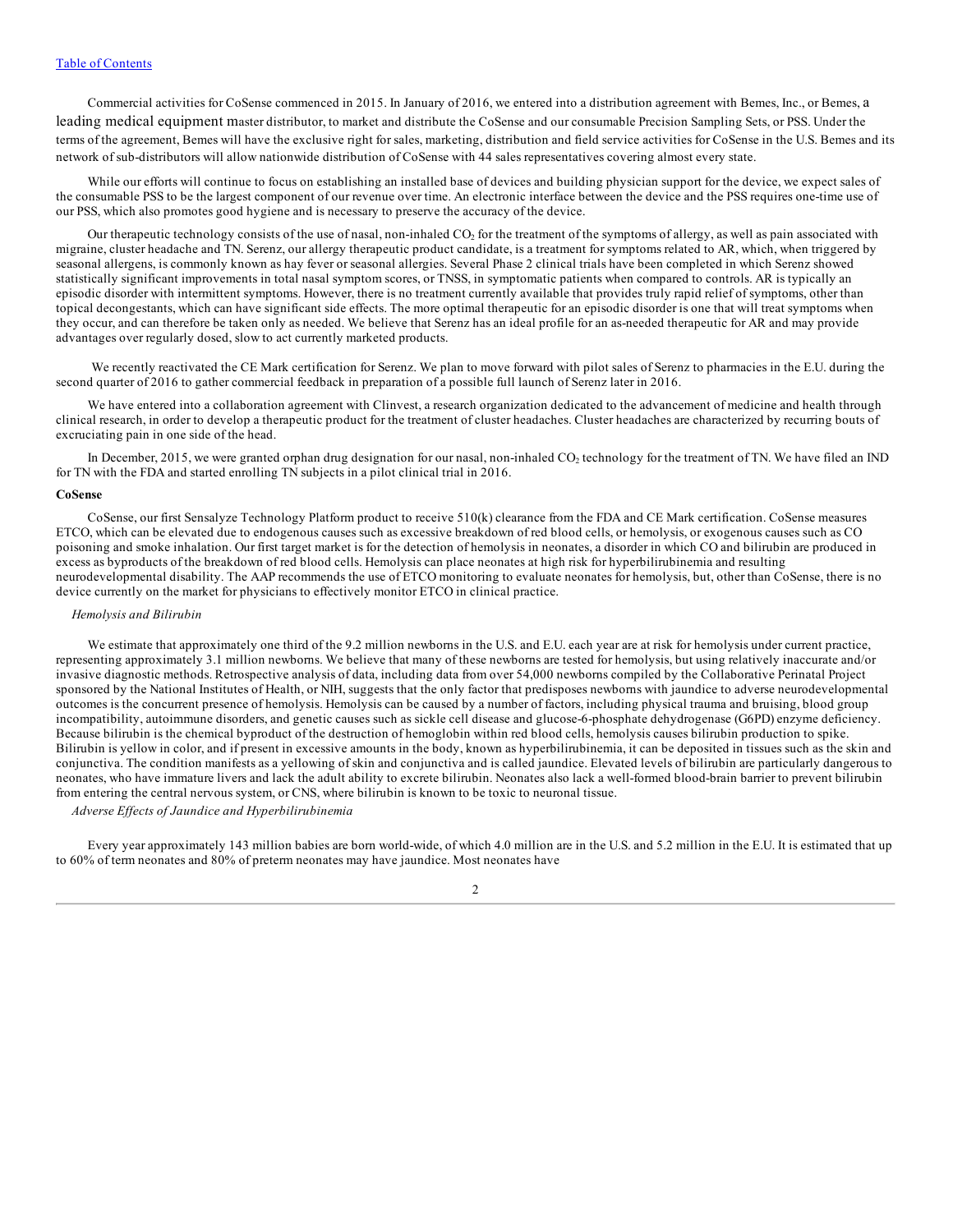Commercial activities for CoSense commenced in 2015. In January of 2016, we entered into a distribution agreement with Bemes, Inc., or Bemes, a leading medical equipment master distributor, to market and distribute the CoSense and our consumable Precision Sampling Sets, or PSS. Under the terms of the agreement, Bemes will have the exclusive right for sales, marketing, distribution and field service activities for CoSense in the U.S. Bemes and its network of sub-distributors will allow nationwide distribution of CoSense with 44 sales representatives covering almost every state.

While our efforts will continue to focus on establishing an installed base of devices and building physician support for the device, we expect sales of the consumable PSS to be the largest component of our revenue over time. An electronic interface between the device and the PSS requires one-time use of our PSS, which also promotes good hygiene and is necessary to preserve the accuracy of the device.

Our therapeutic technology consists of the use of nasal, non-inhaled $CO_2$ for the treatment of the symptoms of allergy, as well as pain associated with migraine, cluster headache and TN. Serenz, our allergy therapeutic product candidate, is a treatment for symptoms related to AR, which, when triggered by seasonal allergens, is commonly known as hay fever or seasonal allergies. Several Phase 2 clinical trials have been completed in which Serenz showed statistically significant improvements in total nasal symptom scores, or TNSS, in symptomatic patients when compared to controls. AR is typically an episodic disorder with intermittent symptoms. However, there is no treatment currently available that provides truly rapid relief of symptoms, other than topical decongestants, which can have significant side effects. The more optimal therapeutic for an episodic disorder is one that will treat symptoms when they occur, and can therefore be taken only as needed. We believe that Serenz has an ideal profile for an as-needed therapeutic for AR and may provide advantages over regularly dosed, slow to act currently marketed products.

We recently reactivated the CE Mark certification for Serenz. We plan to move forward with pilot sales of Serenz to pharmacies in the E.U. during the second quarter of 2016 to gather commercial feedback in preparation of a possible full launch of Serenz later in 2016.

We have entered into a collaboration agreement with Clinvest, a research organization dedicated to the advancement of medicine and health through clinical research, in order to develop a therapeutic product for the treatment of cluster headaches. Cluster headaches are characterized by recurring bouts of excruciating pain in one side of the head.

In December, 2015, we were granted orphan drug designation for our nasal, non-inhaled $CO_2$ technology for the treatment of TN. We have filed an IND for TN with the FDA and started enrolling TN subjects in a pilot clinical trial in 2016.

**CoSense**

CoSense, our first Sensalyze Technology Platform product to receive 510(k) clearance from the FDA and CE Mark certification. CoSense measures ETCO, which can be elevated due to endogenous causes such as excessive breakdown of red blood cells, or hemolysis, or exogenous causes such as CO poisoning and smoke inhalation. Our first target market is for the detection of hemolysis in neonates, a disorder in which CO and bilirubin are produced in excess as byproducts of the breakdown of red blood cells. Hemolysis can place neonates at high risk for hyperbilirubinemia and resulting neurodevelopmental disability. The AAP recommends the use of ETCO monitoring to evaluate neonates for hemolysis, but, other than CoSense, there is no device currently on the market for physicians to effectively monitor ETCO in clinical practice.

*Hemolysis and Bilirubin*

We estimate that approximately one third of the 9.2 million newborns in the U.S. and E.U. each year are at risk for hemolysis under current practice, representing approximately 3.1 million newborns. We believe that many of these newborns are tested for hemolysis, but using relatively inaccurate and/or invasive diagnostic methods. Retrospective analysis of data, including data from over 54,000 newborns compiled by the Collaborative Perinatal Project sponsored by the National Institutes of Health, or NIH, suggests that the only factor that predisposes newborns with jaundice to adverse neurodevelopmental outcomes is the concurrent presence of hemolysis. Hemolysis can be caused by a number of factors, including physical trauma and bruising, blood group incompatibility, autoimmune disorders, and genetic causes such as sickle cell disease and glucose-6-phosphate dehydrogenase (G6PD) enzyme deficiency. Because bilirubin is the chemical byproduct of the destruction of hemoglobin within red blood cells, hemolysis causes bilirubin production to spike. Bilirubin is yellow in color, and if present in excessive amounts in the body, known as hyperbilirubinemia, it can be deposited in tissues such as the skin and conjunctiva. The condition manifests as a yellowing of skin and conjunctiva and is called jaundice. Elevated levels of bilirubin are particularly dangerous to neonates, who have immature livers and lack the adult ability to excrete bilirubin. Neonates also lack a well-formed blood-brain barrier to prevent bilirubin from entering the central nervous system, or CNS, where bilirubin is known to be toxic to neuronal tissue.

*Adverse Effects of Jaundice and Hyperbilirubinemia*

Every year approximately 143 million babies are born world-wide, of which 4.0 million are in the U.S. and 5.2 million in the E.U. It is estimated that up to 60% of term neonates and 80% of preterm neonates may have jaundice. Most neonates have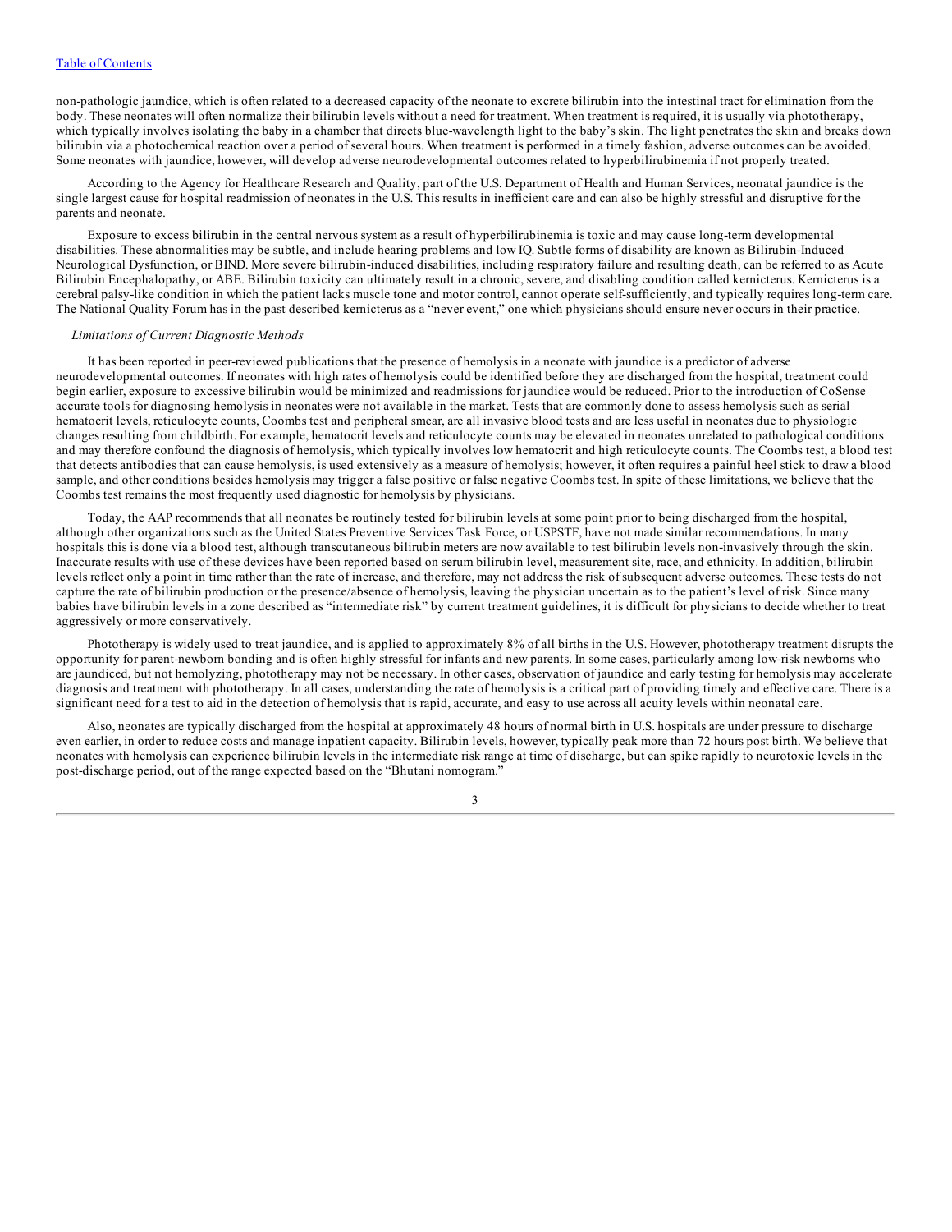non-pathologic jaundice, which is often related to a decreased capacity of the neonate to excrete bilirubin into the intestinal tract for elimination from the body. These neonates will often normalize their bilirubin levels without a need for treatment. When treatment is required, it is usually via phototherapy, which typically involves isolating the baby in a chamber that directs blue-wavelength light to the baby's skin. The light penetrates the skin and breaks down bilirubin via a photochemical reaction over a period of several hours. When treatment is performed in a timely fashion, adverse outcomes can be avoided. Some neonates with jaundice, however, will develop adverse neurodevelopmental outcomes related to hyperbilirubinemia if not properly treated.

According to the Agency for Healthcare Research and Quality, part of the U.S. Department of Health and Human Services, neonatal jaundice is the single largest cause for hospital readmission of neonates in the U.S. This results in inefficient care and can also be highly stressful and disruptive for the parents and neonate.

Exposure to excess bilirubin in the central nervous system as a result of hyperbilirubinemia is toxic and may cause long-term developmental disabilities. These abnormalities may be subtle, and include hearing problems and low IQ. Subtle forms of disability are known as Bilirubin-Induced Neurological Dysfunction, or BIND. More severe bilirubin-induced disabilities, including respiratory failure and resulting death, can be referred to as Acute Bilirubin Encephalopathy, or ABE. Bilirubin toxicity can ultimately result in a chronic, severe, and disabling condition called kernicterus. Kernicterus is a cerebral palsy-like condition in which the patient lacks muscle tone and motor control, cannot operate self-sufficiently, and typically requires long-term care. The National Quality Forum has in the past described kernicterus as a "never event," one which physicians should ensure never occurs in their practice.

*Limitations of Current Diagnostic Methods*

It has been reported in peer-reviewed publications that the presence of hemolysis in a neonate with jaundice is a predictor of adverse neurodevelopmental outcomes. If neonates with high rates of hemolysis could be identified before they are discharged from the hospital, treatment could begin earlier, exposure to excessive bilirubin would be minimized and readmissions for jaundice would be reduced. Prior to the introduction of CoSense accurate tools for diagnosing hemolysis in neonates were not available in the market. Tests that are commonly done to assess hemolysis such as serial hematocrit levels, reticulocyte counts, Coombs test and peripheral smear, are all invasive blood tests and are less useful in neonates due to physiologic changes resulting from childbirth. For example, hematocrit levels and reticulocyte counts may be elevated in neonates unrelated to pathological conditions and may therefore confound the diagnosis of hemolysis, which typically involves low hematocrit and high reticulocyte counts. The Coombs test, a blood test that detects antibodies that can cause hemolysis, is used extensively as a measure of hemolysis; however, it often requires a painful heel stick to draw a blood sample, and other conditions besides hemolysis may trigger a false positive or false negative Coombs test. In spite of these limitations, we believe that the Coombs test remains the most frequently used diagnostic for hemolysis by physicians.

Today, the AAP recommends that all neonates be routinely tested for bilirubin levels at some point prior to being discharged from the hospital, although other organizations such as the United States Preventive Services Task Force, or USPSTF, have not made similar recommendations. In many hospitals this is done via a blood test, although transcutaneous bilirubin meters are now available to test bilirubin levels non-invasively through the skin. Inaccurate results with use of these devices have been reported based on serum bilirubin level, measurement site, race, and ethnicity. In addition, bilirubin levels reflect only a point in time rather than the rate of increase, and therefore, may not address the risk of subsequent adverse outcomes. These tests do not capture the rate of bilirubin production or the presence/absence of hemolysis, leaving the physician uncertain as to the patient's level of risk. Since many babies have bilirubin levels in a zone described as "intermediate risk" by current treatment guidelines, it is difficult for physicians to decide whether to treat aggressively or more conservatively.

Phototherapy is widely used to treat jaundice, and is applied to approximately 8% of all births in the U.S. However, phototherapy treatment disrupts the opportunity for parent-newborn bonding and is often highly stressful for infants and new parents. In some cases, particularly among low-risk newborns who are jaundiced, but not hemolyzing, phototherapy may not be necessary. In other cases, observation of jaundice and early testing for hemolysis may accelerate diagnosis and treatment with phototherapy. In all cases, understanding the rate of hemolysis is a critical part of providing timely and effective care. There is a significant need for a test to aid in the detection of hemolysis that is rapid, accurate, and easy to use across all acuity levels within neonatal care.

Also, neonates are typically discharged from the hospital at approximately 48 hours of normal birth in U.S. hospitals are under pressure to discharge even earlier, in order to reduce costs and manage inpatient capacity. Bilirubin levels, however, typically peak more than 72 hours post birth. We believe that neonates with hemolysis can experience bilirubin levels in the intermediate risk range at time of discharge, but can spike rapidly to neurotoxic levels in the post-discharge period, out of the range expected based on the "Bhutani nomogram."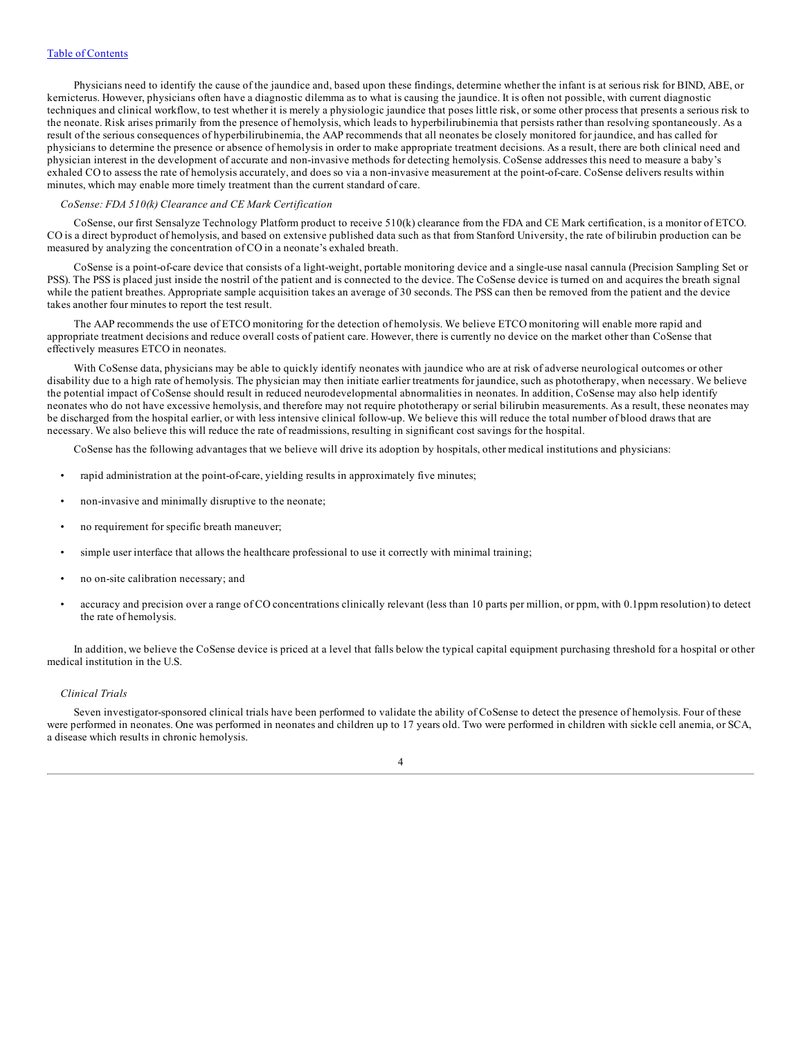Physicians need to identify the cause of the jaundice and, based upon these findings, determine whether the infant is at serious risk for BIND, ABE, or kernicterus. However, physicians often have a diagnostic dilemma as to what is causing the jaundice. It is often not possible, with current diagnostic techniques and clinical workflow, to test whether it is merely a physiologic jaundice that poses little risk, or some other process that presents a serious risk to the neonate. Risk arises primarily from the presence of hemolysis, which leads to hyperbilirubinemia that persists rather than resolving spontaneously. As a result of the serious consequences of hyperbilirubinemia, the AAP recommends that all neonates be closely monitored for jaundice, and has called for physicians to determine the presence or absence of hemolysis in order to make appropriate treatment decisions. As a result, there are both clinical need and physician interest in the development of accurate and non-invasive methods for detecting hemolysis. CoSense addresses this need to measure a baby's exhaled CO to assess the rate of hemolysis accurately, and does so via a non-invasive measurement at the point-of-care. CoSense delivers results within minutes, which may enable more timely treatment than the current standard of care.

*CoSense: FDA 510(k) Clearance and CE Mark Certification*

CoSense, our first Sensalyze Technology Platform product to receive 510(k) clearance from the FDA and CE Mark certification, is a monitor of ETCO. CO is a direct byproduct of hemolysis, and based on extensive published data such as that from Stanford University, the rate of bilirubin production can be measured by analyzing the concentration of CO in a neonate's exhaled breath.

CoSense is a point-of-care device that consists of a light-weight, portable monitoring device and a single-use nasal cannula (Precision Sampling Set or PSS). The PSS is placed just inside the nostril of the patient and is connected to the device. The CoSense device is turned on and acquires the breath signal while the patient breathes. Appropriate sample acquisition takes an average of 30 seconds. The PSS can then be removed from the patient and the device takes another four minutes to report the test result.

The AAP recommends the use of ETCO monitoring for the detection of hemolysis. We believe ETCO monitoring will enable more rapid and appropriate treatment decisions and reduce overall costs of patient care. However, there is currently no device on the market other than CoSense that effectively measures ETCO in neonates.

With CoSense data, physicians may be able to quickly identify neonates with jaundice who are at risk of adverse neurological outcomes or other disability due to a high rate of hemolysis. The physician may then initiate earlier treatments for jaundice, such as phototherapy, when necessary. We believe the potential impact of CoSense should result in reduced neurodevelopmental abnormalities in neonates. In addition, CoSense may also help identify neonates who do not have excessive hemolysis, and therefore may not require phototherapy or serial bilirubin measurements. As a result, these neonates may be discharged from the hospital earlier, or with less intensive clinical follow-up. We believe this will reduce the total number of blood draws that are necessary. We also believe this will reduce the rate of readmissions, resulting in significant cost savings for the hospital.

CoSense has the following advantages that we believe will drive its adoption by hospitals, other medical institutions and physicians:

- rapid administration at the point-of-care, yielding results in approximately five minutes;
- non-invasive and minimally disruptive to the neonate;
- no requirement for specific breath maneuver;
- simple user interface that allows the healthcare professional to use it correctly with minimal training;
- no on-site calibration necessary; and
- accuracy and precision over a range of CO concentrations clinically relevant (less than 10 parts per million, or ppm, with 0.1ppm resolution) to detect the rate of hemolysis.

In addition, we believe the CoSense device is priced at a level that falls below the typical capital equipment purchasing threshold for a hospital or other medical institution in the U.S.

*Clinical Trials*

Seven investigator-sponsored clinical trials have been performed to validate the ability of CoSense to detect the presence of hemolysis. Four of these were performed in neonates. One was performed in neonates and children up to 17 years old. Two were performed in children with sickle cell anemia, or SCA, a disease which results in chronic hemolysis.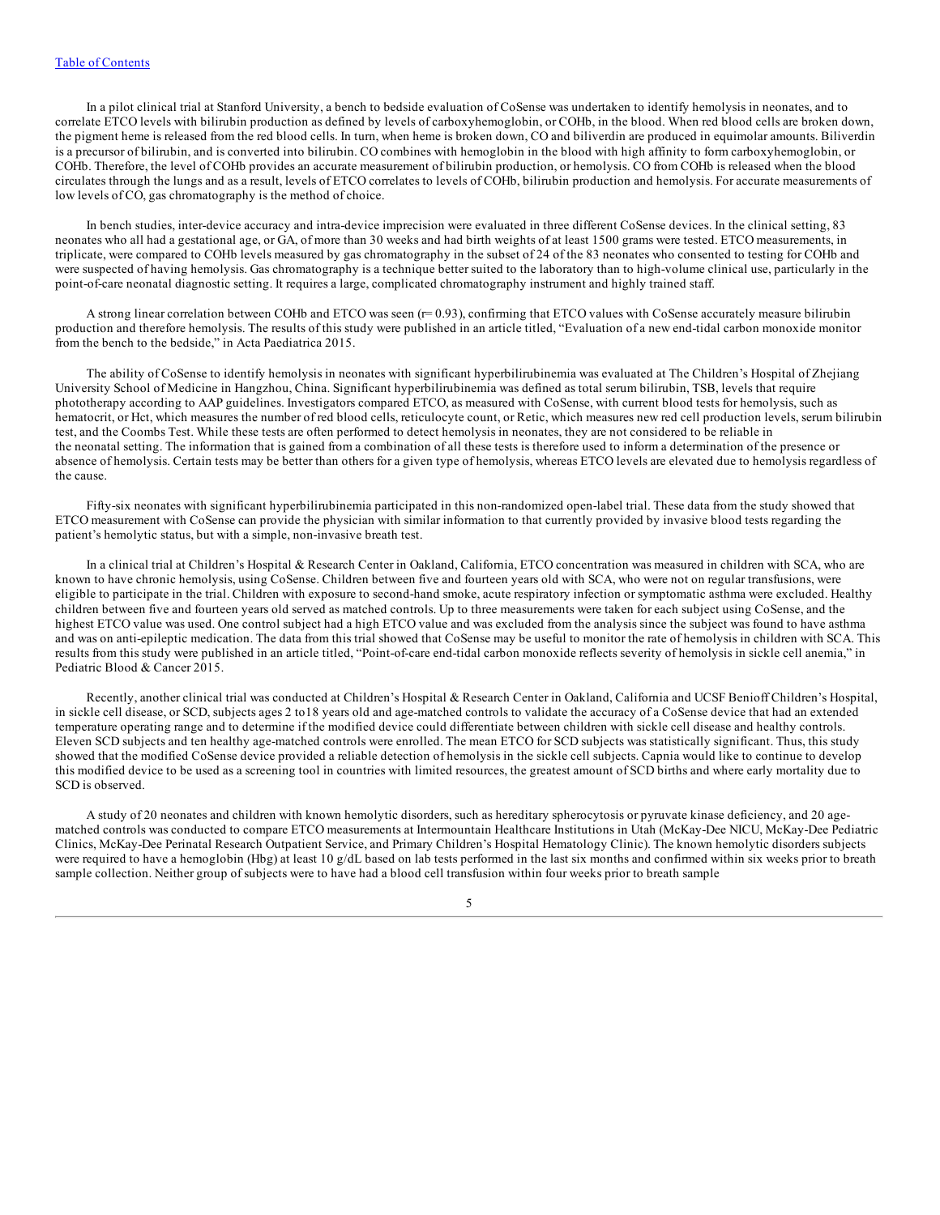In a pilot clinical trial at Stanford University, a bench to bedside evaluation of CoSense was undertaken to identify hemolysis in neonates, and to correlate ETCO levels with bilirubin production as defined by levels of carboxyhemoglobin, or COHb, in the blood. When red blood cells are broken down, the pigment heme is released from the red blood cells. In turn, when heme is broken down, CO and biliverdin are produced in equimolar amounts. Biliverdin is a precursor of bilirubin, and is converted into bilirubin. CO combines with hemoglobin in the blood with high affinity to form carboxyhemoglobin, or COHb. Therefore, the level of COHb provides an accurate measurement of bilirubin production, or hemolysis. CO from COHb is released when the blood circulates through the lungs and as a result, levels of ETCO correlates to levels of COHb, bilirubin production and hemolysis. For accurate measurements of low levels of CO, gas chromatography is the method of choice.

In bench studies, inter-device accuracy and intra-device imprecision were evaluated in three different CoSense devices. In the clinical setting, 83 neonates who all had a gestational age, or GA, of more than 30 weeks and had birth weights of at least 1500 grams were tested. ETCO measurements, in triplicate, were compared to COHb levels measured by gas chromatography in the subset of 24 of the 83 neonates who consented to testing for COHb and were suspected of having hemolysis. Gas chromatography is a technique better suited to the laboratory than to high-volume clinical use, particularly in the point-of-care neonatal diagnostic setting. It requires a large, complicated chromatography instrument and highly trained staff.

A strong linear correlation between COHb and ETCO was seen ($r = 0.93$), confirming that ETCO values with CoSense accurately measure bilirubin production and therefore hemolysis. The results of this study were published in an article titled, "Evaluation of a new end-tidal carbon monoxide monitor from the bench to the bedside," in Acta Paediatrica 2015.

The ability of CoSense to identify hemolysis in neonates with significant hyperbilirubinemia was evaluated at The Children's Hospital of Zhejiang University School of Medicine in Hangzhou, China. Significant hyperbilirubinemia was defined as total serum bilirubin, TSB, levels that require phototherapy according to AAP guidelines. Investigators compared ETCO, as measured with CoSense, with current blood tests for hemolysis, such as hematocrit, or Hct, which measures the number of red blood cells, reticulocyte count, or Retic, which measures new red cell production levels, serum bilirubin test, and the Coombs Test. While these tests are often performed to detect hemolysis in neonates, they are not considered to be reliable in the neonatal setting. The information that is gained from a combination of all these tests is therefore used to inform a determination of the presence or absence of hemolysis. Certain tests may be better than others for a given type of hemolysis, whereas ETCO levels are elevated due to hemolysis regardless of the cause.

Fifty-six neonates with significant hyperbilirubinemia participated in this non-randomized open-label trial. These data from the study showed that ETCO measurement with CoSense can provide the physician with similar information to that currently provided by invasive blood tests regarding the patient's hemolytic status, but with a simple, non-invasive breath test.

In a clinical trial at Children's Hospital & Research Center in Oakland, California, ETCO concentration was measured in children with SCA, who are known to have chronic hemolysis, using CoSense. Children between five and fourteen years old with SCA, who were not on regular transfusions, were eligible to participate in the trial. Children with exposure to second-hand smoke, acute respiratory infection or symptomatic asthma were excluded. Healthy children between five and fourteen years old served as matched controls. Up to three measurements were taken for each subject using CoSense, and the highest ETCO value was used. One control subject had a high ETCO value and was excluded from the analysis since the subject was found to have asthma and was on anti-epileptic medication. The data from this trial showed that CoSense may be useful to monitor the rate of hemolysis in children with SCA. This results from this study were published in an article titled, "Point-of-care end-tidal carbon monoxide reflects severity of hemolysis in sickle cell anemia," in Pediatric Blood & Cancer 2015.

Recently, another clinical trial was conducted at Children's Hospital & Research Center in Oakland, California and UCSF Benioff Children's Hospital, in sickle cell disease, or SCD, subjects ages 2 to18 years old and age-matched controls to validate the accuracy of a CoSense device that had an extended temperature operating range and to determine if the modified device could differentiate between children with sickle cell disease and healthy controls. Eleven SCD subjects and ten healthy age-matched controls were enrolled. The mean ETCO for SCD subjects was statistically significant. Thus, this study showed that the modified CoSense device provided a reliable detection of hemolysis in the sickle cell subjects. Capnia would like to continue to develop this modified device to be used as a screening tool in countries with limited resources, the greatest amount of SCD births and where early mortality due to SCD is observed.

A study of 20 neonates and children with known hemolytic disorders, such as hereditary spherocytosis or pyruvate kinase deficiency, and 20 age-matched controls was conducted to compare ETCO measurements at Intermountain Healthcare Institutions in Utah (McKay-Dee NICU, McKay-Dee Pediatric Clinics, McKay-Dee Perinatal Research Outpatient Service, and Primary Children's Hospital Hematology Clinic). The known hemolytic disorders subjects were required to have a hemoglobin (Hbg) at least 10 g/dL based on lab tests performed in the last six months and confirmed within six weeks prior to breath sample collection. Neither group of subjects were to have had a blood cell transfusion within four weeks prior to breath sample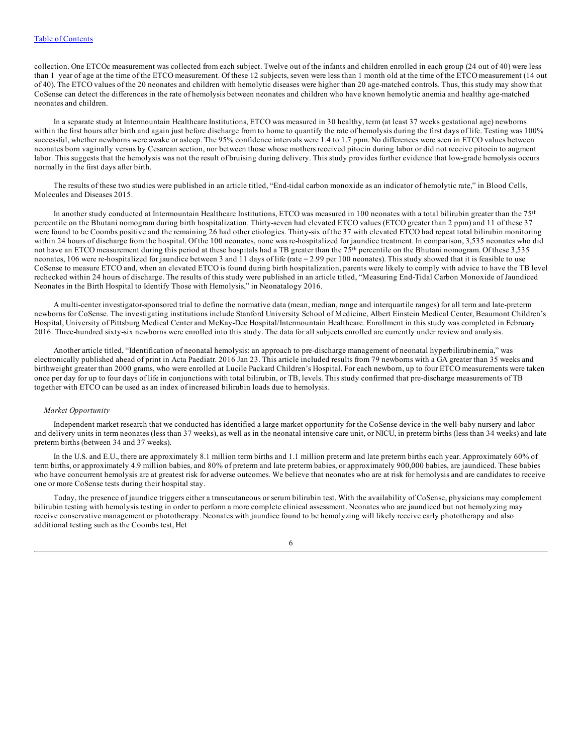collection. One ETCOc measurement was collected from each subject. Twelve out of the infants and children enrolled in each group (24 out of 40) were less than 1 year of age at the time of the ETCO measurement. Of these 12 subjects, seven were less than 1 month old at the time of the ETCO measurement (14 out of 40). The ETCO values of the 20 neonates and children with hemolytic diseases were higher than 20 age-matched controls. Thus, this study may show that CoSense can detect the differences in the rate of hemolysis between neonates and children who have known hemolytic anemia and healthy age-matched neonates and children.

In a separate study at Intermountain Healthcare Institutions, ETCO was measured in 30 healthy, term (at least 37 weeks gestational age) newborns within the first hours after birth and again just before discharge from to home to quantify the rate of hemolysis during the first days of life. Testing was 100% successful, whether newborns were awake or asleep. The 95% confidence intervals were 1.4 to 1.7 ppm. No differences were seen in ETCO values between neonates born vaginally versus by Cesarean section, nor between those whose mothers received pitocin during labor or did not receive pitocin to augment labor. This suggests that the hemolysis was not the result of bruising during delivery. This study provides further evidence that low-grade hemolysis occurs normally in the first days after birth.

The results of these two studies were published in an article titled, "End-tidal carbon monoxide as an indicator of hemolytic rate," in Blood Cells, Molecules and Diseases 2015.

In another study conducted at Intermountain Healthcare Institutions, ETCO was measured in 100 neonates with a total bilirubin greater than the 75th percentile on the Bhutani nomogram during birth hospitalization. Thirty-seven had elevated ETCO values (ETCO greater than 2 ppm) and 11 of these 37 were found to be Coombs positive and the remaining 26 had other etiologies. Thirty-six of the 37 with elevated ETCO had repeat total bilirubin monitoring within 24 hours of discharge from the hospital. Of the 100 neonates, none was re-hospitalized for jaundice treatment. In comparison, 3,535 neonates who did not have an ETCO measurement during this period at these hospitals had a TB greater than the 75th percentile on the Bhutani nomogram. Of these 3,535 neonates, 106 were re-hospitalized for jaundice between 3 and 11 days of life (rate = 2.99 per 100 neonates). This study showed that it is feasible to use CoSense to measure ETCO and, when an elevated ETCO is found during birth hospitalization, parents were likely to comply with advice to have the TB level rechecked within 24 hours of discharge. The results of this study were published in an article titled, "Measuring End-Tidal Carbon Monoxide of Jaundiced Neonates in the Birth Hospital to Identify Those with Hemolysis," in Neonatalogy 2016.

A multi-center investigator-sponsored trial to define the normative data (mean, median, range and interquartile ranges) for all term and late-preterm newborns for CoSense. The investigating institutions include Stanford University School of Medicine, Albert Einstein Medical Center, Beaumont Children's Hospital, University of Pittsburg Medical Center and McKay-Dee Hospital/Intermountain Healthcare. Enrollment in this study was completed in February 2016. Three-hundred sixty-six newborns were enrolled into this study. The data for all subjects enrolled are currently under review and analysis.

Another article titled, "Identification of neonatal hemolysis: an approach to pre-discharge management of neonatal hyperbilirubinemia," was electronically published ahead of print in Acta Paediatr. 2016 Jan 23. This article included results from 79 newborns with a GA greater than 35 weeks and birthweight greater than 2000 grams, who were enrolled at Lucile Packard Children's Hospital. For each newborn, up to four ETCO measurements were taken once per day for up to four days of life in conjunctions with total bilirubin, or TB, levels. This study confirmed that pre-discharge measurements of TB together with ETCO can be used as an index of increased bilirubin loads due to hemolysis.

*Market Opportunity*

Independent market research that we conducted has identified a large market opportunity for the CoSense device in the well-baby nursery and labor and delivery units in term neonates (less than 37 weeks), as well as in the neonatal intensive care unit, or NICU, in preterm births (less than 34 weeks) and late preterm births (between 34 and 37 weeks).

In the U.S. and E.U., there are approximately 8.1 million term births and 1.1 million preterm and late preterm births each year. Approximately 60% of term births, or approximately 4.9 million babies, and 80% of preterm and late preterm babies, or approximately 900,000 babies, are jaundiced. These babies who have concurrent hemolysis are at greatest risk for adverse outcomes. We believe that neonates who are at risk for hemolysis and are candidates to receive one or more CoSense tests during their hospital stay.

Today, the presence of jaundice triggers either a transcutaneous or serum bilirubin test. With the availability of CoSense, physicians may complement bilirubin testing with hemolysis testing in order to perform a more complete clinical assessment. Neonates who are jaundiced but not hemolyzing may receive conservative management or phototherapy. Neonates with jaundice found to be hemolyzing will likely receive early phototherapy and also additional testing such as the Coombs test, Hct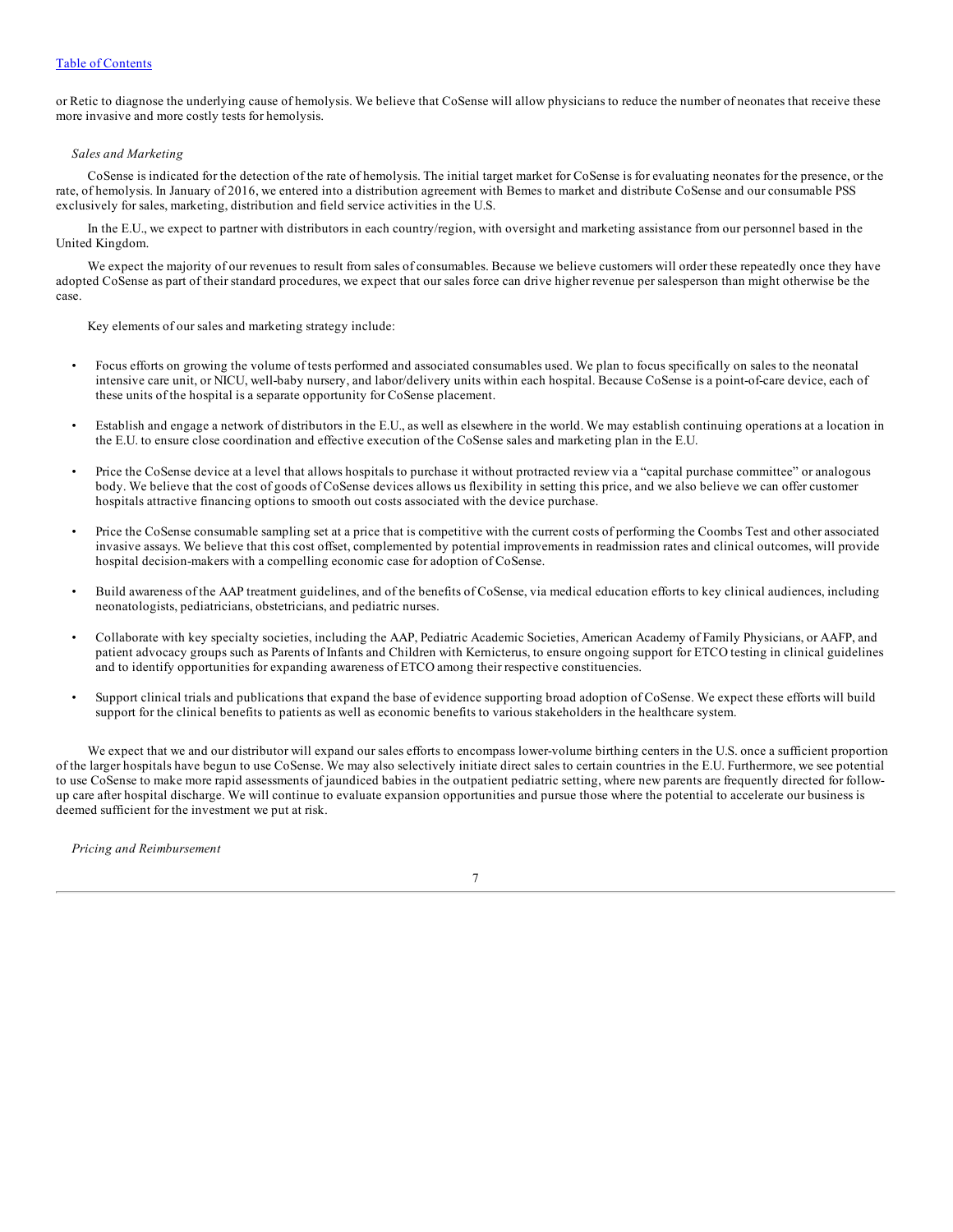or Retic to diagnose the underlying cause of hemolysis. We believe that CoSense will allow physicians to reduce the number of neonates that receive these more invasive and more costly tests for hemolysis.

*Sales and Marketing*

CoSense is indicated for the detection of the rate of hemolysis. The initial target market for CoSense is for evaluating neonates for the presence, or the rate, of hemolysis. In January of 2016, we entered into a distribution agreement with Bemes to market and distribute CoSense and our consumable PSS exclusively for sales, marketing, distribution and field service activities in the U.S.

In the E.U., we expect to partner with distributors in each country/region, with oversight and marketing assistance from our personnel based in the United Kingdom.

We expect the majority of our revenues to result from sales of consumables. Because we believe customers will order these repeatedly once they have adopted CoSense as part of their standard procedures, we expect that our sales force can drive higher revenue per salesperson than might otherwise be the case.

Key elements of our sales and marketing strategy include:

- Focus efforts on growing the volume of tests performed and associated consumables used. We plan to focus specifically on sales to the neonatal intensive care unit, or NICU, well-baby nursery, and labor/delivery units within each hospital. Because CoSense is a point-of-care device, each of these units of the hospital is a separate opportunity for CoSense placement.
- Establish and engage a network of distributors in the E.U., as well as elsewhere in the world. We may establish continuing operations at a location in the E.U. to ensure close coordination and effective execution of the CoSense sales and marketing plan in the E.U.
- Price the CoSense device at a level that allows hospitals to purchase it without protracted review via a "capital purchase committee" or analogous body. We believe that the cost of goods of CoSense devices allows us flexibility in setting this price, and we also believe we can offer customer hospitals attractive financing options to smooth out costs associated with the device purchase.
- Price the CoSense consumable sampling set at a price that is competitive with the current costs of performing the Coombs Test and other associated invasive assays. We believe that this cost offset, complemented by potential improvements in readmission rates and clinical outcomes, will provide hospital decision-makers with a compelling economic case for adoption of CoSense.
- Build awareness of the AAP treatment guidelines, and of the benefits of CoSense, via medical education efforts to key clinical audiences, including neonatologists, pediatricians, obstetricians, and pediatric nurses.
- Collaborate with key specialty societies, including the AAP, Pediatric Academic Societies, American Academy of Family Physicians, or AAFP, and patient advocacy groups such as Parents of Infants and Children with Kernicterus, to ensure ongoing support for ETCO testing in clinical guidelines and to identify opportunities for expanding awareness of ETCO among their respective constituencies.
- Support clinical trials and publications that expand the base of evidence supporting broad adoption of CoSense. We expect these efforts will build support for the clinical benefits to patients as well as economic benefits to various stakeholders in the healthcare system.

We expect that we and our distributor will expand our sales efforts to encompass lower-volume birthing centers in the U.S. once a sufficient proportion of the larger hospitals have begun to use CoSense. We may also selectively initiate direct sales to certain countries in the E.U. Furthermore, we see potential to use CoSense to make more rapid assessments of jaundiced babies in the outpatient pediatric setting, where new parents are frequently directed for follow-up care after hospital discharge. We will continue to evaluate expansion opportunities and pursue those where the potential to accelerate our business is deemed sufficient for the investment we put at risk.

*Pricing and Reimbursement*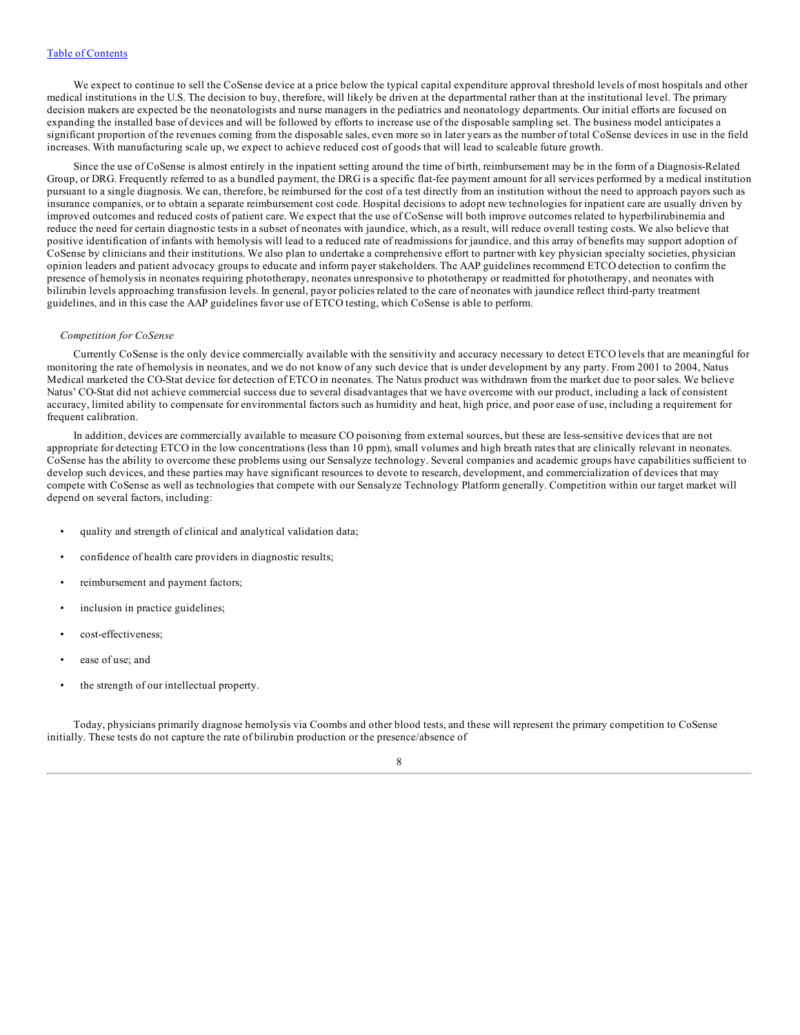We expect to continue to sell the CoSense device at a price below the typical capital expenditure approval threshold levels of most hospitals and other medical institutions in the U.S. The decision to buy, therefore, will likely be driven at the departmental rather than at the institutional level. The primary decision makers are expected be the neonatologists and nurse managers in the pediatrics and neonatology departments. Our initial efforts are focused on expanding the installed base of devices and will be followed by efforts to increase use of the disposable sampling set. The business model anticipates a significant proportion of the revenues coming from the disposable sales, even more so in later years as the number of total CoSense devices in use in the field increases. With manufacturing scale up, we expect to achieve reduced cost of goods that will lead to scaleable future growth.

Since the use of CoSense is almost entirely in the inpatient setting around the time of birth, reimbursement may be in the form of a Diagnosis-Related Group, or DRG. Frequently referred to as a bundled payment, the DRG is a specific flat-fee payment amount for all services performed by a medical institution pursuant to a single diagnosis. We can, therefore, be reimbursed for the cost of a test directly from an institution without the need to approach payors such as insurance companies, or to obtain a separate reimbursement cost code. Hospital decisions to adopt new technologies for inpatient care are usually driven by improved outcomes and reduced costs of patient care. We expect that the use of CoSense will both improve outcomes related to hyperbilirubinemia and reduce the need for certain diagnostic tests in a subset of neonates with jaundice, which, as a result, will reduce overall testing costs. We also believe that positive identification of infants with hemolysis will lead to a reduced rate of readmissions for jaundice, and this array of benefits may support adoption of CoSense by clinicians and their institutions. We also plan to undertake a comprehensive effort to partner with key physician specialty societies, physician opinion leaders and patient advocacy groups to educate and inform payer stakeholders. The AAP guidelines recommend ETCO detection to confirm the presence of hemolysis in neonates requiring phototherapy, neonates unresponsive to phototherapy or readmitted for phototherapy, and neonates with bilirubin levels approaching transfusion levels. In general, payor policies related to the care of neonates with jaundice reflect third-party treatment guidelines, and in this case the AAP guidelines favor use of ETCO testing, which CoSense is able to perform.

*Competition for CoSense*

Currently CoSense is the only device commercially available with the sensitivity and accuracy necessary to detect ETCO levels that are meaningful for monitoring the rate of hemolysis in neonates, and we do not know of any such device that is under development by any party. From 2001 to 2004, Natus Medical marketed the CO-Stat device for detection of ETCO in neonates. The Natus product was withdrawn from the market due to poor sales. We believe Natus' CO-Stat did not achieve commercial success due to several disadvantages that we have overcome with our product, including a lack of consistent accuracy, limited ability to compensate for environmental factors such as humidity and heat, high price, and poor ease of use, including a requirement for frequent calibration.

In addition, devices are commercially available to measure CO poisoning from external sources, but these are less-sensitive devices that are not appropriate for detecting ETCO in the low concentrations (less than 10 ppm), small volumes and high breath rates that are clinically relevant in neonates. CoSense has the ability to overcome these problems using our Sensalyze technology. Several companies and academic groups have capabilities sufficient to develop such devices, and these parties may have significant resources to devote to research, development, and commercialization of devices that may compete with CoSense as well as technologies that compete with our Sensalyze Technology Platform generally. Competition within our target market will depend on several factors, including:

- quality and strength of clinical and analytical validation data;
- confidence of health care providers in diagnostic results;
- reimbursement and payment factors;
- inclusion in practice guidelines;
- cost-effectiveness;
- ease of use; and
- the strength of our intellectual property.

Today, physicians primarily diagnose hemolysis via Coombs and other blood tests, and these will represent the primary competition to CoSense initially. These tests do not capture the rate of bilirubin production or the presence/absence of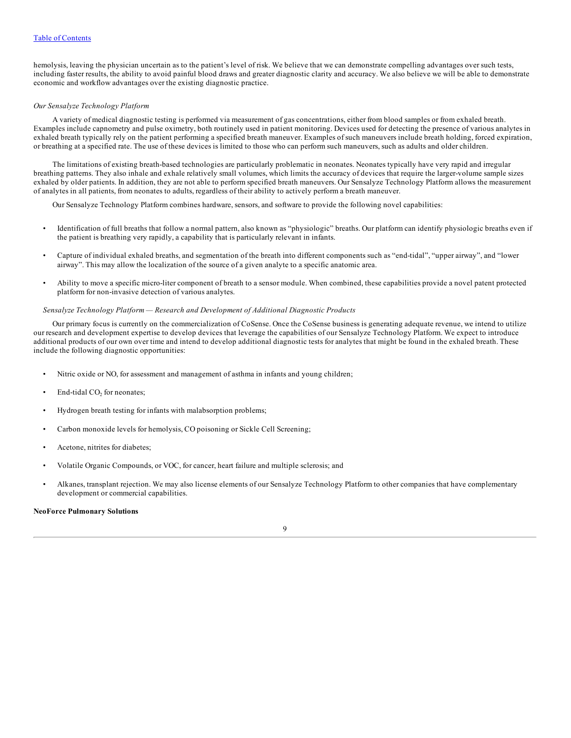hemolysis, leaving the physician uncertain as to the patient's level of risk. We believe that we can demonstrate compelling advantages over such tests, including faster results, the ability to avoid painful blood draws and greater diagnostic clarity and accuracy. We also believe we will be able to demonstrate economic and workflow advantages over the existing diagnostic practice.

*Our Sensalyze Technology Platform*

A variety of medical diagnostic testing is performed via measurement of gas concentrations, either from blood samples or from exhaled breath. Examples include capnometry and pulse oximetry, both routinely used in patient monitoring. Devices used for detecting the presence of various analytes in exhaled breath typically rely on the patient performing a specified breath maneuver. Examples of such maneuvers include breath holding, forced expiration, or breathing at a specified rate. The use of these devices is limited to those who can perform such maneuvers, such as adults and older children.

The limitations of existing breath-based technologies are particularly problematic in neonates. Neonates typically have very rapid and irregular breathing patterns. They also inhale and exhale relatively small volumes, which limits the accuracy of devices that require the larger-volume sample sizes exhaled by older patients. In addition, they are not able to perform specified breath maneuvers. Our Sensalyze Technology Platform allows the measurement of analytes in all patients, from neonates to adults, regardless of their ability to actively perform a breath maneuver.

Our Sensalyze Technology Platform combines hardware, sensors, and software to provide the following novel capabilities:

- Identification of full breaths that follow a normal pattern, also known as "physiologic" breaths. Our platform can identify physiologic breaths even if the patient is breathing very rapidly, a capability that is particularly relevant in infants.
- Capture of individual exhaled breaths, and segmentation of the breath into different components such as "end-tidal", "upper airway", and "lower airway". This may allow the localization of the source of a given analyte to a specific anatomic area.
- Ability to move a specific micro-liter component of breath to a sensor module. When combined, these capabilities provide a novel patent protected platform for non-invasive detection of various analytes.

*Sensalyze Technology Platform — Research and Development of Additional Diagnostic Products*

Our primary focus is currently on the commercialization of CoSense. Once the CoSense business is generating adequate revenue, we intend to utilize our research and development expertise to develop devices that leverage the capabilities of our Sensalyze Technology Platform. We expect to introduce additional products of our own over time and intend to develop additional diagnostic tests for analytes that might be found in the exhaled breath. These include the following diagnostic opportunities:

- Nitric oxide or NO, for assessment and management of asthma in infants and young children;
- End-tidal $CO_2$ for neonates;
- Hydrogen breath testing for infants with malabsorption problems;
- Carbon monoxide levels for hemolysis, CO poisoning or Sickle Cell Screening;
- Acetone, nitrites for diabetes;
- Volatile Organic Compounds, or VOC, for cancer, heart failure and multiple sclerosis; and
- Alkanes, transplant rejection. We may also license elements of our Sensalyze Technology Platform to other companies that have complementary development or commercial capabilities.

**NeoForce Pulmonary Solutions**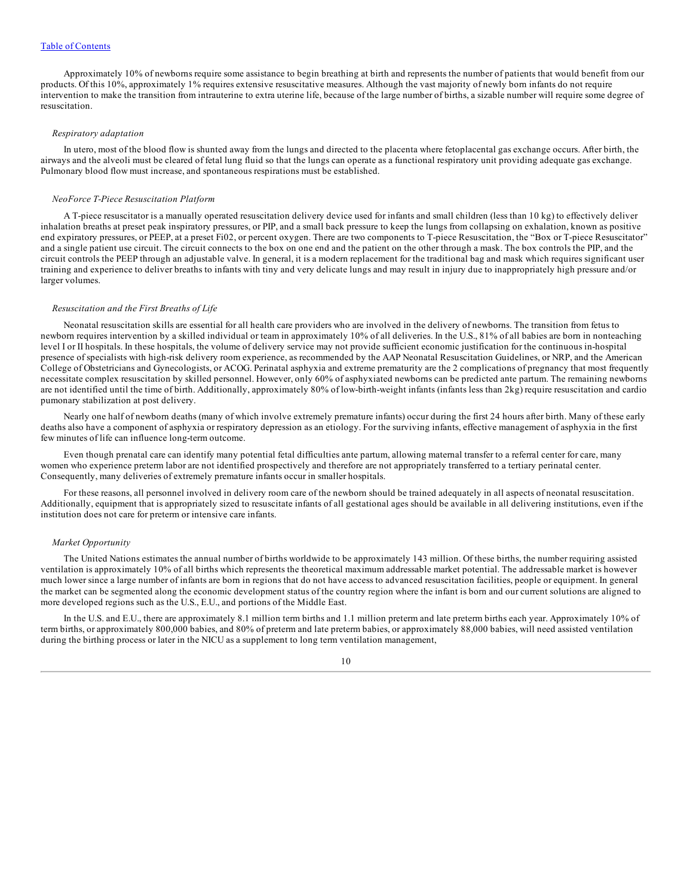Approximately 10% of newborns require some assistance to begin breathing at birth and represents the number of patients that would benefit from our products. Of this 10%, approximately 1% requires extensive resuscitative measures. Although the vast majority of newly born infants do not require intervention to make the transition from intrauterine to extra uterine life, because of the large number of births, a sizable number will require some degree of resuscitation.

*Respiratory adaptation*

In utero, most of the blood flow is shunted away from the lungs and directed to the placenta where fetoplacental gas exchange occurs. After birth, the airways and the alveoli must be cleared of fetal lung fluid so that the lungs can operate as a functional respiratory unit providing adequate gas exchange. Pulmonary blood flow must increase, and spontaneous respirations must be established.

*NeoForce T-Piece Resuscitation Platform*

A T-piece resuscitator is a manually operated resuscitation delivery device used for infants and small children (less than 10 kg) to effectively deliver inhalation breaths at preset peak inspiratory pressures, or PIP, and a small back pressure to keep the lungs from collapsing on exhalation, known as positive end expiratory pressures, or PEEP, at a preset Fi02, or percent oxygen. There are two components to T-piece Resuscitation, the "Box or T-piece Resuscitator" and a single patient use circuit. The circuit connects to the box on one end and the patient on the other through a mask. The box controls the PIP, and the circuit controls the PEEP through an adjustable valve. In general, it is a modern replacement for the traditional bag and mask which requires significant user training and experience to deliver breaths to infants with tiny and very delicate lungs and may result in injury due to inappropriately high pressure and/or larger volumes.

*Resuscitation and the First Breaths of Life*

Neonatal resuscitation skills are essential for all health care providers who are involved in the delivery of newborns. The transition from fetus to newborn requires intervention by a skilled individual or team in approximately 10% of all deliveries. In the U.S., 81% of all babies are born in nonteaching level I or II hospitals. In these hospitals, the volume of delivery service may not provide sufficient economic justification for the continuous in-hospital presence of specialists with high-risk delivery room experience, as recommended by the AAP Neonatal Resuscitation Guidelines, or NRP, and the American College of Obstetricians and Gynecologists, or ACOG. Perinatal asphyxia and extreme prematurity are the 2 complications of pregnancy that most frequently necessitate complex resuscitation by skilled personnel. However, only 60% of asphyxiated newborns can be predicted ante partum. The remaining newborns are not identified until the time of birth. Additionally, approximately 80% of low-birth-weight infants (infants less than 2kg) require resuscitation and cardio pumonary stabilization at post delivery.

Nearly one half of newborn deaths (many of which involve extremely premature infants) occur during the first 24 hours after birth. Many of these early deaths also have a component of asphyxia or respiratory depression as an etiology. For the surviving infants, effective management of asphyxia in the first few minutes of life can influence long-term outcome.

Even though prenatal care can identify many potential fetal difficulties ante partum, allowing maternal transfer to a referral center for care, many women who experience preterm labor are not identified prospectively and therefore are not appropriately transferred to a tertiary perinatal center. Consequently, many deliveries of extremely premature infants occur in smaller hospitals.

For these reasons, all personnel involved in delivery room care of the newborn should be trained adequately in all aspects of neonatal resuscitation. Additionally, equipment that is appropriately sized to resuscitate infants of all gestational ages should be available in all delivering institutions, even if the institution does not care for preterm or intensive care infants.

*Market Opportunity*

The United Nations estimates the annual number of births worldwide to be approximately 143 million. Of these births, the number requiring assisted ventilation is approximately 10% of all births which represents the theoretical maximum addressable market potential. The addressable market is however much lower since a large number of infants are born in regions that do not have access to advanced resuscitation facilities, people or equipment. In general the market can be segmented along the economic development status of the country region where the infant is born and our current solutions are aligned to more developed regions such as the U.S., E.U., and portions of the Middle East.

In the U.S. and E.U., there are approximately 8.1 million term births and 1.1 million preterm and late preterm births each year. Approximately 10% of term births, or approximately 800,000 babies, and 80% of preterm and late preterm babies, or approximately 88,000 babies, will need assisted ventilation during the birthing process or later in the NICU as a supplement to long term ventilation management,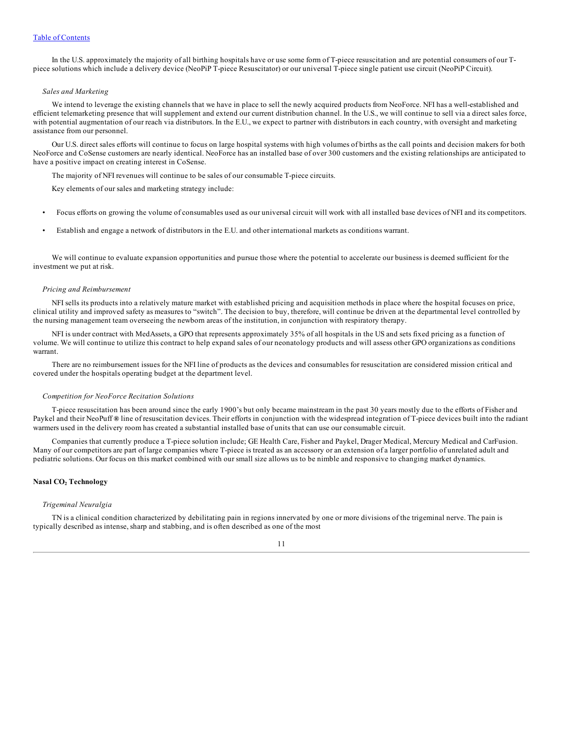In the U.S. approximately the majority of all birthing hospitals have or use some form of T-piece resuscitation and are potential consumers of our T-piece solutions which include a delivery device (NeoPiP T-piece Resuscitator) or our universal T-piece single patient use circuit (NeoPiP Circuit).

*Sales and Marketing*

We intend to leverage the existing channels that we have in place to sell the newly acquired products from NeoForce. NFI has a well-established and efficient telemarketing presence that will supplement and extend our current distribution channel. In the U.S., we will continue to sell via a direct sales force, with potential augmentation of our reach via distributors. In the E.U., we expect to partner with distributors in each country, with oversight and marketing assistance from our personnel.

Our U.S. direct sales efforts will continue to focus on large hospital systems with high volumes of births as the call points and decision makers for both NeoForce and CoSense customers are nearly identical. NeoForce has an installed base of over 300 customers and the existing relationships are anticipated to have a positive impact on creating interest in CoSense.

The majority of NFI revenues will continue to be sales of our consumable T-piece circuits.

Key elements of our sales and marketing strategy include:

- Focus efforts on growing the volume of consumables used as our universal circuit will work with all installed base devices of NFI and its competitors.
- Establish and engage a network of distributors in the E.U. and other international markets as conditions warrant.

We will continue to evaluate expansion opportunities and pursue those where the potential to accelerate our business is deemed sufficient for the investment we put at risk.

*Pricing and Reimbursement*

NFI sells its products into a relatively mature market with established pricing and acquisition methods in place where the hospital focuses on price, clinical utility and improved safety as measures to "switch". The decision to buy, therefore, will continue be driven at the departmental level controlled by the nursing management team overseeing the newborn areas of the institution, in conjunction with respiratory therapy.

NFI is under contract with MedAssets, a GPO that represents approximately 35% of all hospitals in the US and sets fixed pricing as a function of volume. We will continue to utilize this contract to help expand sales of our neonatology products and will assess other GPO organizations as conditions warrant.

There are no reimbursement issues for the NFI line of products as the devices and consumables for resuscitation are considered mission critical and covered under the hospitals operating budget at the department level.

*Competition for NeoForce Recitation Solutions*

T-piece resuscitation has been around since the early 1900's but only became mainstream in the past 30 years mostly due to the efforts of Fisher and Paykel and their NeoPuff® line of resuscitation devices. Their efforts in conjunction with the widespread integration of T-piece devices built into the radiant warmers used in the delivery room has created a substantial installed base of units that can use our consumable circuit.

Companies that currently produce a T-piece solution include; GE Health Care, Fisher and Paykel, Drager Medical, Mercury Medical and CarFusion. Many of our competitors are part of large companies where T-piece is treated as an accessory or an extension of a larger portfolio of unrelated adult and pediatric solutions. Our focus on this market combined with our small size allows us to be nimble and responsive to changing market dynamics.

**Nasal $CO_2$ Technology**

*Trigeminal Neuralgia*

TN is a clinical condition characterized by debilitating pain in regions innervated by one or more divisions of the trigeminal nerve. The pain is typically described as intense, sharp and stabbing, and is often described as one of the most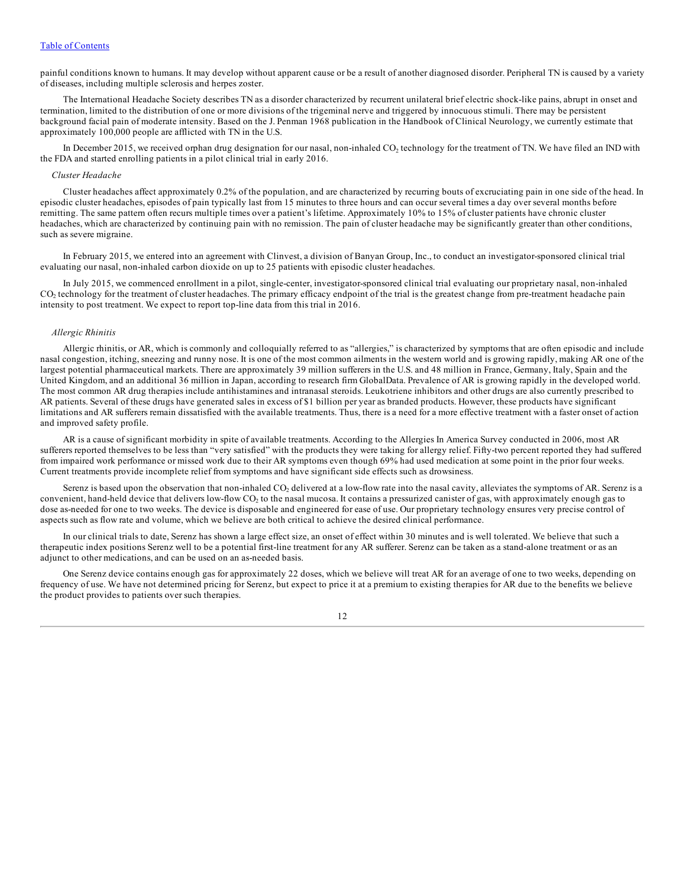painful conditions known to humans. It may develop without apparent cause or be a result of another diagnosed disorder. Peripheral TN is caused by a variety of diseases, including multiple sclerosis and herpes zoster.

The International Headache Society describes TN as a disorder characterized by recurrent unilateral brief electric shock-like pains, abrupt in onset and termination, limited to the distribution of one or more divisions of the trigeminal nerve and triggered by innocuous stimuli. There may be persistent background facial pain of moderate intensity. Based on the J. Penman 1968 publication in the Handbook of Clinical Neurology, we currently estimate that approximately 100,000 people are afflicted with TN in the U.S.

In December 2015, we received orphan drug designation for our nasal, non-inhaled $CO_2$ technology for the treatment of TN. We have filed an IND with the FDA and started enrolling patients in a pilot clinical trial in early 2016.

*Cluster Headache*

Cluster headaches affect approximately 0.2% of the population, and are characterized by recurring bouts of excruciating pain in one side of the head. In episodic cluster headaches, episodes of pain typically last from 15 minutes to three hours and can occur several times a day over several months before remitting. The same pattern often recurs multiple times over a patient's lifetime. Approximately 10% to 15% of cluster patients have chronic cluster headaches, which are characterized by continuing pain with no remission. The pain of cluster headache may be significantly greater than other conditions, such as severe migraine.

In February 2015, we entered into an agreement with Clinvest, a division of Banyan Group, Inc., to conduct an investigator-sponsored clinical trial evaluating our nasal, non-inhaled carbon dioxide on up to 25 patients with episodic cluster headaches.

In July 2015, we commenced enrollment in a pilot, single-center, investigator-sponsored clinical trial evaluating our proprietary nasal, non-inhaled $CO_2$ technology for the treatment of cluster headaches. The primary efficacy endpoint of the trial is the greatest change from pre-treatment headache pain intensity to post treatment. We expect to report top-line data from this trial in 2016.

*Allergic Rhinitis*

Allergic rhinitis, or AR, which is commonly and colloquially referred to as "allergies," is characterized by symptoms that are often episodic and include nasal congestion, itching, sneezing and runny nose. It is one of the most common ailments in the western world and is growing rapidly, making AR one of the largest potential pharmaceutical markets. There are approximately 39 million sufferers in the U.S. and 48 million in France, Germany, Italy, Spain and the United Kingdom, and an additional 36 million in Japan, according to research firm GlobalData. Prevalence of AR is growing rapidly in the developed world. The most common AR drug therapies include antihistamines and intranasal steroids. Leukotriene inhibitors and other drugs are also currently prescribed to AR patients. Several of these drugs have generated sales in excess of $1 billion per year as branded products. However, these products have significant limitations and AR sufferers remain dissatisfied with the available treatments. Thus, there is a need for a more effective treatment with a faster onset of action and improved safety profile.

AR is a cause of significant morbidity in spite of available treatments. According to the Allergies In America Survey conducted in 2006, most AR sufferers reported themselves to be less than "very satisfied" with the products they were taking for allergy relief. Fifty-two percent reported they had suffered from impaired work performance or missed work due to their AR symptoms even though 69% had used medication at some point in the prior four weeks. Current treatments provide incomplete relief from symptoms and have significant side effects such as drowsiness.

Serenz is based upon the observation that non-inhaled $CO_2$ delivered at a low-flow rate into the nasal cavity, alleviates the symptoms of AR. Serenz is a convenient, hand-held device that delivers low-flow $CO_2$ to the nasal mucosa. It contains a pressurized canister of gas, with approximately enough gas to dose as-needed for one to two weeks. The device is disposable and engineered for ease of use. Our proprietary technology ensures very precise control of aspects such as flow rate and volume, which we believe are both critical to achieve the desired clinical performance.

In our clinical trials to date, Serenz has shown a large effect size, an onset of effect within 30 minutes and is well tolerated. We believe that such a therapeutic index positions Serenz well to be a potential first-line treatment for any AR sufferer. Serenz can be taken as a stand-alone treatment or as an adjunct to other medications, and can be used on an as-needed basis.

One Serenz device contains enough gas for approximately 22 doses, which we believe will treat AR for an average of one to two weeks, depending on frequency of use. We have not determined pricing for Serenz, but expect to price it at a premium to existing therapies for AR due to the benefits we believe the product provides to patients over such therapies.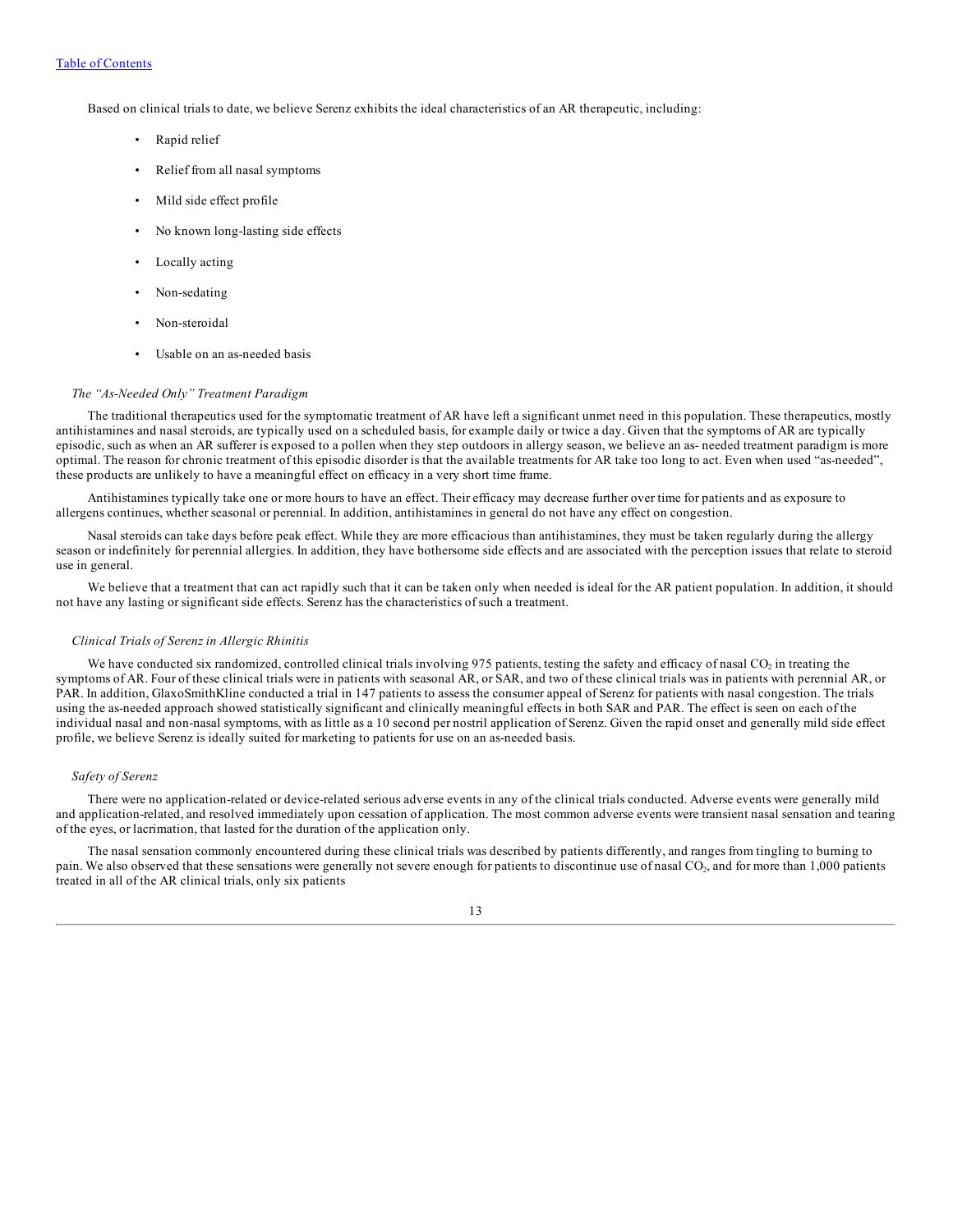Based on clinical trials to date, we believe Serenz exhibits the ideal characteristics of an AR therapeutic, including:

- Rapid relief
- Relief from all nasal symptoms
- Mild side effect profile
- No known long-lasting side effects
- Locally acting
- Non-sedating
- Non-steroidal
- Usable on an as-needed basis

*The "As-Needed Only" Treatment Paradigm*

The traditional therapeutics used for the symptomatic treatment of AR have left a significant unmet need in this population. These therapeutics, mostly antihistamines and nasal steroids, are typically used on a scheduled basis, for example daily or twice a day. Given that the symptoms of AR are typically episodic, such as when an AR sufferer is exposed to a pollen when they step outdoors in allergy season, we believe an as- needed treatment paradigm is more optimal. The reason for chronic treatment of this episodic disorder is that the available treatments for AR take too long to act. Even when used "as-needed", these products are unlikely to have a meaningful effect on efficacy in a very short time frame.

Antihistamines typically take one or more hours to have an effect. Their efficacy may decrease further over time for patients and as exposure to allergens continues, whether seasonal or perennial. In addition, antihistamines in general do not have any effect on congestion.

Nasal steroids can take days before peak effect. While they are more efficacious than antihistamines, they must be taken regularly during the allergy season or indefinitely for perennial allergies. In addition, they have bothersome side effects and are associated with the perception issues that relate to steroid use in general.

We believe that a treatment that can act rapidly such that it can be taken only when needed is ideal for the AR patient population. In addition, it should not have any lasting or significant side effects. Serenz has the characteristics of such a treatment.

*Clinical Trials of Serenz in Allergic Rhinitis*

We have conducted six randomized, controlled clinical trials involving 975 patients, testing the safety and efficacy of nasal $CO_2$ in treating the symptoms of AR. Four of these clinical trials were in patients with seasonal AR, or SAR, and two of these clinical trials was in patients with perennial AR, or PAR. In addition, GlaxoSmithKline conducted a trial in 147 patients to assess the consumer appeal of Serenz for patients with nasal congestion. The trials using the as-needed approach showed statistically significant and clinically meaningful effects in both SAR and PAR. The effect is seen on each of the individual nasal and non-nasal symptoms, with as little as a 10 second per nostril application of Serenz. Given the rapid onset and generally mild side effect profile, we believe Serenz is ideally suited for marketing to patients for use on an as-needed basis.

*Safety of Serenz*

There were no application-related or device-related serious adverse events in any of the clinical trials conducted. Adverse events were generally mild and application-related, and resolved immediately upon cessation of application. The most common adverse events were transient nasal sensation and tearing of the eyes, or lacrimation, that lasted for the duration of the application only.

The nasal sensation commonly encountered during these clinical trials was described by patients differently, and ranges from tingling to burning to pain. We also observed that these sensations were generally not severe enough for patients to discontinue use of nasal $CO_2$, and for more than 1,000 patients treated in all of the AR clinical trials, only six patients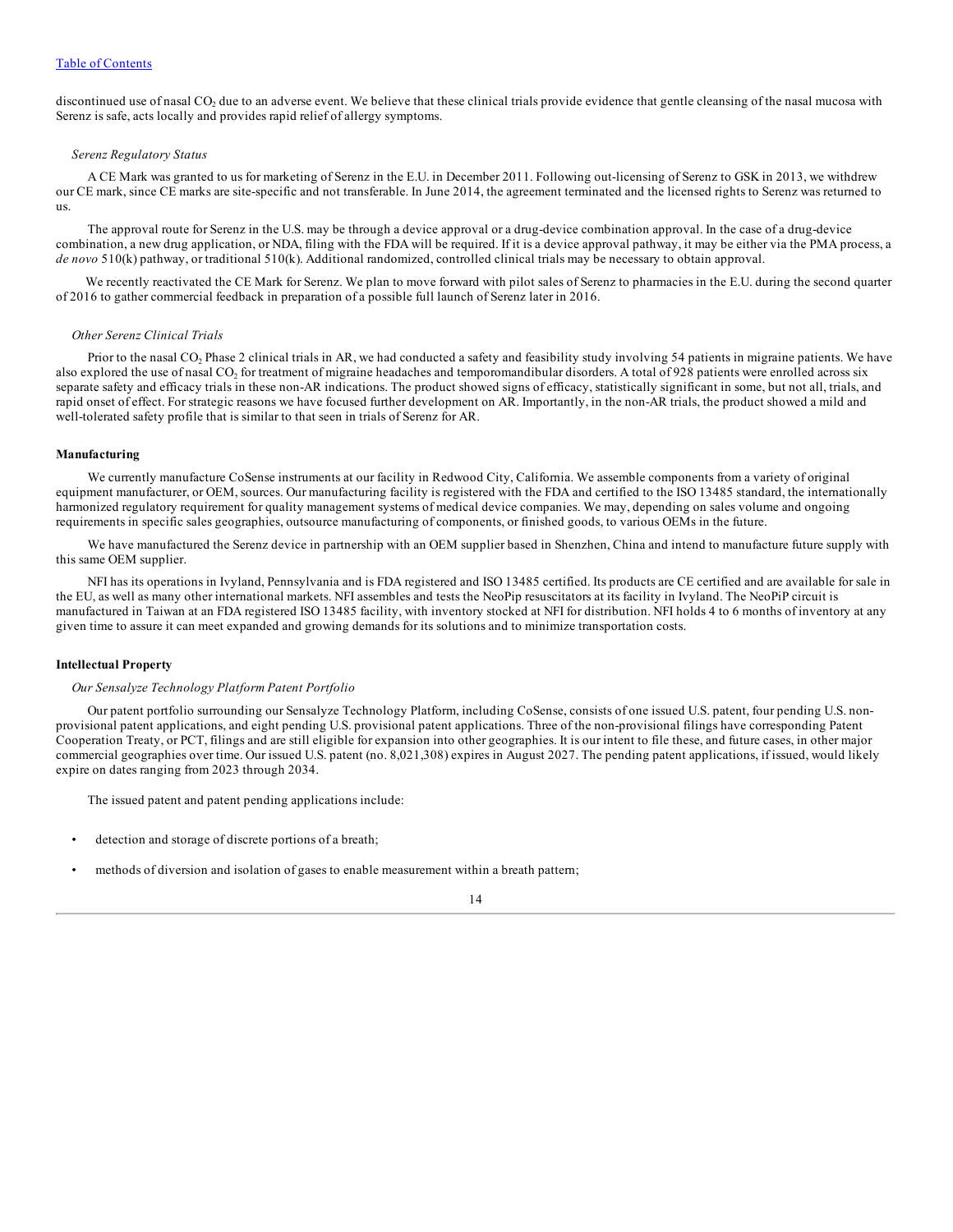discontinued use of nasal $CO_2$ due to an adverse event. We believe that these clinical trials provide evidence that gentle cleansing of the nasal mucosa with Serenz is safe, acts locally and provides rapid relief of allergy symptoms.

*Serenz Regulatory Status*

A CE Mark was granted to us for marketing of Serenz in the E.U. in December 2011. Following out-licensing of Serenz to GSK in 2013, we withdrew our CE mark, since CE marks are site-specific and not transferable. In June 2014, the agreement terminated and the licensed rights to Serenz was returned to us.

The approval route for Serenz in the U.S. may be through a device approval or a drug-device combination approval. In the case of a drug-device combination, a new drug application, or NDA, filing with the FDA will be required. If it is a device approval pathway, it may be either via the PMA process, a *de novo* 510(k) pathway, or traditional 510(k). Additional randomized, controlled clinical trials may be necessary to obtain approval.

We recently reactivated the CE Mark for Serenz. We plan to move forward with pilot sales of Serenz to pharmacies in the E.U. during the second quarter of 2016 to gather commercial feedback in preparation of a possible full launch of Serenz later in 2016.

*Other Serenz Clinical Trials*

Prior to the nasal $CO_2$ Phase 2 clinical trials in AR, we had conducted a safety and feasibility study involving 54 patients in migraine patients. We have also explored the use of nasal $CO_2$ for treatment of migraine headaches and temporomandibular disorders. A total of 928 patients were enrolled across six separate safety and efficacy trials in these non-AR indications. The product showed signs of efficacy, statistically significant in some, but not all, trials, and rapid onset of effect. For strategic reasons we have focused further development on AR. Importantly, in the non-AR trials, the product showed a mild and well-tolerated safety profile that is similar to that seen in trials of Serenz for AR.

**Manufacturing**

We currently manufacture CoSense instruments at our facility in Redwood City, California. We assemble components from a variety of original equipment manufacturer, or OEM, sources. Our manufacturing facility is registered with the FDA and certified to the ISO 13485 standard, the internationally harmonized regulatory requirement for quality management systems of medical device companies. We may, depending on sales volume and ongoing requirements in specific sales geographies, outsource manufacturing of components, or finished goods, to various OEMs in the future.

We have manufactured the Serenz device in partnership with an OEM supplier based in Shenzhen, China and intend to manufacture future supply with this same OEM supplier.

NFI has its operations in Ivyland, Pennsylvania and is FDA registered and ISO 13485 certified. Its products are CE certified and are available for sale in the EU, as well as many other international markets. NFI assembles and tests the NeoPip resuscitators at its facility in Ivyland. The NeoPiP circuit is manufactured in Taiwan at an FDA registered ISO 13485 facility, with inventory stocked at NFI for distribution. NFI holds 4 to 6 months of inventory at any given time to assure it can meet expanded and growing demands for its solutions and to minimize transportation costs.

**Intellectual Property**

*Our Sensalyze Technology Platform Patent Portfolio*

Our patent portfolio surrounding our Sensalyze Technology Platform, including CoSense, consists of one issued U.S. patent, four pending U.S. non-provisional patent applications, and eight pending U.S. provisional patent applications. Three of the non-provisional filings have corresponding Patent Cooperation Treaty, or PCT, filings and are still eligible for expansion into other geographies. It is our intent to file these, and future cases, in other major commercial geographies over time. Our issued U.S. patent (no. 8,021,308) expires in August 2027. The pending patent applications, if issued, would likely expire on dates ranging from 2023 through 2034.

The issued patent and patent pending applications include:

- detection and storage of discrete portions of a breath;
- methods of diversion and isolation of gases to enable measurement within a breath pattern;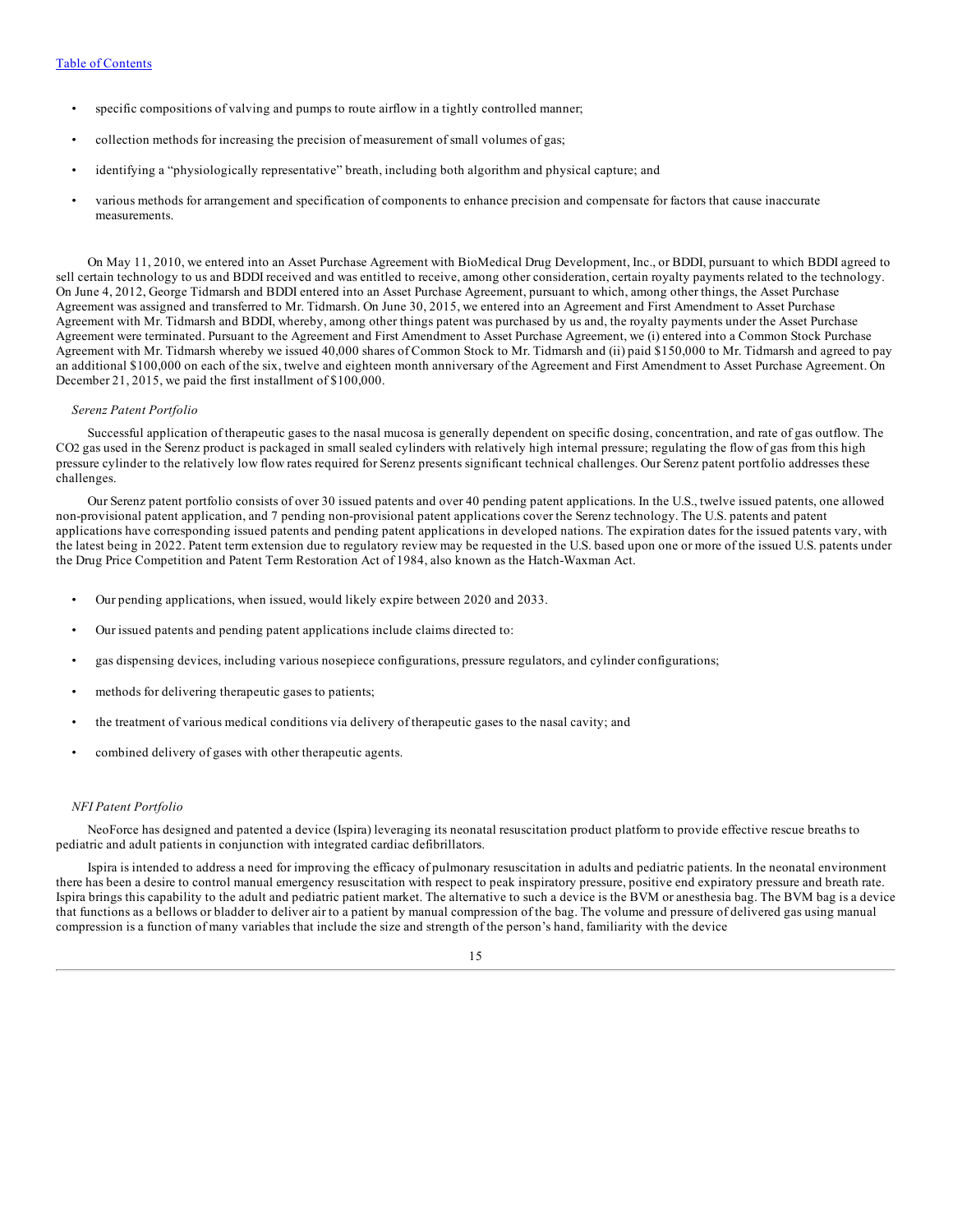- specific compositions of valving and pumps to route airflow in a tightly controlled manner;
- collection methods for increasing the precision of measurement of small volumes of gas;
- identifying a "physiologically representative" breath, including both algorithm and physical capture; and
- various methods for arrangement and specification of components to enhance precision and compensate for factors that cause inaccurate measurements.

On May 11, 2010, we entered into an Asset Purchase Agreement with BioMedical Drug Development, Inc., or BDDI, pursuant to which BDDI agreed to sell certain technology to us and BDDI received and was entitled to receive, among other consideration, certain royalty payments related to the technology. On June 4, 2012, George Tidmarsh and BDDI entered into an Asset Purchase Agreement, pursuant to which, among other things, the Asset Purchase Agreement was assigned and transferred to Mr. Tidmarsh. On June 30, 2015, we entered into an Agreement and First Amendment to Asset Purchase Agreement with Mr. Tidmarsh and BDDI, whereby, among other things patent was purchased by us and, the royalty payments under the Asset Purchase Agreement were terminated. Pursuant to the Agreement and First Amendment to Asset Purchase Agreement, we (i) entered into a Common Stock Purchase Agreement with Mr. Tidmarsh whereby we issued 40,000 shares of Common Stock to Mr. Tidmarsh and (ii) paid $150,000 to Mr. Tidmarsh and agreed to pay an additional $100,000 on each of the six, twelve and eighteen month anniversary of the Agreement and First Amendment to Asset Purchase Agreement. On December 21, 2015, we paid the first installment of $100,000.

*Serenz Patent Portfolio*

Successful application of therapeutic gases to the nasal mucosa is generally dependent on specific dosing, concentration, and rate of gas outflow. The $CO_2$ gas used in the Serenz product is packaged in small sealed cylinders with relatively high internal pressure; regulating the flow of gas from this high pressure cylinder to the relatively low flow rates required for Serenz presents significant technical challenges. Our Serenz patent portfolio addresses these challenges.

Our Serenz patent portfolio consists of over 30 issued patents and over 40 pending patent applications. In the U.S., twelve issued patents, one allowed non-provisional patent application, and 7 pending non-provisional patent applications cover the Serenz technology. The U.S. patents and patent applications have corresponding issued patents and pending patent applications in developed nations. The expiration dates for the issued patents vary, with the latest being in 2022. Patent term extension due to regulatory review may be requested in the U.S. based upon one or more of the issued U.S. patents under the Drug Price Competition and Patent Term Restoration Act of 1984, also known as the Hatch-Waxman Act.

- Our pending applications, when issued, would likely expire between 2020 and 2033.
- Our issued patents and pending patent applications include claims directed to:
- gas dispensing devices, including various nosepiece configurations, pressure regulators, and cylinder configurations;
- methods for delivering therapeutic gases to patients;
- the treatment of various medical conditions via delivery of therapeutic gases to the nasal cavity; and
- combined delivery of gases with other therapeutic agents.

*NFI Patent Portfolio*

NeoForce has designed and patented a device (Ispira) leveraging its neonatal resuscitation product platform to provide effective rescue breaths to pediatric and adult patients in conjunction with integrated cardiac defibrillators.

Ispira is intended to address a need for improving the efficacy of pulmonary resuscitation in adults and pediatric patients. In the neonatal environment there has been a desire to control manual emergency resuscitation with respect to peak inspiratory pressure, positive end expiratory pressure and breath rate. Ispira brings this capability to the adult and pediatric patient market. The alternative to such a device is the BVM or anesthesia bag. The BVM bag is a device that functions as a bellows or bladder to deliver air to a patient by manual compression of the bag. The volume and pressure of delivered gas using manual compression is a function of many variables that include the size and strength of the person's hand, familiarity with the device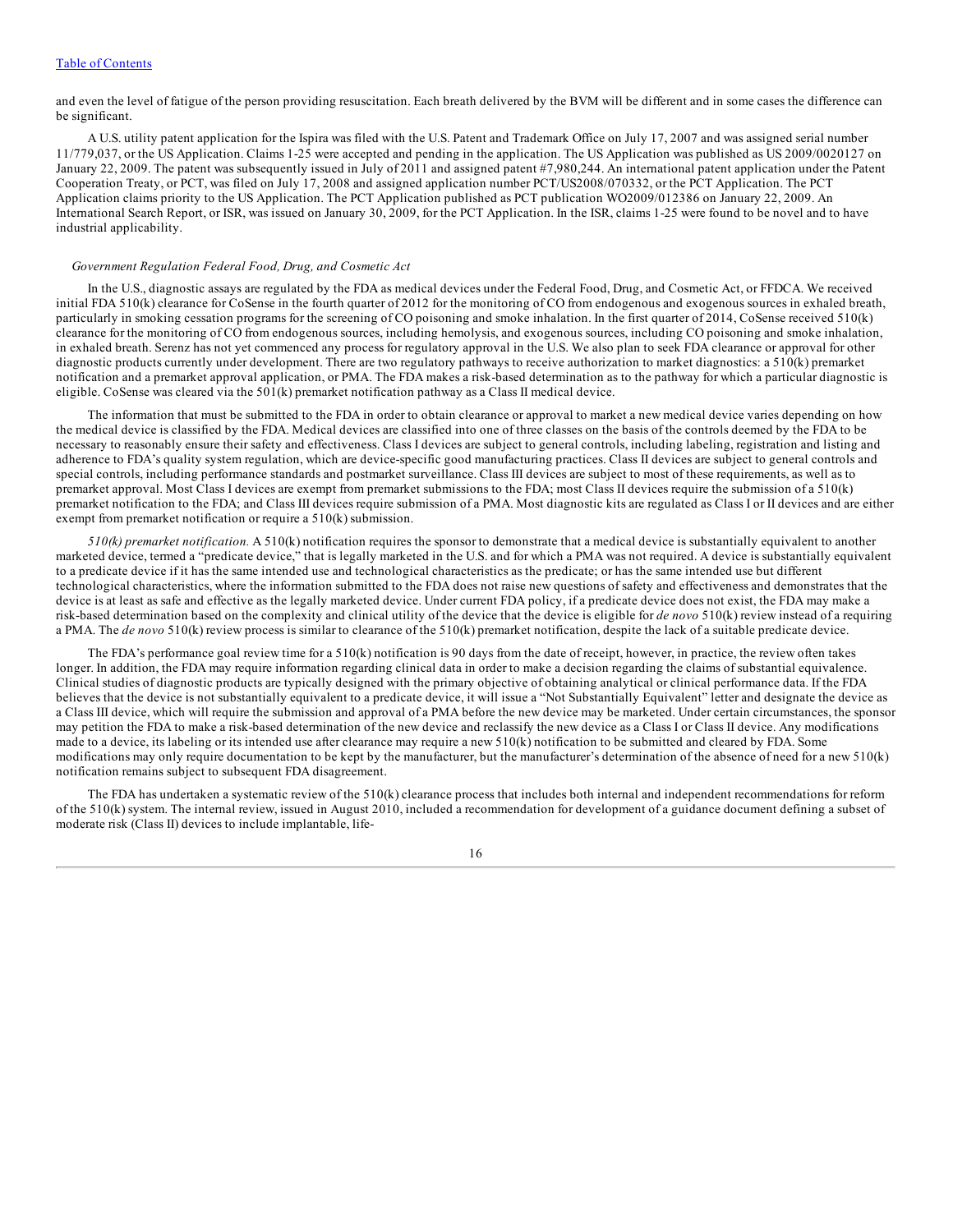and even the level of fatigue of the person providing resuscitation. Each breath delivered by the BVM will be different and in some cases the difference can be significant.

A U.S. utility patent application for the Ispira was filed with the U.S. Patent and Trademark Office on July 17, 2007 and was assigned serial number 11/779,037, or the US Application. Claims 1-25 were accepted and pending in the application. The US Application was published as US 2009/0020127 on January 22, 2009. The patent was subsequently issued in July of 2011 and assigned patent #7,980,244. An international patent application under the Patent Cooperation Treaty, or PCT, was filed on July 17, 2008 and assigned application number PCT/US2008/070332, or the PCT Application. The PCT Application claims priority to the US Application. The PCT Application published as PCT publication WO2009/012386 on January 22, 2009. An International Search Report, or ISR, was issued on January 30, 2009, for the PCT Application. In the ISR, claims 1-25 were found to be novel and to have industrial applicability.

*Government Regulation Federal Food, Drug, and Cosmetic Act*

In the U.S., diagnostic assays are regulated by the FDA as medical devices under the Federal Food, Drug, and Cosmetic Act, or FFDCA. We received initial FDA 510(k) clearance for CoSense in the fourth quarter of 2012 for the monitoring of CO from endogenous and exogenous sources in exhaled breath, particularly in smoking cessation programs for the screening of CO poisoning and smoke inhalation. In the first quarter of 2014, CoSense received 510(k) clearance for the monitoring of CO from endogenous sources, including hemolysis, and exogenous sources, including CO poisoning and smoke inhalation, in exhaled breath. Serenz has not yet commenced any process for regulatory approval in the U.S. We also plan to seek FDA clearance or approval for other diagnostic products currently under development. There are two regulatory pathways to receive authorization to market diagnostics: a 510(k) premarket notification and a premarket approval application, or PMA. The FDA makes a risk-based determination as to the pathway for which a particular diagnostic is eligible. CoSense was cleared via the 501(k) premarket notification pathway as a Class II medical device.

The information that must be submitted to the FDA in order to obtain clearance or approval to market a new medical device varies depending on how the medical device is classified by the FDA. Medical devices are classified into one of three classes on the basis of the controls deemed by the FDA to be necessary to reasonably ensure their safety and effectiveness. Class I devices are subject to general controls, including labeling, registration and listing and adherence to FDA's quality system regulation, which are device-specific good manufacturing practices. Class II devices are subject to general controls and special controls, including performance standards and postmarket surveillance. Class III devices are subject to most of these requirements, as well as to premarket approval. Most Class I devices are exempt from premarket submissions to the FDA; most Class II devices require the submission of a 510(k) premarket notification to the FDA; and Class III devices require submission of a PMA. Most diagnostic kits are regulated as Class I or II devices and are either exempt from premarket notification or require a 510(k) submission.

*510(k) premarket notification.* A 510(k) notification requires the sponsor to demonstrate that a medical device is substantially equivalent to another marketed device, termed a "predicate device," that is legally marketed in the U.S. and for which a PMA was not required. A device is substantially equivalent to a predicate device if it has the same intended use and technological characteristics as the predicate; or has the same intended use but different technological characteristics, where the information submitted to the FDA does not raise new questions of safety and effectiveness and demonstrates that the device is at least as safe and effective as the legally marketed device. Under current FDA policy, if a predicate device does not exist, the FDA may make a risk-based determination based on the complexity and clinical utility of the device that the device is eligible for *de novo* 510(k) review instead of a requiring a PMA. The *de novo* 510(k) review process is similar to clearance of the 510(k) premarket notification, despite the lack of a suitable predicate device.

The FDA's performance goal review time for a 510(k) notification is 90 days from the date of receipt, however, in practice, the review often takes longer. In addition, the FDA may require information regarding clinical data in order to make a decision regarding the claims of substantial equivalence. Clinical studies of diagnostic products are typically designed with the primary objective of obtaining analytical or clinical performance data. If the FDA believes that the device is not substantially equivalent to a predicate device, it will issue a "Not Substantially Equivalent" letter and designate the device as a Class III device, which will require the submission and approval of a PMA before the new device may be marketed. Under certain circumstances, the sponsor may petition the FDA to make a risk-based determination of the new device and reclassify the new device as a Class I or Class II device. Any modifications made to a device, its labeling or its intended use after clearance may require a new 510(k) notification to be submitted and cleared by FDA. Some modifications may only require documentation to be kept by the manufacturer, but the manufacturer's determination of the absence of need for a new 510(k) notification remains subject to subsequent FDA disagreement.

The FDA has undertaken a systematic review of the 510(k) clearance process that includes both internal and independent recommendations for reform of the 510(k) system. The internal review, issued in August 2010, included a recommendation for development of a guidance document defining a subset of moderate risk (Class II) devices to include implantable, life-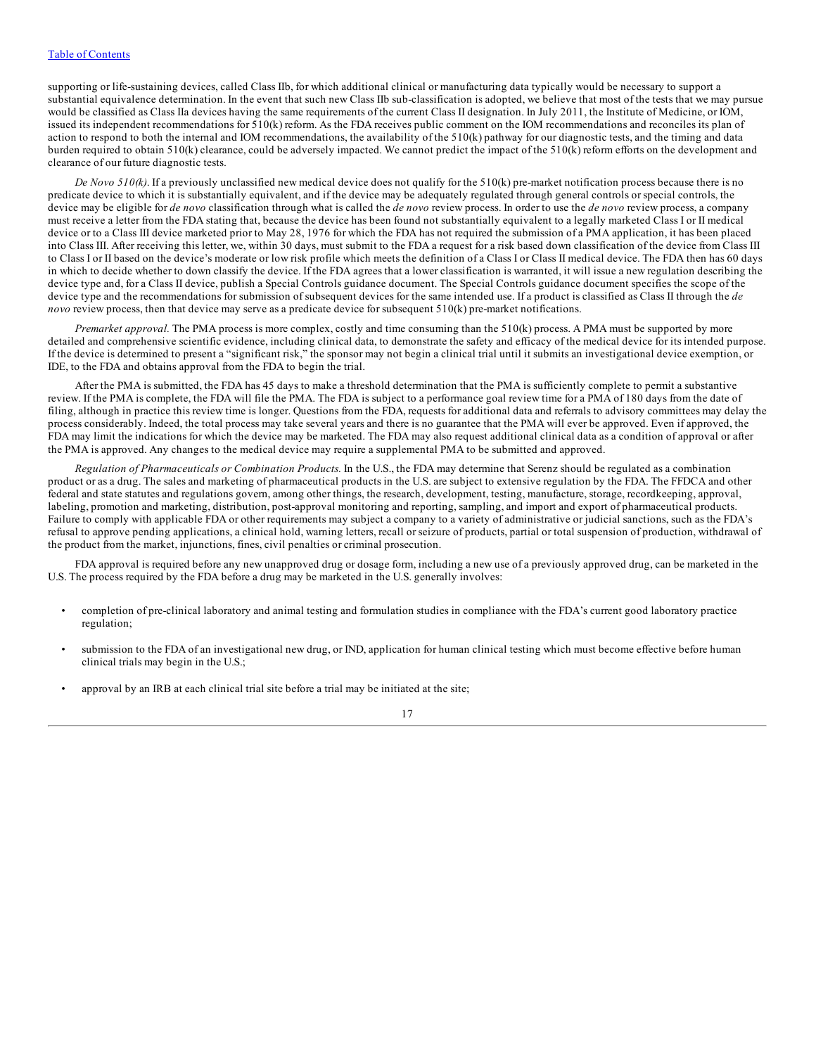supporting or life-sustaining devices, called Class IIb, for which additional clinical or manufacturing data typically would be necessary to support a substantial equivalence determination. In the event that such new Class IIb sub-classification is adopted, we believe that most of the tests that we may pursue would be classified as Class IIa devices having the same requirements of the current Class II designation. In July 2011, the Institute of Medicine, or IOM, issued its independent recommendations for 510(k) reform. As the FDA receives public comment on the IOM recommendations and reconciles its plan of action to respond to both the internal and IOM recommendations, the availability of the 510(k) pathway for our diagnostic tests, and the timing and data burden required to obtain 510(k) clearance, could be adversely impacted. We cannot predict the impact of the 510(k) reform efforts on the development and clearance of our future diagnostic tests.

*De Novo 510(k).* If a previously unclassified new medical device does not qualify for the 510(k) pre-market notification process because there is no predicate device to which it is substantially equivalent, and if the device may be adequately regulated through general controls or special controls, the device may be eligible for *de novo* classification through what is called the *de novo* review process. In order to use the *de novo* review process, a company must receive a letter from the FDA stating that, because the device has been found not substantially equivalent to a legally marketed Class I or II medical device or to a Class III device marketed prior to May 28, 1976 for which the FDA has not required the submission of a PMA application, it has been placed into Class III. After receiving this letter, we, within 30 days, must submit to the FDA a request for a risk based down classification of the device from Class III to Class I or II based on the device's moderate or low risk profile which meets the definition of a Class I or Class II medical device. The FDA then has 60 days in which to decide whether to down classify the device. If the FDA agrees that a lower classification is warranted, it will issue a new regulation describing the device type and, for a Class II device, publish a Special Controls guidance document. The Special Controls guidance document specifies the scope of the device type and the recommendations for submission of subsequent devices for the same intended use. If a product is classified as Class II through the *de novo* review process, then that device may serve as a predicate device for subsequent 510(k) pre-market notifications.

*Premarket approval.* The PMA process is more complex, costly and time consuming than the 510(k) process. A PMA must be supported by more detailed and comprehensive scientific evidence, including clinical data, to demonstrate the safety and efficacy of the medical device for its intended purpose. If the device is determined to present a "significant risk," the sponsor may not begin a clinical trial until it submits an investigational device exemption, or IDE, to the FDA and obtains approval from the FDA to begin the trial.

After the PMA is submitted, the FDA has 45 days to make a threshold determination that the PMA is sufficiently complete to permit a substantive review. If the PMA is complete, the FDA will file the PMA. The FDA is subject to a performance goal review time for a PMA of 180 days from the date of filing, although in practice this review time is longer. Questions from the FDA, requests for additional data and referrals to advisory committees may delay the process considerably. Indeed, the total process may take several years and there is no guarantee that the PMA will ever be approved. Even if approved, the FDA may limit the indications for which the device may be marketed. The FDA may also request additional clinical data as a condition of approval or after the PMA is approved. Any changes to the medical device may require a supplemental PMA to be submitted and approved.

*Regulation of Pharmaceuticals or Combination Products.* In the U.S., the FDA may determine that Serenz should be regulated as a combination product or as a drug. The sales and marketing of pharmaceutical products in the U.S. are subject to extensive regulation by the FDA. The FFDCA and other federal and state statutes and regulations govern, among other things, the research, development, testing, manufacture, storage, recordkeeping, approval, labeling, promotion and marketing, distribution, post-approval monitoring and reporting, sampling, and import and export of pharmaceutical products. Failure to comply with applicable FDA or other requirements may subject a company to a variety of administrative or judicial sanctions, such as the FDA's refusal to approve pending applications, a clinical hold, warning letters, recall or seizure of products, partial or total suspension of production, withdrawal of the product from the market, injunctions, fines, civil penalties or criminal prosecution.

FDA approval is required before any new unapproved drug or dosage form, including a new use of a previously approved drug, can be marketed in the U.S. The process required by the FDA before a drug may be marketed in the U.S. generally involves:

- completion of pre-clinical laboratory and animal testing and formulation studies in compliance with the FDA's current good laboratory practice regulation;
- submission to the FDA of an investigational new drug, or IND, application for human clinical testing which must become effective before human clinical trials may begin in the U.S.;
- approval by an IRB at each clinical trial site before a trial may be initiated at the site;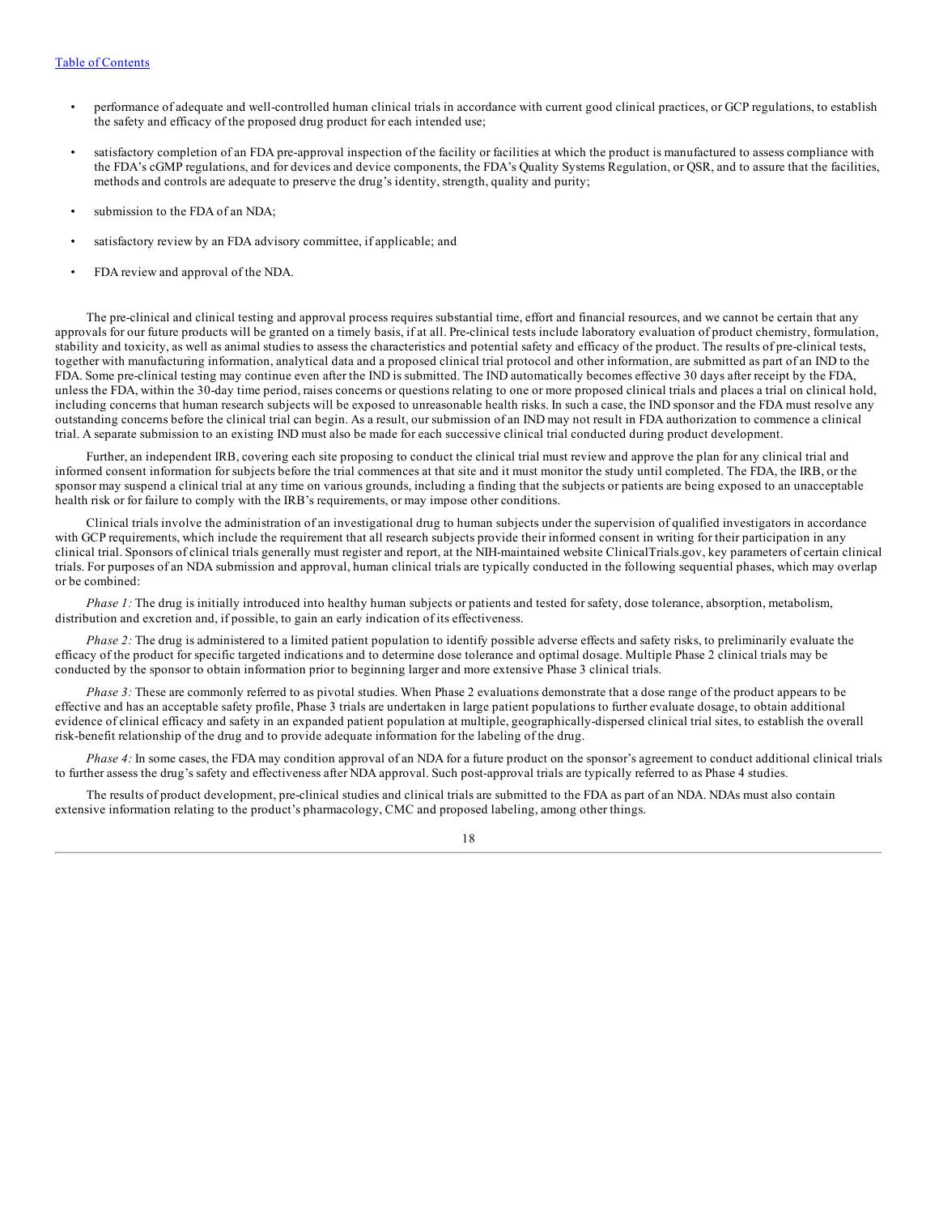- performance of adequate and well-controlled human clinical trials in accordance with current good clinical practices, or GCP regulations, to establish the safety and efficacy of the proposed drug product for each intended use;

- satisfactory completion of an FDA pre-approval inspection of the facility or facilities at which the product is manufactured to assess compliance with the FDA's cGMP regulations, and for devices and device components, the FDA's Quality Systems Regulation, or QSR, and to assure that the facilities, methods and controls are adequate to preserve the drug's identity, strength, quality and purity;

- submission to the FDA of an NDA;

- satisfactory review by an FDA advisory committee, if applicable; and

- FDA review and approval of the NDA.

The pre-clinical and clinical testing and approval process requires substantial time, effort and financial resources, and we cannot be certain that any approvals for our future products will be granted on a timely basis, if at all. Pre-clinical tests include laboratory evaluation of product chemistry, formulation, stability and toxicity, as well as animal studies to assess the characteristics and potential safety and efficacy of the product. The results of pre-clinical tests, together with manufacturing information, analytical data and a proposed clinical trial protocol and other information, are submitted as part of an IND to the FDA. Some pre-clinical testing may continue even after the IND is submitted. The IND automatically becomes effective 30 days after receipt by the FDA, unless the FDA, within the 30-day time period, raises concerns or questions relating to one or more proposed clinical trials and places a trial on clinical hold, including concerns that human research subjects will be exposed to unreasonable health risks. In such a case, the IND sponsor and the FDA must resolve any outstanding concerns before the clinical trial can begin. As a result, our submission of an IND may not result in FDA authorization to commence a clinical trial. A separate submission to an existing IND must also be made for each successive clinical trial conducted during product development.

Further, an independent IRB, covering each site proposing to conduct the clinical trial must review and approve the plan for any clinical trial and informed consent information for subjects before the trial commences at that site and it must monitor the study until completed. The FDA, the IRB, or the sponsor may suspend a clinical trial at any time on various grounds, including a finding that the subjects or patients are being exposed to an unacceptable health risk or for failure to comply with the IRB's requirements, or may impose other conditions.

Clinical trials involve the administration of an investigational drug to human subjects under the supervision of qualified investigators in accordance with GCP requirements, which include the requirement that all research subjects provide their informed consent in writing for their participation in any clinical trial. Sponsors of clinical trials generally must register and report, at the NIH-maintained website ClinicalTrials.gov, key parameters of certain clinical trials. For purposes of an NDA submission and approval, human clinical trials are typically conducted in the following sequential phases, which may overlap or be combined:

*Phase 1:* The drug is initially introduced into healthy human subjects or patients and tested for safety, dose tolerance, absorption, metabolism, distribution and excretion and, if possible, to gain an early indication of its effectiveness.

*Phase 2:* The drug is administered to a limited patient population to identify possible adverse effects and safety risks, to preliminarily evaluate the efficacy of the product for specific targeted indications and to determine dose tolerance and optimal dosage. Multiple Phase 2 clinical trials may be conducted by the sponsor to obtain information prior to beginning larger and more extensive Phase 3 clinical trials.

*Phase 3:* These are commonly referred to as pivotal studies. When Phase 2 evaluations demonstrate that a dose range of the product appears to be effective and has an acceptable safety profile, Phase 3 trials are undertaken in large patient populations to further evaluate dosage, to obtain additional evidence of clinical efficacy and safety in an expanded patient population at multiple, geographically-dispersed clinical trial sites, to establish the overall risk-benefit relationship of the drug and to provide adequate information for the labeling of the drug.

*Phase 4:* In some cases, the FDA may condition approval of an NDA for a future product on the sponsor's agreement to conduct additional clinical trials to further assess the drug's safety and effectiveness after NDA approval. Such post-approval trials are typically referred to as Phase 4 studies.

The results of product development, pre-clinical studies and clinical trials are submitted to the FDA as part of an NDA. NDAs must also contain extensive information relating to the product's pharmacology, CMC and proposed labeling, among other things.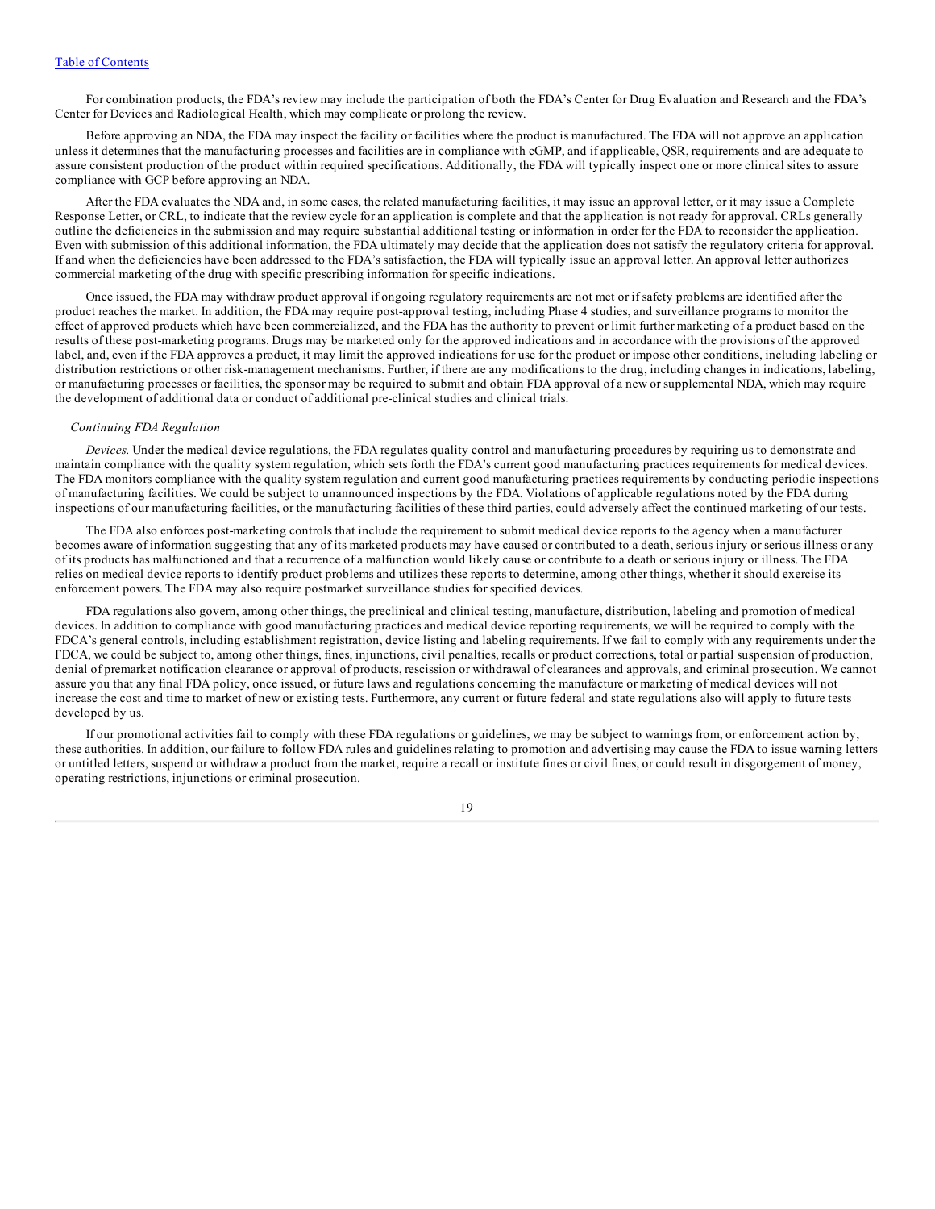For combination products, the FDA's review may include the participation of both the FDA's Center for Drug Evaluation and Research and the FDA's Center for Devices and Radiological Health, which may complicate or prolong the review.

Before approving an NDA, the FDA may inspect the facility or facilities where the product is manufactured. The FDA will not approve an application unless it determines that the manufacturing processes and facilities are in compliance with cGMP, and if applicable, QSR, requirements and are adequate to assure consistent production of the product within required specifications. Additionally, the FDA will typically inspect one or more clinical sites to assure compliance with GCP before approving an NDA.

After the FDA evaluates the NDA and, in some cases, the related manufacturing facilities, it may issue an approval letter, or it may issue a Complete Response Letter, or CRL, to indicate that the review cycle for an application is complete and that the application is not ready for approval. CRLs generally outline the deficiencies in the submission and may require substantial additional testing or information in order for the FDA to reconsider the application. Even with submission of this additional information, the FDA ultimately may decide that the application does not satisfy the regulatory criteria for approval. If and when the deficiencies have been addressed to the FDA's satisfaction, the FDA will typically issue an approval letter. An approval letter authorizes commercial marketing of the drug with specific prescribing information for specific indications.

Once issued, the FDA may withdraw product approval if ongoing regulatory requirements are not met or if safety problems are identified after the product reaches the market. In addition, the FDA may require post-approval testing, including Phase 4 studies, and surveillance programs to monitor the effect of approved products which have been commercialized, and the FDA has the authority to prevent or limit further marketing of a product based on the results of these post-marketing programs. Drugs may be marketed only for the approved indications and in accordance with the provisions of the approved label, and, even if the FDA approves a product, it may limit the approved indications for use for the product or impose other conditions, including labeling or distribution restrictions or other risk-management mechanisms. Further, if there are any modifications to the drug, including changes in indications, labeling, or manufacturing processes or facilities, the sponsor may be required to submit and obtain FDA approval of a new or supplemental NDA, which may require the development of additional data or conduct of additional pre-clinical studies and clinical trials.

*Continuing FDA Regulation*

*Devices.* Under the medical device regulations, the FDA regulates quality control and manufacturing procedures by requiring us to demonstrate and maintain compliance with the quality system regulation, which sets forth the FDA's current good manufacturing practices requirements for medical devices. The FDA monitors compliance with the quality system regulation and current good manufacturing practices requirements by conducting periodic inspections of manufacturing facilities. We could be subject to unannounced inspections by the FDA. Violations of applicable regulations noted by the FDA during inspections of our manufacturing facilities, or the manufacturing facilities of these third parties, could adversely affect the continued marketing of our tests.

The FDA also enforces post-marketing controls that include the requirement to submit medical device reports to the agency when a manufacturer becomes aware of information suggesting that any of its marketed products may have caused or contributed to a death, serious injury or serious illness or any of its products has malfunctioned and that a recurrence of a malfunction would likely cause or contribute to a death or serious injury or illness. The FDA relies on medical device reports to identify product problems and utilizes these reports to determine, among other things, whether it should exercise its enforcement powers. The FDA may also require postmarket surveillance studies for specified devices.

FDA regulations also govern, among other things, the preclinical and clinical testing, manufacture, distribution, labeling and promotion of medical devices. In addition to compliance with good manufacturing practices and medical device reporting requirements, we will be required to comply with the FDCA's general controls, including establishment registration, device listing and labeling requirements. If we fail to comply with any requirements under the FDCA, we could be subject to, among other things, fines, injunctions, civil penalties, recalls or product corrections, total or partial suspension of production, denial of premarket notification clearance or approval of products, rescission or withdrawal of clearances and approvals, and criminal prosecution. We cannot assure you that any final FDA policy, once issued, or future laws and regulations concerning the manufacture or marketing of medical devices will not increase the cost and time to market of new or existing tests. Furthermore, any current or future federal and state regulations also will apply to future tests developed by us.

If our promotional activities fail to comply with these FDA regulations or guidelines, we may be subject to warnings from, or enforcement action by, these authorities. In addition, our failure to follow FDA rules and guidelines relating to promotion and advertising may cause the FDA to issue warning letters or untitled letters, suspend or withdraw a product from the market, require a recall or institute fines or civil fines, or could result in disgorgement of money, operating restrictions, injunctions or criminal prosecution.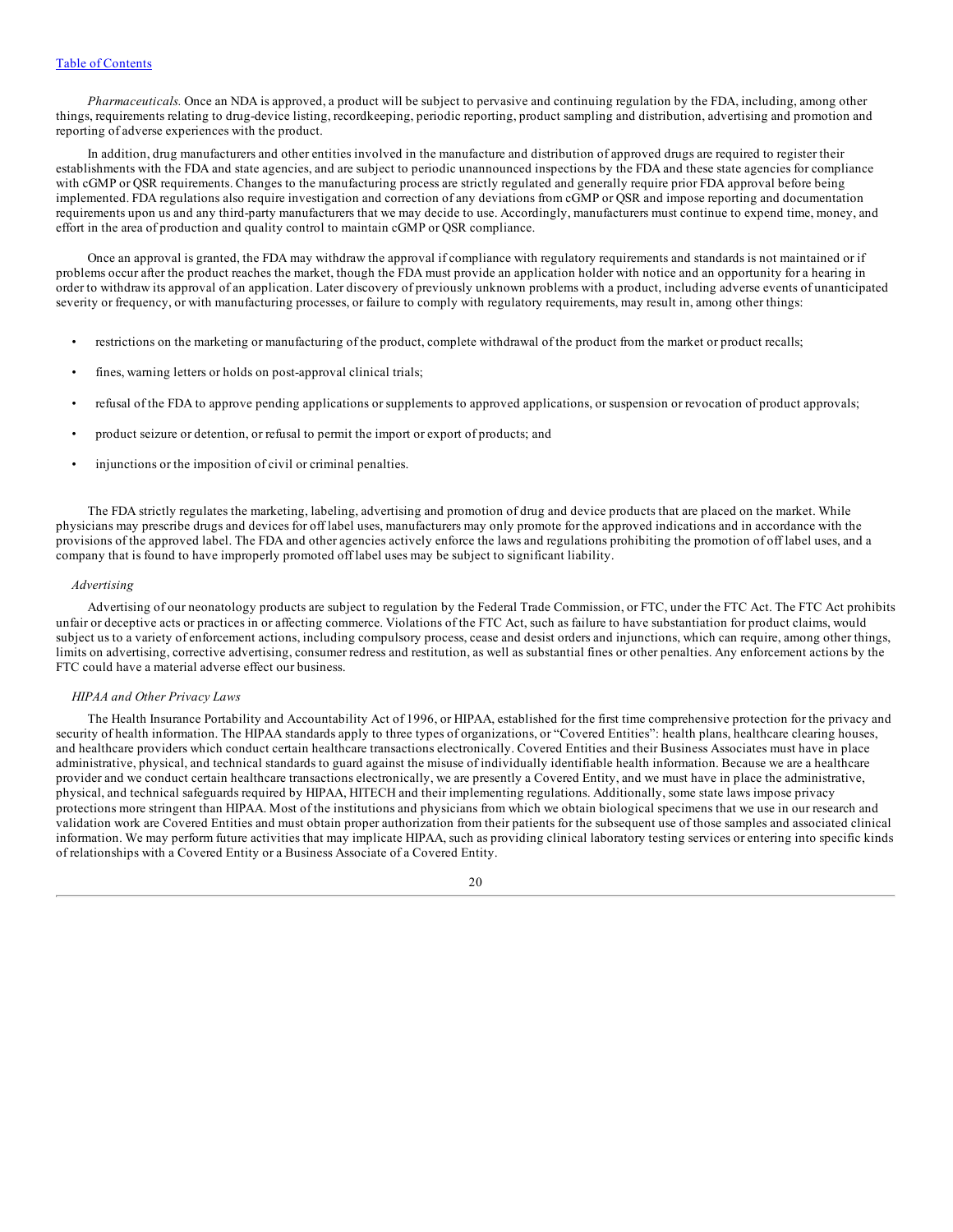*Pharmaceuticals.* Once an NDA is approved, a product will be subject to pervasive and continuing regulation by the FDA, including, among other things, requirements relating to drug-device listing, recordkeeping, periodic reporting, product sampling and distribution, advertising and promotion and reporting of adverse experiences with the product.

In addition, drug manufacturers and other entities involved in the manufacture and distribution of approved drugs are required to register their establishments with the FDA and state agencies, and are subject to periodic unannounced inspections by the FDA and these state agencies for compliance with cGMP or QSR requirements. Changes to the manufacturing process are strictly regulated and generally require prior FDA approval before being implemented. FDA regulations also require investigation and correction of any deviations from cGMP or QSR and impose reporting and documentation requirements upon us and any third-party manufacturers that we may decide to use. Accordingly, manufacturers must continue to expend time, money, and effort in the area of production and quality control to maintain cGMP or QSR compliance.

Once an approval is granted, the FDA may withdraw the approval if compliance with regulatory requirements and standards is not maintained or if problems occur after the product reaches the market, though the FDA must provide an application holder with notice and an opportunity for a hearing in order to withdraw its approval of an application. Later discovery of previously unknown problems with a product, including adverse events of unanticipated severity or frequency, or with manufacturing processes, or failure to comply with regulatory requirements, may result in, among other things:

- restrictions on the marketing or manufacturing of the product, complete withdrawal of the product from the market or product recalls;
- fines, warning letters or holds on post-approval clinical trials;
- refusal of the FDA to approve pending applications or supplements to approved applications, or suspension or revocation of product approvals;
- product seizure or detention, or refusal to permit the import or export of products; and
- injunctions or the imposition of civil or criminal penalties.

The FDA strictly regulates the marketing, labeling, advertising and promotion of drug and device products that are placed on the market. While physicians may prescribe drugs and devices for off label uses, manufacturers may only promote for the approved indications and in accordance with the provisions of the approved label. The FDA and other agencies actively enforce the laws and regulations prohibiting the promotion of off label uses, and a company that is found to have improperly promoted off label uses may be subject to significant liability.

*Advertising*

Advertising of our neonatology products are subject to regulation by the Federal Trade Commission, or FTC, under the FTC Act. The FTC Act prohibits unfair or deceptive acts or practices in or affecting commerce. Violations of the FTC Act, such as failure to have substantiation for product claims, would subject us to a variety of enforcement actions, including compulsory process, cease and desist orders and injunctions, which can require, among other things, limits on advertising, corrective advertising, consumer redress and restitution, as well as substantial fines or other penalties. Any enforcement actions by the FTC could have a material adverse effect our business.

*HIPAA and Other Privacy Laws*

The Health Insurance Portability and Accountability Act of 1996, or HIPAA, established for the first time comprehensive protection for the privacy and security of health information. The HIPAA standards apply to three types of organizations, or "Covered Entities": health plans, healthcare clearing houses, and healthcare providers which conduct certain healthcare transactions electronically. Covered Entities and their Business Associates must have in place administrative, physical, and technical standards to guard against the misuse of individually identifiable health information. Because we are a healthcare provider and we conduct certain healthcare transactions electronically, we are presently a Covered Entity, and we must have in place the administrative, physical, and technical safeguards required by HIPAA, HITECH and their implementing regulations. Additionally, some state laws impose privacy protections more stringent than HIPAA. Most of the institutions and physicians from which we obtain biological specimens that we use in our research and validation work are Covered Entities and must obtain proper authorization from their patients for the subsequent use of those samples and associated clinical information. We may perform future activities that may implicate HIPAA, such as providing clinical laboratory testing services or entering into specific kinds of relationships with a Covered Entity or a Business Associate of a Covered Entity.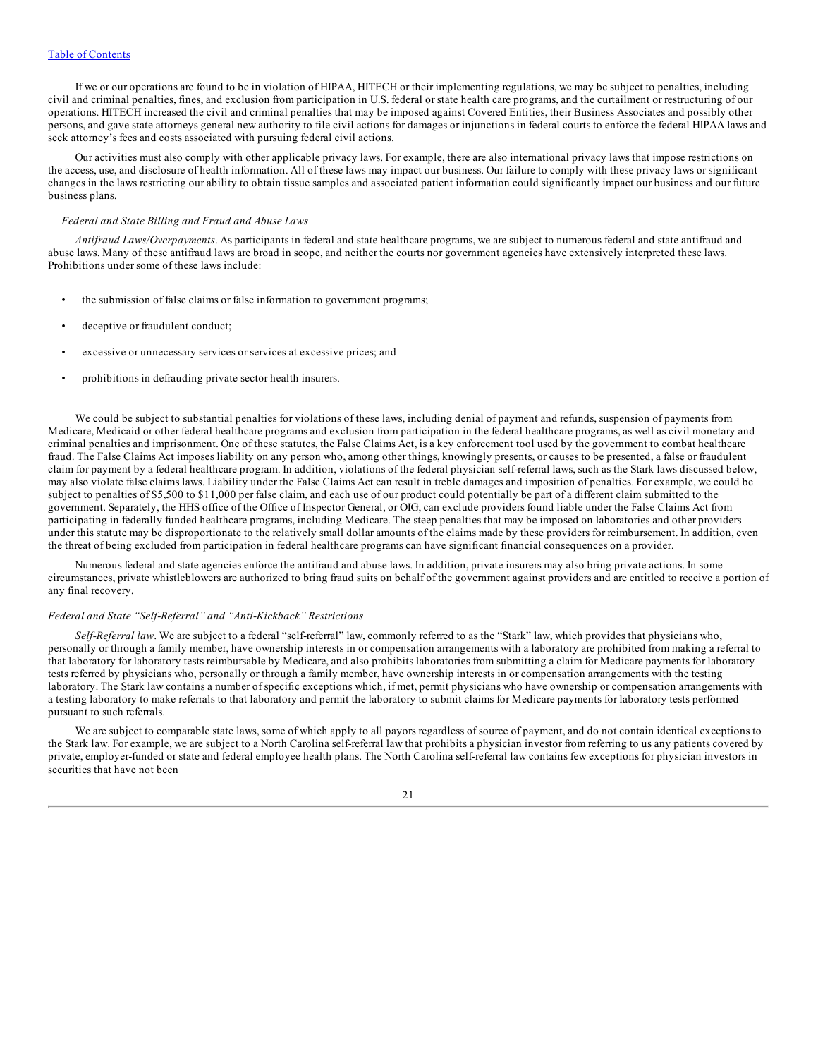If we or our operations are found to be in violation of HIPAA, HITECH or their implementing regulations, we may be subject to penalties, including civil and criminal penalties, fines, and exclusion from participation in U.S. federal or state health care programs, and the curtailment or restructuring of our operations. HITECH increased the civil and criminal penalties that may be imposed against Covered Entities, their Business Associates and possibly other persons, and gave state attorneys general new authority to file civil actions for damages or injunctions in federal courts to enforce the federal HIPAA laws and seek attorney's fees and costs associated with pursuing federal civil actions.

Our activities must also comply with other applicable privacy laws. For example, there are also international privacy laws that impose restrictions on the access, use, and disclosure of health information. All of these laws may impact our business. Our failure to comply with these privacy laws or significant changes in the laws restricting our ability to obtain tissue samples and associated patient information could significantly impact our business and our future business plans.

*Federal and State Billing and Fraud and Abuse Laws*

*Antifraud Laws/Overpayments*. As participants in federal and state healthcare programs, we are subject to numerous federal and state antifraud and abuse laws. Many of these antifraud laws are broad in scope, and neither the courts nor government agencies have extensively interpreted these laws. Prohibitions under some of these laws include:

- the submission of false claims or false information to government programs;
- deceptive or fraudulent conduct;
- excessive or unnecessary services or services at excessive prices; and
- prohibitions in defrauding private sector health insurers.

We could be subject to substantial penalties for violations of these laws, including denial of payment and refunds, suspension of payments from Medicare, Medicaid or other federal healthcare programs and exclusion from participation in the federal healthcare programs, as well as civil monetary and criminal penalties and imprisonment. One of these statutes, the False Claims Act, is a key enforcement tool used by the government to combat healthcare fraud. The False Claims Act imposes liability on any person who, among other things, knowingly presents, or causes to be presented, a false or fraudulent claim for payment by a federal healthcare program. In addition, violations of the federal physician self-referral laws, such as the Stark laws discussed below, may also violate false claims laws. Liability under the False Claims Act can result in treble damages and imposition of penalties. For example, we could be subject to penalties of $5,500 to $11,000 per false claim, and each use of our product could potentially be part of a different claim submitted to the government. Separately, the HHS office of the Office of Inspector General, or OIG, can exclude providers found liable under the False Claims Act from participating in federally funded healthcare programs, including Medicare. The steep penalties that may be imposed on laboratories and other providers under this statute may be disproportionate to the relatively small dollar amounts of the claims made by these providers for reimbursement. In addition, even the threat of being excluded from participation in federal healthcare programs can have significant financial consequences on a provider.

Numerous federal and state agencies enforce the antifraud and abuse laws. In addition, private insurers may also bring private actions. In some circumstances, private whistleblowers are authorized to bring fraud suits on behalf of the government against providers and are entitled to receive a portion of any final recovery.

*Federal and State "Self-Referral" and "Anti-Kickback" Restrictions*

*Self-Referral law*. We are subject to a federal "self-referral" law, commonly referred to as the "Stark" law, which provides that physicians who, personally or through a family member, have ownership interests in or compensation arrangements with a laboratory are prohibited from making a referral to that laboratory for laboratory tests reimbursable by Medicare, and also prohibits laboratories from submitting a claim for Medicare payments for laboratory tests referred by physicians who, personally or through a family member, have ownership interests in or compensation arrangements with the testing laboratory. The Stark law contains a number of specific exceptions which, if met, permit physicians who have ownership or compensation arrangements with a testing laboratory to make referrals to that laboratory and permit the laboratory to submit claims for Medicare payments for laboratory tests performed pursuant to such referrals.

We are subject to comparable state laws, some of which apply to all payors regardless of source of payment, and do not contain identical exceptions to the Stark law. For example, we are subject to a North Carolina self-referral law that prohibits a physician investor from referring to us any patients covered by private, employer-funded or state and federal employee health plans. The North Carolina self-referral law contains few exceptions for physician investors in securities that have not been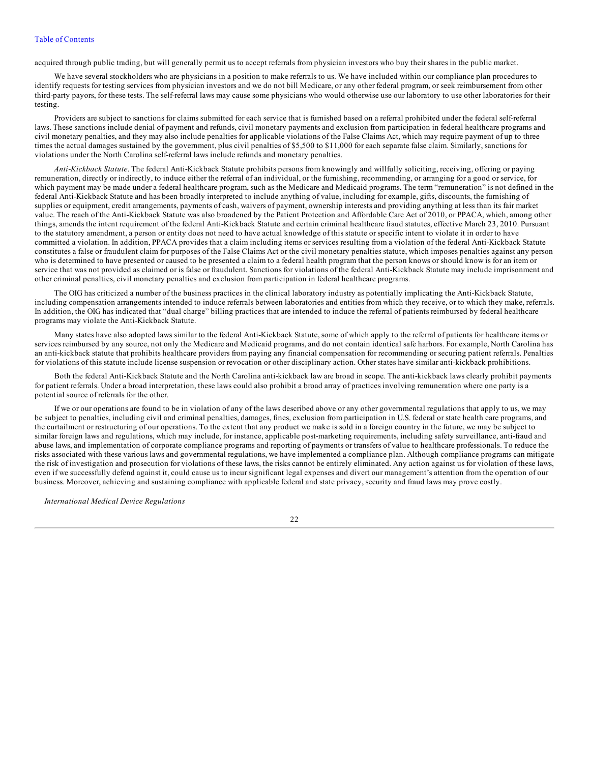acquired through public trading, but will generally permit us to accept referrals from physician investors who buy their shares in the public market.

We have several stockholders who are physicians in a position to make referrals to us. We have included within our compliance plan procedures to identify requests for testing services from physician investors and we do not bill Medicare, or any other federal program, or seek reimbursement from other third-party payors, for these tests. The self-referral laws may cause some physicians who would otherwise use our laboratory to use other laboratories for their testing.

Providers are subject to sanctions for claims submitted for each service that is furnished based on a referral prohibited under the federal self-referral laws. These sanctions include denial of payment and refunds, civil monetary payments and exclusion from participation in federal healthcare programs and civil monetary penalties, and they may also include penalties for applicable violations of the False Claims Act, which may require payment of up to three times the actual damages sustained by the government, plus civil penalties of $5,500 to $11,000 for each separate false claim. Similarly, sanctions for violations under the North Carolina self-referral laws include refunds and monetary penalties.

*Anti-Kickback Statute*. The federal Anti-Kickback Statute prohibits persons from knowingly and willfully soliciting, receiving, offering or paying remuneration, directly or indirectly, to induce either the referral of an individual, or the furnishing, recommending, or arranging for a good or service, for which payment may be made under a federal healthcare program, such as the Medicare and Medicaid programs. The term "remuneration" is not defined in the federal Anti-Kickback Statute and has been broadly interpreted to include anything of value, including for example, gifts, discounts, the furnishing of supplies or equipment, credit arrangements, payments of cash, waivers of payment, ownership interests and providing anything at less than its fair market value. The reach of the Anti-Kickback Statute was also broadened by the Patient Protection and Affordable Care Act of 2010, or PPACA, which, among other things, amends the intent requirement of the federal Anti-Kickback Statute and certain criminal healthcare fraud statutes, effective March 23, 2010. Pursuant to the statutory amendment, a person or entity does not need to have actual knowledge of this statute or specific intent to violate it in order to have committed a violation. In addition, PPACA provides that a claim including items or services resulting from a violation of the federal Anti-Kickback Statute constitutes a false or fraudulent claim for purposes of the False Claims Act or the civil monetary penalties statute, which imposes penalties against any person who is determined to have presented or caused to be presented a claim to a federal health program that the person knows or should know is for an item or service that was not provided as claimed or is false or fraudulent. Sanctions for violations of the federal Anti-Kickback Statute may include imprisonment and other criminal penalties, civil monetary penalties and exclusion from participation in federal healthcare programs.

The OIG has criticized a number of the business practices in the clinical laboratory industry as potentially implicating the Anti-Kickback Statute, including compensation arrangements intended to induce referrals between laboratories and entities from which they receive, or to which they make, referrals. In addition, the OIG has indicated that "dual charge" billing practices that are intended to induce the referral of patients reimbursed by federal healthcare programs may violate the Anti-Kickback Statute.

Many states have also adopted laws similar to the federal Anti-Kickback Statute, some of which apply to the referral of patients for healthcare items or services reimbursed by any source, not only the Medicare and Medicaid programs, and do not contain identical safe harbors. For example, North Carolina has an anti-kickback statute that prohibits healthcare providers from paying any financial compensation for recommending or securing patient referrals. Penalties for violations of this statute include license suspension or revocation or other disciplinary action. Other states have similar anti-kickback prohibitions.

Both the federal Anti-Kickback Statute and the North Carolina anti-kickback law are broad in scope. The anti-kickback laws clearly prohibit payments for patient referrals. Under a broad interpretation, these laws could also prohibit a broad array of practices involving remuneration where one party is a potential source of referrals for the other.

If we or our operations are found to be in violation of any of the laws described above or any other governmental regulations that apply to us, we may be subject to penalties, including civil and criminal penalties, damages, fines, exclusion from participation in U.S. federal or state health care programs, and the curtailment or restructuring of our operations. To the extent that any product we make is sold in a foreign country in the future, we may be subject to similar foreign laws and regulations, which may include, for instance, applicable post-marketing requirements, including safety surveillance, anti-fraud and abuse laws, and implementation of corporate compliance programs and reporting of payments or transfers of value to healthcare professionals. To reduce the risks associated with these various laws and governmental regulations, we have implemented a compliance plan. Although compliance programs can mitigate the risk of investigation and prosecution for violations of these laws, the risks cannot be entirely eliminated. Any action against us for violation of these laws, even if we successfully defend against it, could cause us to incur significant legal expenses and divert our management's attention from the operation of our business. Moreover, achieving and sustaining compliance with applicable federal and state privacy, security and fraud laws may prove costly.

*International Medical Device Regulations*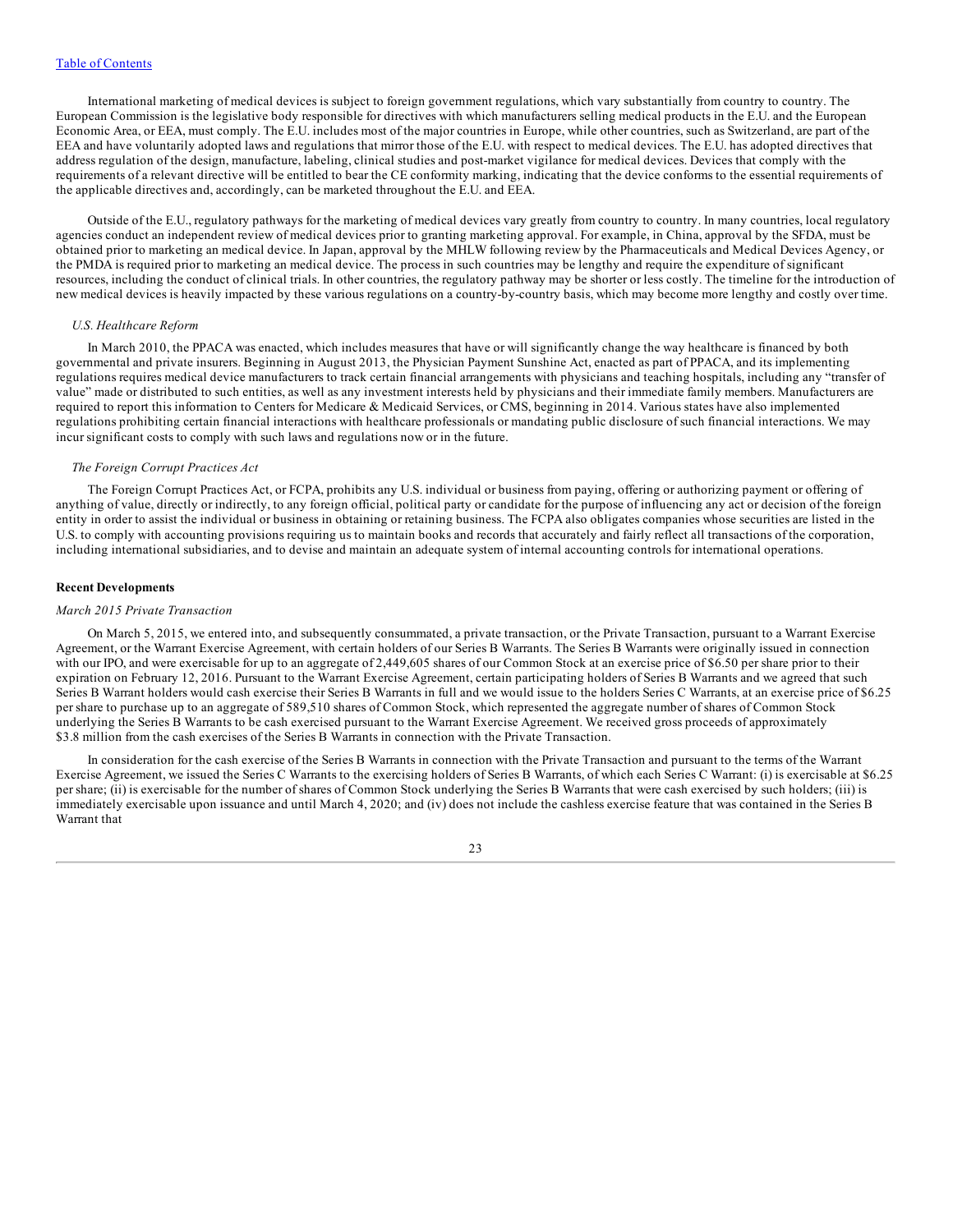International marketing of medical devices is subject to foreign government regulations, which vary substantially from country to country. The European Commission is the legislative body responsible for directives with which manufacturers selling medical products in the E.U. and the European Economic Area, or EEA, must comply. The E.U. includes most of the major countries in Europe, while other countries, such as Switzerland, are part of the EEA and have voluntarily adopted laws and regulations that mirror those of the E.U. with respect to medical devices. The E.U. has adopted directives that address regulation of the design, manufacture, labeling, clinical studies and post-market vigilance for medical devices. Devices that comply with the requirements of a relevant directive will be entitled to bear the CE conformity marking, indicating that the device conforms to the essential requirements of the applicable directives and, accordingly, can be marketed throughout the E.U. and EEA.

Outside of the E.U., regulatory pathways for the marketing of medical devices vary greatly from country to country. In many countries, local regulatory agencies conduct an independent review of medical devices prior to granting marketing approval. For example, in China, approval by the SFDA, must be obtained prior to marketing an medical device. In Japan, approval by the MHLW following review by the Pharmaceuticals and Medical Devices Agency, or the PMDA is required prior to marketing an medical device. The process in such countries may be lengthy and require the expenditure of significant resources, including the conduct of clinical trials. In other countries, the regulatory pathway may be shorter or less costly. The timeline for the introduction of new medical devices is heavily impacted by these various regulations on a country-by-country basis, which may become more lengthy and costly over time.

*U.S. Healthcare Reform*

In March 2010, the PPACA was enacted, which includes measures that have or will significantly change the way healthcare is financed by both governmental and private insurers. Beginning in August 2013, the Physician Payment Sunshine Act, enacted as part of PPACA, and its implementing regulations requires medical device manufacturers to track certain financial arrangements with physicians and teaching hospitals, including any "transfer of value" made or distributed to such entities, as well as any investment interests held by physicians and their immediate family members. Manufacturers are required to report this information to Centers for Medicare & Medicaid Services, or CMS, beginning in 2014. Various states have also implemented regulations prohibiting certain financial interactions with healthcare professionals or mandating public disclosure of such financial interactions. We may incur significant costs to comply with such laws and regulations now or in the future.

*The Foreign Corrupt Practices Act*

The Foreign Corrupt Practices Act, or FCPA, prohibits any U.S. individual or business from paying, offering or authorizing payment or offering of anything of value, directly or indirectly, to any foreign official, political party or candidate for the purpose of influencing any act or decision of the foreign entity in order to assist the individual or business in obtaining or retaining business. The FCPA also obligates companies whose securities are listed in the U.S. to comply with accounting provisions requiring us to maintain books and records that accurately and fairly reflect all transactions of the corporation, including international subsidiaries, and to devise and maintain an adequate system of internal accounting controls for international operations.

**Recent Developments**

*March 2015 Private Transaction*

On March 5, 2015, we entered into, and subsequently consummated, a private transaction, or the Private Transaction, pursuant to a Warrant Exercise Agreement, or the Warrant Exercise Agreement, with certain holders of our Series B Warrants. The Series B Warrants were originally issued in connection with our IPO, and were exercisable for up to an aggregate of 2,449,605 shares of our Common Stock at an exercise price of $6.50 per share prior to their expiration on February 12, 2016. Pursuant to the Warrant Exercise Agreement, certain participating holders of Series B Warrants and we agreed that such Series B Warrant holders would cash exercise their Series B Warrants in full and we would issue to the holders Series C Warrants, at an exercise price of $6.25 per share to purchase up to an aggregate of 589,510 shares of Common Stock, which represented the aggregate number of shares of Common Stock underlying the Series B Warrants to be cash exercised pursuant to the Warrant Exercise Agreement. We received gross proceeds of approximately $3.8 million from the cash exercises of the Series B Warrants in connection with the Private Transaction.

In consideration for the cash exercise of the Series B Warrants in connection with the Private Transaction and pursuant to the terms of the Warrant Exercise Agreement, we issued the Series C Warrants to the exercising holders of Series B Warrants, of which each Series C Warrant: (i) is exercisable at $6.25 per share; (ii) is exercisable for the number of shares of Common Stock underlying the Series B Warrants that were cash exercised by such holders; (iii) is immediately exercisable upon issuance and until March 4, 2020; and (iv) does not include the cashless exercise feature that was contained in the Series B Warrant that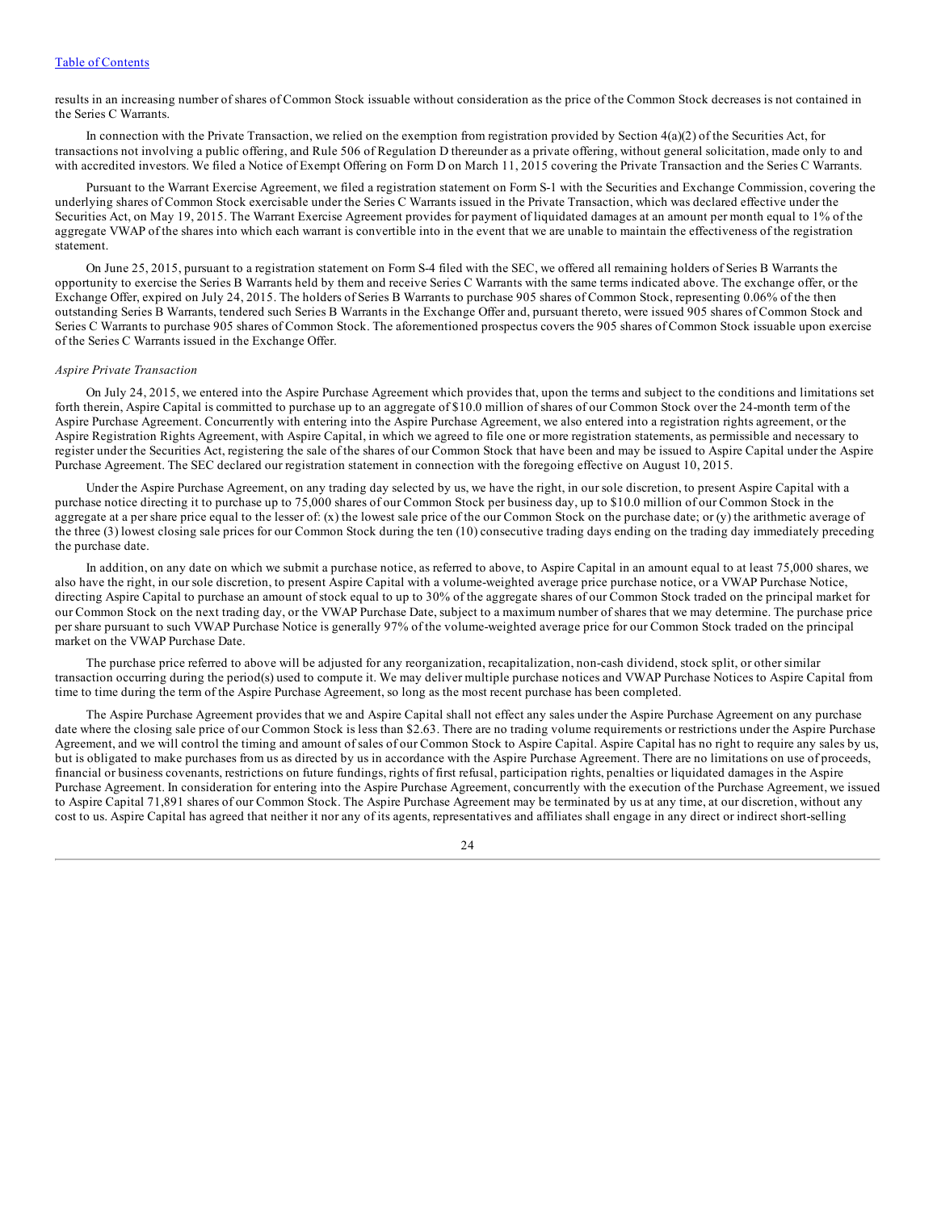results in an increasing number of shares of Common Stock issuable without consideration as the price of the Common Stock decreases is not contained in the Series C Warrants.

In connection with the Private Transaction, we relied on the exemption from registration provided by Section 4(a)(2) of the Securities Act, for transactions not involving a public offering, and Rule 506 of Regulation D thereunder as a private offering, without general solicitation, made only to and with accredited investors. We filed a Notice of Exempt Offering on Form D on March 11, 2015 covering the Private Transaction and the Series C Warrants.

Pursuant to the Warrant Exercise Agreement, we filed a registration statement on Form S-1 with the Securities and Exchange Commission, covering the underlying shares of Common Stock exercisable under the Series C Warrants issued in the Private Transaction, which was declared effective under the Securities Act, on May 19, 2015. The Warrant Exercise Agreement provides for payment of liquidated damages at an amount per month equal to 1% of the aggregate VWAP of the shares into which each warrant is convertible into in the event that we are unable to maintain the effectiveness of the registration statement.

On June 25, 2015, pursuant to a registration statement on Form S-4 filed with the SEC, we offered all remaining holders of Series B Warrants the opportunity to exercise the Series B Warrants held by them and receive Series C Warrants with the same terms indicated above. The exchange offer, or the Exchange Offer, expired on July 24, 2015. The holders of Series B Warrants to purchase 905 shares of Common Stock, representing 0.06% of the then outstanding Series B Warrants, tendered such Series B Warrants in the Exchange Offer and, pursuant thereto, were issued 905 shares of Common Stock and Series C Warrants to purchase 905 shares of Common Stock. The aforementioned prospectus covers the 905 shares of Common Stock issuable upon exercise of the Series C Warrants issued in the Exchange Offer.

*Aspire Private Transaction*

On July 24, 2015, we entered into the Aspire Purchase Agreement which provides that, upon the terms and subject to the conditions and limitations set forth therein, Aspire Capital is committed to purchase up to an aggregate of $10.0 million of shares of our Common Stock over the 24-month term of the Aspire Purchase Agreement. Concurrently with entering into the Aspire Purchase Agreement, we also entered into a registration rights agreement, or the Aspire Registration Rights Agreement, with Aspire Capital, in which we agreed to file one or more registration statements, as permissible and necessary to register under the Securities Act, registering the sale of the shares of our Common Stock that have been and may be issued to Aspire Capital under the Aspire Purchase Agreement. The SEC declared our registration statement in connection with the foregoing effective on August 10, 2015.

Under the Aspire Purchase Agreement, on any trading day selected by us, we have the right, in our sole discretion, to present Aspire Capital with a purchase notice directing it to purchase up to 75,000 shares of our Common Stock per business day, up to $10.0 million of our Common Stock in the aggregate at a per share price equal to the lesser of: (x) the lowest sale price of the our Common Stock on the purchase date; or (y) the arithmetic average of the three (3) lowest closing sale prices for our Common Stock during the ten (10) consecutive trading days ending on the trading day immediately preceding the purchase date.

In addition, on any date on which we submit a purchase notice, as referred to above, to Aspire Capital in an amount equal to at least 75,000 shares, we also have the right, in our sole discretion, to present Aspire Capital with a volume-weighted average price purchase notice, or a VWAP Purchase Notice, directing Aspire Capital to purchase an amount of stock equal to up to 30% of the aggregate shares of our Common Stock traded on the principal market for our Common Stock on the next trading day, or the VWAP Purchase Date, subject to a maximum number of shares that we may determine. The purchase price per share pursuant to such VWAP Purchase Notice is generally 97% of the volume-weighted average price for our Common Stock traded on the principal market on the VWAP Purchase Date.

The purchase price referred to above will be adjusted for any reorganization, recapitalization, non-cash dividend, stock split, or other similar transaction occurring during the period(s) used to compute it. We may deliver multiple purchase notices and VWAP Purchase Notices to Aspire Capital from time to time during the term of the Aspire Purchase Agreement, so long as the most recent purchase has been completed.

The Aspire Purchase Agreement provides that we and Aspire Capital shall not effect any sales under the Aspire Purchase Agreement on any purchase date where the closing sale price of our Common Stock is less than $2.63. There are no trading volume requirements or restrictions under the Aspire Purchase Agreement, and we will control the timing and amount of sales of our Common Stock to Aspire Capital. Aspire Capital has no right to require any sales by us, but is obligated to make purchases from us as directed by us in accordance with the Aspire Purchase Agreement. There are no limitations on use of proceeds, financial or business covenants, restrictions on future fundings, rights of first refusal, participation rights, penalties or liquidated damages in the Aspire Purchase Agreement. In consideration for entering into the Aspire Purchase Agreement, concurrently with the execution of the Purchase Agreement, we issued to Aspire Capital 71,891 shares of our Common Stock. The Aspire Purchase Agreement may be terminated by us at any time, at our discretion, without any cost to us. Aspire Capital has agreed that neither it nor any of its agents, representatives and affiliates shall engage in any direct or indirect short-selling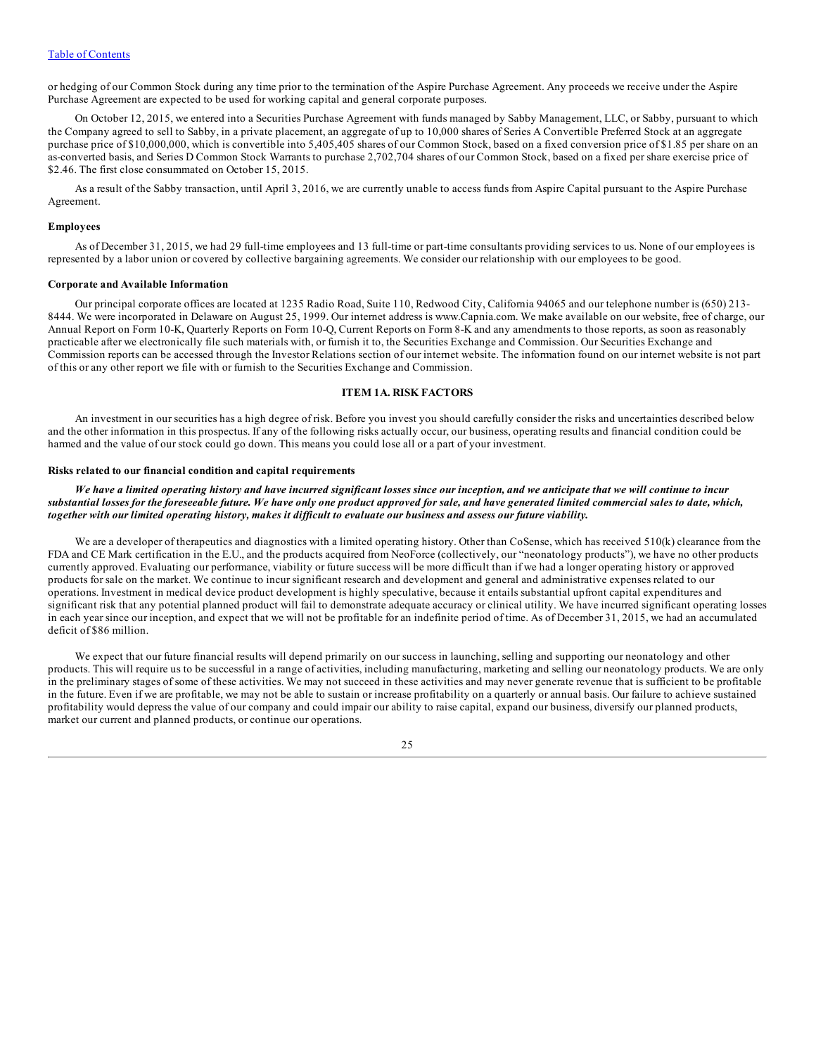or hedging of our Common Stock during any time prior to the termination of the Aspire Purchase Agreement. Any proceeds we receive under the Aspire Purchase Agreement are expected to be used for working capital and general corporate purposes.

On October 12, 2015, we entered into a Securities Purchase Agreement with funds managed by Sabby Management, LLC, or Sabby, pursuant to which the Company agreed to sell to Sabby, in a private placement, an aggregate of up to 10,000 shares of Series A Convertible Preferred Stock at an aggregate purchase price of $10,000,000, which is convertible into 5,405,405 shares of our Common Stock, based on a fixed conversion price of $1.85 per share on an as-converted basis, and Series D Common Stock Warrants to purchase 2,702,704 shares of our Common Stock, based on a fixed per share exercise price of $2.46. The first close consummated on October 15, 2015.

As a result of the Sabby transaction, until April 3, 2016, we are currently unable to access funds from Aspire Capital pursuant to the Aspire Purchase Agreement.

#### Employees

As of December 31, 2015, we had 29 full-time employees and 13 full-time or part-time consultants providing services to us. None of our employees is represented by a labor union or covered by collective bargaining agreements. We consider our relationship with our employees to be good.

#### Corporate and Available Information

Our principal corporate offices are located at 1235 Radio Road, Suite 110, Redwood City, California 94065 and our telephone number is (650) 213-8444. We were incorporated in Delaware on August 25, 1999. Our internet address is www.Capnia.com. We make available on our website, free of charge, our Annual Report on Form 10-K, Quarterly Reports on Form 10-Q, Current Reports on Form 8-K and any amendments to those reports, as soon as reasonably practicable after we electronically file such materials with, or furnish it to, the Securities Exchange and Commission. Our Securities Exchange and Commission reports can be accessed through the Investor Relations section of our internet website. The information found on our internet website is not part of this or any other report we file with or furnish to the Securities Exchange and Commission.

## ITEM 1A. RISK FACTORS

An investment in our securities has a high degree of risk. Before you invest you should carefully consider the risks and uncertainties described below and the other information in this prospectus. If any of the following risks actually occur, our business, operating results and financial condition could be harmed and the value of our stock could go down. This means you could lose all or a part of your investment.

#### Risks related to our financial condition and capital requirements

***We have a limited operating history and have incurred significant losses since our inception, and we anticipate that we will continue to incur substantial losses for the foreseeable future. We have only one product approved for sale, and have generated limited commercial sales to date, which, together with our limited operating history, makes it difficult to evaluate our business and assess our future viability.***

We are a developer of therapeutics and diagnostics with a limited operating history. Other than CoSense, which has received 510(k) clearance from the FDA and CE Mark certification in the E.U., and the products acquired from NeoForce (collectively, our "neonatology products"), we have no other products currently approved. Evaluating our performance, viability or future success will be more difficult than if we had a longer operating history or approved products for sale on the market. We continue to incur significant research and development and general and administrative expenses related to our operations. Investment in medical device product development is highly speculative, because it entails substantial upfront capital expenditures and significant risk that any potential planned product will fail to demonstrate adequate accuracy or clinical utility. We have incurred significant operating losses in each year since our inception, and expect that we will not be profitable for an indefinite period of time. As of December 31, 2015, we had an accumulated deficit of $86 million.

We expect that our future financial results will depend primarily on our success in launching, selling and supporting our neonatology and other products. This will require us to be successful in a range of activities, including manufacturing, marketing and selling our neonatology products. We are only in the preliminary stages of some of these activities. We may not succeed in these activities and may never generate revenue that is sufficient to be profitable in the future. Even if we are profitable, we may not be able to sustain or increase profitability on a quarterly or annual basis. Our failure to achieve sustained profitability would depress the value of our company and could impair our ability to raise capital, expand our business, diversify our planned products, market our current and planned products, or continue our operations.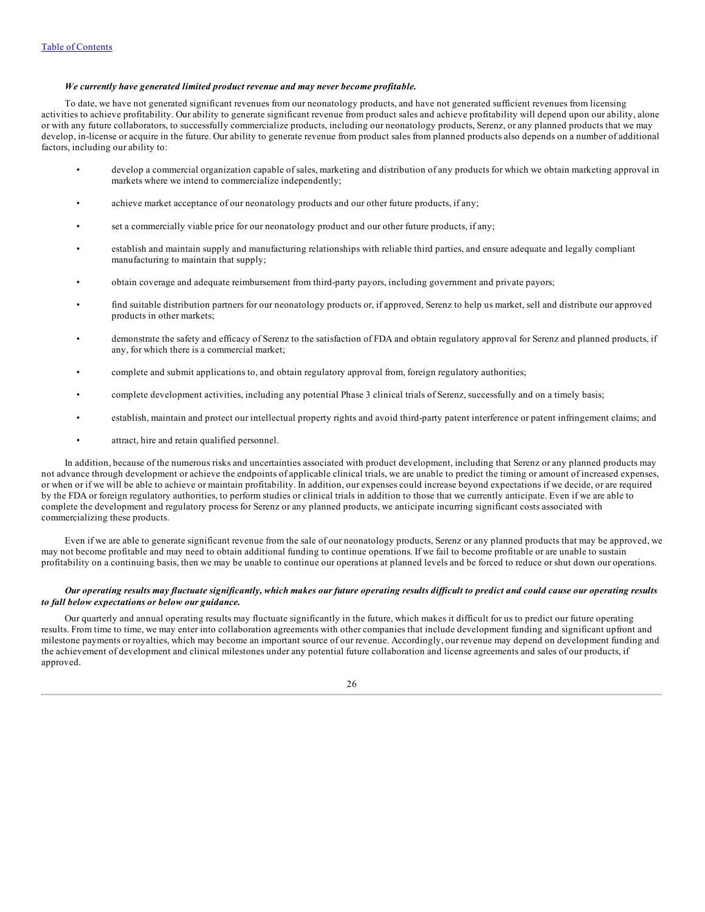***We currently have generated limited product revenue and may never become profitable.***

To date, we have not generated significant revenues from our neonatology products, and have not generated sufficient revenues from licensing activities to achieve profitability. Our ability to generate significant revenue from product sales and achieve profitability will depend upon our ability, alone or with any future collaborators, to successfully commercialize products, including our neonatology products, Serenz, or any planned products that we may develop, in-license or acquire in the future. Our ability to generate revenue from product sales from planned products also depends on a number of additional factors, including our ability to:

- develop a commercial organization capable of sales, marketing and distribution of any products for which we obtain marketing approval in markets where we intend to commercialize independently;
- achieve market acceptance of our neonatology products and our other future products, if any;
- set a commercially viable price for our neonatology product and our other future products, if any;
- establish and maintain supply and manufacturing relationships with reliable third parties, and ensure adequate and legally compliant manufacturing to maintain that supply;
- obtain coverage and adequate reimbursement from third-party payors, including government and private payors;
- find suitable distribution partners for our neonatology products or, if approved, Serenz to help us market, sell and distribute our approved products in other markets;
- demonstrate the safety and efficacy of Serenz to the satisfaction of FDA and obtain regulatory approval for Serenz and planned products, if any, for which there is a commercial market;
- complete and submit applications to, and obtain regulatory approval from, foreign regulatory authorities;
- complete development activities, including any potential Phase 3 clinical trials of Serenz, successfully and on a timely basis;
- establish, maintain and protect our intellectual property rights and avoid third-party patent interference or patent infringement claims; and
- attract, hire and retain qualified personnel.

In addition, because of the numerous risks and uncertainties associated with product development, including that Serenz or any planned products may not advance through development or achieve the endpoints of applicable clinical trials, we are unable to predict the timing or amount of increased expenses, or when or if we will be able to achieve or maintain profitability. In addition, our expenses could increase beyond expectations if we decide, or are required by the FDA or foreign regulatory authorities, to perform studies or clinical trials in addition to those that we currently anticipate. Even if we are able to complete the development and regulatory process for Serenz or any planned products, we anticipate incurring significant costs associated with commercializing these products.

Even if we are able to generate significant revenue from the sale of our neonatology products, Serenz or any planned products that may be approved, we may not become profitable and may need to obtain additional funding to continue operations. If we fail to become profitable or are unable to sustain profitability on a continuing basis, then we may be unable to continue our operations at planned levels and be forced to reduce or shut down our operations.

***Our operating results may fluctuate significantly, which makes our future operating results difficult to predict and could cause our operating results to fall below expectations or below our guidance.***

Our quarterly and annual operating results may fluctuate significantly in the future, which makes it difficult for us to predict our future operating results. From time to time, we may enter into collaboration agreements with other companies that include development funding and significant upfront and milestone payments or royalties, which may become an important source of our revenue. Accordingly, our revenue may depend on development funding and the achievement of development and clinical milestones under any potential future collaboration and license agreements and sales of our products, if approved.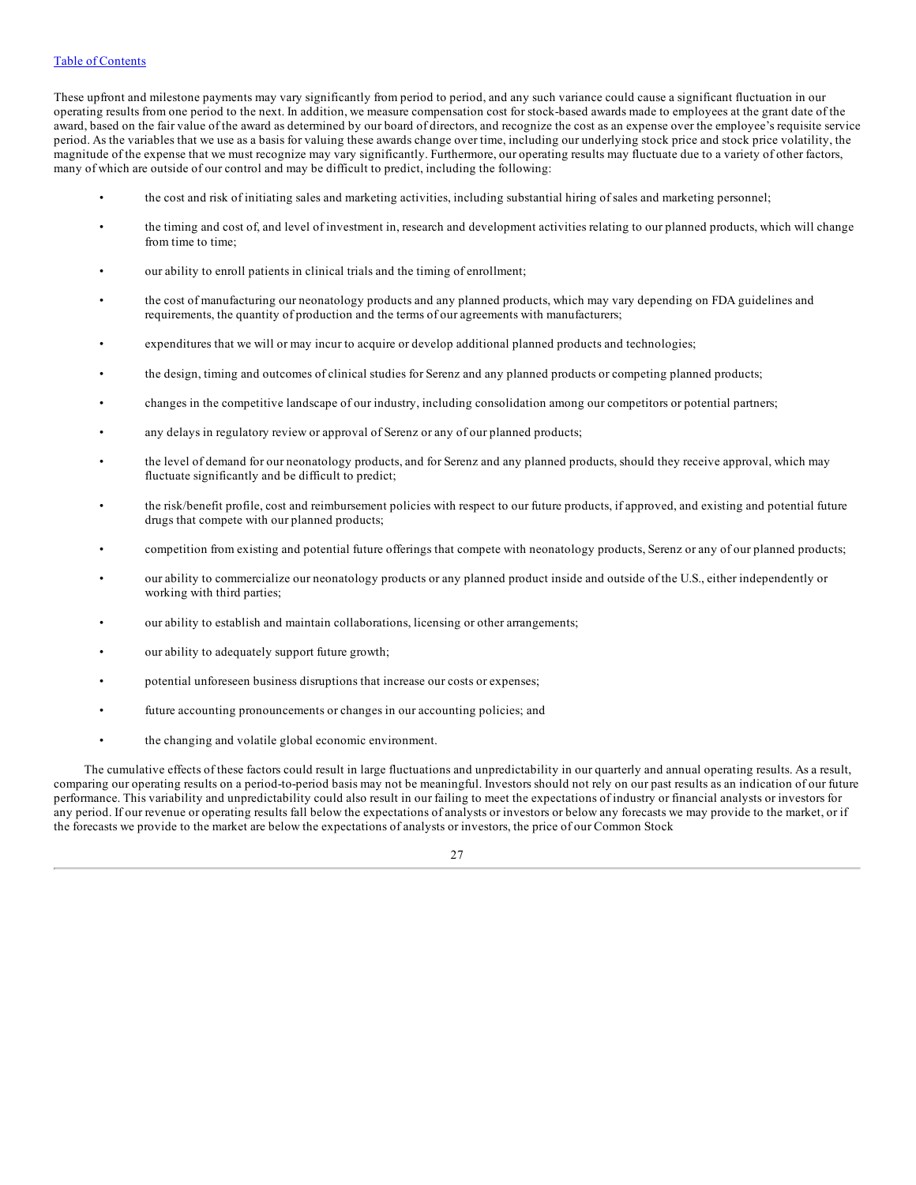These upfront and milestone payments may vary significantly from period to period, and any such variance could cause a significant fluctuation in our operating results from one period to the next. In addition, we measure compensation cost for stock-based awards made to employees at the grant date of the award, based on the fair value of the award as determined by our board of directors, and recognize the cost as an expense over the employee's requisite service period. As the variables that we use as a basis for valuing these awards change over time, including our underlying stock price and stock price volatility, the magnitude of the expense that we must recognize may vary significantly. Furthermore, our operating results may fluctuate due to a variety of other factors, many of which are outside of our control and may be difficult to predict, including the following:

- the cost and risk of initiating sales and marketing activities, including substantial hiring of sales and marketing personnel;
- the timing and cost of, and level of investment in, research and development activities relating to our planned products, which will change from time to time;
- our ability to enroll patients in clinical trials and the timing of enrollment;
- the cost of manufacturing our neonatology products and any planned products, which may vary depending on FDA guidelines and requirements, the quantity of production and the terms of our agreements with manufacturers;
- expenditures that we will or may incur to acquire or develop additional planned products and technologies;
- the design, timing and outcomes of clinical studies for Serenz and any planned products or competing planned products;
- changes in the competitive landscape of our industry, including consolidation among our competitors or potential partners;
- any delays in regulatory review or approval of Serenz or any of our planned products;
- the level of demand for our neonatology products, and for Serenz and any planned products, should they receive approval, which may fluctuate significantly and be difficult to predict;
- the risk/benefit profile, cost and reimbursement policies with respect to our future products, if approved, and existing and potential future drugs that compete with our planned products;
- competition from existing and potential future offerings that compete with neonatology products, Serenz or any of our planned products;
- our ability to commercialize our neonatology products or any planned product inside and outside of the U.S., either independently or working with third parties;
- our ability to establish and maintain collaborations, licensing or other arrangements;
- our ability to adequately support future growth;
- potential unforeseen business disruptions that increase our costs or expenses;
- future accounting pronouncements or changes in our accounting policies; and
- the changing and volatile global economic environment.

The cumulative effects of these factors could result in large fluctuations and unpredictability in our quarterly and annual operating results. As a result, comparing our operating results on a period-to-period basis may not be meaningful. Investors should not rely on our past results as an indication of our future performance. This variability and unpredictability could also result in our failing to meet the expectations of industry or financial analysts or investors for any period. If our revenue or operating results fall below the expectations of analysts or investors or below any forecasts we may provide to the market, or if the forecasts we provide to the market are below the expectations of analysts or investors, the price of our Common Stock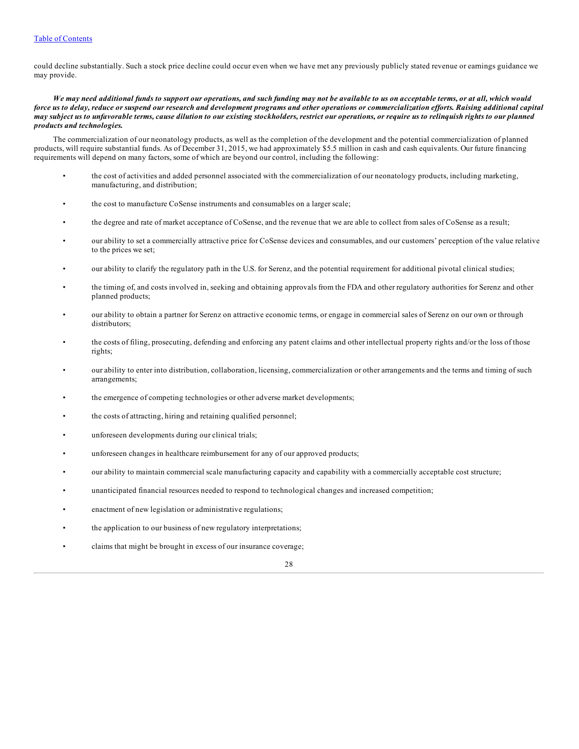could decline substantially. Such a stock price decline could occur even when we have met any previously publicly stated revenue or earnings guidance we may provide.

***We may need additional funds to support our operations, and such funding may not be available to us on acceptable terms, or at all, which would force us to delay, reduce or suspend our research and development programs and other operations or commercialization efforts. Raising additional capital may subject us to unfavorable terms, cause dilution to our existing stockholders, restrict our operations, or require us to relinquish rights to our planned products and technologies.***

The commercialization of our neonatology products, as well as the completion of the development and the potential commercialization of planned products, will require substantial funds. As of December 31, 2015, we had approximately $5.5 million in cash and cash equivalents. Our future financing requirements will depend on many factors, some of which are beyond our control, including the following:

- the cost of activities and added personnel associated with the commercialization of our neonatology products, including marketing, manufacturing, and distribution;
- the cost to manufacture CoSense instruments and consumables on a larger scale;
- the degree and rate of market acceptance of CoSense, and the revenue that we are able to collect from sales of CoSense as a result;
- our ability to set a commercially attractive price for CoSense devices and consumables, and our customers' perception of the value relative to the prices we set;
- our ability to clarify the regulatory path in the U.S. for Serenz, and the potential requirement for additional pivotal clinical studies;
- the timing of, and costs involved in, seeking and obtaining approvals from the FDA and other regulatory authorities for Serenz and other planned products;
- our ability to obtain a partner for Serenz on attractive economic terms, or engage in commercial sales of Serenz on our own or through distributors;
- the costs of filing, prosecuting, defending and enforcing any patent claims and other intellectual property rights and/or the loss of those rights;
- our ability to enter into distribution, collaboration, licensing, commercialization or other arrangements and the terms and timing of such arrangements;
- the emergence of competing technologies or other adverse market developments;
- the costs of attracting, hiring and retaining qualified personnel;
- unforeseen developments during our clinical trials;
- unforeseen changes in healthcare reimbursement for any of our approved products;
- our ability to maintain commercial scale manufacturing capacity and capability with a commercially acceptable cost structure;
- unanticipated financial resources needed to respond to technological changes and increased competition;
- enactment of new legislation or administrative regulations;
- the application to our business of new regulatory interpretations;
- claims that might be brought in excess of our insurance coverage;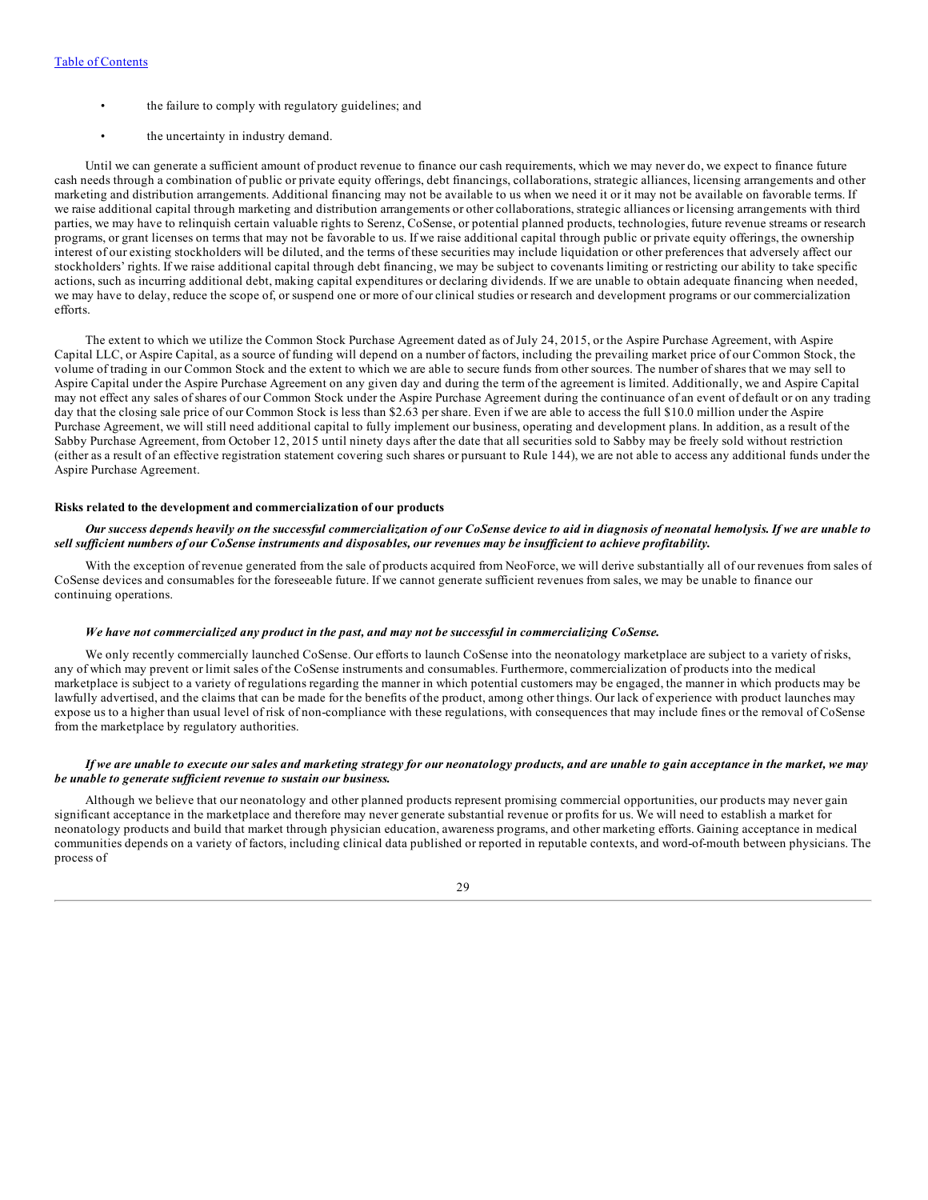- the failure to comply with regulatory guidelines; and
- the uncertainty in industry demand.

Until we can generate a sufficient amount of product revenue to finance our cash requirements, which we may never do, we expect to finance future cash needs through a combination of public or private equity offerings, debt financings, collaborations, strategic alliances, licensing arrangements and other marketing and distribution arrangements. Additional financing may not be available to us when we need it or it may not be available on favorable terms. If we raise additional capital through marketing and distribution arrangements or other collaborations, strategic alliances or licensing arrangements with third parties, we may have to relinquish certain valuable rights to Serenz, CoSense, or potential planned products, technologies, future revenue streams or research programs, or grant licenses on terms that may not be favorable to us. If we raise additional capital through public or private equity offerings, the ownership interest of our existing stockholders will be diluted, and the terms of these securities may include liquidation or other preferences that adversely affect our stockholders' rights. If we raise additional capital through debt financing, we may be subject to covenants limiting or restricting our ability to take specific actions, such as incurring additional debt, making capital expenditures or declaring dividends. If we are unable to obtain adequate financing when needed, we may have to delay, reduce the scope of, or suspend one or more of our clinical studies or research and development programs or our commercialization efforts.

The extent to which we utilize the Common Stock Purchase Agreement dated as of July 24, 2015, or the Aspire Purchase Agreement, with Aspire Capital LLC, or Aspire Capital, as a source of funding will depend on a number of factors, including the prevailing market price of our Common Stock, the volume of trading in our Common Stock and the extent to which we are able to secure funds from other sources. The number of shares that we may sell to Aspire Capital under the Aspire Purchase Agreement on any given day and during the term of the agreement is limited. Additionally, we and Aspire Capital may not effect any sales of shares of our Common Stock under the Aspire Purchase Agreement during the continuance of an event of default or on any trading day that the closing sale price of our Common Stock is less than $2.63 per share. Even if we are able to access the full $10.0 million under the Aspire Purchase Agreement, we will still need additional capital to fully implement our business, operating and development plans. In addition, as a result of the Sabby Purchase Agreement, from October 12, 2015 until ninety days after the date that all securities sold to Sabby may be freely sold without restriction (either as a result of an effective registration statement covering such shares or pursuant to Rule 144), we are not able to access any additional funds under the Aspire Purchase Agreement.

**Risks related to the development and commercialization of our products**

***Our success depends heavily on the successful commercialization of our CoSense device to aid in diagnosis of neonatal hemolysis. If we are unable to sell sufficient numbers of our CoSense instruments and disposables, our revenues may be insufficient to achieve profitability.***

With the exception of revenue generated from the sale of products acquired from NeoForce, we will derive substantially all of our revenues from sales of CoSense devices and consumables for the foreseeable future. If we cannot generate sufficient revenues from sales, we may be unable to finance our continuing operations.

***We have not commercialized any product in the past, and may not be successful in commercializing CoSense.***

We only recently commercially launched CoSense. Our efforts to launch CoSense into the neonatology marketplace are subject to a variety of risks, any of which may prevent or limit sales of the CoSense instruments and consumables. Furthermore, commercialization of products into the medical marketplace is subject to a variety of regulations regarding the manner in which potential customers may be engaged, the manner in which products may be lawfully advertised, and the claims that can be made for the benefits of the product, among other things. Our lack of experience with product launches may expose us to a higher than usual level of risk of non-compliance with these regulations, with consequences that may include fines or the removal of CoSense from the marketplace by regulatory authorities.

***If we are unable to execute our sales and marketing strategy for our neonatology products, and are unable to gain acceptance in the market, we may be unable to generate sufficient revenue to sustain our business.***

Although we believe that our neonatology and other planned products represent promising commercial opportunities, our products may never gain significant acceptance in the marketplace and therefore may never generate substantial revenue or profits for us. We will need to establish a market for neonatology products and build that market through physician education, awareness programs, and other marketing efforts. Gaining acceptance in medical communities depends on a variety of factors, including clinical data published or reported in reputable contexts, and word-of-mouth between physicians. The process of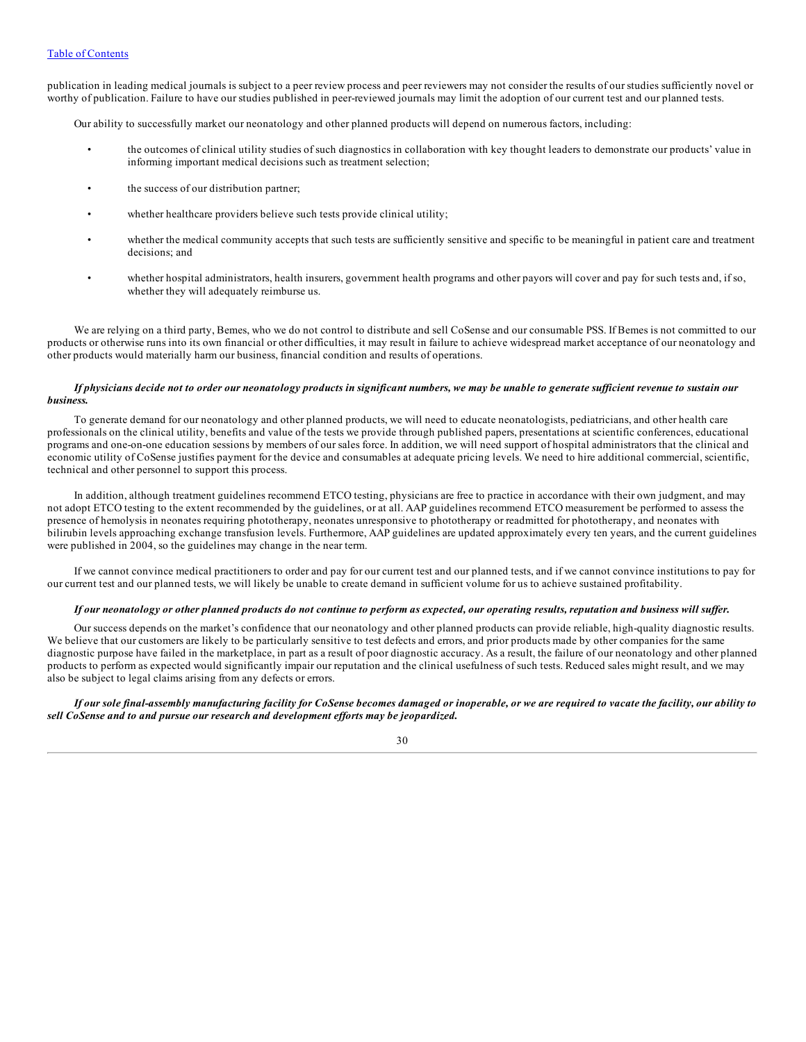publication in leading medical journals is subject to a peer review process and peer reviewers may not consider the results of our studies sufficiently novel or worthy of publication. Failure to have our studies published in peer-reviewed journals may limit the adoption of our current test and our planned tests.

Our ability to successfully market our neonatology and other planned products will depend on numerous factors, including:

- the outcomes of clinical utility studies of such diagnostics in collaboration with key thought leaders to demonstrate our products' value in informing important medical decisions such as treatment selection;
- the success of our distribution partner;
- whether healthcare providers believe such tests provide clinical utility;
- whether the medical community accepts that such tests are sufficiently sensitive and specific to be meaningful in patient care and treatment decisions; and
- whether hospital administrators, health insurers, government health programs and other payors will cover and pay for such tests and, if so, whether they will adequately reimburse us.

We are relying on a third party, Bemes, who we do not control to distribute and sell CoSense and our consumable PSS. If Bemes is not committed to our products or otherwise runs into its own financial or other difficulties, it may result in failure to achieve widespread market acceptance of our neonatology and other products would materially harm our business, financial condition and results of operations.

***If physicians decide not to order our neonatology products in significant numbers, we may be unable to generate sufficient revenue to sustain our business.***

To generate demand for our neonatology and other planned products, we will need to educate neonatologists, pediatricians, and other health care professionals on the clinical utility, benefits and value of the tests we provide through published papers, presentations at scientific conferences, educational programs and one-on-one education sessions by members of our sales force. In addition, we will need support of hospital administrators that the clinical and economic utility of CoSense justifies payment for the device and consumables at adequate pricing levels. We need to hire additional commercial, scientific, technical and other personnel to support this process.

In addition, although treatment guidelines recommend ETCO testing, physicians are free to practice in accordance with their own judgment, and may not adopt ETCO testing to the extent recommended by the guidelines, or at all. AAP guidelines recommend ETCO measurement be performed to assess the presence of hemolysis in neonates requiring phototherapy, neonates unresponsive to phototherapy or readmitted for phototherapy, and neonates with bilirubin levels approaching exchange transfusion levels. Furthermore, AAP guidelines are updated approximately every ten years, and the current guidelines were published in 2004, so the guidelines may change in the near term.

If we cannot convince medical practitioners to order and pay for our current test and our planned tests, and if we cannot convince institutions to pay for our current test and our planned tests, we will likely be unable to create demand in sufficient volume for us to achieve sustained profitability.

***If our neonatology or other planned products do not continue to perform as expected, our operating results, reputation and business will suffer.***

Our success depends on the market's confidence that our neonatology and other planned products can provide reliable, high-quality diagnostic results. We believe that our customers are likely to be particularly sensitive to test defects and errors, and prior products made by other companies for the same diagnostic purpose have failed in the marketplace, in part as a result of poor diagnostic accuracy. As a result, the failure of our neonatology and other planned products to perform as expected would significantly impair our reputation and the clinical usefulness of such tests. Reduced sales might result, and we may also be subject to legal claims arising from any defects or errors.

***If our sole final-assembly manufacturing facility for CoSense becomes damaged or inoperable, or we are required to vacate the facility, our ability to sell CoSense and to and pursue our research and development efforts may be jeopardized.***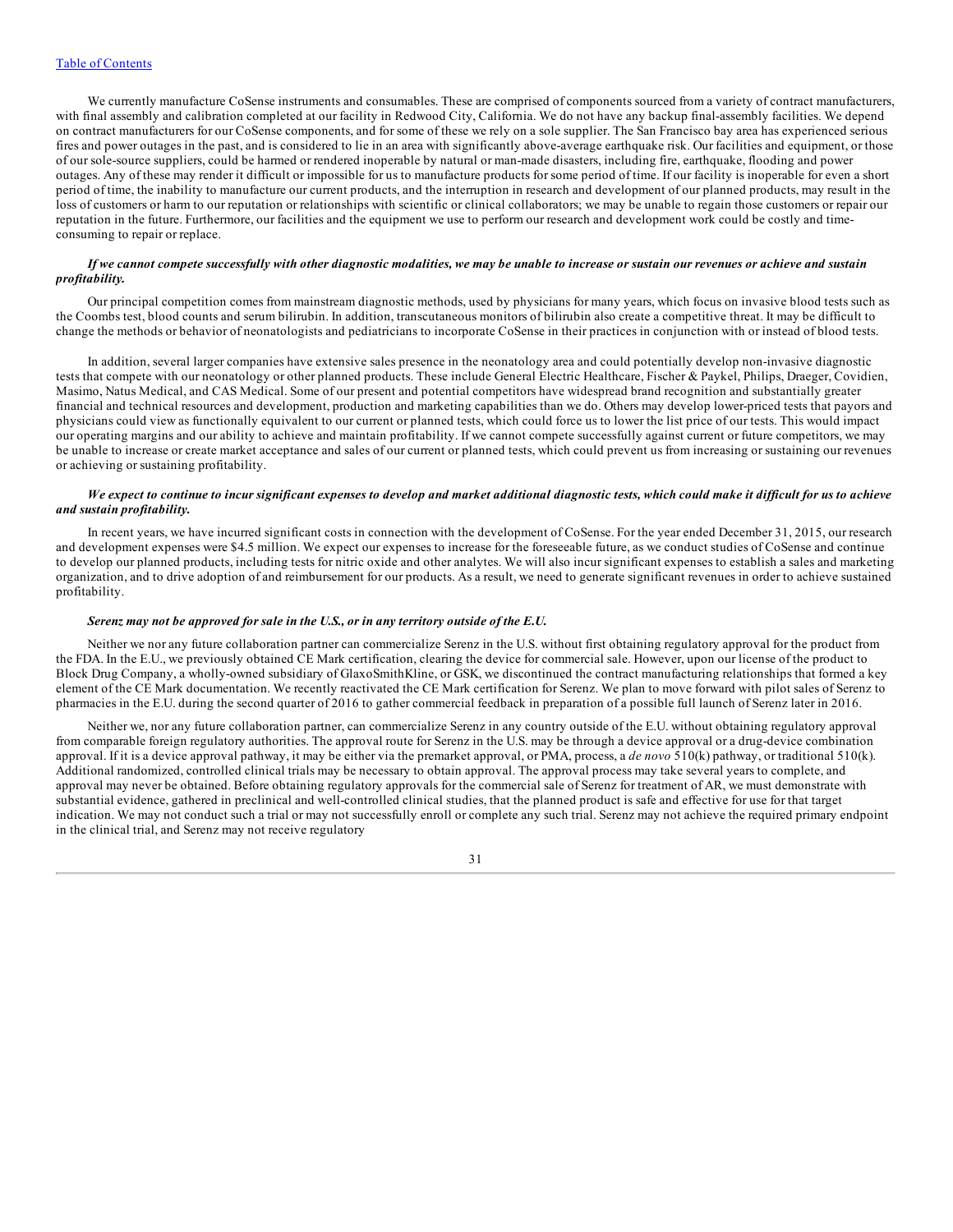We currently manufacture CoSense instruments and consumables. These are comprised of components sourced from a variety of contract manufacturers, with final assembly and calibration completed at our facility in Redwood City, California. We do not have any backup final-assembly facilities. We depend on contract manufacturers for our CoSense components, and for some of these we rely on a sole supplier. The San Francisco bay area has experienced serious fires and power outages in the past, and is considered to lie in an area with significantly above-average earthquake risk. Our facilities and equipment, or those of our sole-source suppliers, could be harmed or rendered inoperable by natural or man-made disasters, including fire, earthquake, flooding and power outages. Any of these may render it difficult or impossible for us to manufacture products for some period of time. If our facility is inoperable for even a short period of time, the inability to manufacture our current products, and the interruption in research and development of our planned products, may result in the loss of customers or harm to our reputation or relationships with scientific or clinical collaborators; we may be unable to regain those customers or repair our reputation in the future. Furthermore, our facilities and the equipment we use to perform our research and development work could be costly and time-consuming to repair or replace.

***If we cannot compete successfully with other diagnostic modalities, we may be unable to increase or sustain our revenues or achieve and sustain profitability.***

Our principal competition comes from mainstream diagnostic methods, used by physicians for many years, which focus on invasive blood tests such as the Coombs test, blood counts and serum bilirubin. In addition, transcutaneous monitors of bilirubin also create a competitive threat. It may be difficult to change the methods or behavior of neonatologists and pediatricians to incorporate CoSense in their practices in conjunction with or instead of blood tests.

In addition, several larger companies have extensive sales presence in the neonatology area and could potentially develop non-invasive diagnostic tests that compete with our neonatology or other planned products. These include General Electric Healthcare, Fischer & Paykel, Philips, Draeger, Covidien, Masimo, Natus Medical, and CAS Medical. Some of our present and potential competitors have widespread brand recognition and substantially greater financial and technical resources and development, production and marketing capabilities than we do. Others may develop lower-priced tests that payors and physicians could view as functionally equivalent to our current or planned tests, which could force us to lower the list price of our tests. This would impact our operating margins and our ability to achieve and maintain profitability. If we cannot compete successfully against current or future competitors, we may be unable to increase or create market acceptance and sales of our current or planned tests, which could prevent us from increasing or sustaining our revenues or achieving or sustaining profitability.

***We expect to continue to incur significant expenses to develop and market additional diagnostic tests, which could make it difficult for us to achieve and sustain profitability.***

In recent years, we have incurred significant costs in connection with the development of CoSense. For the year ended December 31, 2015, our research and development expenses were $4.5 million. We expect our expenses to increase for the foreseeable future, as we conduct studies of CoSense and continue to develop our planned products, including tests for nitric oxide and other analytes. We will also incur significant expenses to establish a sales and marketing organization, and to drive adoption of and reimbursement for our products. As a result, we need to generate significant revenues in order to achieve sustained profitability.

***Serenz may not be approved for sale in the U.S., or in any territory outside of the E.U.***

Neither we nor any future collaboration partner can commercialize Serenz in the U.S. without first obtaining regulatory approval for the product from the FDA. In the E.U., we previously obtained CE Mark certification, clearing the device for commercial sale. However, upon our license of the product to Block Drug Company, a wholly-owned subsidiary of GlaxoSmithKline, or GSK, we discontinued the contract manufacturing relationships that formed a key element of the CE Mark documentation. We recently reactivated the CE Mark certification for Serenz. We plan to move forward with pilot sales of Serenz to pharmacies in the E.U. during the second quarter of 2016 to gather commercial feedback in preparation of a possible full launch of Serenz later in 2016.

Neither we, nor any future collaboration partner, can commercialize Serenz in any country outside of the E.U. without obtaining regulatory approval from comparable foreign regulatory authorities. The approval route for Serenz in the U.S. may be through a device approval or a drug-device combination approval. If it is a device approval pathway, it may be either via the premarket approval, or PMA, process, a *de novo* 510(k) pathway, or traditional 510(k). Additional randomized, controlled clinical trials may be necessary to obtain approval. The approval process may take several years to complete, and approval may never be obtained. Before obtaining regulatory approvals for the commercial sale of Serenz for treatment of AR, we must demonstrate with substantial evidence, gathered in preclinical and well-controlled clinical studies, that the planned product is safe and effective for use for that target indication. We may not conduct such a trial or may not successfully enroll or complete any such trial. Serenz may not achieve the required primary endpoint in the clinical trial, and Serenz may not receive regulatory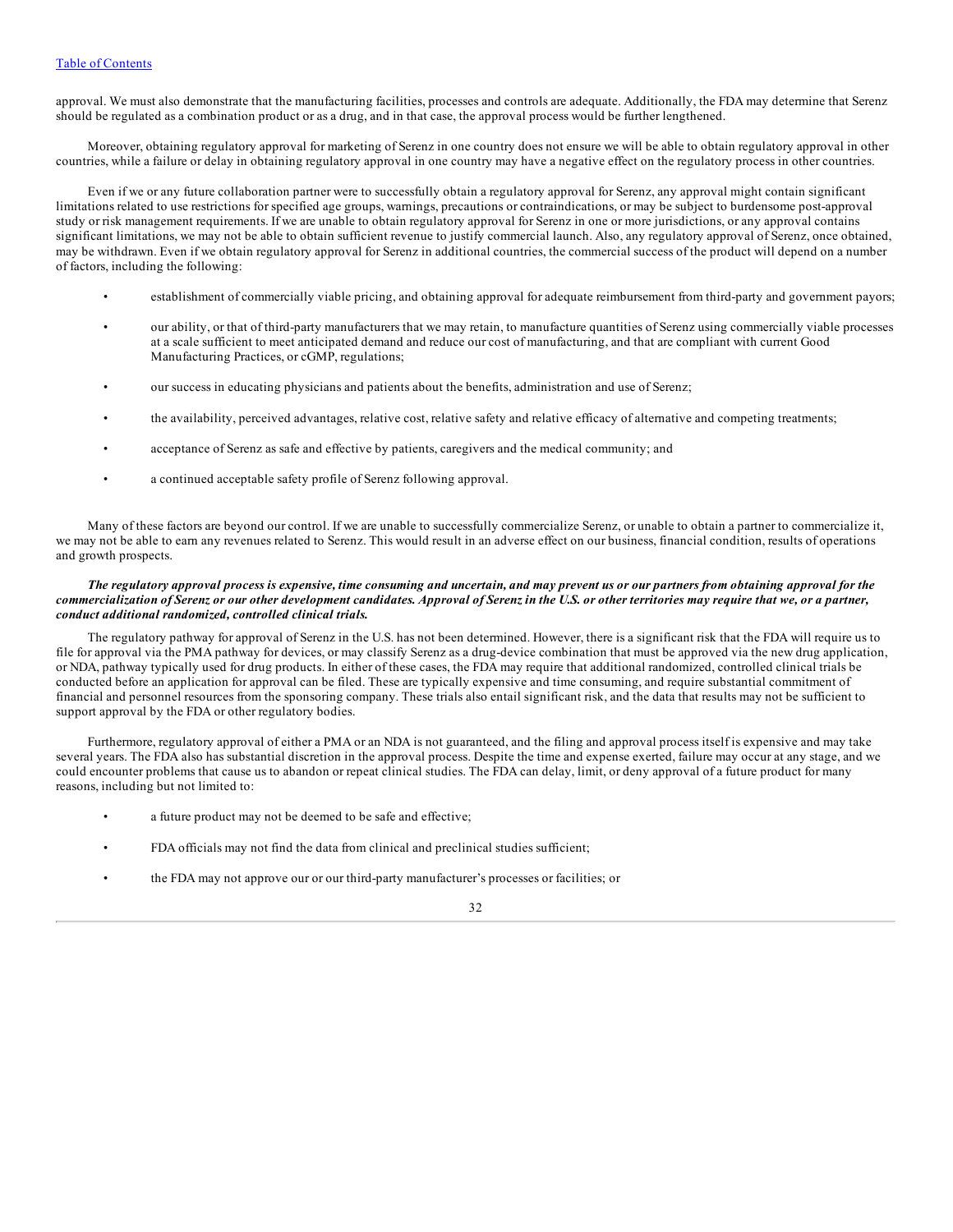approval. We must also demonstrate that the manufacturing facilities, processes and controls are adequate. Additionally, the FDA may determine that Serenz should be regulated as a combination product or as a drug, and in that case, the approval process would be further lengthened.

Moreover, obtaining regulatory approval for marketing of Serenz in one country does not ensure we will be able to obtain regulatory approval in other countries, while a failure or delay in obtaining regulatory approval in one country may have a negative effect on the regulatory process in other countries.

Even if we or any future collaboration partner were to successfully obtain a regulatory approval for Serenz, any approval might contain significant limitations related to use restrictions for specified age groups, warnings, precautions or contraindications, or may be subject to burdensome post-approval study or risk management requirements. If we are unable to obtain regulatory approval for Serenz in one or more jurisdictions, or any approval contains significant limitations, we may not be able to obtain sufficient revenue to justify commercial launch. Also, any regulatory approval of Serenz, once obtained, may be withdrawn. Even if we obtain regulatory approval for Serenz in additional countries, the commercial success of the product will depend on a number of factors, including the following:

- establishment of commercially viable pricing, and obtaining approval for adequate reimbursement from third-party and government payors;
- our ability, or that of third-party manufacturers that we may retain, to manufacture quantities of Serenz using commercially viable processes at a scale sufficient to meet anticipated demand and reduce our cost of manufacturing, and that are compliant with current Good Manufacturing Practices, or cGMP, regulations;
- our success in educating physicians and patients about the benefits, administration and use of Serenz;
- the availability, perceived advantages, relative cost, relative safety and relative efficacy of alternative and competing treatments;
- acceptance of Serenz as safe and effective by patients, caregivers and the medical community; and
- a continued acceptable safety profile of Serenz following approval.

Many of these factors are beyond our control. If we are unable to successfully commercialize Serenz, or unable to obtain a partner to commercialize it, we may not be able to earn any revenues related to Serenz. This would result in an adverse effect on our business, financial condition, results of operations and growth prospects.

***The regulatory approval process is expensive, time consuming and uncertain, and may prevent us or our partners from obtaining approval for the commercialization of Serenz or our other development candidates. Approval of Serenz in the U.S. or other territories may require that we, or a partner, conduct additional randomized, controlled clinical trials.***

The regulatory pathway for approval of Serenz in the U.S. has not been determined. However, there is a significant risk that the FDA will require us to file for approval via the PMA pathway for devices, or may classify Serenz as a drug-device combination that must be approved via the new drug application, or NDA, pathway typically used for drug products. In either of these cases, the FDA may require that additional randomized, controlled clinical trials be conducted before an application for approval can be filed. These are typically expensive and time consuming, and require substantial commitment of financial and personnel resources from the sponsoring company. These trials also entail significant risk, and the data that results may not be sufficient to support approval by the FDA or other regulatory bodies.

Furthermore, regulatory approval of either a PMA or an NDA is not guaranteed, and the filing and approval process itself is expensive and may take several years. The FDA also has substantial discretion in the approval process. Despite the time and expense exerted, failure may occur at any stage, and we could encounter problems that cause us to abandon or repeat clinical studies. The FDA can delay, limit, or deny approval of a future product for many reasons, including but not limited to:

- a future product may not be deemed to be safe and effective;
- FDA officials may not find the data from clinical and preclinical studies sufficient;
- the FDA may not approve our or our third-party manufacturer's processes or facilities; or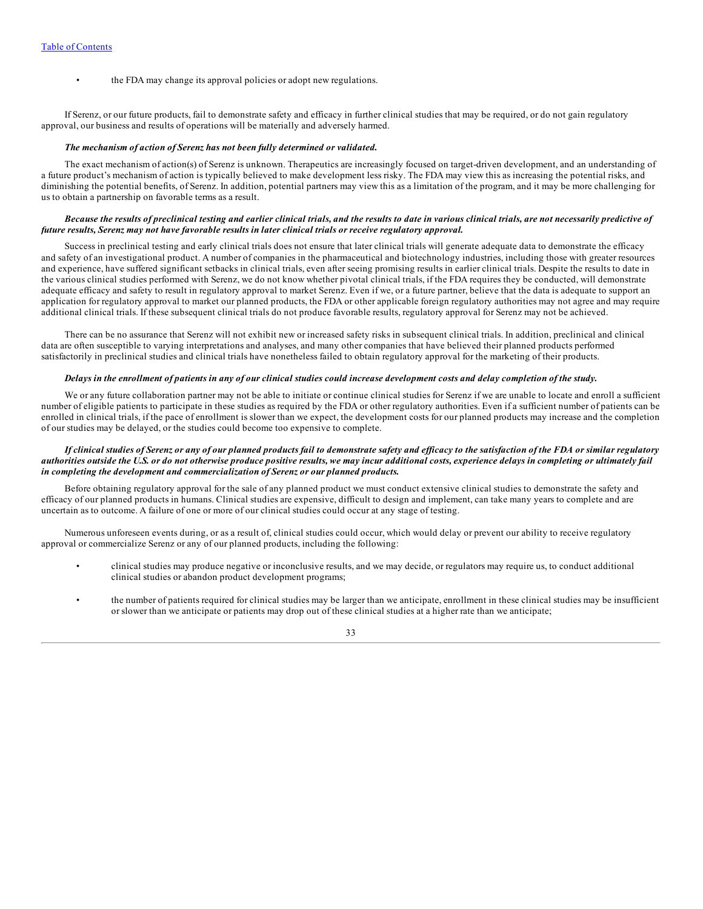- the FDA may change its approval policies or adopt new regulations.

If Serenz, or our future products, fail to demonstrate safety and efficacy in further clinical studies that may be required, or do not gain regulatory approval, our business and results of operations will be materially and adversely harmed.

***The mechanism of action of Serenz has not been fully determined or validated.***

The exact mechanism of action(s) of Serenz is unknown. Therapeutics are increasingly focused on target-driven development, and an understanding of a future product's mechanism of action is typically believed to make development less risky. The FDA may view this as increasing the potential risks, and diminishing the potential benefits, of Serenz. In addition, potential partners may view this as a limitation of the program, and it may be more challenging for us to obtain a partnership on favorable terms as a result.

***Because the results of preclinical testing and earlier clinical trials, and the results to date in various clinical trials, are not necessarily predictive of future results, Serenz may not have favorable results in later clinical trials or receive regulatory approval.***

Success in preclinical testing and early clinical trials does not ensure that later clinical trials will generate adequate data to demonstrate the efficacy and safety of an investigational product. A number of companies in the pharmaceutical and biotechnology industries, including those with greater resources and experience, have suffered significant setbacks in clinical trials, even after seeing promising results in earlier clinical trials. Despite the results to date in the various clinical studies performed with Serenz, we do not know whether pivotal clinical trials, if the FDA requires they be conducted, will demonstrate adequate efficacy and safety to result in regulatory approval to market Serenz. Even if we, or a future partner, believe that the data is adequate to support an application for regulatory approval to market our planned products, the FDA or other applicable foreign regulatory authorities may not agree and may require additional clinical trials. If these subsequent clinical trials do not produce favorable results, regulatory approval for Serenz may not be achieved.

There can be no assurance that Serenz will not exhibit new or increased safety risks in subsequent clinical trials. In addition, preclinical and clinical data are often susceptible to varying interpretations and analyses, and many other companies that have believed their planned products performed satisfactorily in preclinical studies and clinical trials have nonetheless failed to obtain regulatory approval for the marketing of their products.

***Delays in the enrollment of patients in any of our clinical studies could increase development costs and delay completion of the study.***

We or any future collaboration partner may not be able to initiate or continue clinical studies for Serenz if we are unable to locate and enroll a sufficient number of eligible patients to participate in these studies as required by the FDA or other regulatory authorities. Even if a sufficient number of patients can be enrolled in clinical trials, if the pace of enrollment is slower than we expect, the development costs for our planned products may increase and the completion of our studies may be delayed, or the studies could become too expensive to complete.

***If clinical studies of Serenz or any of our planned products fail to demonstrate safety and efficacy to the satisfaction of the FDA or similar regulatory authorities outside the U.S. or do not otherwise produce positive results, we may incur additional costs, experience delays in completing or ultimately fail in completing the development and commercialization of Serenz or our planned products.***

Before obtaining regulatory approval for the sale of any planned product we must conduct extensive clinical studies to demonstrate the safety and efficacy of our planned products in humans. Clinical studies are expensive, difficult to design and implement, can take many years to complete and are uncertain as to outcome. A failure of one or more of our clinical studies could occur at any stage of testing.

Numerous unforeseen events during, or as a result of, clinical studies could occur, which would delay or prevent our ability to receive regulatory approval or commercialize Serenz or any of our planned products, including the following:

- clinical studies may produce negative or inconclusive results, and we may decide, or regulators may require us, to conduct additional clinical studies or abandon product development programs;
- the number of patients required for clinical studies may be larger than we anticipate, enrollment in these clinical studies may be insufficient or slower than we anticipate or patients may drop out of these clinical studies at a higher rate than we anticipate;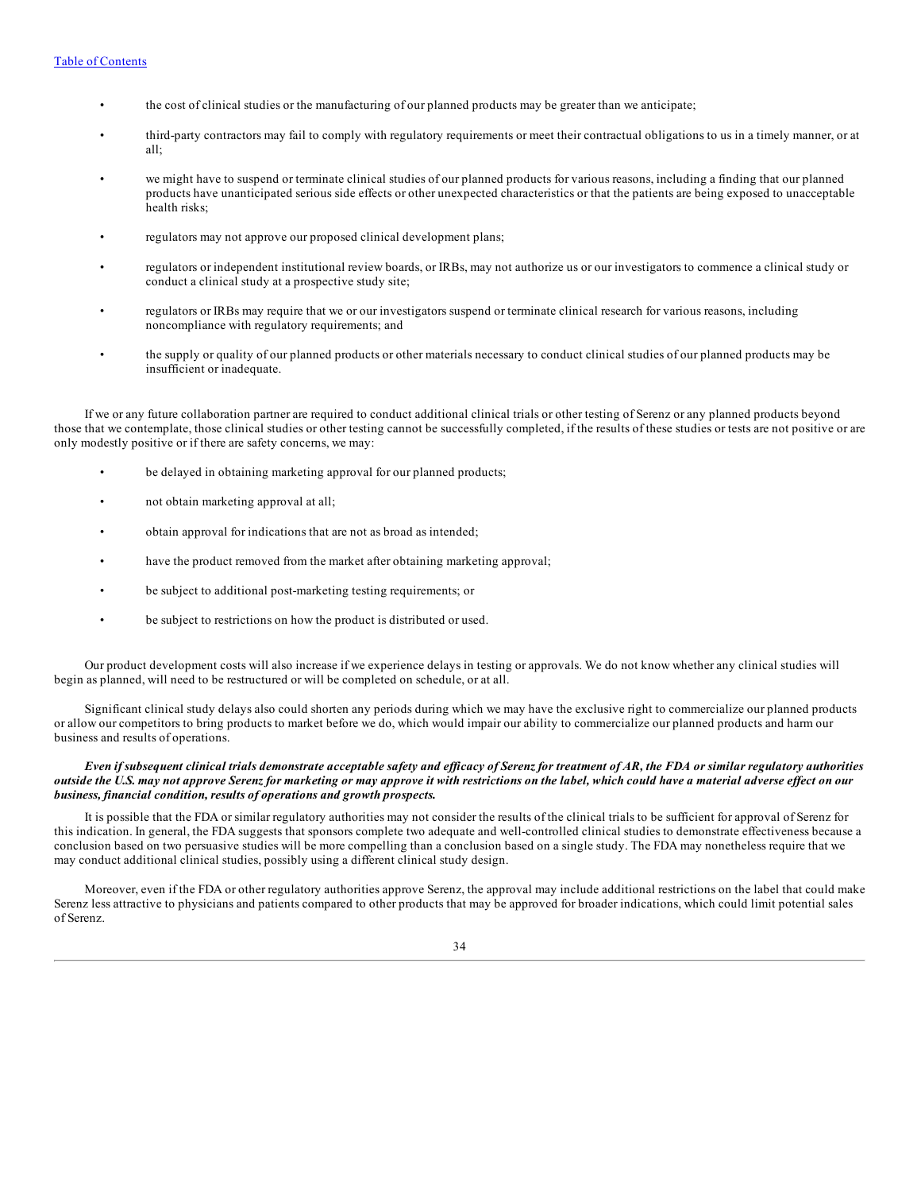- the cost of clinical studies or the manufacturing of our planned products may be greater than we anticipate;
- third-party contractors may fail to comply with regulatory requirements or meet their contractual obligations to us in a timely manner, or at all;
- we might have to suspend or terminate clinical studies of our planned products for various reasons, including a finding that our planned products have unanticipated serious side effects or other unexpected characteristics or that the patients are being exposed to unacceptable health risks;
- regulators may not approve our proposed clinical development plans;
- regulators or independent institutional review boards, or IRBs, may not authorize us or our investigators to commence a clinical study or conduct a clinical study at a prospective study site;
- regulators or IRBs may require that we or our investigators suspend or terminate clinical research for various reasons, including noncompliance with regulatory requirements; and
- the supply or quality of our planned products or other materials necessary to conduct clinical studies of our planned products may be insufficient or inadequate.

If we or any future collaboration partner are required to conduct additional clinical trials or other testing of Serenz or any planned products beyond those that we contemplate, those clinical studies or other testing cannot be successfully completed, if the results of these studies or tests are not positive or are only modestly positive or if there are safety concerns, we may:

- be delayed in obtaining marketing approval for our planned products;
- not obtain marketing approval at all;
- obtain approval for indications that are not as broad as intended;
- have the product removed from the market after obtaining marketing approval;
- be subject to additional post-marketing testing requirements; or
- be subject to restrictions on how the product is distributed or used.

Our product development costs will also increase if we experience delays in testing or approvals. We do not know whether any clinical studies will begin as planned, will need to be restructured or will be completed on schedule, or at all.

Significant clinical study delays also could shorten any periods during which we may have the exclusive right to commercialize our planned products or allow our competitors to bring products to market before we do, which would impair our ability to commercialize our planned products and harm our business and results of operations.

***Even if subsequent clinical trials demonstrate acceptable safety and efficacy of Serenz for treatment of AR, the FDA or similar regulatory authorities outside the U.S. may not approve Serenz for marketing or may approve it with restrictions on the label, which could have a material adverse effect on our business, financial condition, results of operations and growth prospects.***

It is possible that the FDA or similar regulatory authorities may not consider the results of the clinical trials to be sufficient for approval of Serenz for this indication. In general, the FDA suggests that sponsors complete two adequate and well-controlled clinical studies to demonstrate effectiveness because a conclusion based on two persuasive studies will be more compelling than a conclusion based on a single study. The FDA may nonetheless require that we may conduct additional clinical studies, possibly using a different clinical study design.

Moreover, even if the FDA or other regulatory authorities approve Serenz, the approval may include additional restrictions on the label that could make Serenz less attractive to physicians and patients compared to other products that may be approved for broader indications, which could limit potential sales of Serenz.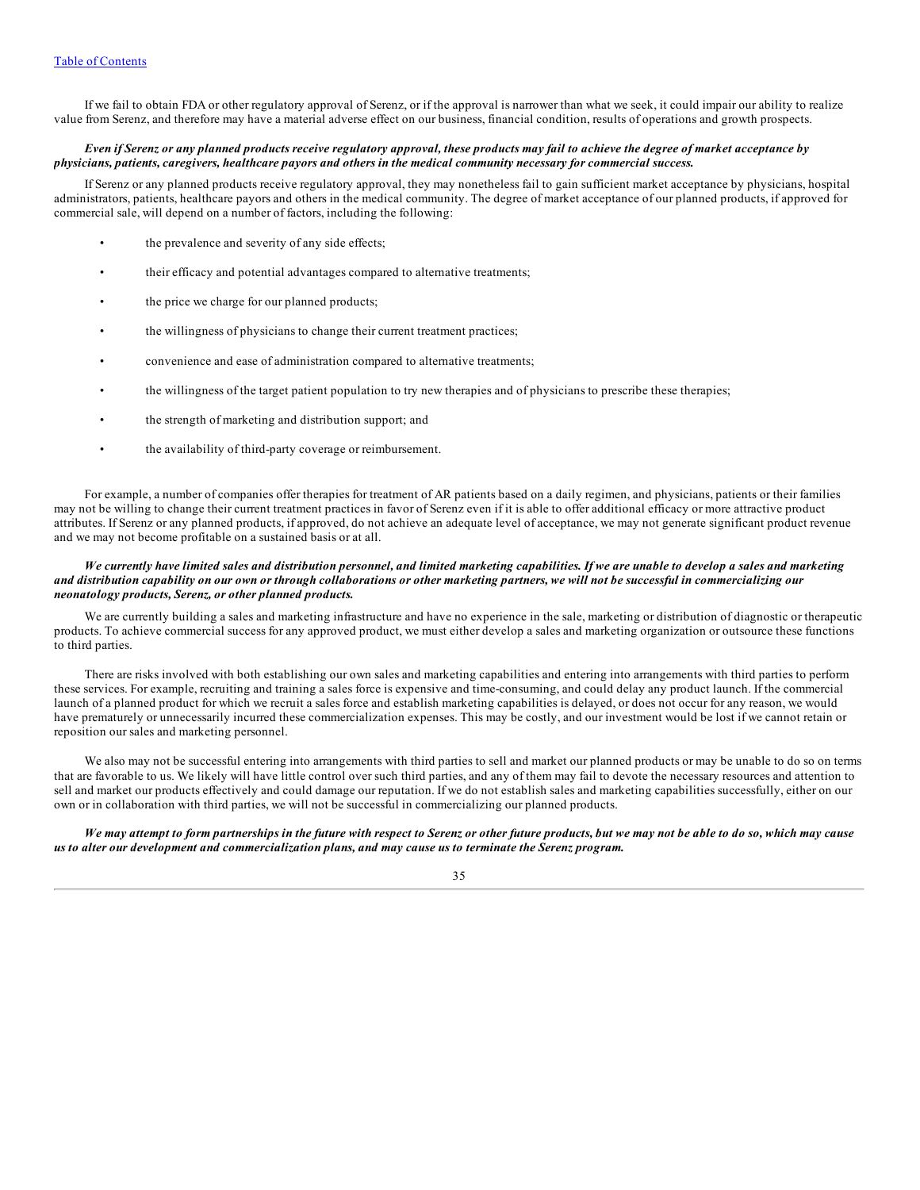If we fail to obtain FDA or other regulatory approval of Serenz, or if the approval is narrower than what we seek, it could impair our ability to realize value from Serenz, and therefore may have a material adverse effect on our business, financial condition, results of operations and growth prospects.

***Even if Serenz or any planned products receive regulatory approval, these products may fail to achieve the degree of market acceptance by physicians, patients, caregivers, healthcare payors and others in the medical community necessary for commercial success.***

If Serenz or any planned products receive regulatory approval, they may nonetheless fail to gain sufficient market acceptance by physicians, hospital administrators, patients, healthcare payors and others in the medical community. The degree of market acceptance of our planned products, if approved for commercial sale, will depend on a number of factors, including the following:

- the prevalence and severity of any side effects;
- their efficacy and potential advantages compared to alternative treatments;
- the price we charge for our planned products;
- the willingness of physicians to change their current treatment practices;
- convenience and ease of administration compared to alternative treatments;
- the willingness of the target patient population to try new therapies and of physicians to prescribe these therapies;
- the strength of marketing and distribution support; and
- the availability of third-party coverage or reimbursement.

For example, a number of companies offer therapies for treatment of AR patients based on a daily regimen, and physicians, patients or their families may not be willing to change their current treatment practices in favor of Serenz even if it is able to offer additional efficacy or more attractive product attributes. If Serenz or any planned products, if approved, do not achieve an adequate level of acceptance, we may not generate significant product revenue and we may not become profitable on a sustained basis or at all.

***We currently have limited sales and distribution personnel, and limited marketing capabilities. If we are unable to develop a sales and marketing and distribution capability on our own or through collaborations or other marketing partners, we will not be successful in commercializing our neonatology products, Serenz, or other planned products.***

We are currently building a sales and marketing infrastructure and have no experience in the sale, marketing or distribution of diagnostic or therapeutic products. To achieve commercial success for any approved product, we must either develop a sales and marketing organization or outsource these functions to third parties.

There are risks involved with both establishing our own sales and marketing capabilities and entering into arrangements with third parties to perform these services. For example, recruiting and training a sales force is expensive and time-consuming, and could delay any product launch. If the commercial launch of a planned product for which we recruit a sales force and establish marketing capabilities is delayed, or does not occur for any reason, we would have prematurely or unnecessarily incurred these commercialization expenses. This may be costly, and our investment would be lost if we cannot retain or reposition our sales and marketing personnel.

We also may not be successful entering into arrangements with third parties to sell and market our planned products or may be unable to do so on terms that are favorable to us. We likely will have little control over such third parties, and any of them may fail to devote the necessary resources and attention to sell and market our products effectively and could damage our reputation. If we do not establish sales and marketing capabilities successfully, either on our own or in collaboration with third parties, we will not be successful in commercializing our planned products.

***We may attempt to form partnerships in the future with respect to Serenz or other future products, but we may not be able to do so, which may cause us to alter our development and commercialization plans, and may cause us to terminate the Serenz program.***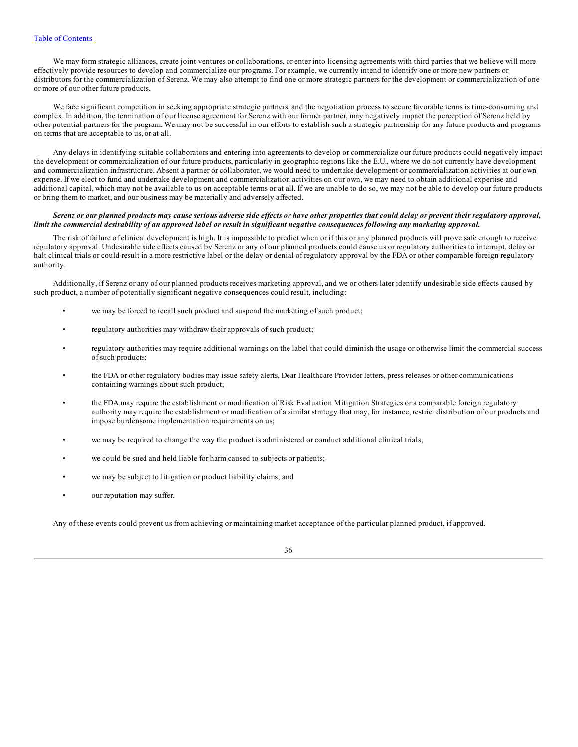We may form strategic alliances, create joint ventures or collaborations, or enter into licensing agreements with third parties that we believe will more effectively provide resources to develop and commercialize our programs. For example, we currently intend to identify one or more new partners or distributors for the commercialization of Serenz. We may also attempt to find one or more strategic partners for the development or commercialization of one or more of our other future products.

We face significant competition in seeking appropriate strategic partners, and the negotiation process to secure favorable terms is time-consuming and complex. In addition, the termination of our license agreement for Serenz with our former partner, may negatively impact the perception of Serenz held by other potential partners for the program. We may not be successful in our efforts to establish such a strategic partnership for any future products and programs on terms that are acceptable to us, or at all.

Any delays in identifying suitable collaborators and entering into agreements to develop or commercialize our future products could negatively impact the development or commercialization of our future products, particularly in geographic regions like the E.U., where we do not currently have development and commercialization infrastructure. Absent a partner or collaborator, we would need to undertake development or commercialization activities at our own expense. If we elect to fund and undertake development and commercialization activities on our own, we may need to obtain additional expertise and additional capital, which may not be available to us on acceptable terms or at all. If we are unable to do so, we may not be able to develop our future products or bring them to market, and our business may be materially and adversely affected.

***Serenz or our planned products may cause serious adverse side effects or have other properties that could delay or prevent their regulatory approval, limit the commercial desirability of an approved label or result in significant negative consequences following any marketing approval.***

The risk of failure of clinical development is high. It is impossible to predict when or if this or any planned products will prove safe enough to receive regulatory approval. Undesirable side effects caused by Serenz or any of our planned products could cause us or regulatory authorities to interrupt, delay or halt clinical trials or could result in a more restrictive label or the delay or denial of regulatory approval by the FDA or other comparable foreign regulatory authority.

Additionally, if Serenz or any of our planned products receives marketing approval, and we or others later identify undesirable side effects caused by such product, a number of potentially significant negative consequences could result, including:

- we may be forced to recall such product and suspend the marketing of such product;
- regulatory authorities may withdraw their approvals of such product;
- regulatory authorities may require additional warnings on the label that could diminish the usage or otherwise limit the commercial success of such products;
- the FDA or other regulatory bodies may issue safety alerts, Dear Healthcare Provider letters, press releases or other communications containing warnings about such product;
- the FDA may require the establishment or modification of Risk Evaluation Mitigation Strategies or a comparable foreign regulatory authority may require the establishment or modification of a similar strategy that may, for instance, restrict distribution of our products and impose burdensome implementation requirements on us;
- we may be required to change the way the product is administered or conduct additional clinical trials;
- we could be sued and held liable for harm caused to subjects or patients;
- we may be subject to litigation or product liability claims; and
- our reputation may suffer.

Any of these events could prevent us from achieving or maintaining market acceptance of the particular planned product, if approved.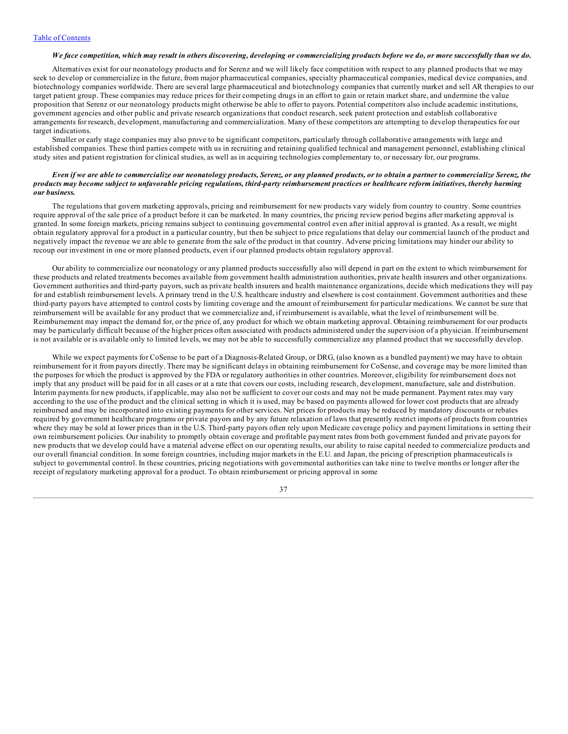***We face competition, which may result in others discovering, developing or commercializing products before we do, or more successfully than we do.***

Alternatives exist for our neonatology products and for Serenz and we will likely face competition with respect to any planned products that we may seek to develop or commercialize in the future, from major pharmaceutical companies, specialty pharmaceutical companies, medical device companies, and biotechnology companies worldwide. There are several large pharmaceutical and biotechnology companies that currently market and sell AR therapies to our target patient group. These companies may reduce prices for their competing drugs in an effort to gain or retain market share, and undermine the value proposition that Serenz or our neonatology products might otherwise be able to offer to payors. Potential competitors also include academic institutions, government agencies and other public and private research organizations that conduct research, seek patent protection and establish collaborative arrangements for research, development, manufacturing and commercialization. Many of these competitors are attempting to develop therapeutics for our target indications.

Smaller or early stage companies may also prove to be significant competitors, particularly through collaborative arrangements with large and established companies. These third parties compete with us in recruiting and retaining qualified technical and management personnel, establishing clinical study sites and patient registration for clinical studies, as well as in acquiring technologies complementary to, or necessary for, our programs.

***Even if we are able to commercialize our neonatology products, Serenz, or any planned products, or to obtain a partner to commercialize Serenz, the products may become subject to unfavorable pricing regulations, third-party reimbursement practices or healthcare reform initiatives, thereby harming our business.***

The regulations that govern marketing approvals, pricing and reimbursement for new products vary widely from country to country. Some countries require approval of the sale price of a product before it can be marketed. In many countries, the pricing review period begins after marketing approval is granted. In some foreign markets, pricing remains subject to continuing governmental control even after initial approval is granted. As a result, we might obtain regulatory approval for a product in a particular country, but then be subject to price regulations that delay our commercial launch of the product and negatively impact the revenue we are able to generate from the sale of the product in that country. Adverse pricing limitations may hinder our ability to recoup our investment in one or more planned products, even if our planned products obtain regulatory approval.

Our ability to commercialize our neonatology or any planned products successfully also will depend in part on the extent to which reimbursement for these products and related treatments becomes available from government health administration authorities, private health insurers and other organizations. Government authorities and third-party payors, such as private health insurers and health maintenance organizations, decide which medications they will pay for and establish reimbursement levels. A primary trend in the U.S. healthcare industry and elsewhere is cost containment. Government authorities and these third-party payors have attempted to control costs by limiting coverage and the amount of reimbursement for particular medications. We cannot be sure that reimbursement will be available for any product that we commercialize and, if reimbursement is available, what the level of reimbursement will be. Reimbursement may impact the demand for, or the price of, any product for which we obtain marketing approval. Obtaining reimbursement for our products may be particularly difficult because of the higher prices often associated with products administered under the supervision of a physician. If reimbursement is not available or is available only to limited levels, we may not be able to successfully commercialize any planned product that we successfully develop.

While we expect payments for CoSense to be part of a Diagnosis-Related Group, or DRG, (also known as a bundled payment) we may have to obtain reimbursement for it from payors directly. There may be significant delays in obtaining reimbursement for CoSense, and coverage may be more limited than the purposes for which the product is approved by the FDA or regulatory authorities in other countries. Moreover, eligibility for reimbursement does not imply that any product will be paid for in all cases or at a rate that covers our costs, including research, development, manufacture, sale and distribution. Interim payments for new products, if applicable, may also not be sufficient to cover our costs and may not be made permanent. Payment rates may vary according to the use of the product and the clinical setting in which it is used, may be based on payments allowed for lower cost products that are already reimbursed and may be incorporated into existing payments for other services. Net prices for products may be reduced by mandatory discounts or rebates required by government healthcare programs or private payors and by any future relaxation of laws that presently restrict imports of products from countries where they may be sold at lower prices than in the U.S. Third-party payors often rely upon Medicare coverage policy and payment limitations in setting their own reimbursement policies. Our inability to promptly obtain coverage and profitable payment rates from both government funded and private payors for new products that we develop could have a material adverse effect on our operating results, our ability to raise capital needed to commercialize products and our overall financial condition. In some foreign countries, including major markets in the E.U. and Japan, the pricing of prescription pharmaceuticals is subject to governmental control. In these countries, pricing negotiations with governmental authorities can take nine to twelve months or longer after the receipt of regulatory marketing approval for a product. To obtain reimbursement or pricing approval in some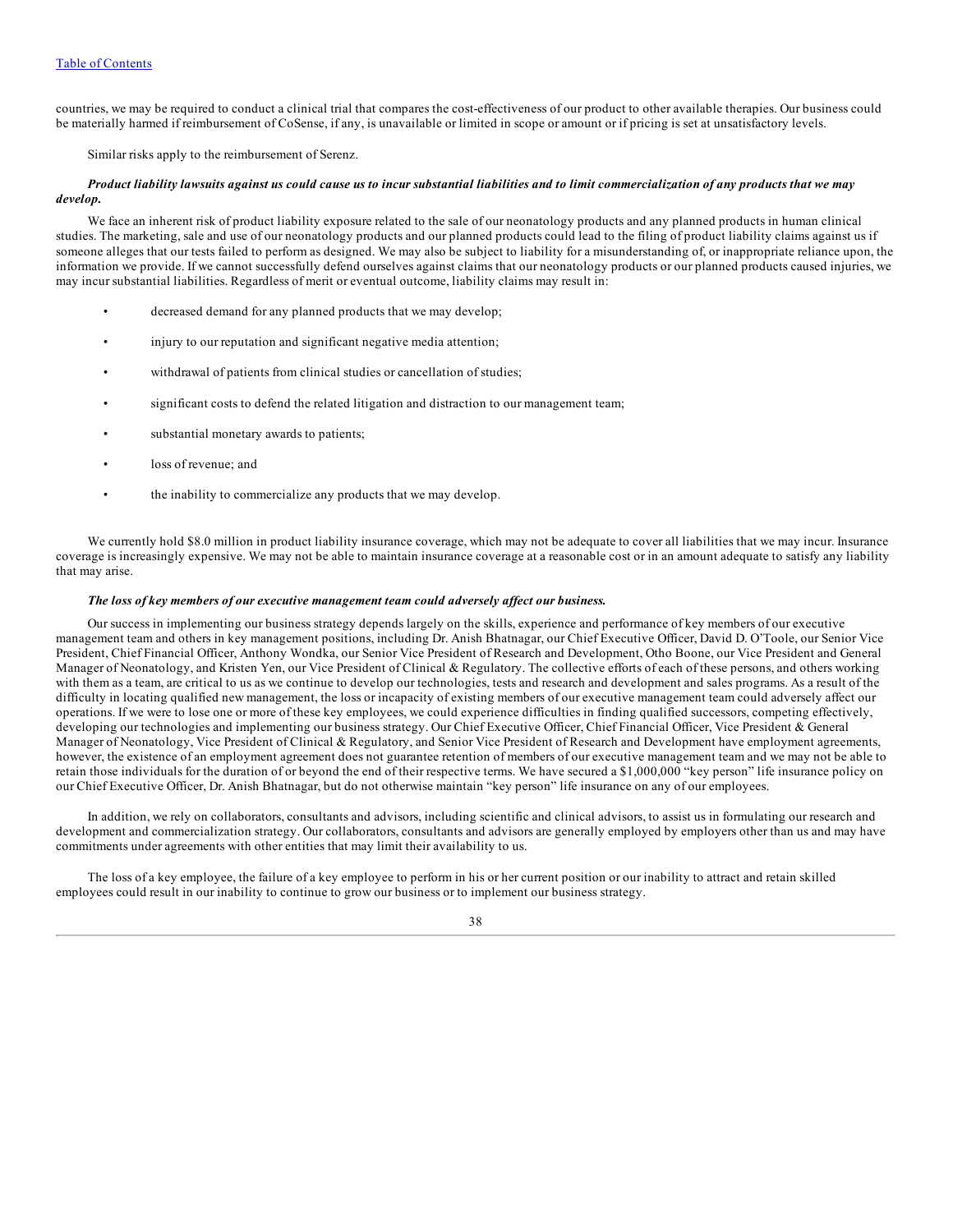countries, we may be required to conduct a clinical trial that compares the cost-effectiveness of our product to other available therapies. Our business could be materially harmed if reimbursement of CoSense, if any, is unavailable or limited in scope or amount or if pricing is set at unsatisfactory levels.

Similar risks apply to the reimbursement of Serenz.

***Product liability lawsuits against us could cause us to incur substantial liabilities and to limit commercialization of any products that we may develop.***

We face an inherent risk of product liability exposure related to the sale of our neonatology products and any planned products in human clinical studies. The marketing, sale and use of our neonatology products and our planned products could lead to the filing of product liability claims against us if someone alleges that our tests failed to perform as designed. We may also be subject to liability for a misunderstanding of, or inappropriate reliance upon, the information we provide. If we cannot successfully defend ourselves against claims that our neonatology products or our planned products caused injuries, we may incur substantial liabilities. Regardless of merit or eventual outcome, liability claims may result in:

- decreased demand for any planned products that we may develop;
- injury to our reputation and significant negative media attention;
- withdrawal of patients from clinical studies or cancellation of studies;
- significant costs to defend the related litigation and distraction to our management team;
- substantial monetary awards to patients;
- loss of revenue; and
- the inability to commercialize any products that we may develop.

We currently hold $8.0 million in product liability insurance coverage, which may not be adequate to cover all liabilities that we may incur. Insurance coverage is increasingly expensive. We may not be able to maintain insurance coverage at a reasonable cost or in an amount adequate to satisfy any liability that may arise.

***The loss of key members of our executive management team could adversely affect our business.***

Our success in implementing our business strategy depends largely on the skills, experience and performance of key members of our executive management team and others in key management positions, including Dr. Anish Bhatnagar, our Chief Executive Officer, David D. O'Toole, our Senior Vice President, Chief Financial Officer, Anthony Wondka, our Senior Vice President of Research and Development, Otho Boone, our Vice President and General Manager of Neonatology, and Kristen Yen, our Vice President of Clinical & Regulatory. The collective efforts of each of these persons, and others working with them as a team, are critical to us as we continue to develop our technologies, tests and research and development and sales programs. As a result of the difficulty in locating qualified new management, the loss or incapacity of existing members of our executive management team could adversely affect our operations. If we were to lose one or more of these key employees, we could experience difficulties in finding qualified successors, competing effectively, developing our technologies and implementing our business strategy. Our Chief Executive Officer, Chief Financial Officer, Vice President & General Manager of Neonatology, Vice President of Clinical & Regulatory, and Senior Vice President of Research and Development have employment agreements, however, the existence of an employment agreement does not guarantee retention of members of our executive management team and we may not be able to retain those individuals for the duration of or beyond the end of their respective terms. We have secured a $1,000,000 "key person" life insurance policy on our Chief Executive Officer, Dr. Anish Bhatnagar, but do not otherwise maintain "key person" life insurance on any of our employees.

In addition, we rely on collaborators, consultants and advisors, including scientific and clinical advisors, to assist us in formulating our research and development and commercialization strategy. Our collaborators, consultants and advisors are generally employed by employers other than us and may have commitments under agreements with other entities that may limit their availability to us.

The loss of a key employee, the failure of a key employee to perform in his or her current position or our inability to attract and retain skilled employees could result in our inability to continue to grow our business or to implement our business strategy.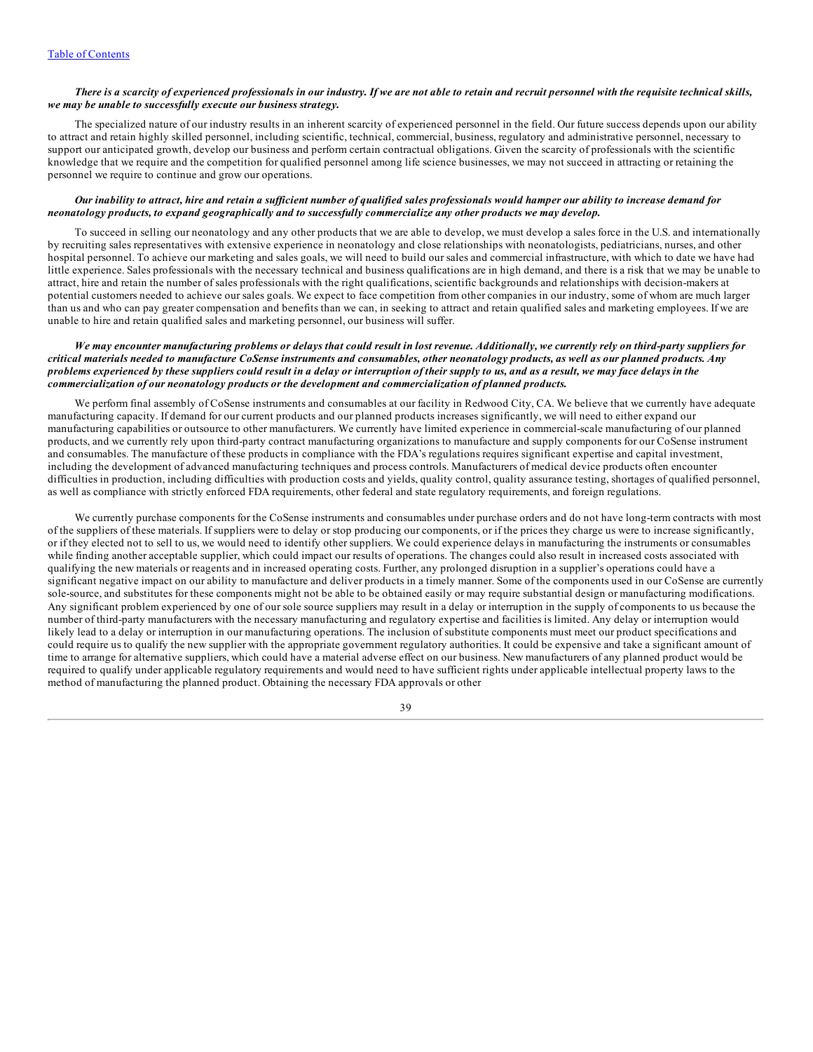***There is a scarcity of experienced professionals in our industry. If we are not able to retain and recruit personnel with the requisite technical skills, we may be unable to successfully execute our business strategy.***

The specialized nature of our industry results in an inherent scarcity of experienced personnel in the field. Our future success depends upon our ability to attract and retain highly skilled personnel, including scientific, technical, commercial, business, regulatory and administrative personnel, necessary to support our anticipated growth, develop our business and perform certain contractual obligations. Given the scarcity of professionals with the scientific knowledge that we require and the competition for qualified personnel among life science businesses, we may not succeed in attracting or retaining the personnel we require to continue and grow our operations.

***Our inability to attract, hire and retain a sufficient number of qualified sales professionals would hamper our ability to increase demand for neonatology products, to expand geographically and to successfully commercialize any other products we may develop.***

To succeed in selling our neonatology and any other products that we are able to develop, we must develop a sales force in the U.S. and internationally by recruiting sales representatives with extensive experience in neonatology and close relationships with neonatologists, pediatricians, nurses, and other hospital personnel. To achieve our marketing and sales goals, we will need to build our sales and commercial infrastructure, with which to date we have had little experience. Sales professionals with the necessary technical and business qualifications are in high demand, and there is a risk that we may be unable to attract, hire and retain the number of sales professionals with the right qualifications, scientific backgrounds and relationships with decision-makers at potential customers needed to achieve our sales goals. We expect to face competition from other companies in our industry, some of whom are much larger than us and who can pay greater compensation and benefits than we can, in seeking to attract and retain qualified sales and marketing employees. If we are unable to hire and retain qualified sales and marketing personnel, our business will suffer.

***We may encounter manufacturing problems or delays that could result in lost revenue. Additionally, we currently rely on third-party suppliers for critical materials needed to manufacture CoSense instruments and consumables, other neonatology products, as well as our planned products. Any problems experienced by these suppliers could result in a delay or interruption of their supply to us, and as a result, we may face delays in the commercialization of our neonatology products or the development and commercialization of planned products.***

We perform final assembly of CoSense instruments and consumables at our facility in Redwood City, CA. We believe that we currently have adequate manufacturing capacity. If demand for our current products and our planned products increases significantly, we will need to either expand our manufacturing capabilities or outsource to other manufacturers. We currently have limited experience in commercial-scale manufacturing of our planned products, and we currently rely upon third-party contract manufacturing organizations to manufacture and supply components for our CoSense instrument and consumables. The manufacture of these products in compliance with the FDA's regulations requires significant expertise and capital investment, including the development of advanced manufacturing techniques and process controls. Manufacturers of medical device products often encounter difficulties in production, including difficulties with production costs and yields, quality control, quality assurance testing, shortages of qualified personnel, as well as compliance with strictly enforced FDA requirements, other federal and state regulatory requirements, and foreign regulations.

We currently purchase components for the CoSense instruments and consumables under purchase orders and do not have long-term contracts with most of the suppliers of these materials. If suppliers were to delay or stop producing our components, or if the prices they charge us were to increase significantly, or if they elected not to sell to us, we would need to identify other suppliers. We could experience delays in manufacturing the instruments or consumables while finding another acceptable supplier, which could impact our results of operations. The changes could also result in increased costs associated with qualifying the new materials or reagents and in increased operating costs. Further, any prolonged disruption in a supplier's operations could have a significant negative impact on our ability to manufacture and deliver products in a timely manner. Some of the components used in our CoSense are currently sole-source, and substitutes for these components might not be able to be obtained easily or may require substantial design or manufacturing modifications. Any significant problem experienced by one of our sole source suppliers may result in a delay or interruption in the supply of components to us because the number of third-party manufacturers with the necessary manufacturing and regulatory expertise and facilities is limited. Any delay or interruption would likely lead to a delay or interruption in our manufacturing operations. The inclusion of substitute components must meet our product specifications and could require us to qualify the new supplier with the appropriate government regulatory authorities. It could be expensive and take a significant amount of time to arrange for alternative suppliers, which could have a material adverse effect on our business. New manufacturers of any planned product would be required to qualify under applicable regulatory requirements and would need to have sufficient rights under applicable intellectual property laws to the method of manufacturing the planned product. Obtaining the necessary FDA approvals or other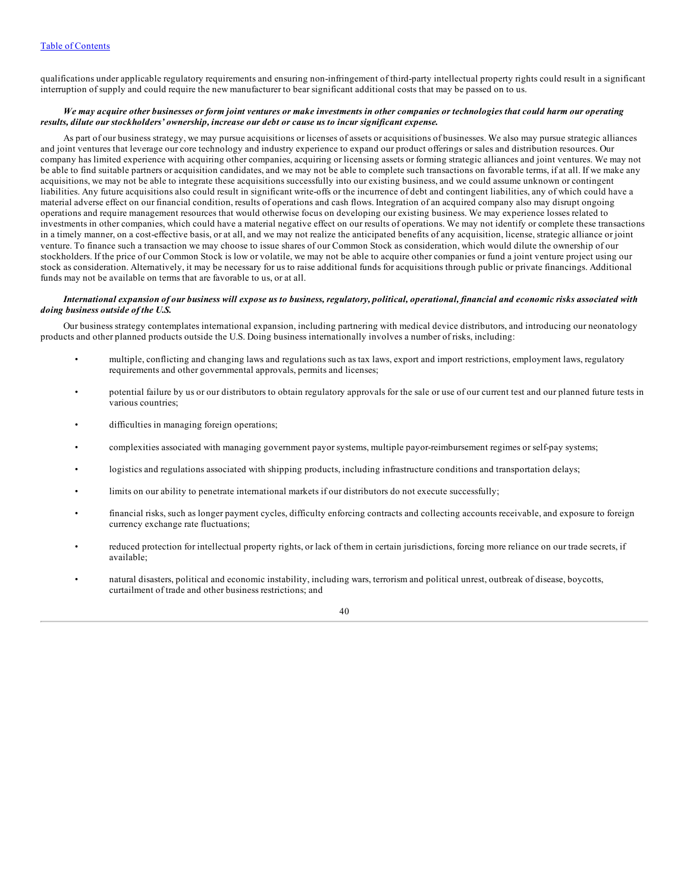qualifications under applicable regulatory requirements and ensuring non-infringement of third-party intellectual property rights could result in a significant interruption of supply and could require the new manufacturer to bear significant additional costs that may be passed on to us.

***We may acquire other businesses or form joint ventures or make investments in other companies or technologies that could harm our operating results, dilute our stockholders' ownership, increase our debt or cause us to incur significant expense.***

As part of our business strategy, we may pursue acquisitions or licenses of assets or acquisitions of businesses. We also may pursue strategic alliances and joint ventures that leverage our core technology and industry experience to expand our product offerings or sales and distribution resources. Our company has limited experience with acquiring other companies, acquiring or licensing assets or forming strategic alliances and joint ventures. We may not be able to find suitable partners or acquisition candidates, and we may not be able to complete such transactions on favorable terms, if at all. If we make any acquisitions, we may not be able to integrate these acquisitions successfully into our existing business, and we could assume unknown or contingent liabilities. Any future acquisitions also could result in significant write-offs or the incurrence of debt and contingent liabilities, any of which could have a material adverse effect on our financial condition, results of operations and cash flows. Integration of an acquired company also may disrupt ongoing operations and require management resources that would otherwise focus on developing our existing business. We may experience losses related to investments in other companies, which could have a material negative effect on our results of operations. We may not identify or complete these transactions in a timely manner, on a cost-effective basis, or at all, and we may not realize the anticipated benefits of any acquisition, license, strategic alliance or joint venture. To finance such a transaction we may choose to issue shares of our Common Stock as consideration, which would dilute the ownership of our stockholders. If the price of our Common Stock is low or volatile, we may not be able to acquire other companies or fund a joint venture project using our stock as consideration. Alternatively, it may be necessary for us to raise additional funds for acquisitions through public or private financings. Additional funds may not be available on terms that are favorable to us, or at all.

***International expansion of our business will expose us to business, regulatory, political, operational, financial and economic risks associated with doing business outside of the U.S.***

Our business strategy contemplates international expansion, including partnering with medical device distributors, and introducing our neonatology products and other planned products outside the U.S. Doing business internationally involves a number of risks, including:

- multiple, conflicting and changing laws and regulations such as tax laws, export and import restrictions, employment laws, regulatory requirements and other governmental approvals, permits and licenses;
- potential failure by us or our distributors to obtain regulatory approvals for the sale or use of our current test and our planned future tests in various countries;
- difficulties in managing foreign operations;
- complexities associated with managing government payor systems, multiple payor-reimbursement regimes or self-pay systems;
- logistics and regulations associated with shipping products, including infrastructure conditions and transportation delays;
- limits on our ability to penetrate international markets if our distributors do not execute successfully;
- financial risks, such as longer payment cycles, difficulty enforcing contracts and collecting accounts receivable, and exposure to foreign currency exchange rate fluctuations;
- reduced protection for intellectual property rights, or lack of them in certain jurisdictions, forcing more reliance on our trade secrets, if available;
- natural disasters, political and economic instability, including wars, terrorism and political unrest, outbreak of disease, boycotts, curtailment of trade and other business restrictions; and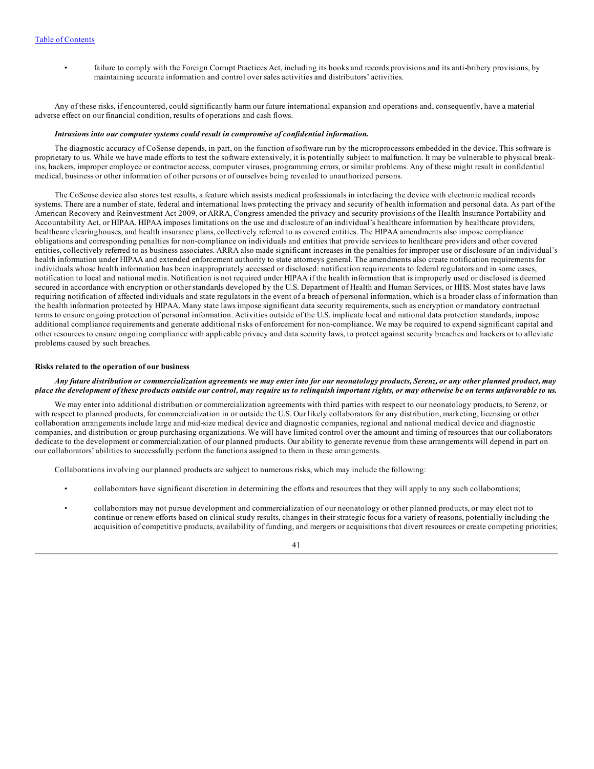- failure to comply with the Foreign Corrupt Practices Act, including its books and records provisions and its anti-bribery provisions, by maintaining accurate information and control over sales activities and distributors' activities.

Any of these risks, if encountered, could significantly harm our future international expansion and operations and, consequently, have a material adverse effect on our financial condition, results of operations and cash flows.

***Intrusions into our computer systems could result in compromise of confidential information.***

The diagnostic accuracy of CoSense depends, in part, on the function of software run by the microprocessors embedded in the device. This software is proprietary to us. While we have made efforts to test the software extensively, it is potentially subject to malfunction. It may be vulnerable to physical break-ins, hackers, improper employee or contractor access, computer viruses, programming errors, or similar problems. Any of these might result in confidential medical, business or other information of other persons or of ourselves being revealed to unauthorized persons.

The CoSense device also stores test results, a feature which assists medical professionals in interfacing the device with electronic medical records systems. There are a number of state, federal and international laws protecting the privacy and security of health information and personal data. As part of the American Recovery and Reinvestment Act 2009, or ARRA, Congress amended the privacy and security provisions of the Health Insurance Portability and Accountability Act, or HIPAA. HIPAA imposes limitations on the use and disclosure of an individual's healthcare information by healthcare providers, healthcare clearinghouses, and health insurance plans, collectively referred to as covered entities. The HIPAA amendments also impose compliance obligations and corresponding penalties for non-compliance on individuals and entities that provide services to healthcare providers and other covered entities, collectively referred to as business associates. ARRA also made significant increases in the penalties for improper use or disclosure of an individual's health information under HIPAA and extended enforcement authority to state attorneys general. The amendments also create notification requirements for individuals whose health information has been inappropriately accessed or disclosed: notification requirements to federal regulators and in some cases, notification to local and national media. Notification is not required under HIPAA if the health information that is improperly used or disclosed is deemed secured in accordance with encryption or other standards developed by the U.S. Department of Health and Human Services, or HHS. Most states have laws requiring notification of affected individuals and state regulators in the event of a breach of personal information, which is a broader class of information than the health information protected by HIPAA. Many state laws impose significant data security requirements, such as encryption or mandatory contractual terms to ensure ongoing protection of personal information. Activities outside of the U.S. implicate local and national data protection standards, impose additional compliance requirements and generate additional risks of enforcement for non-compliance. We may be required to expend significant capital and other resources to ensure ongoing compliance with applicable privacy and data security laws, to protect against security breaches and hackers or to alleviate problems caused by such breaches.

**Risks related to the operation of our business**

***Any future distribution or commercialization agreements we may enter into for our neonatology products, Serenz, or any other planned product, may place the development of these products outside our control, may require us to relinquish important rights, or may otherwise be on terms unfavorable to us.***

We may enter into additional distribution or commercialization agreements with third parties with respect to our neonatology products, to Serenz, or with respect to planned products, for commercialization in or outside the U.S. Our likely collaborators for any distribution, marketing, licensing or other collaboration arrangements include large and mid-size medical device and diagnostic companies, regional and national medical device and diagnostic companies, and distribution or group purchasing organizations. We will have limited control over the amount and timing of resources that our collaborators dedicate to the development or commercialization of our planned products. Our ability to generate revenue from these arrangements will depend in part on our collaborators' abilities to successfully perform the functions assigned to them in these arrangements.

Collaborations involving our planned products are subject to numerous risks, which may include the following:

- collaborators have significant discretion in determining the efforts and resources that they will apply to any such collaborations;
- collaborators may not pursue development and commercialization of our neonatology or other planned products, or may elect not to continue or renew efforts based on clinical study results, changes in their strategic focus for a variety of reasons, potentially including the acquisition of competitive products, availability of funding, and mergers or acquisitions that divert resources or create competing priorities;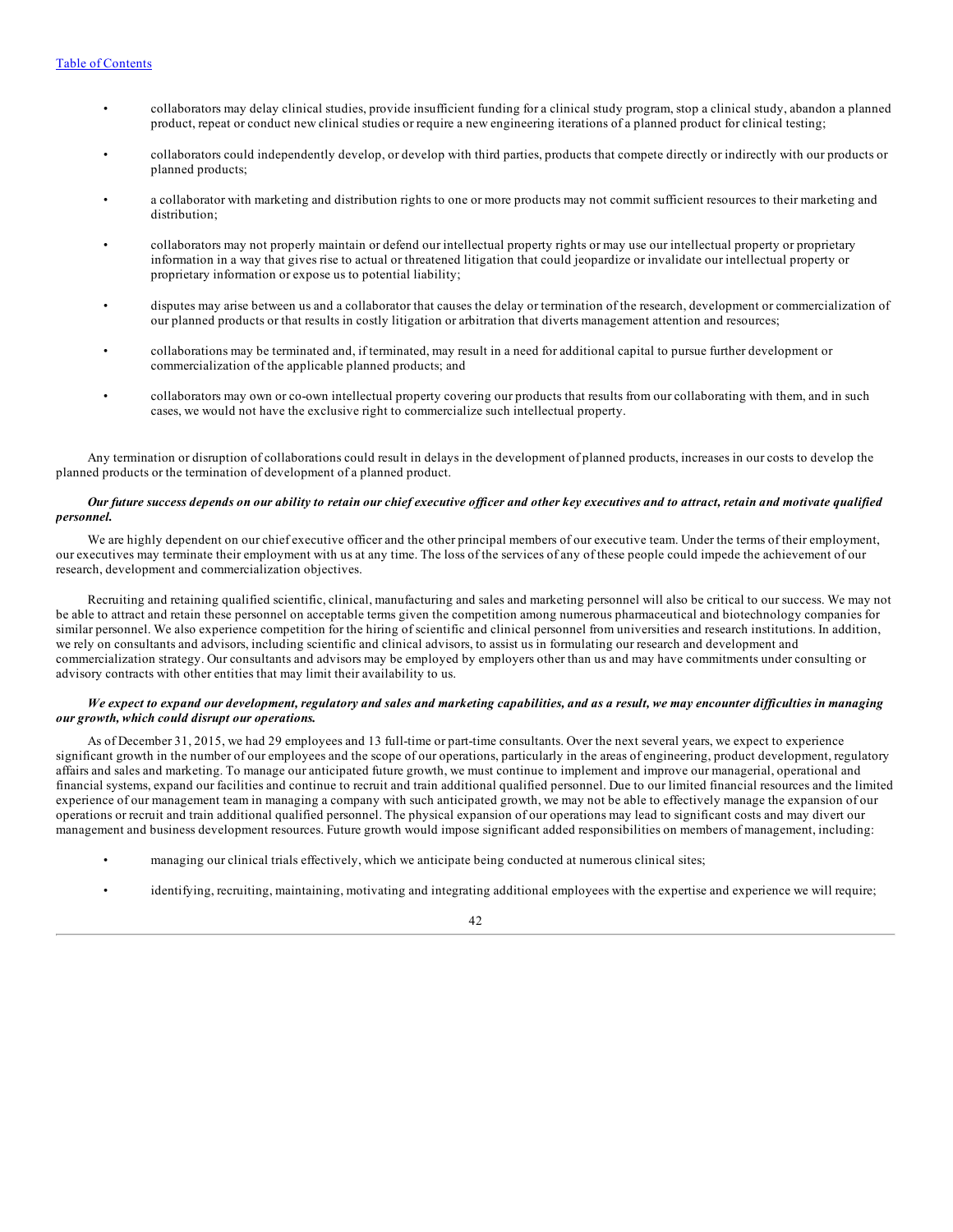- collaborators may delay clinical studies, provide insufficient funding for a clinical study program, stop a clinical study, abandon a planned product, repeat or conduct new clinical studies or require a new engineering iterations of a planned product for clinical testing;

- collaborators could independently develop, or develop with third parties, products that compete directly or indirectly with our products or planned products;

- a collaborator with marketing and distribution rights to one or more products may not commit sufficient resources to their marketing and distribution;

- collaborators may not properly maintain or defend our intellectual property rights or may use our intellectual property or proprietary information in a way that gives rise to actual or threatened litigation that could jeopardize or invalidate our intellectual property or proprietary information or expose us to potential liability;

- disputes may arise between us and a collaborator that causes the delay or termination of the research, development or commercialization of our planned products or that results in costly litigation or arbitration that diverts management attention and resources;

- collaborations may be terminated and, if terminated, may result in a need for additional capital to pursue further development or commercialization of the applicable planned products; and

- collaborators may own or co-own intellectual property covering our products that results from our collaborating with them, and in such cases, we would not have the exclusive right to commercialize such intellectual property.

Any termination or disruption of collaborations could result in delays in the development of planned products, increases in our costs to develop the planned products or the termination of development of a planned product.

***Our future success depends on our ability to retain our chief executive officer and other key executives and to attract, retain and motivate qualified personnel.***

We are highly dependent on our chief executive officer and the other principal members of our executive team. Under the terms of their employment, our executives may terminate their employment with us at any time. The loss of the services of any of these people could impede the achievement of our research, development and commercialization objectives.

Recruiting and retaining qualified scientific, clinical, manufacturing and sales and marketing personnel will also be critical to our success. We may not be able to attract and retain these personnel on acceptable terms given the competition among numerous pharmaceutical and biotechnology companies for similar personnel. We also experience competition for the hiring of scientific and clinical personnel from universities and research institutions. In addition, we rely on consultants and advisors, including scientific and clinical advisors, to assist us in formulating our research and development and commercialization strategy. Our consultants and advisors may be employed by employers other than us and may have commitments under consulting or advisory contracts with other entities that may limit their availability to us.

***We expect to expand our development, regulatory and sales and marketing capabilities, and as a result, we may encounter difficulties in managing our growth, which could disrupt our operations.***

As of December 31, 2015, we had 29 employees and 13 full-time or part-time consultants. Over the next several years, we expect to experience significant growth in the number of our employees and the scope of our operations, particularly in the areas of engineering, product development, regulatory affairs and sales and marketing. To manage our anticipated future growth, we must continue to implement and improve our managerial, operational and financial systems, expand our facilities and continue to recruit and train additional qualified personnel. Due to our limited financial resources and the limited experience of our management team in managing a company with such anticipated growth, we may not be able to effectively manage the expansion of our operations or recruit and train additional qualified personnel. The physical expansion of our operations may lead to significant costs and may divert our management and business development resources. Future growth would impose significant added responsibilities on members of management, including:

- managing our clinical trials effectively, which we anticipate being conducted at numerous clinical sites;

- identifying, recruiting, maintaining, motivating and integrating additional employees with the expertise and experience we will require;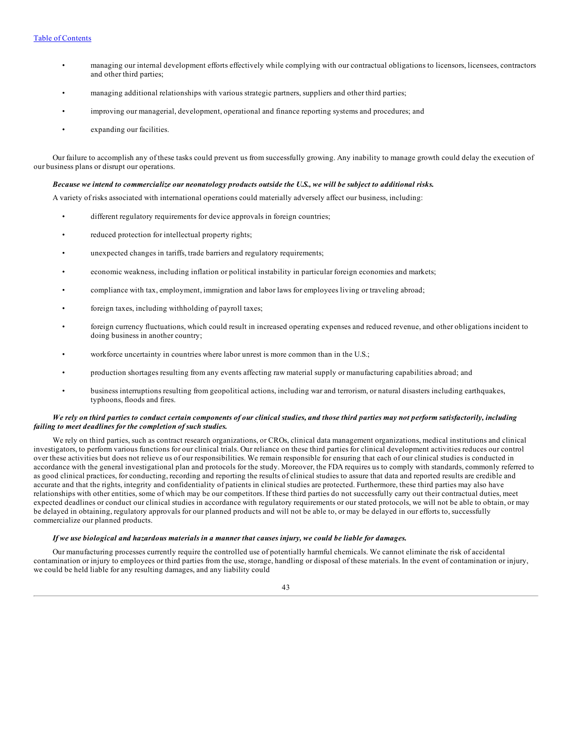- managing our internal development efforts effectively while complying with our contractual obligations to licensors, licensees, contractors and other third parties;
- managing additional relationships with various strategic partners, suppliers and other third parties;
- improving our managerial, development, operational and finance reporting systems and procedures; and
- expanding our facilities.

Our failure to accomplish any of these tasks could prevent us from successfully growing. Any inability to manage growth could delay the execution of our business plans or disrupt our operations.

***Because we intend to commercialize our neonatology products outside the U.S., we will be subject to additional risks.***

A variety of risks associated with international operations could materially adversely affect our business, including:

- different regulatory requirements for device approvals in foreign countries;
- reduced protection for intellectual property rights;
- unexpected changes in tariffs, trade barriers and regulatory requirements;
- economic weakness, including inflation or political instability in particular foreign economies and markets;
- compliance with tax, employment, immigration and labor laws for employees living or traveling abroad;
- foreign taxes, including withholding of payroll taxes;
- foreign currency fluctuations, which could result in increased operating expenses and reduced revenue, and other obligations incident to doing business in another country;
- workforce uncertainty in countries where labor unrest is more common than in the U.S.;
- production shortages resulting from any events affecting raw material supply or manufacturing capabilities abroad; and
- business interruptions resulting from geopolitical actions, including war and terrorism, or natural disasters including earthquakes, typhoons, floods and fires.

***We rely on third parties to conduct certain components of our clinical studies, and those third parties may not perform satisfactorily, including failing to meet deadlines for the completion of such studies.***

We rely on third parties, such as contract research organizations, or CROs, clinical data management organizations, medical institutions and clinical investigators, to perform various functions for our clinical trials. Our reliance on these third parties for clinical development activities reduces our control over these activities but does not relieve us of our responsibilities. We remain responsible for ensuring that each of our clinical studies is conducted in accordance with the general investigational plan and protocols for the study. Moreover, the FDA requires us to comply with standards, commonly referred to as good clinical practices, for conducting, recording and reporting the results of clinical studies to assure that data and reported results are credible and accurate and that the rights, integrity and confidentiality of patients in clinical studies are protected. Furthermore, these third parties may also have relationships with other entities, some of which may be our competitors. If these third parties do not successfully carry out their contractual duties, meet expected deadlines or conduct our clinical studies in accordance with regulatory requirements or our stated protocols, we will not be able to obtain, or may be delayed in obtaining, regulatory approvals for our planned products and will not be able to, or may be delayed in our efforts to, successfully commercialize our planned products.

***If we use biological and hazardous materials in a manner that causes injury, we could be liable for damages.***

Our manufacturing processes currently require the controlled use of potentially harmful chemicals. We cannot eliminate the risk of accidental contamination or injury to employees or third parties from the use, storage, handling or disposal of these materials. In the event of contamination or injury, we could be held liable for any resulting damages, and any liability could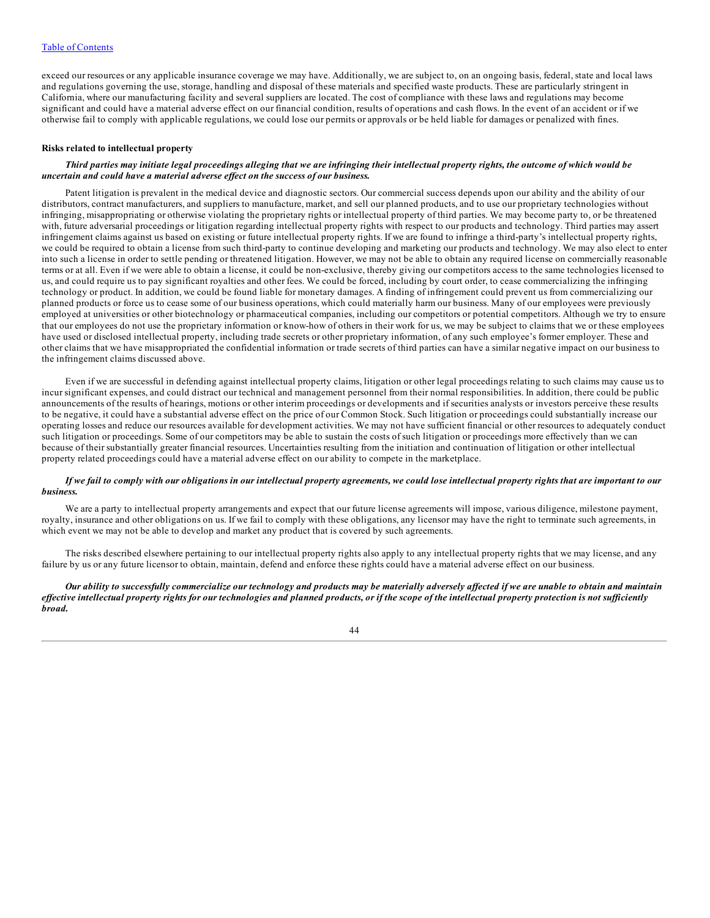exceed our resources or any applicable insurance coverage we may have. Additionally, we are subject to, on an ongoing basis, federal, state and local laws and regulations governing the use, storage, handling and disposal of these materials and specified waste products. These are particularly stringent in California, where our manufacturing facility and several suppliers are located. The cost of compliance with these laws and regulations may become significant and could have a material adverse effect on our financial condition, results of operations and cash flows. In the event of an accident or if we otherwise fail to comply with applicable regulations, we could lose our permits or approvals or be held liable for damages or penalized with fines.

**Risks related to intellectual property**

***Third parties may initiate legal proceedings alleging that we are infringing their intellectual property rights, the outcome of which would be uncertain and could have a material adverse effect on the success of our business.***

Patent litigation is prevalent in the medical device and diagnostic sectors. Our commercial success depends upon our ability and the ability of our distributors, contract manufacturers, and suppliers to manufacture, market, and sell our planned products, and to use our proprietary technologies without infringing, misappropriating or otherwise violating the proprietary rights or intellectual property of third parties. We may become party to, or be threatened with, future adversarial proceedings or litigation regarding intellectual property rights with respect to our products and technology. Third parties may assert infringement claims against us based on existing or future intellectual property rights. If we are found to infringe a third-party's intellectual property rights, we could be required to obtain a license from such third-party to continue developing and marketing our products and technology. We may also elect to enter into such a license in order to settle pending or threatened litigation. However, we may not be able to obtain any required license on commercially reasonable terms or at all. Even if we were able to obtain a license, it could be non-exclusive, thereby giving our competitors access to the same technologies licensed to us, and could require us to pay significant royalties and other fees. We could be forced, including by court order, to cease commercializing the infringing technology or product. In addition, we could be found liable for monetary damages. A finding of infringement could prevent us from commercializing our planned products or force us to cease some of our business operations, which could materially harm our business. Many of our employees were previously employed at universities or other biotechnology or pharmaceutical companies, including our competitors or potential competitors. Although we try to ensure that our employees do not use the proprietary information or know-how of others in their work for us, we may be subject to claims that we or these employees have used or disclosed intellectual property, including trade secrets or other proprietary information, of any such employee's former employer. These and other claims that we have misappropriated the confidential information or trade secrets of third parties can have a similar negative impact on our business to the infringement claims discussed above.

Even if we are successful in defending against intellectual property claims, litigation or other legal proceedings relating to such claims may cause us to incur significant expenses, and could distract our technical and management personnel from their normal responsibilities. In addition, there could be public announcements of the results of hearings, motions or other interim proceedings or developments and if securities analysts or investors perceive these results to be negative, it could have a substantial adverse effect on the price of our Common Stock. Such litigation or proceedings could substantially increase our operating losses and reduce our resources available for development activities. We may not have sufficient financial or other resources to adequately conduct such litigation or proceedings. Some of our competitors may be able to sustain the costs of such litigation or proceedings more effectively than we can because of their substantially greater financial resources. Uncertainties resulting from the initiation and continuation of litigation or other intellectual property related proceedings could have a material adverse effect on our ability to compete in the marketplace.

***If we fail to comply with our obligations in our intellectual property agreements, we could lose intellectual property rights that are important to our business.***

We are a party to intellectual property arrangements and expect that our future license agreements will impose, various diligence, milestone payment, royalty, insurance and other obligations on us. If we fail to comply with these obligations, any licensor may have the right to terminate such agreements, in which event we may not be able to develop and market any product that is covered by such agreements.

The risks described elsewhere pertaining to our intellectual property rights also apply to any intellectual property rights that we may license, and any failure by us or any future licensor to obtain, maintain, defend and enforce these rights could have a material adverse effect on our business.

***Our ability to successfully commercialize our technology and products may be materially adversely affected if we are unable to obtain and maintain effective intellectual property rights for our technologies and planned products, or if the scope of the intellectual property protection is not sufficiently broad.***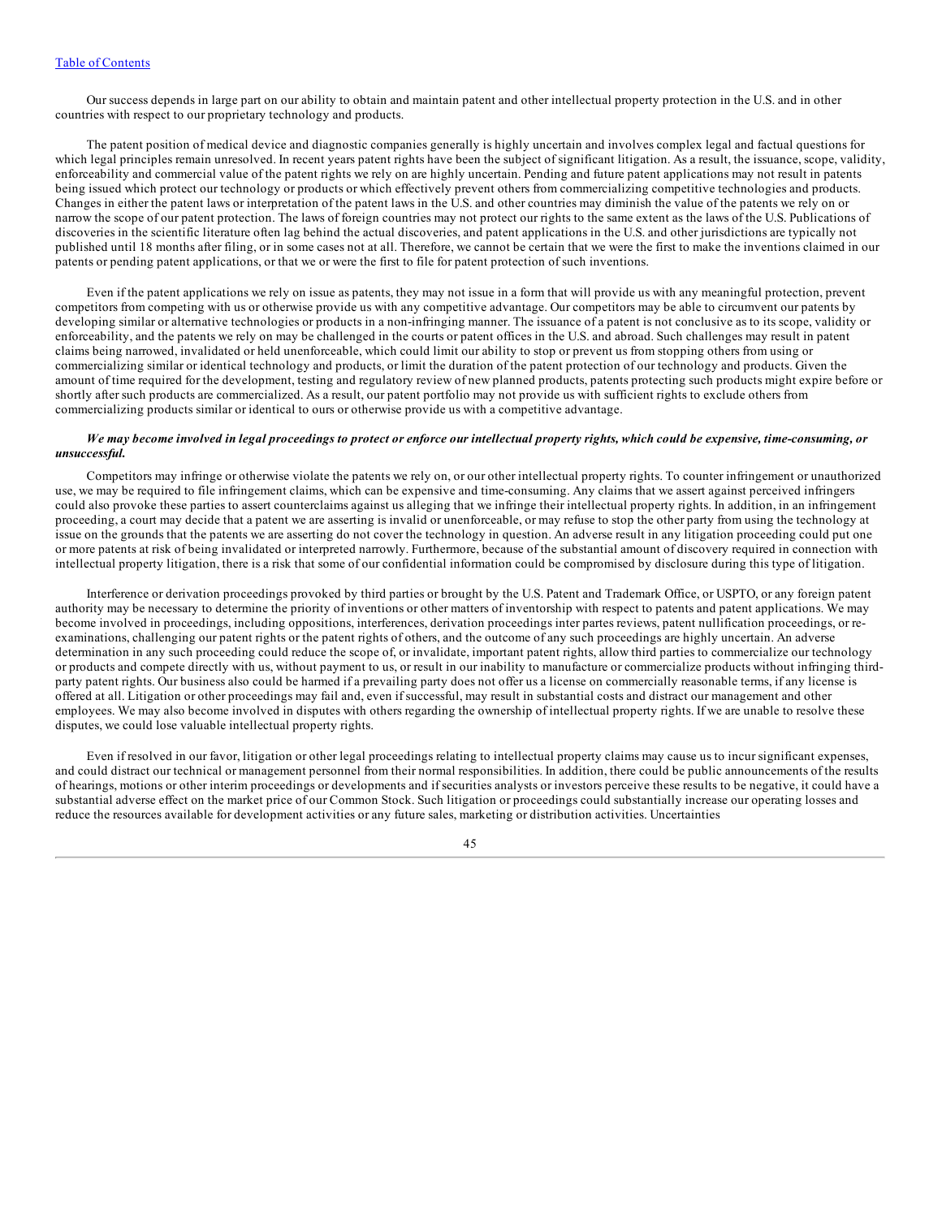Our success depends in large part on our ability to obtain and maintain patent and other intellectual property protection in the U.S. and in other countries with respect to our proprietary technology and products.

The patent position of medical device and diagnostic companies generally is highly uncertain and involves complex legal and factual questions for which legal principles remain unresolved. In recent years patent rights have been the subject of significant litigation. As a result, the issuance, scope, validity, enforceability and commercial value of the patent rights we rely on are highly uncertain. Pending and future patent applications may not result in patents being issued which protect our technology or products or which effectively prevent others from commercializing competitive technologies and products. Changes in either the patent laws or interpretation of the patent laws in the U.S. and other countries may diminish the value of the patents we rely on or narrow the scope of our patent protection. The laws of foreign countries may not protect our rights to the same extent as the laws of the U.S. Publications of discoveries in the scientific literature often lag behind the actual discoveries, and patent applications in the U.S. and other jurisdictions are typically not published until 18 months after filing, or in some cases not at all. Therefore, we cannot be certain that we were the first to make the inventions claimed in our patents or pending patent applications, or that we or were the first to file for patent protection of such inventions.

Even if the patent applications we rely on issue as patents, they may not issue in a form that will provide us with any meaningful protection, prevent competitors from competing with us or otherwise provide us with any competitive advantage. Our competitors may be able to circumvent our patents by developing similar or alternative technologies or products in a non-infringing manner. The issuance of a patent is not conclusive as to its scope, validity or enforceability, and the patents we rely on may be challenged in the courts or patent offices in the U.S. and abroad. Such challenges may result in patent claims being narrowed, invalidated or held unenforceable, which could limit our ability to stop or prevent us from stopping others from using or commercializing similar or identical technology and products, or limit the duration of the patent protection of our technology and products. Given the amount of time required for the development, testing and regulatory review of new planned products, patents protecting such products might expire before or shortly after such products are commercialized. As a result, our patent portfolio may not provide us with sufficient rights to exclude others from commercializing products similar or identical to ours or otherwise provide us with a competitive advantage.

***We may become involved in legal proceedings to protect or enforce our intellectual property rights, which could be expensive, time-consuming, or unsuccessful.***

Competitors may infringe or otherwise violate the patents we rely on, or our other intellectual property rights. To counter infringement or unauthorized use, we may be required to file infringement claims, which can be expensive and time-consuming. Any claims that we assert against perceived infringers could also provoke these parties to assert counterclaims against us alleging that we infringe their intellectual property rights. In addition, in an infringement proceeding, a court may decide that a patent we are asserting is invalid or unenforceable, or may refuse to stop the other party from using the technology at issue on the grounds that the patents we are asserting do not cover the technology in question. An adverse result in any litigation proceeding could put one or more patents at risk of being invalidated or interpreted narrowly. Furthermore, because of the substantial amount of discovery required in connection with intellectual property litigation, there is a risk that some of our confidential information could be compromised by disclosure during this type of litigation.

Interference or derivation proceedings provoked by third parties or brought by the U.S. Patent and Trademark Office, or USPTO, or any foreign patent authority may be necessary to determine the priority of inventions or other matters of inventorship with respect to patents and patent applications. We may become involved in proceedings, including oppositions, interferences, derivation proceedings inter partes reviews, patent nullification proceedings, or re-examinations, challenging our patent rights or the patent rights of others, and the outcome of any such proceedings are highly uncertain. An adverse determination in any such proceeding could reduce the scope of, or invalidate, important patent rights, allow third parties to commercialize our technology or products and compete directly with us, without payment to us, or result in our inability to manufacture or commercialize products without infringing third-party patent rights. Our business also could be harmed if a prevailing party does not offer us a license on commercially reasonable terms, if any license is offered at all. Litigation or other proceedings may fail and, even if successful, may result in substantial costs and distract our management and other employees. We may also become involved in disputes with others regarding the ownership of intellectual property rights. If we are unable to resolve these disputes, we could lose valuable intellectual property rights.

Even if resolved in our favor, litigation or other legal proceedings relating to intellectual property claims may cause us to incur significant expenses, and could distract our technical or management personnel from their normal responsibilities. In addition, there could be public announcements of the results of hearings, motions or other interim proceedings or developments and if securities analysts or investors perceive these results to be negative, it could have a substantial adverse effect on the market price of our Common Stock. Such litigation or proceedings could substantially increase our operating losses and reduce the resources available for development activities or any future sales, marketing or distribution activities. Uncertainties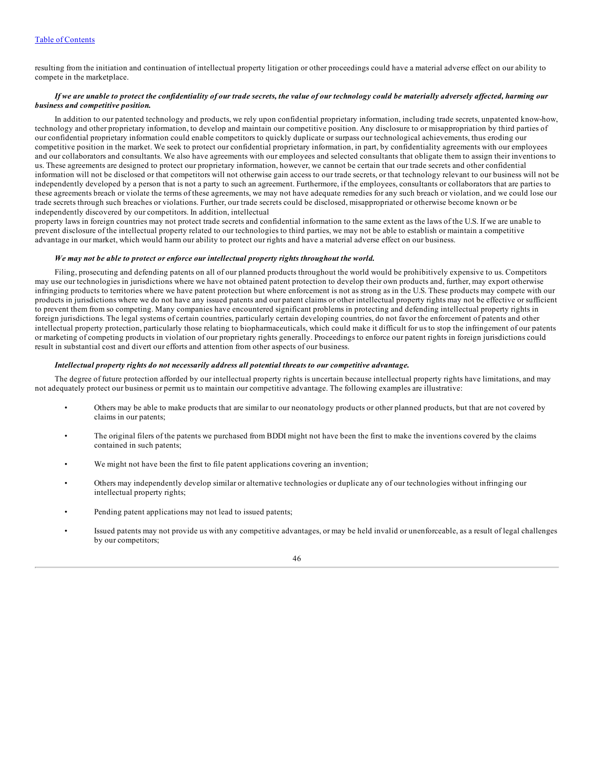resulting from the initiation and continuation of intellectual property litigation or other proceedings could have a material adverse effect on our ability to compete in the marketplace.

***If we are unable to protect the confidentiality of our trade secrets, the value of our technology could be materially adversely affected, harming our business and competitive position.***

In addition to our patented technology and products, we rely upon confidential proprietary information, including trade secrets, unpatented know-how, technology and other proprietary information, to develop and maintain our competitive position. Any disclosure to or misappropriation by third parties of our confidential proprietary information could enable competitors to quickly duplicate or surpass our technological achievements, thus eroding our competitive position in the market. We seek to protect our confidential proprietary information, in part, by confidentiality agreements with our employees and our collaborators and consultants. We also have agreements with our employees and selected consultants that obligate them to assign their inventions to us. These agreements are designed to protect our proprietary information, however, we cannot be certain that our trade secrets and other confidential information will not be disclosed or that competitors will not otherwise gain access to our trade secrets, or that technology relevant to our business will not be independently developed by a person that is not a party to such an agreement. Furthermore, if the employees, consultants or collaborators that are parties to these agreements breach or violate the terms of these agreements, we may not have adequate remedies for any such breach or violation, and we could lose our trade secrets through such breaches or violations. Further, our trade secrets could be disclosed, misappropriated or otherwise become known or be independently discovered by our competitors. In addition, intellectual property laws in foreign countries may not protect trade secrets and confidential information to the same extent as the laws of the U.S. If we are unable to prevent disclosure of the intellectual property related to our technologies to third parties, we may not be able to establish or maintain a competitive advantage in our market, which would harm our ability to protect our rights and have a material adverse effect on our business.

***We may not be able to protect or enforce our intellectual property rights throughout the world.***

Filing, prosecuting and defending patents on all of our planned products throughout the world would be prohibitively expensive to us. Competitors may use our technologies in jurisdictions where we have not obtained patent protection to develop their own products and, further, may export otherwise infringing products to territories where we have patent protection but where enforcement is not as strong as in the U.S. These products may compete with our products in jurisdictions where we do not have any issued patents and our patent claims or other intellectual property rights may not be effective or sufficient to prevent them from so competing. Many companies have encountered significant problems in protecting and defending intellectual property rights in foreign jurisdictions. The legal systems of certain countries, particularly certain developing countries, do not favor the enforcement of patents and other intellectual property protection, particularly those relating to biopharmaceuticals, which could make it difficult for us to stop the infringement of our patents or marketing of competing products in violation of our proprietary rights generally. Proceedings to enforce our patent rights in foreign jurisdictions could result in substantial cost and divert our efforts and attention from other aspects of our business.

***Intellectual property rights do not necessarily address all potential threats to our competitive advantage.***

The degree of future protection afforded by our intellectual property rights is uncertain because intellectual property rights have limitations, and may not adequately protect our business or permit us to maintain our competitive advantage. The following examples are illustrative:

- Others may be able to make products that are similar to our neonatology products or other planned products, but that are not covered by claims in our patents;
- The original filers of the patents we purchased from BDDI might not have been the first to make the inventions covered by the claims contained in such patents;
- We might not have been the first to file patent applications covering an invention;
- Others may independently develop similar or alternative technologies or duplicate any of our technologies without infringing our intellectual property rights;
- Pending patent applications may not lead to issued patents;
- Issued patents may not provide us with any competitive advantages, or may be held invalid or unenforceable, as a result of legal challenges by our competitors;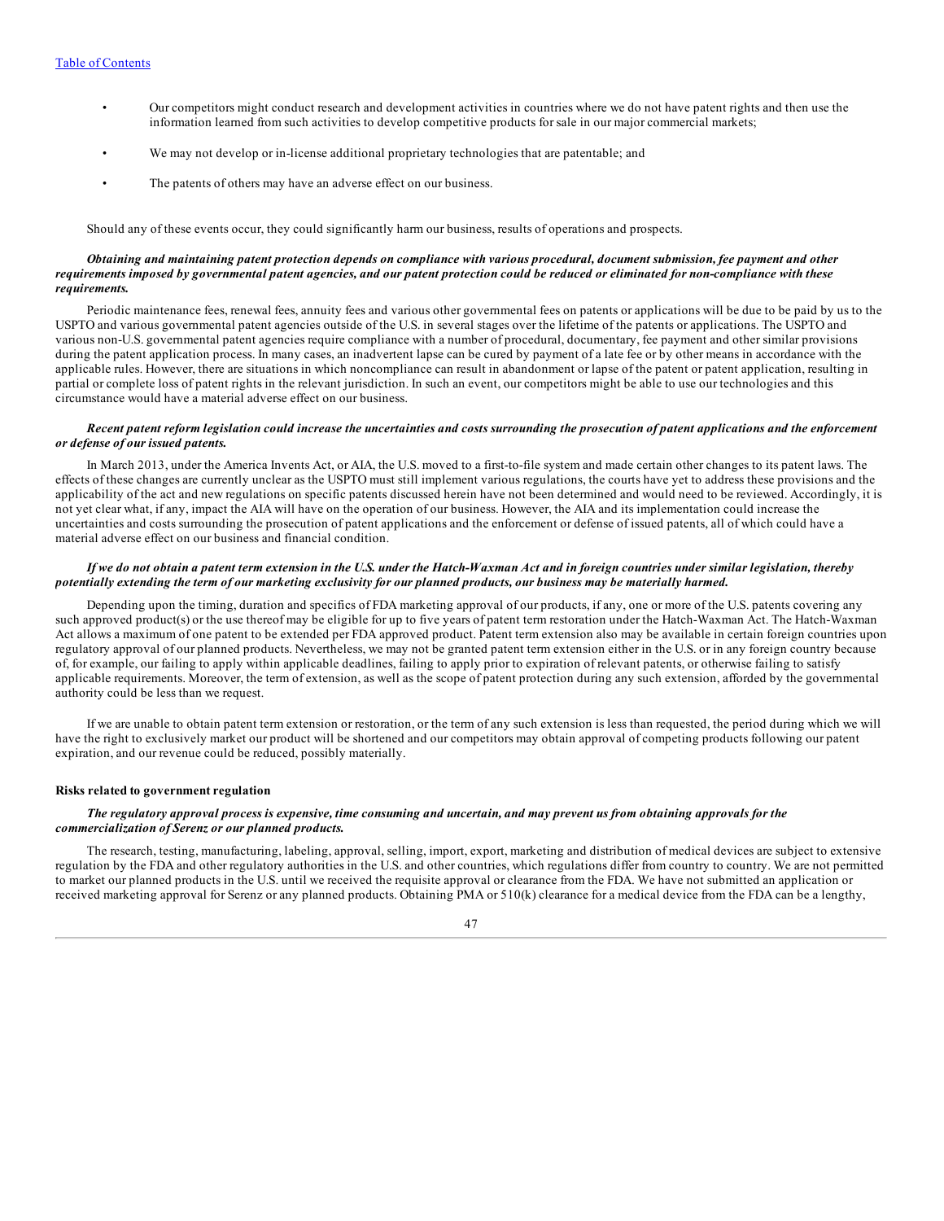- Our competitors might conduct research and development activities in countries where we do not have patent rights and then use the information learned from such activities to develop competitive products for sale in our major commercial markets;
- We may not develop or in-license additional proprietary technologies that are patentable; and
- The patents of others may have an adverse effect on our business.

Should any of these events occur, they could significantly harm our business, results of operations and prospects.

***Obtaining and maintaining patent protection depends on compliance with various procedural, document submission, fee payment and other requirements imposed by governmental patent agencies, and our patent protection could be reduced or eliminated for non-compliance with these requirements.***

Periodic maintenance fees, renewal fees, annuity fees and various other governmental fees on patents or applications will be due to be paid by us to the USPTO and various governmental patent agencies outside of the U.S. in several stages over the lifetime of the patents or applications. The USPTO and various non-U.S. governmental patent agencies require compliance with a number of procedural, documentary, fee payment and other similar provisions during the patent application process. In many cases, an inadvertent lapse can be cured by payment of a late fee or by other means in accordance with the applicable rules. However, there are situations in which noncompliance can result in abandonment or lapse of the patent or patent application, resulting in partial or complete loss of patent rights in the relevant jurisdiction. In such an event, our competitors might be able to use our technologies and this circumstance would have a material adverse effect on our business.

***Recent patent reform legislation could increase the uncertainties and costs surrounding the prosecution of patent applications and the enforcement or defense of our issued patents.***

In March 2013, under the America Invents Act, or AIA, the U.S. moved to a first-to-file system and made certain other changes to its patent laws. The effects of these changes are currently unclear as the USPTO must still implement various regulations, the courts have yet to address these provisions and the applicability of the act and new regulations on specific patents discussed herein have not been determined and would need to be reviewed. Accordingly, it is not yet clear what, if any, impact the AIA will have on the operation of our business. However, the AIA and its implementation could increase the uncertainties and costs surrounding the prosecution of patent applications and the enforcement or defense of issued patents, all of which could have a material adverse effect on our business and financial condition.

***If we do not obtain a patent term extension in the U.S. under the Hatch-Waxman Act and in foreign countries under similar legislation, thereby potentially extending the term of our marketing exclusivity for our planned products, our business may be materially harmed.***

Depending upon the timing, duration and specifics of FDA marketing approval of our products, if any, one or more of the U.S. patents covering any such approved product(s) or the use thereof may be eligible for up to five years of patent term restoration under the Hatch-Waxman Act. The Hatch-Waxman Act allows a maximum of one patent to be extended per FDA approved product. Patent term extension also may be available in certain foreign countries upon regulatory approval of our planned products. Nevertheless, we may not be granted patent term extension either in the U.S. or in any foreign country because of, for example, our failing to apply within applicable deadlines, failing to apply prior to expiration of relevant patents, or otherwise failing to satisfy applicable requirements. Moreover, the term of extension, as well as the scope of patent protection during any such extension, afforded by the governmental authority could be less than we request.

If we are unable to obtain patent term extension or restoration, or the term of any such extension is less than requested, the period during which we will have the right to exclusively market our product will be shortened and our competitors may obtain approval of competing products following our patent expiration, and our revenue could be reduced, possibly materially.

**Risks related to government regulation**

***The regulatory approval process is expensive, time consuming and uncertain, and may prevent us from obtaining approvals for the commercialization of Serenz or our planned products.***

The research, testing, manufacturing, labeling, approval, selling, import, export, marketing and distribution of medical devices are subject to extensive regulation by the FDA and other regulatory authorities in the U.S. and other countries, which regulations differ from country to country. We are not permitted to market our planned products in the U.S. until we received the requisite approval or clearance from the FDA. We have not submitted an application or received marketing approval for Serenz or any planned products. Obtaining PMA or 510(k) clearance for a medical device from the FDA can be a lengthy,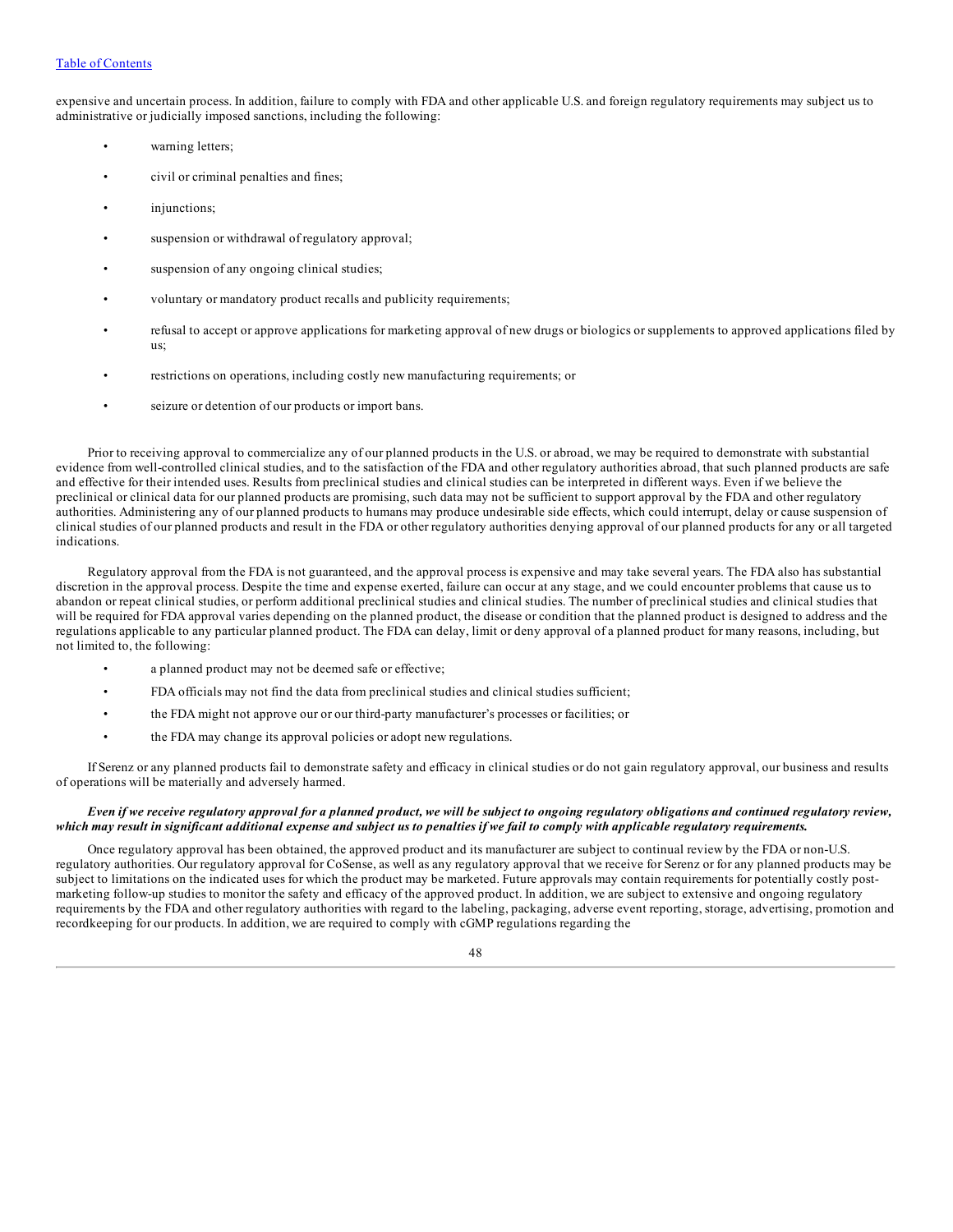expensive and uncertain process. In addition, failure to comply with FDA and other applicable U.S. and foreign regulatory requirements may subject us to administrative or judicially imposed sanctions, including the following:

- warning letters;
- civil or criminal penalties and fines;
- injunctions;
- suspension or withdrawal of regulatory approval;
- suspension of any ongoing clinical studies;
- voluntary or mandatory product recalls and publicity requirements;
- refusal to accept or approve applications for marketing approval of new drugs or biologics or supplements to approved applications filed by us;
- restrictions on operations, including costly new manufacturing requirements; or
- seizure or detention of our products or import bans.

Prior to receiving approval to commercialize any of our planned products in the U.S. or abroad, we may be required to demonstrate with substantial evidence from well-controlled clinical studies, and to the satisfaction of the FDA and other regulatory authorities abroad, that such planned products are safe and effective for their intended uses. Results from preclinical studies and clinical studies can be interpreted in different ways. Even if we believe the preclinical or clinical data for our planned products are promising, such data may not be sufficient to support approval by the FDA and other regulatory authorities. Administering any of our planned products to humans may produce undesirable side effects, which could interrupt, delay or cause suspension of clinical studies of our planned products and result in the FDA or other regulatory authorities denying approval of our planned products for any or all targeted indications.

Regulatory approval from the FDA is not guaranteed, and the approval process is expensive and may take several years. The FDA also has substantial discretion in the approval process. Despite the time and expense exerted, failure can occur at any stage, and we could encounter problems that cause us to abandon or repeat clinical studies, or perform additional preclinical studies and clinical studies. The number of preclinical studies and clinical studies that will be required for FDA approval varies depending on the planned product, the disease or condition that the planned product is designed to address and the regulations applicable to any particular planned product. The FDA can delay, limit or deny approval of a planned product for many reasons, including, but not limited to, the following:

- a planned product may not be deemed safe or effective;
- FDA officials may not find the data from preclinical studies and clinical studies sufficient;
- the FDA might not approve our or our third-party manufacturer's processes or facilities; or
- the FDA may change its approval policies or adopt new regulations.

If Serenz or any planned products fail to demonstrate safety and efficacy in clinical studies or do not gain regulatory approval, our business and results of operations will be materially and adversely harmed.

***Even if we receive regulatory approval for a planned product, we will be subject to ongoing regulatory obligations and continued regulatory review, which may result in significant additional expense and subject us to penalties if we fail to comply with applicable regulatory requirements.***

Once regulatory approval has been obtained, the approved product and its manufacturer are subject to continual review by the FDA or non-U.S. regulatory authorities. Our regulatory approval for CoSense, as well as any regulatory approval that we receive for Serenz or for any planned products may be subject to limitations on the indicated uses for which the product may be marketed. Future approvals may contain requirements for potentially costly post-marketing follow-up studies to monitor the safety and efficacy of the approved product. In addition, we are subject to extensive and ongoing regulatory requirements by the FDA and other regulatory authorities with regard to the labeling, packaging, adverse event reporting, storage, advertising, promotion and recordkeeping for our products. In addition, we are required to comply with cGMP regulations regarding the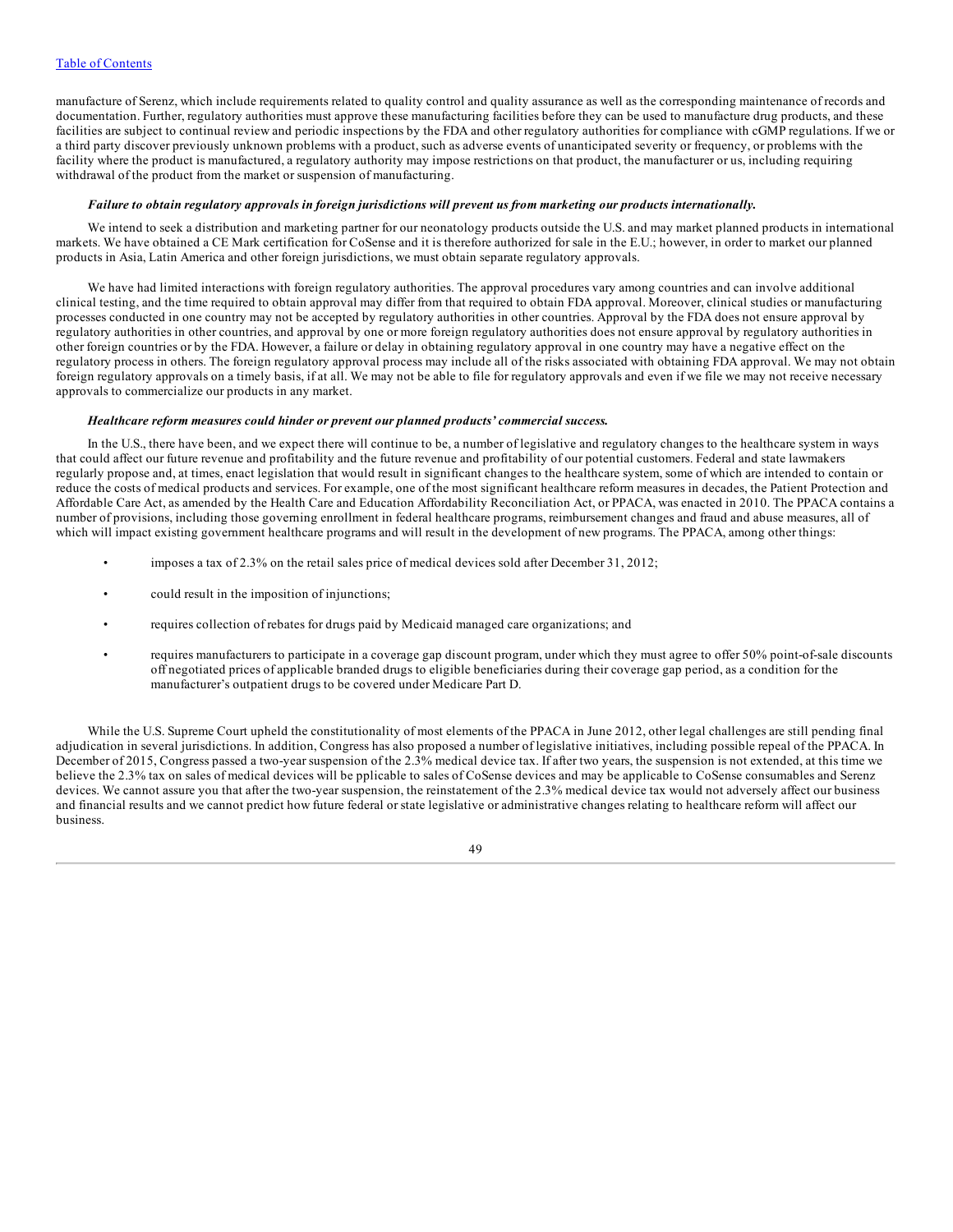manufacture of Serenz, which include requirements related to quality control and quality assurance as well as the corresponding maintenance of records and documentation. Further, regulatory authorities must approve these manufacturing facilities before they can be used to manufacture drug products, and these facilities are subject to continual review and periodic inspections by the FDA and other regulatory authorities for compliance with cGMP regulations. If we or a third party discover previously unknown problems with a product, such as adverse events of unanticipated severity or frequency, or problems with the facility where the product is manufactured, a regulatory authority may impose restrictions on that product, the manufacturer or us, including requiring withdrawal of the product from the market or suspension of manufacturing.

***Failure to obtain regulatory approvals in foreign jurisdictions will prevent us from marketing our products internationally.***

We intend to seek a distribution and marketing partner for our neonatology products outside the U.S. and may market planned products in international markets. We have obtained a CE Mark certification for CoSense and it is therefore authorized for sale in the E.U.; however, in order to market our planned products in Asia, Latin America and other foreign jurisdictions, we must obtain separate regulatory approvals.

We have had limited interactions with foreign regulatory authorities. The approval procedures vary among countries and can involve additional clinical testing, and the time required to obtain approval may differ from that required to obtain FDA approval. Moreover, clinical studies or manufacturing processes conducted in one country may not be accepted by regulatory authorities in other countries. Approval by the FDA does not ensure approval by regulatory authorities in other countries, and approval by one or more foreign regulatory authorities does not ensure approval by regulatory authorities in other foreign countries or by the FDA. However, a failure or delay in obtaining regulatory approval in one country may have a negative effect on the regulatory process in others. The foreign regulatory approval process may include all of the risks associated with obtaining FDA approval. We may not obtain foreign regulatory approvals on a timely basis, if at all. We may not be able to file for regulatory approvals and even if we file we may not receive necessary approvals to commercialize our products in any market.

***Healthcare reform measures could hinder or prevent our planned products' commercial success.***

In the U.S., there have been, and we expect there will continue to be, a number of legislative and regulatory changes to the healthcare system in ways that could affect our future revenue and profitability and the future revenue and profitability of our potential customers. Federal and state lawmakers regularly propose and, at times, enact legislation that would result in significant changes to the healthcare system, some of which are intended to contain or reduce the costs of medical products and services. For example, one of the most significant healthcare reform measures in decades, the Patient Protection and Affordable Care Act, as amended by the Health Care and Education Affordability Reconciliation Act, or PPACA, was enacted in 2010. The PPACA contains a number of provisions, including those governing enrollment in federal healthcare programs, reimbursement changes and fraud and abuse measures, all of which will impact existing government healthcare programs and will result in the development of new programs. The PPACA, among other things:

- imposes a tax of 2.3% on the retail sales price of medical devices sold after December 31, 2012;
- could result in the imposition of injunctions;
- requires collection of rebates for drugs paid by Medicaid managed care organizations; and
- requires manufacturers to participate in a coverage gap discount program, under which they must agree to offer 50% point-of-sale discounts off negotiated prices of applicable branded drugs to eligible beneficiaries during their coverage gap period, as a condition for the manufacturer's outpatient drugs to be covered under Medicare Part D.

While the U.S. Supreme Court upheld the constitutionality of most elements of the PPACA in June 2012, other legal challenges are still pending final adjudication in several jurisdictions. In addition, Congress has also proposed a number of legislative initiatives, including possible repeal of the PPACA. In December of 2015, Congress passed a two-year suspension of the 2.3% medical device tax. If after two years, the suspension is not extended, at this time we believe the 2.3% tax on sales of medical devices will be pplicable to sales of CoSense devices and may be applicable to CoSense consumables and Serenz devices. We cannot assure you that after the two-year suspension, the reinstatement of the 2.3% medical device tax would not adversely affect our business and financial results and we cannot predict how future federal or state legislative or administrative changes relating to healthcare reform will affect our business.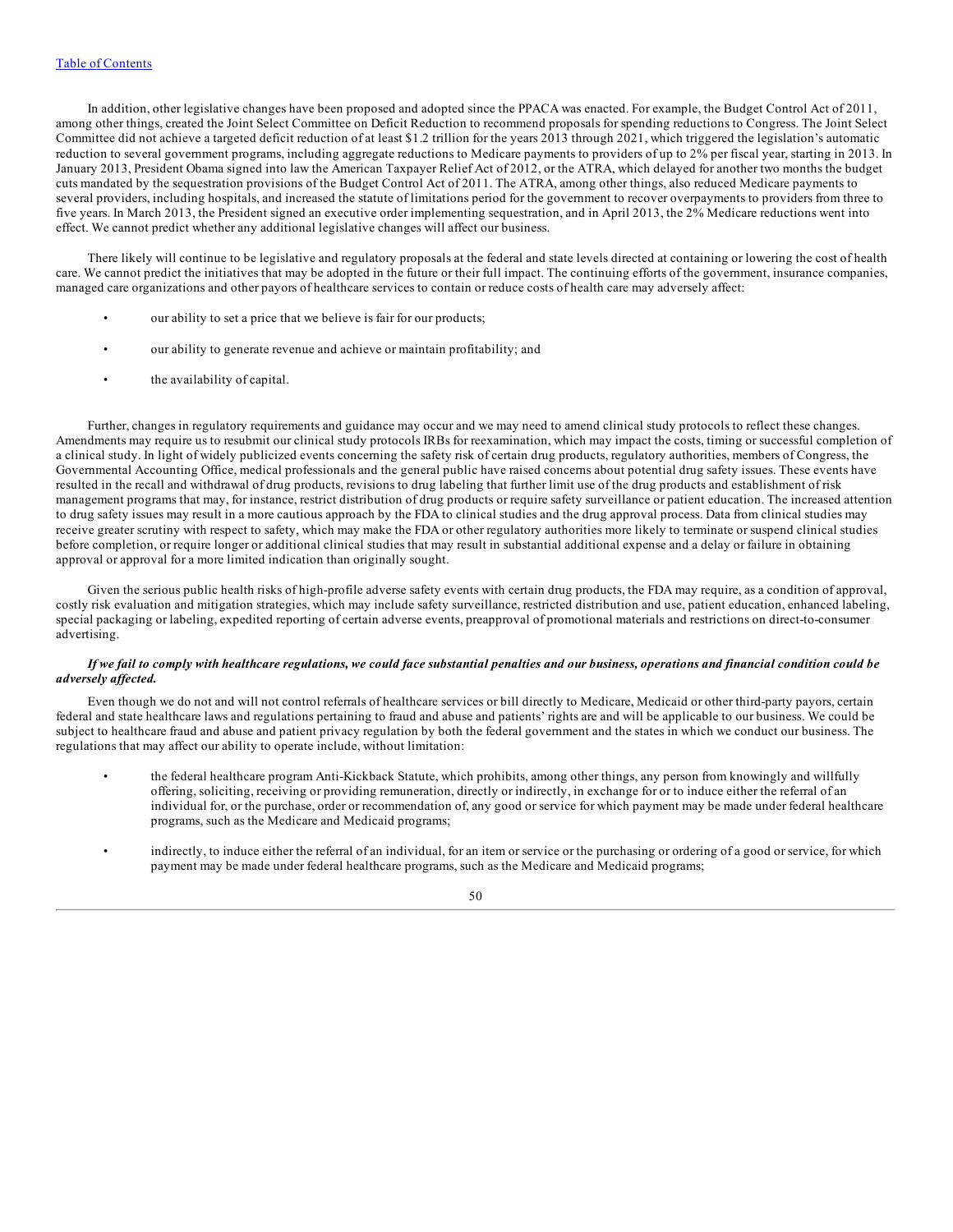In addition, other legislative changes have been proposed and adopted since the PPACA was enacted. For example, the Budget Control Act of 2011, among other things, created the Joint Select Committee on Deficit Reduction to recommend proposals for spending reductions to Congress. The Joint Select Committee did not achieve a targeted deficit reduction of at least $1.2 trillion for the years 2013 through 2021, which triggered the legislation's automatic reduction to several government programs, including aggregate reductions to Medicare payments to providers of up to 2% per fiscal year, starting in 2013. In January 2013, President Obama signed into law the American Taxpayer Relief Act of 2012, or the ATRA, which delayed for another two months the budget cuts mandated by the sequestration provisions of the Budget Control Act of 2011. The ATRA, among other things, also reduced Medicare payments to several providers, including hospitals, and increased the statute of limitations period for the government to recover overpayments to providers from three to five years. In March 2013, the President signed an executive order implementing sequestration, and in April 2013, the 2% Medicare reductions went into effect. We cannot predict whether any additional legislative changes will affect our business.

There likely will continue to be legislative and regulatory proposals at the federal and state levels directed at containing or lowering the cost of health care. We cannot predict the initiatives that may be adopted in the future or their full impact. The continuing efforts of the government, insurance companies, managed care organizations and other payors of healthcare services to contain or reduce costs of health care may adversely affect:

- our ability to set a price that we believe is fair for our products;
- our ability to generate revenue and achieve or maintain profitability; and
- the availability of capital.

Further, changes in regulatory requirements and guidance may occur and we may need to amend clinical study protocols to reflect these changes. Amendments may require us to resubmit our clinical study protocols IRBs for reexamination, which may impact the costs, timing or successful completion of a clinical study. In light of widely publicized events concerning the safety risk of certain drug products, regulatory authorities, members of Congress, the Governmental Accounting Office, medical professionals and the general public have raised concerns about potential drug safety issues. These events have resulted in the recall and withdrawal of drug products, revisions to drug labeling that further limit use of the drug products and establishment of risk management programs that may, for instance, restrict distribution of drug products or require safety surveillance or patient education. The increased attention to drug safety issues may result in a more cautious approach by the FDA to clinical studies and the drug approval process. Data from clinical studies may receive greater scrutiny with respect to safety, which may make the FDA or other regulatory authorities more likely to terminate or suspend clinical studies before completion, or require longer or additional clinical studies that may result in substantial additional expense and a delay or failure in obtaining approval or approval for a more limited indication than originally sought.

Given the serious public health risks of high-profile adverse safety events with certain drug products, the FDA may require, as a condition of approval, costly risk evaluation and mitigation strategies, which may include safety surveillance, restricted distribution and use, patient education, enhanced labeling, special packaging or labeling, expedited reporting of certain adverse events, preapproval of promotional materials and restrictions on direct-to-consumer advertising.

***If we fail to comply with healthcare regulations, we could face substantial penalties and our business, operations and financial condition could be adversely affected.***

Even though we do not and will not control referrals of healthcare services or bill directly to Medicare, Medicaid or other third-party payors, certain federal and state healthcare laws and regulations pertaining to fraud and abuse and patients' rights are and will be applicable to our business. We could be subject to healthcare fraud and abuse and patient privacy regulation by both the federal government and the states in which we conduct our business. The regulations that may affect our ability to operate include, without limitation:

- the federal healthcare program Anti-Kickback Statute, which prohibits, among other things, any person from knowingly and willfully offering, soliciting, receiving or providing remuneration, directly or indirectly, in exchange for or to induce either the referral of an individual for, or the purchase, order or recommendation of, any good or service for which payment may be made under federal healthcare programs, such as the Medicare and Medicaid programs;
- indirectly, to induce either the referral of an individual, for an item or service or the purchasing or ordering of a good or service, for which payment may be made under federal healthcare programs, such as the Medicare and Medicaid programs;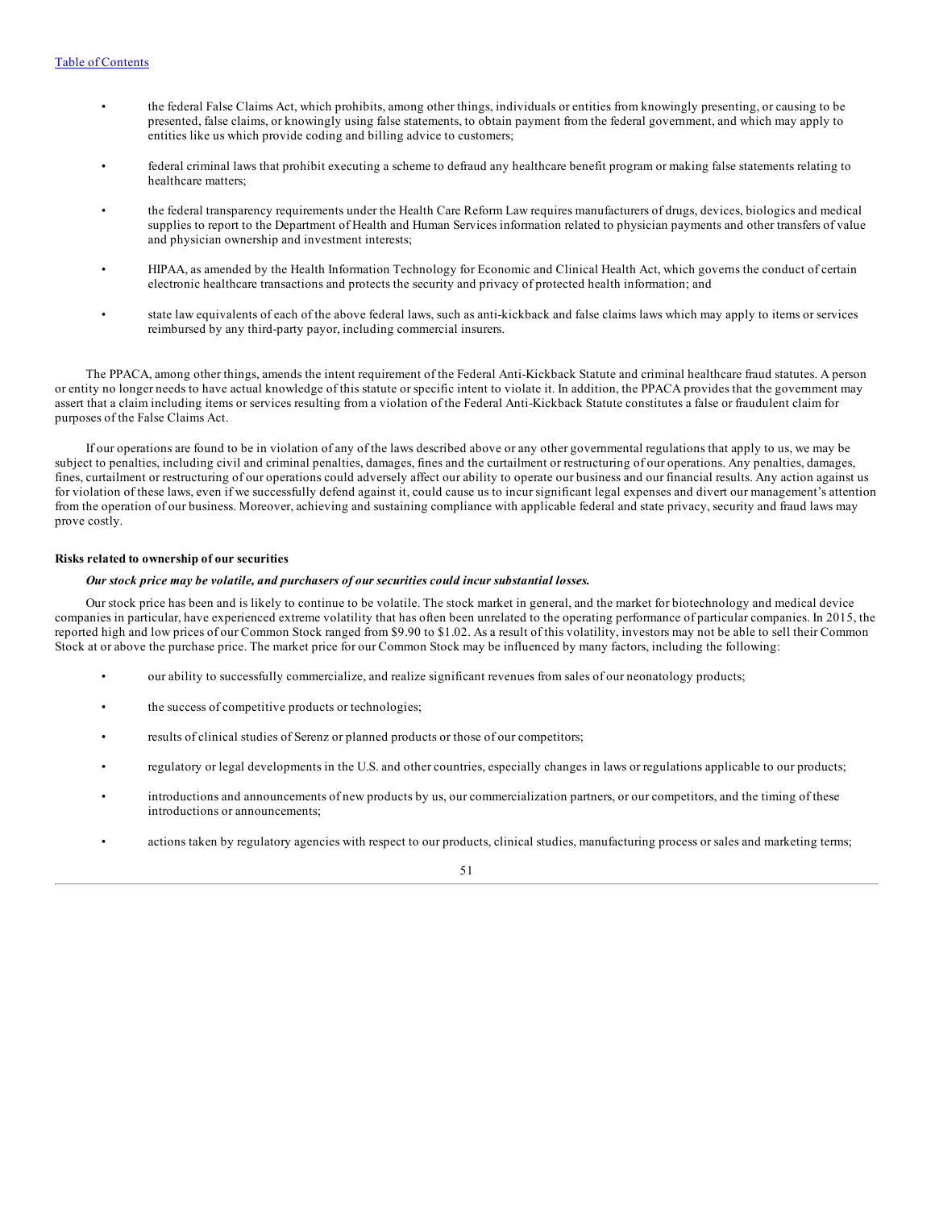- the federal False Claims Act, which prohibits, among other things, individuals or entities from knowingly presenting, or causing to be presented, false claims, or knowingly using false statements, to obtain payment from the federal government, and which may apply to entities like us which provide coding and billing advice to customers;
- federal criminal laws that prohibit executing a scheme to defraud any healthcare benefit program or making false statements relating to healthcare matters;
- the federal transparency requirements under the Health Care Reform Law requires manufacturers of drugs, devices, biologics and medical supplies to report to the Department of Health and Human Services information related to physician payments and other transfers of value and physician ownership and investment interests;
- HIPAA, as amended by the Health Information Technology for Economic and Clinical Health Act, which governs the conduct of certain electronic healthcare transactions and protects the security and privacy of protected health information; and
- state law equivalents of each of the above federal laws, such as anti-kickback and false claims laws which may apply to items or services reimbursed by any third-party payor, including commercial insurers.

The PPACA, among other things, amends the intent requirement of the Federal Anti-Kickback Statute and criminal healthcare fraud statutes. A person or entity no longer needs to have actual knowledge of this statute or specific intent to violate it. In addition, the PPACA provides that the government may assert that a claim including items or services resulting from a violation of the Federal Anti-Kickback Statute constitutes a false or fraudulent claim for purposes of the False Claims Act.

If our operations are found to be in violation of any of the laws described above or any other governmental regulations that apply to us, we may be subject to penalties, including civil and criminal penalties, damages, fines and the curtailment or restructuring of our operations. Any penalties, damages, fines, curtailment or restructuring of our operations could adversely affect our ability to operate our business and our financial results. Any action against us for violation of these laws, even if we successfully defend against it, could cause us to incur significant legal expenses and divert our management's attention from the operation of our business. Moreover, achieving and sustaining compliance with applicable federal and state privacy, security and fraud laws may prove costly.

**Risks related to ownership of our securities**

***Our stock price may be volatile, and purchasers of our securities could incur substantial losses.***

Our stock price has been and is likely to continue to be volatile. The stock market in general, and the market for biotechnology and medical device companies in particular, have experienced extreme volatility that has often been unrelated to the operating performance of particular companies. In 2015, the reported high and low prices of our Common Stock ranged from $9.90 to $1.02. As a result of this volatility, investors may not be able to sell their Common Stock at or above the purchase price. The market price for our Common Stock may be influenced by many factors, including the following:

- our ability to successfully commercialize, and realize significant revenues from sales of our neonatology products;
- the success of competitive products or technologies;
- results of clinical studies of Serenz or planned products or those of our competitors;
- regulatory or legal developments in the U.S. and other countries, especially changes in laws or regulations applicable to our products;
- introductions and announcements of new products by us, our commercialization partners, or our competitors, and the timing of these introductions or announcements;
- actions taken by regulatory agencies with respect to our products, clinical studies, manufacturing process or sales and marketing terms;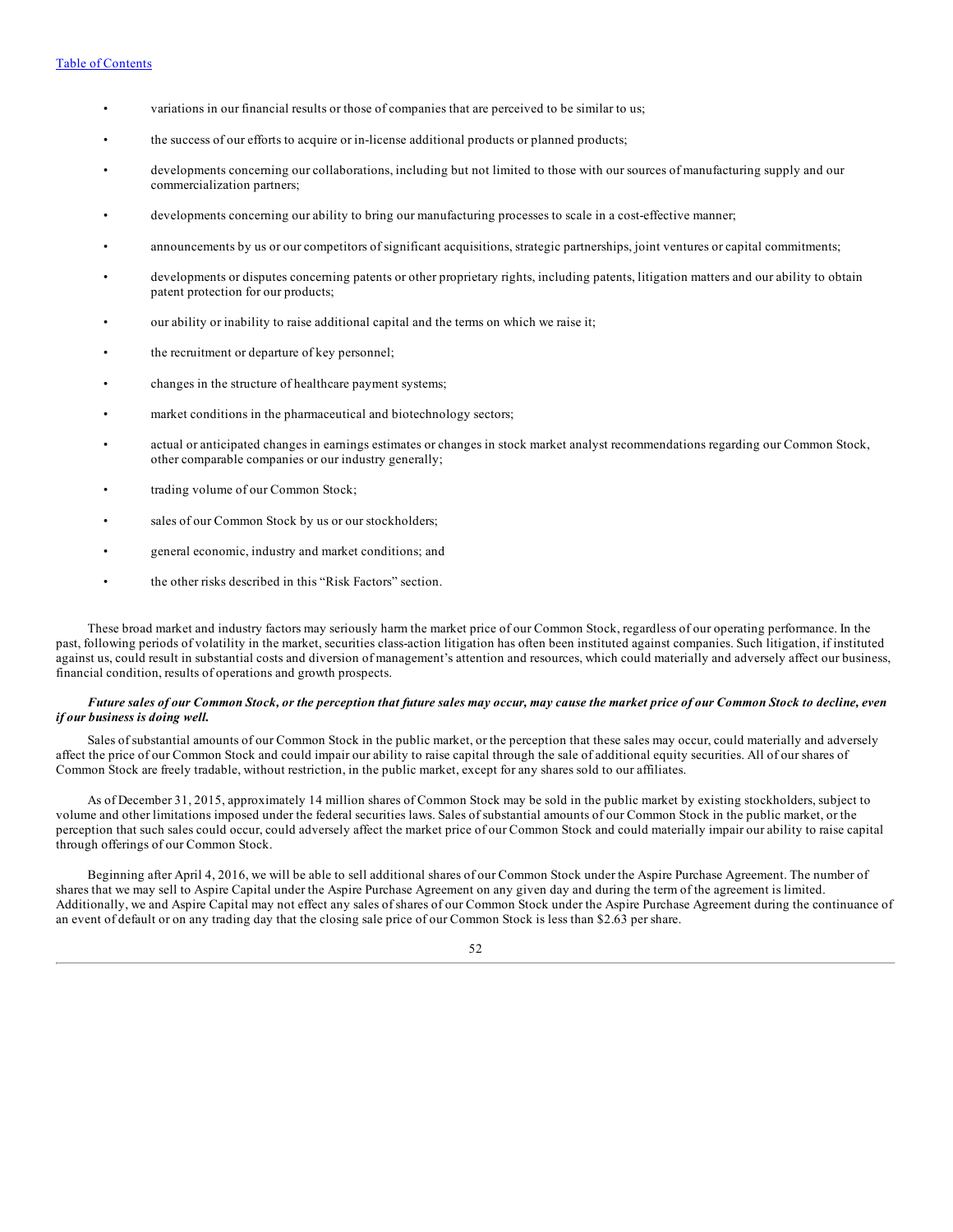- variations in our financial results or those of companies that are perceived to be similar to us;
- the success of our efforts to acquire or in-license additional products or planned products;
- developments concerning our collaborations, including but not limited to those with our sources of manufacturing supply and our commercialization partners;
- developments concerning our ability to bring our manufacturing processes to scale in a cost-effective manner;
- announcements by us or our competitors of significant acquisitions, strategic partnerships, joint ventures or capital commitments;
- developments or disputes concerning patents or other proprietary rights, including patents, litigation matters and our ability to obtain patent protection for our products;
- our ability or inability to raise additional capital and the terms on which we raise it;
- the recruitment or departure of key personnel;
- changes in the structure of healthcare payment systems;
- market conditions in the pharmaceutical and biotechnology sectors;
- actual or anticipated changes in earnings estimates or changes in stock market analyst recommendations regarding our Common Stock, other comparable companies or our industry generally;
- trading volume of our Common Stock;
- sales of our Common Stock by us or our stockholders;
- general economic, industry and market conditions; and
- the other risks described in this "Risk Factors" section.

These broad market and industry factors may seriously harm the market price of our Common Stock, regardless of our operating performance. In the past, following periods of volatility in the market, securities class-action litigation has often been instituted against companies. Such litigation, if instituted against us, could result in substantial costs and diversion of management's attention and resources, which could materially and adversely affect our business, financial condition, results of operations and growth prospects.

***Future sales of our Common Stock, or the perception that future sales may occur, may cause the market price of our Common Stock to decline, even if our business is doing well.***

Sales of substantial amounts of our Common Stock in the public market, or the perception that these sales may occur, could materially and adversely affect the price of our Common Stock and could impair our ability to raise capital through the sale of additional equity securities. All of our shares of Common Stock are freely tradable, without restriction, in the public market, except for any shares sold to our affiliates.

As of December 31, 2015, approximately 14 million shares of Common Stock may be sold in the public market by existing stockholders, subject to volume and other limitations imposed under the federal securities laws. Sales of substantial amounts of our Common Stock in the public market, or the perception that such sales could occur, could adversely affect the market price of our Common Stock and could materially impair our ability to raise capital through offerings of our Common Stock.

Beginning after April 4, 2016, we will be able to sell additional shares of our Common Stock under the Aspire Purchase Agreement. The number of shares that we may sell to Aspire Capital under the Aspire Purchase Agreement on any given day and during the term of the agreement is limited. Additionally, we and Aspire Capital may not effect any sales of shares of our Common Stock under the Aspire Purchase Agreement during the continuance of an event of default or on any trading day that the closing sale price of our Common Stock is less than $2.63 per share.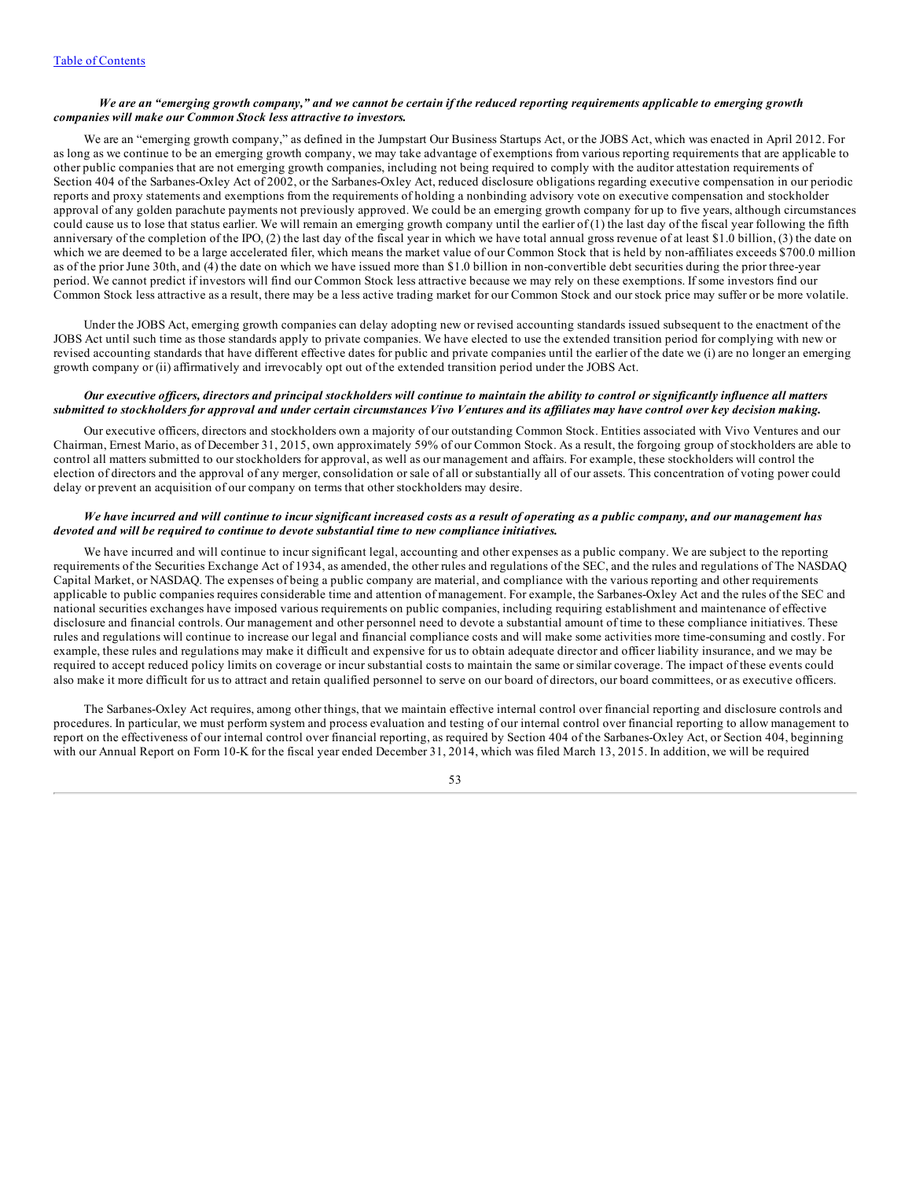***We are an "emerging growth company," and we cannot be certain if the reduced reporting requirements applicable to emerging growth companies will make our Common Stock less attractive to investors.***

We are an "emerging growth company," as defined in the Jumpstart Our Business Startups Act, or the JOBS Act, which was enacted in April 2012. For as long as we continue to be an emerging growth company, we may take advantage of exemptions from various reporting requirements that are applicable to other public companies that are not emerging growth companies, including not being required to comply with the auditor attestation requirements of Section 404 of the Sarbanes-Oxley Act of 2002, or the Sarbanes-Oxley Act, reduced disclosure obligations regarding executive compensation in our periodic reports and proxy statements and exemptions from the requirements of holding a nonbinding advisory vote on executive compensation and stockholder approval of any golden parachute payments not previously approved. We could be an emerging growth company for up to five years, although circumstances could cause us to lose that status earlier. We will remain an emerging growth company until the earlier of (1) the last day of the fiscal year following the fifth anniversary of the completion of the IPO, (2) the last day of the fiscal year in which we have total annual gross revenue of at least $1.0 billion, (3) the date on which we are deemed to be a large accelerated filer, which means the market value of our Common Stock that is held by non-affiliates exceeds $700.0 million as of the prior June 30th, and (4) the date on which we have issued more than $1.0 billion in non-convertible debt securities during the prior three-year period. We cannot predict if investors will find our Common Stock less attractive because we may rely on these exemptions. If some investors find our Common Stock less attractive as a result, there may be a less active trading market for our Common Stock and our stock price may suffer or be more volatile.

Under the JOBS Act, emerging growth companies can delay adopting new or revised accounting standards issued subsequent to the enactment of the JOBS Act until such time as those standards apply to private companies. We have elected to use the extended transition period for complying with new or revised accounting standards that have different effective dates for public and private companies until the earlier of the date we (i) are no longer an emerging growth company or (ii) affirmatively and irrevocably opt out of the extended transition period under the JOBS Act.

***Our executive officers, directors and principal stockholders will continue to maintain the ability to control or significantly influence all matters submitted to stockholders for approval and under certain circumstances Vivo Ventures and its affiliates may have control over key decision making.***

Our executive officers, directors and stockholders own a majority of our outstanding Common Stock. Entities associated with Vivo Ventures and our Chairman, Ernest Mario, as of December 31, 2015, own approximately 59% of our Common Stock. As a result, the forgoing group of stockholders are able to control all matters submitted to our stockholders for approval, as well as our management and affairs. For example, these stockholders will control the election of directors and the approval of any merger, consolidation or sale of all or substantially all of our assets. This concentration of voting power could delay or prevent an acquisition of our company on terms that other stockholders may desire.

***We have incurred and will continue to incur significant increased costs as a result of operating as a public company, and our management has devoted and will be required to continue to devote substantial time to new compliance initiatives.***

We have incurred and will continue to incur significant legal, accounting and other expenses as a public company. We are subject to the reporting requirements of the Securities Exchange Act of 1934, as amended, the other rules and regulations of the SEC, and the rules and regulations of The NASDAQ Capital Market, or NASDAQ. The expenses of being a public company are material, and compliance with the various reporting and other requirements applicable to public companies requires considerable time and attention of management. For example, the Sarbanes-Oxley Act and the rules of the SEC and national securities exchanges have imposed various requirements on public companies, including requiring establishment and maintenance of effective disclosure and financial controls. Our management and other personnel need to devote a substantial amount of time to these compliance initiatives. These rules and regulations will continue to increase our legal and financial compliance costs and will make some activities more time-consuming and costly. For example, these rules and regulations may make it difficult and expensive for us to obtain adequate director and officer liability insurance, and we may be required to accept reduced policy limits on coverage or incur substantial costs to maintain the same or similar coverage. The impact of these events could also make it more difficult for us to attract and retain qualified personnel to serve on our board of directors, our board committees, or as executive officers.

The Sarbanes-Oxley Act requires, among other things, that we maintain effective internal control over financial reporting and disclosure controls and procedures. In particular, we must perform system and process evaluation and testing of our internal control over financial reporting to allow management to report on the effectiveness of our internal control over financial reporting, as required by Section 404 of the Sarbanes-Oxley Act, or Section 404, beginning with our Annual Report on Form 10-K for the fiscal year ended December 31, 2014, which was filed March 13, 2015. In addition, we will be required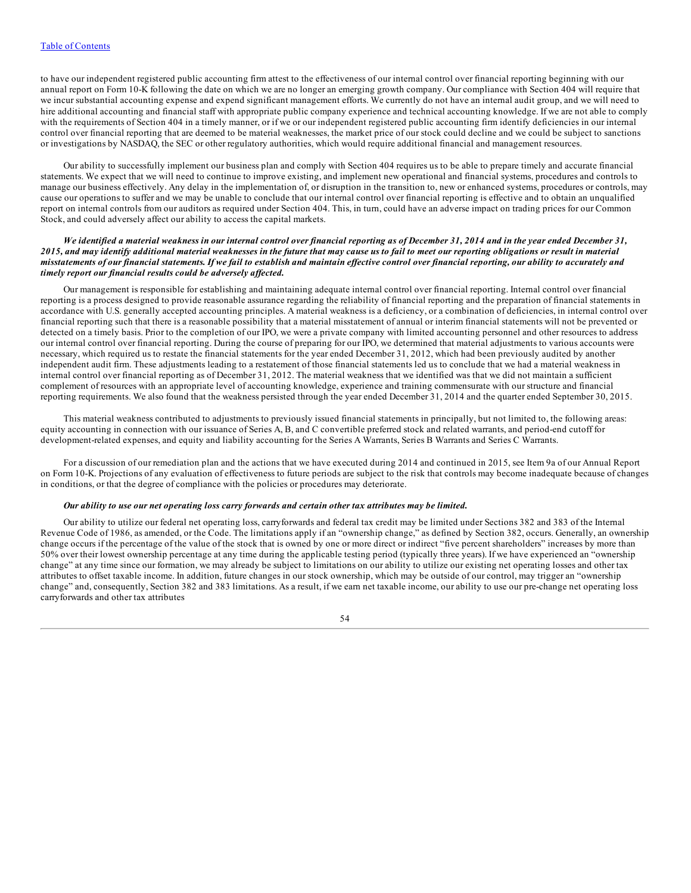to have our independent registered public accounting firm attest to the effectiveness of our internal control over financial reporting beginning with our annual report on Form 10-K following the date on which we are no longer an emerging growth company. Our compliance with Section 404 will require that we incur substantial accounting expense and expend significant management efforts. We currently do not have an internal audit group, and we will need to hire additional accounting and financial staff with appropriate public company experience and technical accounting knowledge. If we are not able to comply with the requirements of Section 404 in a timely manner, or if we or our independent registered public accounting firm identify deficiencies in our internal control over financial reporting that are deemed to be material weaknesses, the market price of our stock could decline and we could be subject to sanctions or investigations by NASDAQ, the SEC or other regulatory authorities, which would require additional financial and management resources.

Our ability to successfully implement our business plan and comply with Section 404 requires us to be able to prepare timely and accurate financial statements. We expect that we will need to continue to improve existing, and implement new operational and financial systems, procedures and controls to manage our business effectively. Any delay in the implementation of, or disruption in the transition to, new or enhanced systems, procedures or controls, may cause our operations to suffer and we may be unable to conclude that our internal control over financial reporting is effective and to obtain an unqualified report on internal controls from our auditors as required under Section 404. This, in turn, could have an adverse impact on trading prices for our Common Stock, and could adversely affect our ability to access the capital markets.

***We identified a material weakness in our internal control over financial reporting as of December 31, 2014 and in the year ended December 31, 2015, and may identify additional material weaknesses in the future that may cause us to fail to meet our reporting obligations or result in material misstatements of our financial statements. If we fail to establish and maintain effective control over financial reporting, our ability to accurately and timely report our financial results could be adversely affected.***

Our management is responsible for establishing and maintaining adequate internal control over financial reporting. Internal control over financial reporting is a process designed to provide reasonable assurance regarding the reliability of financial reporting and the preparation of financial statements in accordance with U.S. generally accepted accounting principles. A material weakness is a deficiency, or a combination of deficiencies, in internal control over financial reporting such that there is a reasonable possibility that a material misstatement of annual or interim financial statements will not be prevented or detected on a timely basis. Prior to the completion of our IPO, we were a private company with limited accounting personnel and other resources to address our internal control over financial reporting. During the course of preparing for our IPO, we determined that material adjustments to various accounts were necessary, which required us to restate the financial statements for the year ended December 31, 2012, which had been previously audited by another independent audit firm. These adjustments leading to a restatement of those financial statements led us to conclude that we had a material weakness in internal control over financial reporting as of December 31, 2012. The material weakness that we identified was that we did not maintain a sufficient complement of resources with an appropriate level of accounting knowledge, experience and training commensurate with our structure and financial reporting requirements. We also found that the weakness persisted through the year ended December 31, 2014 and the quarter ended September 30, 2015.

This material weakness contributed to adjustments to previously issued financial statements in principally, but not limited to, the following areas: equity accounting in connection with our issuance of Series A, B, and C convertible preferred stock and related warrants, and period-end cutoff for development-related expenses, and equity and liability accounting for the Series A Warrants, Series B Warrants and Series C Warrants.

For a discussion of our remediation plan and the actions that we have executed during 2014 and continued in 2015, see Item 9a of our Annual Report on Form 10-K. Projections of any evaluation of effectiveness to future periods are subject to the risk that controls may become inadequate because of changes in conditions, or that the degree of compliance with the policies or procedures may deteriorate.

***Our ability to use our net operating loss carry forwards and certain other tax attributes may be limited.***

Our ability to utilize our federal net operating loss, carryforwards and federal tax credit may be limited under Sections 382 and 383 of the Internal Revenue Code of 1986, as amended, or the Code. The limitations apply if an "ownership change," as defined by Section 382, occurs. Generally, an ownership change occurs if the percentage of the value of the stock that is owned by one or more direct or indirect "five percent shareholders" increases by more than 50% over their lowest ownership percentage at any time during the applicable testing period (typically three years). If we have experienced an "ownership change" at any time since our formation, we may already be subject to limitations on our ability to utilize our existing net operating losses and other tax attributes to offset taxable income. In addition, future changes in our stock ownership, which may be outside of our control, may trigger an "ownership change" and, consequently, Section 382 and 383 limitations. As a result, if we earn net taxable income, our ability to use our pre-change net operating loss carryforwards and other tax attributes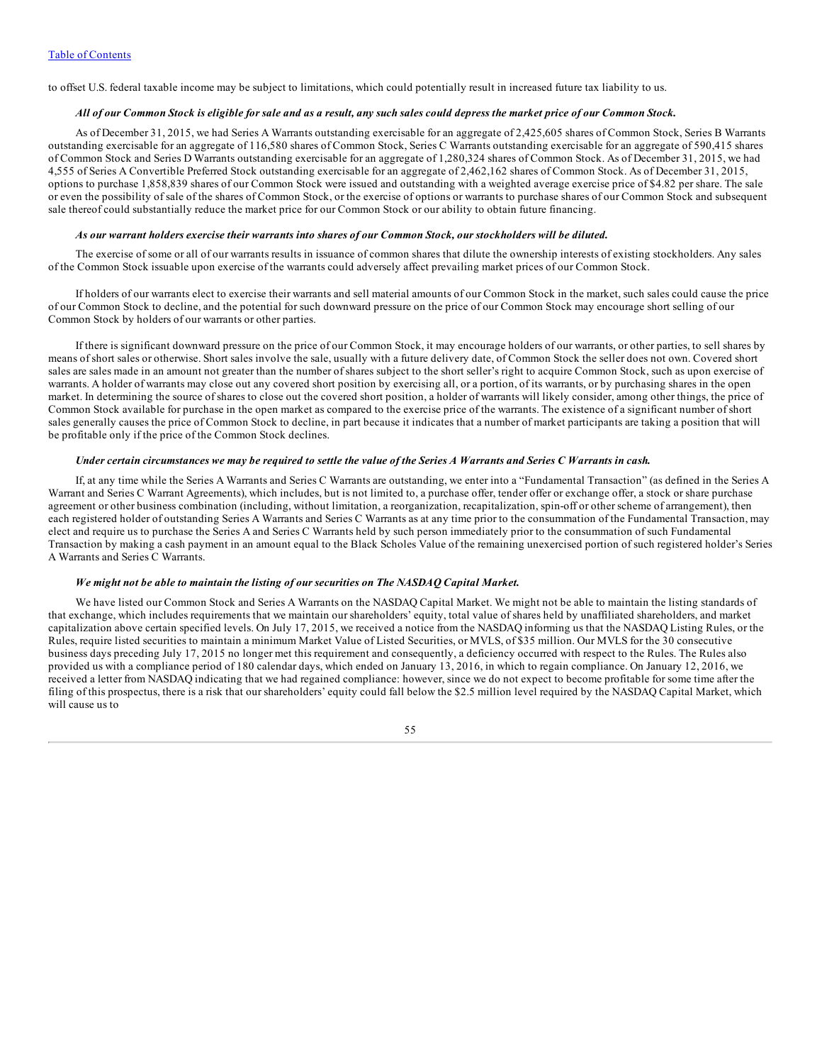to offset U.S. federal taxable income may be subject to limitations, which could potentially result in increased future tax liability to us.

***All of our Common Stock is eligible for sale and as a result, any such sales could depress the market price of our Common Stock.***

As of December 31, 2015, we had Series A Warrants outstanding exercisable for an aggregate of 2,425,605 shares of Common Stock, Series B Warrants outstanding exercisable for an aggregate of 116,580 shares of Common Stock, Series C Warrants outstanding exercisable for an aggregate of 590,415 shares of Common Stock and Series D Warrants outstanding exercisable for an aggregate of 1,280,324 shares of Common Stock. As of December 31, 2015, we had 4,555 of Series A Convertible Preferred Stock outstanding exercisable for an aggregate of 2,462,162 shares of Common Stock. As of December 31, 2015, options to purchase 1,858,839 shares of our Common Stock were issued and outstanding with a weighted average exercise price of $4.82 per share. The sale or even the possibility of sale of the shares of Common Stock, or the exercise of options or warrants to purchase shares of our Common Stock and subsequent sale thereof could substantially reduce the market price for our Common Stock or our ability to obtain future financing.

***As our warrant holders exercise their warrants into shares of our Common Stock, our stockholders will be diluted.***

The exercise of some or all of our warrants results in issuance of common shares that dilute the ownership interests of existing stockholders. Any sales of the Common Stock issuable upon exercise of the warrants could adversely affect prevailing market prices of our Common Stock.

If holders of our warrants elect to exercise their warrants and sell material amounts of our Common Stock in the market, such sales could cause the price of our Common Stock to decline, and the potential for such downward pressure on the price of our Common Stock may encourage short selling of our Common Stock by holders of our warrants or other parties.

If there is significant downward pressure on the price of our Common Stock, it may encourage holders of our warrants, or other parties, to sell shares by means of short sales or otherwise. Short sales involve the sale, usually with a future delivery date, of Common Stock the seller does not own. Covered short sales are sales made in an amount not greater than the number of shares subject to the short seller's right to acquire Common Stock, such as upon exercise of warrants. A holder of warrants may close out any covered short position by exercising all, or a portion, of its warrants, or by purchasing shares in the open market. In determining the source of shares to close out the covered short position, a holder of warrants will likely consider, among other things, the price of Common Stock available for purchase in the open market as compared to the exercise price of the warrants. The existence of a significant number of short sales generally causes the price of Common Stock to decline, in part because it indicates that a number of market participants are taking a position that will be profitable only if the price of the Common Stock declines.

***Under certain circumstances we may be required to settle the value of the Series A Warrants and Series C Warrants in cash.***

If, at any time while the Series A Warrants and Series C Warrants are outstanding, we enter into a "Fundamental Transaction" (as defined in the Series A Warrant and Series C Warrant Agreements), which includes, but is not limited to, a purchase offer, tender offer or exchange offer, a stock or share purchase agreement or other business combination (including, without limitation, a reorganization, recapitalization, spin-off or other scheme of arrangement), then each registered holder of outstanding Series A Warrants and Series C Warrants as at any time prior to the consummation of the Fundamental Transaction, may elect and require us to purchase the Series A and Series C Warrants held by such person immediately prior to the consummation of such Fundamental Transaction by making a cash payment in an amount equal to the Black Scholes Value of the remaining unexercised portion of such registered holder's Series A Warrants and Series C Warrants.

***We might not be able to maintain the listing of our securities on The NASDAQ Capital Market.***

We have listed our Common Stock and Series A Warrants on the NASDAQ Capital Market. We might not be able to maintain the listing standards of that exchange, which includes requirements that we maintain our shareholders' equity, total value of shares held by unaffiliated shareholders, and market capitalization above certain specified levels. On July 17, 2015, we received a notice from the NASDAQ informing us that the NASDAQ Listing Rules, or the Rules, require listed securities to maintain a minimum Market Value of Listed Securities, or MVLS, of $35 million. Our MVLS for the 30 consecutive business days preceding July 17, 2015 no longer met this requirement and consequently, a deficiency occurred with respect to the Rules. The Rules also provided us with a compliance period of 180 calendar days, which ended on January 13, 2016, in which to regain compliance. On January 12, 2016, we received a letter from NASDAQ indicating that we had regained compliance: however, since we do not expect to become profitable for some time after the filing of this prospectus, there is a risk that our shareholders' equity could fall below the $2.5 million level required by the NASDAQ Capital Market, which will cause us to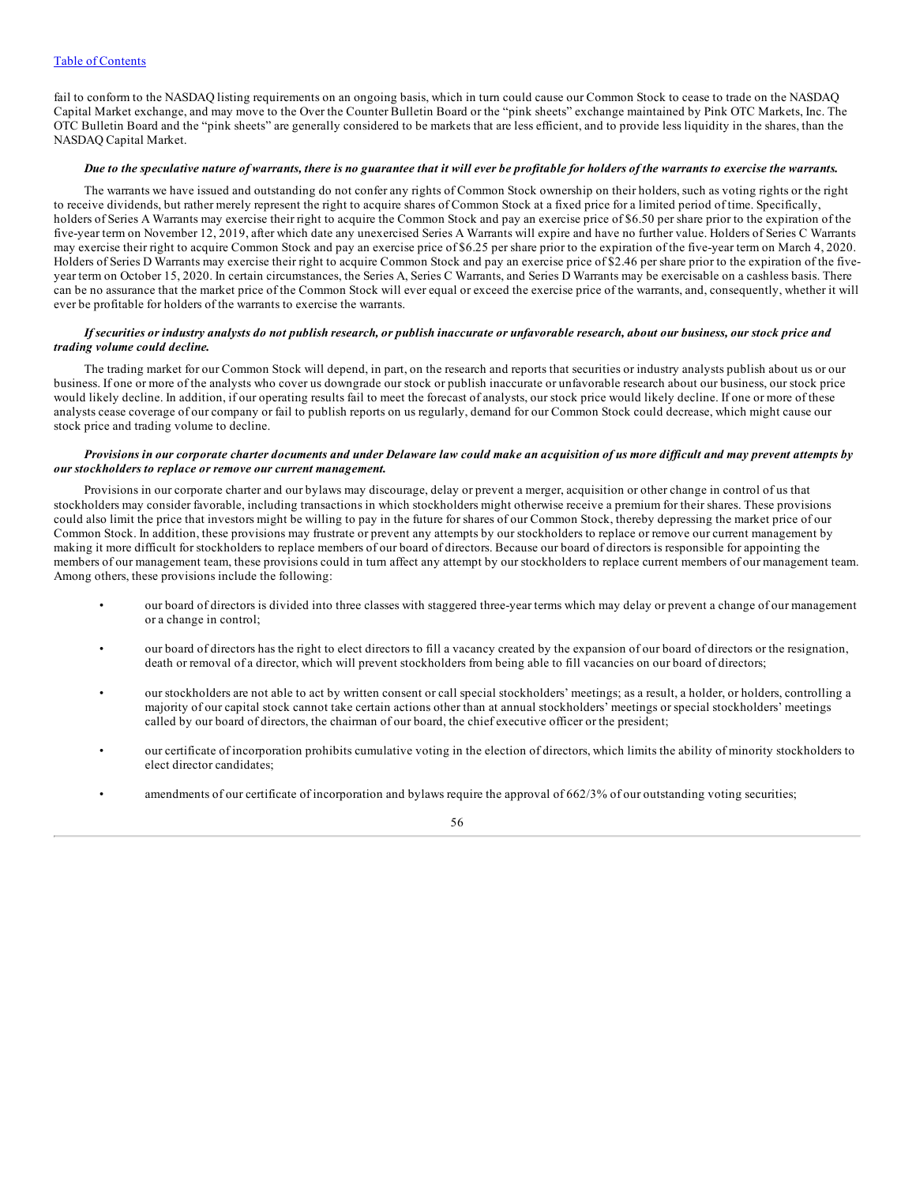fail to conform to the NASDAQ listing requirements on an ongoing basis, which in turn could cause our Common Stock to cease to trade on the NASDAQ Capital Market exchange, and may move to the Over the Counter Bulletin Board or the "pink sheets" exchange maintained by Pink OTC Markets, Inc. The OTC Bulletin Board and the "pink sheets" are generally considered to be markets that are less efficient, and to provide less liquidity in the shares, than the NASDAQ Capital Market.

***Due to the speculative nature of warrants, there is no guarantee that it will ever be profitable for holders of the warrants to exercise the warrants.***

The warrants we have issued and outstanding do not confer any rights of Common Stock ownership on their holders, such as voting rights or the right to receive dividends, but rather merely represent the right to acquire shares of Common Stock at a fixed price for a limited period of time. Specifically, holders of Series A Warrants may exercise their right to acquire the Common Stock and pay an exercise price of $6.50 per share prior to the expiration of the five-year term on November 12, 2019, after which date any unexercised Series A Warrants will expire and have no further value. Holders of Series C Warrants may exercise their right to acquire Common Stock and pay an exercise price of $6.25 per share prior to the expiration of the five-year term on March 4, 2020. Holders of Series D Warrants may exercise their right to acquire Common Stock and pay an exercise price of $2.46 per share prior to the expiration of the five-year term on October 15, 2020. In certain circumstances, the Series A, Series C Warrants, and Series D Warrants may be exercisable on a cashless basis. There can be no assurance that the market price of the Common Stock will ever equal or exceed the exercise price of the warrants, and, consequently, whether it will ever be profitable for holders of the warrants to exercise the warrants.

***If securities or industry analysts do not publish research, or publish inaccurate or unfavorable research, about our business, our stock price and trading volume could decline.***

The trading market for our Common Stock will depend, in part, on the research and reports that securities or industry analysts publish about us or our business. If one or more of the analysts who cover us downgrade our stock or publish inaccurate or unfavorable research about our business, our stock price would likely decline. In addition, if our operating results fail to meet the forecast of analysts, our stock price would likely decline. If one or more of these analysts cease coverage of our company or fail to publish reports on us regularly, demand for our Common Stock could decrease, which might cause our stock price and trading volume to decline.

***Provisions in our corporate charter documents and under Delaware law could make an acquisition of us more difficult and may prevent attempts by our stockholders to replace or remove our current management.***

Provisions in our corporate charter and our bylaws may discourage, delay or prevent a merger, acquisition or other change in control of us that stockholders may consider favorable, including transactions in which stockholders might otherwise receive a premium for their shares. These provisions could also limit the price that investors might be willing to pay in the future for shares of our Common Stock, thereby depressing the market price of our Common Stock. In addition, these provisions may frustrate or prevent any attempts by our stockholders to replace or remove our current management by making it more difficult for stockholders to replace members of our board of directors. Because our board of directors is responsible for appointing the members of our management team, these provisions could in turn affect any attempt by our stockholders to replace current members of our management team. Among others, these provisions include the following:

- our board of directors is divided into three classes with staggered three-year terms which may delay or prevent a change of our management or a change in control;
- our board of directors has the right to elect directors to fill a vacancy created by the expansion of our board of directors or the resignation, death or removal of a director, which will prevent stockholders from being able to fill vacancies on our board of directors;
- our stockholders are not able to act by written consent or call special stockholders' meetings; as a result, a holder, or holders, controlling a majority of our capital stock cannot take certain actions other than at annual stockholders' meetings or special stockholders' meetings called by our board of directors, the chairman of our board, the chief executive officer or the president;
- our certificate of incorporation prohibits cumulative voting in the election of directors, which limits the ability of minority stockholders to elect director candidates;
- amendments of our certificate of incorporation and bylaws require the approval of 662/3% of our outstanding voting securities;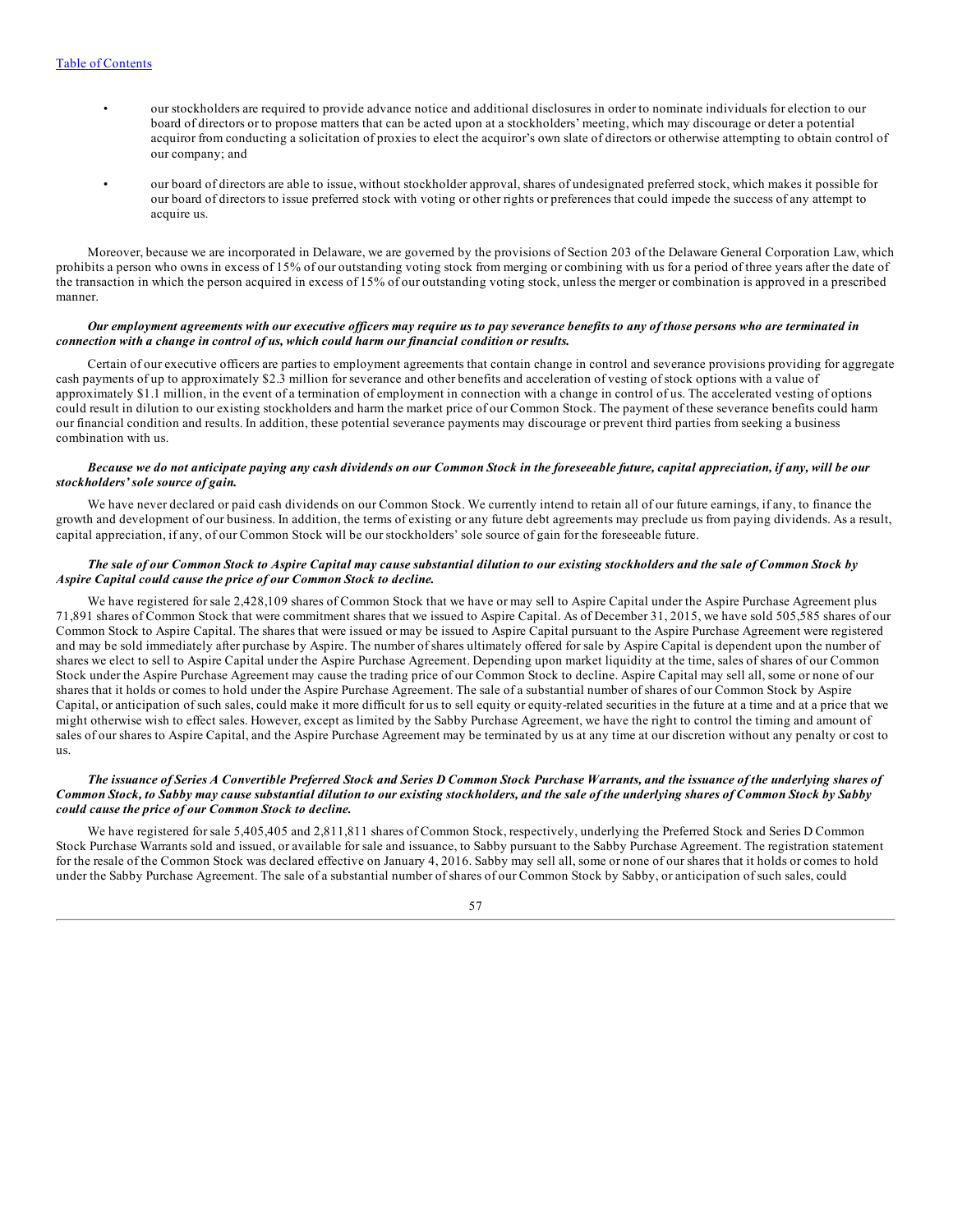- our stockholders are required to provide advance notice and additional disclosures in order to nominate individuals for election to our board of directors or to propose matters that can be acted upon at a stockholders' meeting, which may discourage or deter a potential acquiror from conducting a solicitation of proxies to elect the acquiror's own slate of directors or otherwise attempting to obtain control of our company; and

- our board of directors are able to issue, without stockholder approval, shares of undesignated preferred stock, which makes it possible for our board of directors to issue preferred stock with voting or other rights or preferences that could impede the success of any attempt to acquire us.

Moreover, because we are incorporated in Delaware, we are governed by the provisions of Section 203 of the Delaware General Corporation Law, which prohibits a person who owns in excess of 15% of our outstanding voting stock from merging or combining with us for a period of three years after the date of the transaction in which the person acquired in excess of 15% of our outstanding voting stock, unless the merger or combination is approved in a prescribed manner.

***Our employment agreements with our executive officers may require us to pay severance benefits to any of those persons who are terminated in connection with a change in control of us, which could harm our financial condition or results.***

Certain of our executive officers are parties to employment agreements that contain change in control and severance provisions providing for aggregate cash payments of up to approximately $2.3 million for severance and other benefits and acceleration of vesting of stock options with a value of approximately $1.1 million, in the event of a termination of employment in connection with a change in control of us. The accelerated vesting of options could result in dilution to our existing stockholders and harm the market price of our Common Stock. The payment of these severance benefits could harm our financial condition and results. In addition, these potential severance payments may discourage or prevent third parties from seeking a business combination with us.

***Because we do not anticipate paying any cash dividends on our Common Stock in the foreseeable future, capital appreciation, if any, will be our stockholders' sole source of gain.***

We have never declared or paid cash dividends on our Common Stock. We currently intend to retain all of our future earnings, if any, to finance the growth and development of our business. In addition, the terms of existing or any future debt agreements may preclude us from paying dividends. As a result, capital appreciation, if any, of our Common Stock will be our stockholders' sole source of gain for the foreseeable future.

***The sale of our Common Stock to Aspire Capital may cause substantial dilution to our existing stockholders and the sale of Common Stock by Aspire Capital could cause the price of our Common Stock to decline.***

We have registered for sale 2,428,109 shares of Common Stock that we have or may sell to Aspire Capital under the Aspire Purchase Agreement plus 71,891 shares of Common Stock that were commitment shares that we issued to Aspire Capital. As of December 31, 2015, we have sold 505,585 shares of our Common Stock to Aspire Capital. The shares that were issued or may be issued to Aspire Capital pursuant to the Aspire Purchase Agreement were registered and may be sold immediately after purchase by Aspire. The number of shares ultimately offered for sale by Aspire Capital is dependent upon the number of shares we elect to sell to Aspire Capital under the Aspire Purchase Agreement. Depending upon market liquidity at the time, sales of shares of our Common Stock under the Aspire Purchase Agreement may cause the trading price of our Common Stock to decline. Aspire Capital may sell all, some or none of our shares that it holds or comes to hold under the Aspire Purchase Agreement. The sale of a substantial number of shares of our Common Stock by Aspire Capital, or anticipation of such sales, could make it more difficult for us to sell equity or equity-related securities in the future at a time and at a price that we might otherwise wish to effect sales. However, except as limited by the Sabby Purchase Agreement, we have the right to control the timing and amount of sales of our shares to Aspire Capital, and the Aspire Purchase Agreement may be terminated by us at any time at our discretion without any penalty or cost to us.

***The issuance of Series A Convertible Preferred Stock and Series D Common Stock Purchase Warrants, and the issuance of the underlying shares of Common Stock, to Sabby may cause substantial dilution to our existing stockholders, and the sale of the underlying shares of Common Stock by Sabby could cause the price of our Common Stock to decline.***

We have registered for sale 5,405,405 and 2,811,811 shares of Common Stock, respectively, underlying the Preferred Stock and Series D Common Stock Purchase Warrants sold and issued, or available for sale and issuance, to Sabby pursuant to the Sabby Purchase Agreement. The registration statement for the resale of the Common Stock was declared effective on January 4, 2016. Sabby may sell all, some or none of our shares that it holds or comes to hold under the Sabby Purchase Agreement. The sale of a substantial number of shares of our Common Stock by Sabby, or anticipation of such sales, could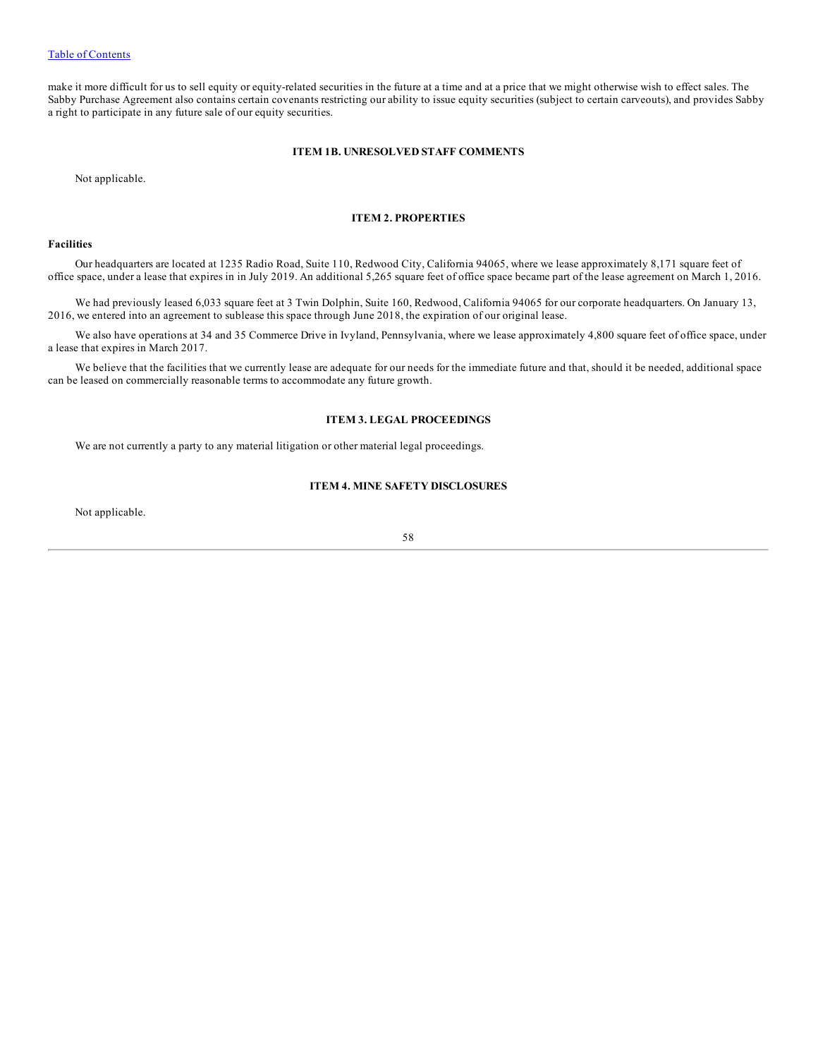make it more difficult for us to sell equity or equity-related securities in the future at a time and at a price that we might otherwise wish to effect sales. The Sabby Purchase Agreement also contains certain covenants restricting our ability to issue equity securities (subject to certain carveouts), and provides Sabby a right to participate in any future sale of our equity securities.

## ITEM 1B. UNRESOLVED STAFF COMMENTS

Not applicable.

## ITEM 2. PROPERTIES

### Facilities

Our headquarters are located at 1235 Radio Road, Suite 110, Redwood City, California 94065, where we lease approximately 8,171 square feet of office space, under a lease that expires in in July 2019. An additional 5,265 square feet of office space became part of the lease agreement on March 1, 2016.

We had previously leased 6,033 square feet at 3 Twin Dolphin, Suite 160, Redwood, California 94065 for our corporate headquarters. On January 13, 2016, we entered into an agreement to sublease this space through June 2018, the expiration of our original lease.

We also have operations at 34 and 35 Commerce Drive in Ivyland, Pennsylvania, where we lease approximately 4,800 square feet of office space, under a lease that expires in March 2017.

We believe that the facilities that we currently lease are adequate for our needs for the immediate future and that, should it be needed, additional space can be leased on commercially reasonable terms to accommodate any future growth.

## ITEM 3. LEGAL PROCEEDINGS

We are not currently a party to any material litigation or other material legal proceedings.

## ITEM 4. MINE SAFETY DISCLOSURES

Not applicable.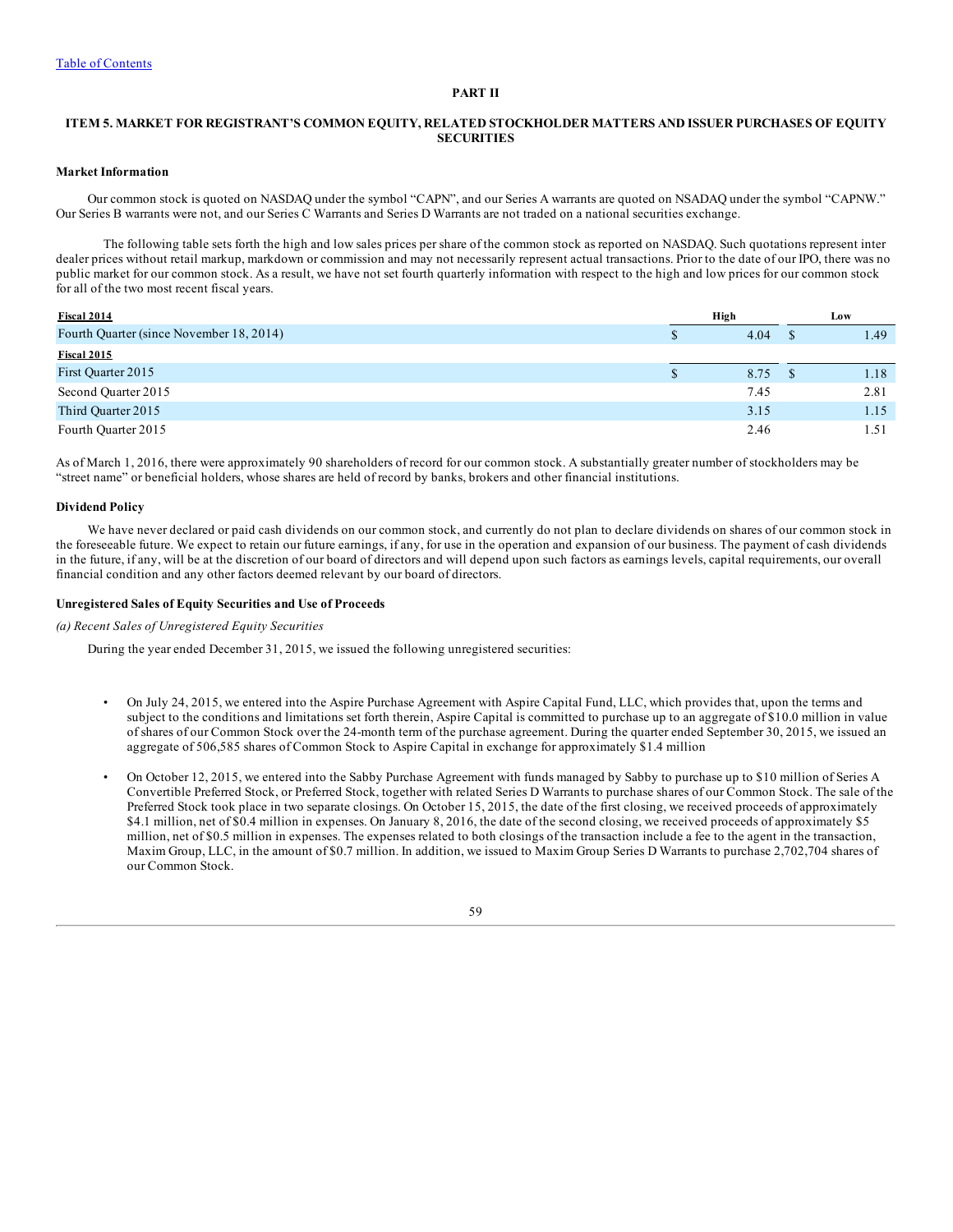## PART II

## ITEM 5. MARKET FOR REGISTRANT'S COMMON EQUITY, RELATED STOCKHOLDER MATTERS AND ISSUER PURCHASES OF EQUITY SECURITIES

**Market Information**

Our common stock is quoted on NASDAQ under the symbol "CAPN", and our Series A warrants are quoted on NSADAQ under the symbol "CAPNW." Our Series B warrants were not, and our Series C Warrants and Series D Warrants are not traded on a national securities exchange.

The following table sets forth the high and low sales prices per share of the common stock as reported on NASDAQ. Such quotations represent inter dealer prices without retail markup, markdown or commission and may not necessarily represent actual transactions. Prior to the date of our IPO, there was no public market for our common stock. As a result, we have not set fourth quarterly information with respect to the high and low prices for our common stock for all of the two most recent fiscal years.

| **Fiscal 2014** | **High** | **Low** |
|---|---|---|
| Fourth Quarter (since November 18, 2014) | $ 4.04 | $ 1.49 |
| **Fiscal 2015** | | |
| First Quarter 2015 | $ 8.75 | $ 1.18 |
| Second Quarter 2015 | 7.45 | 2.81 |
| Third Quarter 2015 | 3.15 | 1.15 |
| Fourth Quarter 2015 | 2.46 | 1.51 |

As of March 1, 2016, there were approximately 90 shareholders of record for our common stock. A substantially greater number of stockholders may be "street name" or beneficial holders, whose shares are held of record by banks, brokers and other financial institutions.

**Dividend Policy**

We have never declared or paid cash dividends on our common stock, and currently do not plan to declare dividends on shares of our common stock in the foreseeable future. We expect to retain our future earnings, if any, for use in the operation and expansion of our business. The payment of cash dividends in the future, if any, will be at the discretion of our board of directors and will depend upon such factors as earnings levels, capital requirements, our overall financial condition and any other factors deemed relevant by our board of directors.

**Unregistered Sales of Equity Securities and Use of Proceeds**

*(a) Recent Sales of Unregistered Equity Securities*

During the year ended December 31, 2015, we issued the following unregistered securities:

- On July 24, 2015, we entered into the Aspire Purchase Agreement with Aspire Capital Fund, LLC, which provides that, upon the terms and subject to the conditions and limitations set forth therein, Aspire Capital is committed to purchase up to an aggregate of $10.0 million in value of shares of our Common Stock over the 24-month term of the purchase agreement. During the quarter ended September 30, 2015, we issued an aggregate of 506,585 shares of Common Stock to Aspire Capital in exchange for approximately $1.4 million
- On October 12, 2015, we entered into the Sabby Purchase Agreement with funds managed by Sabby to purchase up to $10 million of Series A Convertible Preferred Stock, or Preferred Stock, together with related Series D Warrants to purchase shares of our Common Stock. The sale of the Preferred Stock took place in two separate closings. On October 15, 2015, the date of the first closing, we received proceeds of approximately $4.1 million, net of $0.4 million in expenses. On January 8, 2016, the date of the second closing, we received proceeds of approximately $5 million, net of $0.5 million in expenses. The expenses related to both closings of the transaction include a fee to the agent in the transaction, Maxim Group, LLC, in the amount of $0.7 million. In addition, we issued to Maxim Group Series D Warrants to purchase 2,702,704 shares of our Common Stock.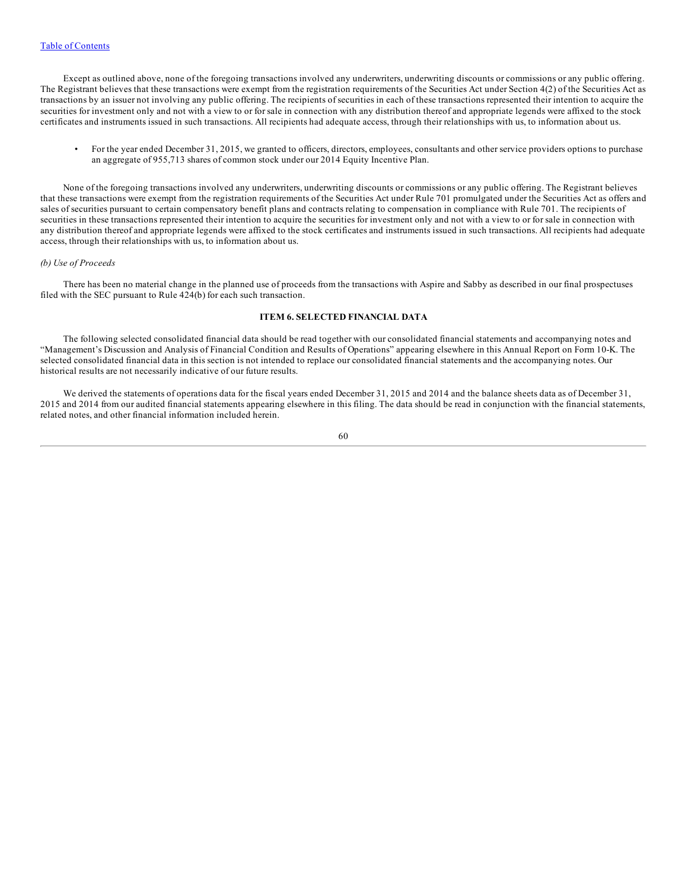Except as outlined above, none of the foregoing transactions involved any underwriters, underwriting discounts or commissions or any public offering. The Registrant believes that these transactions were exempt from the registration requirements of the Securities Act under Section 4(2) of the Securities Act as transactions by an issuer not involving any public offering. The recipients of securities in each of these transactions represented their intention to acquire the securities for investment only and not with a view to or for sale in connection with any distribution thereof and appropriate legends were affixed to the stock certificates and instruments issued in such transactions. All recipients had adequate access, through their relationships with us, to information about us.

- For the year ended December 31, 2015, we granted to officers, directors, employees, consultants and other service providers options to purchase an aggregate of 955,713 shares of common stock under our 2014 Equity Incentive Plan.

None of the foregoing transactions involved any underwriters, underwriting discounts or commissions or any public offering. The Registrant believes that these transactions were exempt from the registration requirements of the Securities Act under Rule 701 promulgated under the Securities Act as offers and sales of securities pursuant to certain compensatory benefit plans and contracts relating to compensation in compliance with Rule 701. The recipients of securities in these transactions represented their intention to acquire the securities for investment only and not with a view to or for sale in connection with any distribution thereof and appropriate legends were affixed to the stock certificates and instruments issued in such transactions. All recipients had adequate access, through their relationships with us, to information about us.

*(b) Use of Proceeds*

There has been no material change in the planned use of proceeds from the transactions with Aspire and Sabby as described in our final prospectuses filed with the SEC pursuant to Rule 424(b) for each such transaction.

## ITEM 6. SELECTED FINANCIAL DATA

The following selected consolidated financial data should be read together with our consolidated financial statements and accompanying notes and "Management's Discussion and Analysis of Financial Condition and Results of Operations" appearing elsewhere in this Annual Report on Form 10-K. The selected consolidated financial data in this section is not intended to replace our consolidated financial statements and the accompanying notes. Our historical results are not necessarily indicative of our future results.

We derived the statements of operations data for the fiscal years ended December 31, 2015 and 2014 and the balance sheets data as of December 31, 2015 and 2014 from our audited financial statements appearing elsewhere in this filing. The data should be read in conjunction with the financial statements, related notes, and other financial information included herein.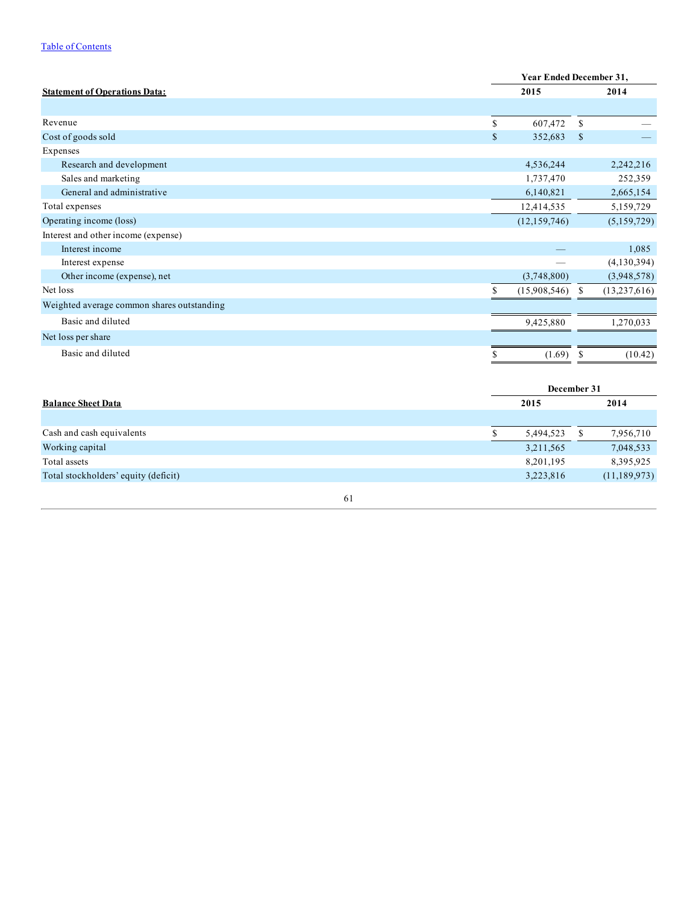| **Statement of Operations Data:** | Year Ended December 31, 2015 | Year Ended December 31, 2014 |
|---|---|---|
| Revenue | $ 607,472 | $ — |
| Cost of goods sold | $ 352,683 | $ — |
| Expenses | | |
| Research and development | 4,536,244 | 2,242,216 |
| Sales and marketing | 1,737,470 | 252,359 |
| General and administrative | 6,140,821 | 2,665,154 |
| Total expenses | 12,414,535 | 5,159,729 |
| Operating income (loss) | (12,159,746) | (5,159,729) |
| Interest and other income (expense) | | |
| Interest income | — | 1,085 |
| Interest expense | — | (4,130,394) |
| Other income (expense), net | (3,748,800) | (3,948,578) |
| Net loss | $ (15,908,546) | $ (13,237,616) |
| Weighted average common shares outstanding | | |
| Basic and diluted | 9,425,880 | 1,270,033 |
| Net loss per share | | |
| Basic and diluted | $ (1.69) | $ (10.42) |

| **Balance Sheet Data** | December 31 2015 | December 31 2014 |
|---|---|---|
| Cash and cash equivalents | $ 5,494,523 | $ 7,956,710 |
| Working capital | 3,211,565 | 7,048,533 |
| Total assets | 8,201,195 | 8,395,925 |
| Total stockholders' equity (deficit) | 3,223,816 | (11,189,973) |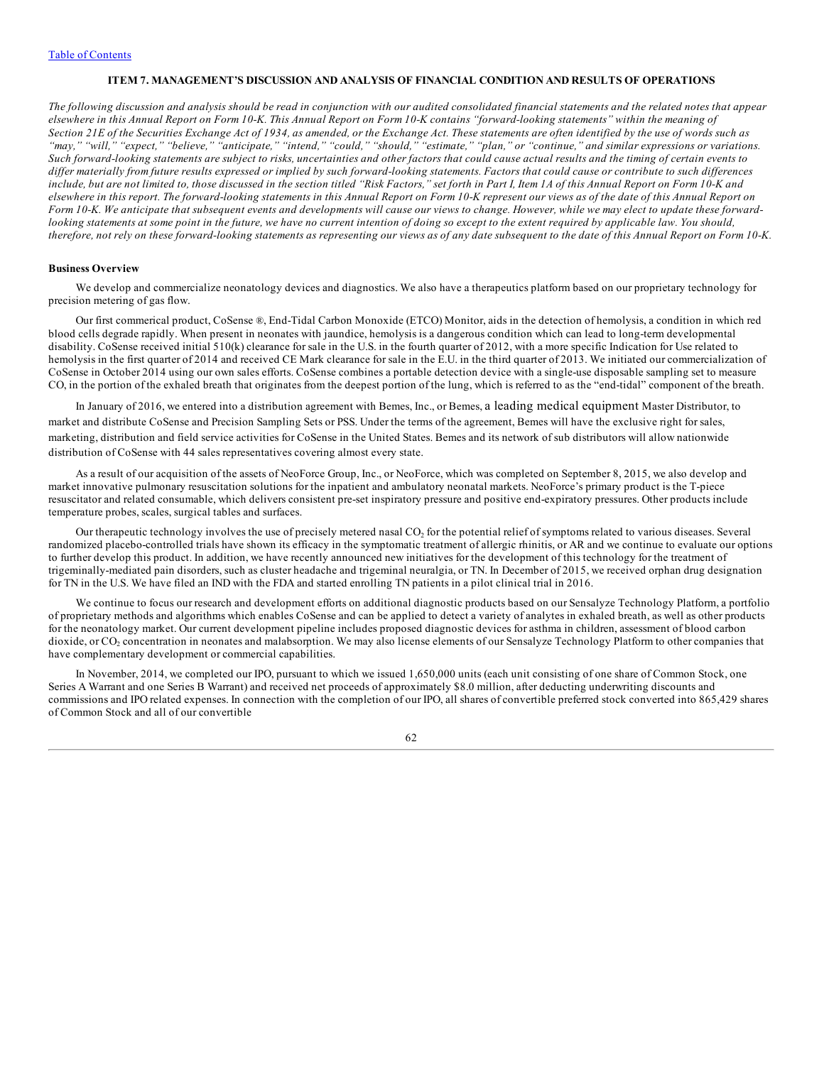# ITEM 7. MANAGEMENT'S DISCUSSION AND ANALYSIS OF FINANCIAL CONDITION AND RESULTS OF OPERATIONS

*The following discussion and analysis should be read in conjunction with our audited consolidated financial statements and the related notes that appear elsewhere in this Annual Report on Form 10-K. This Annual Report on Form 10-K contains "forward-looking statements" within the meaning of Section 21E of the Securities Exchange Act of 1934, as amended, or the Exchange Act. These statements are often identified by the use of words such as "may," "will," "expect," "believe," "anticipate," "intend," "could," "should," "estimate," "plan," or "continue," and similar expressions or variations. Such forward-looking statements are subject to risks, uncertainties and other factors that could cause actual results and the timing of certain events to differ materially from future results expressed or implied by such forward-looking statements. Factors that could cause or contribute to such differences include, but are not limited to, those discussed in the section titled "Risk Factors," set forth in Part I, Item 1A of this Annual Report on Form 10-K and elsewhere in this report. The forward-looking statements in this Annual Report on Form 10-K represent our views as of the date of this Annual Report on Form 10-K. We anticipate that subsequent events and developments will cause our views to change. However, while we may elect to update these forward-looking statements at some point in the future, we have no current intention of doing so except to the extent required by applicable law. You should, therefore, not rely on these forward-looking statements as representing our views as of any date subsequent to the date of this Annual Report on Form 10-K.*

## Business Overview

We develop and commercialize neonatology devices and diagnostics. We also have a therapeutics platform based on our proprietary technology for precision metering of gas flow.

Our first commerical product, CoSense ®, End-Tidal Carbon Monoxide (ETCO) Monitor, aids in the detection of hemolysis, a condition in which red blood cells degrade rapidly. When present in neonates with jaundice, hemolysis is a dangerous condition which can lead to long-term developmental disability. CoSense received initial 510(k) clearance for sale in the U.S. in the fourth quarter of 2012, with a more specific Indication for Use related to hemolysis in the first quarter of 2014 and received CE Mark clearance for sale in the E.U. in the third quarter of 2013. We initiated our commercialization of CoSense in October 2014 using our own sales efforts. CoSense combines a portable detection device with a single-use disposable sampling set to measure CO, in the portion of the exhaled breath that originates from the deepest portion of the lung, which is referred to as the "end-tidal" component of the breath.

In January of 2016, we entered into a distribution agreement with Bemes, Inc., or Bemes, a leading medical equipment Master Distributor, to market and distribute CoSense and Precision Sampling Sets or PSS. Under the terms of the agreement, Bemes will have the exclusive right for sales, marketing, distribution and field service activities for CoSense in the United States. Bemes and its network of sub distributors will allow nationwide distribution of CoSense with 44 sales representatives covering almost every state.

As a result of our acquisition of the assets of NeoForce Group, Inc., or NeoForce, which was completed on September 8, 2015, we also develop and market innovative pulmonary resuscitation solutions for the inpatient and ambulatory neonatal markets. NeoForce's primary product is the T-piece resuscitator and related consumable, which delivers consistent pre-set inspiratory pressure and positive end-expiratory pressures. Other products include temperature probes, scales, surgical tables and surfaces.

Our therapeutic technology involves the use of precisely metered nasal $CO_2$ for the potential relief of symptoms related to various diseases. Several randomized placebo-controlled trials have shown its efficacy in the symptomatic treatment of allergic rhinitis, or AR and we continue to evaluate our options to further develop this product. In addition, we have recently announced new initiatives for the development of this technology for the treatment of trigeminally-mediated pain disorders, such as cluster headache and trigeminal neuralgia, or TN. In December of 2015, we received orphan drug designation for TN in the U.S. We have filed an IND with the FDA and started enrolling TN patients in a pilot clinical trial in 2016.

We continue to focus our research and development efforts on additional diagnostic products based on our Sensalyze Technology Platform, a portfolio of proprietary methods and algorithms which enables CoSense and can be applied to detect a variety of analytes in exhaled breath, as well as other products for the neonatology market. Our current development pipeline includes proposed diagnostic devices for asthma in children, assessment of blood carbon dioxide, or $CO_2$ concentration in neonates and malabsorption. We may also license elements of our Sensalyze Technology Platform to other companies that have complementary development or commercial capabilities.

In November, 2014, we completed our IPO, pursuant to which we issued 1,650,000 units (each unit consisting of one share of Common Stock, one Series A Warrant and one Series B Warrant) and received net proceeds of approximately $8.0 million, after deducting underwriting discounts and commissions and IPO related expenses. In connection with the completion of our IPO, all shares of convertible preferred stock converted into 865,429 shares of Common Stock and all of our convertible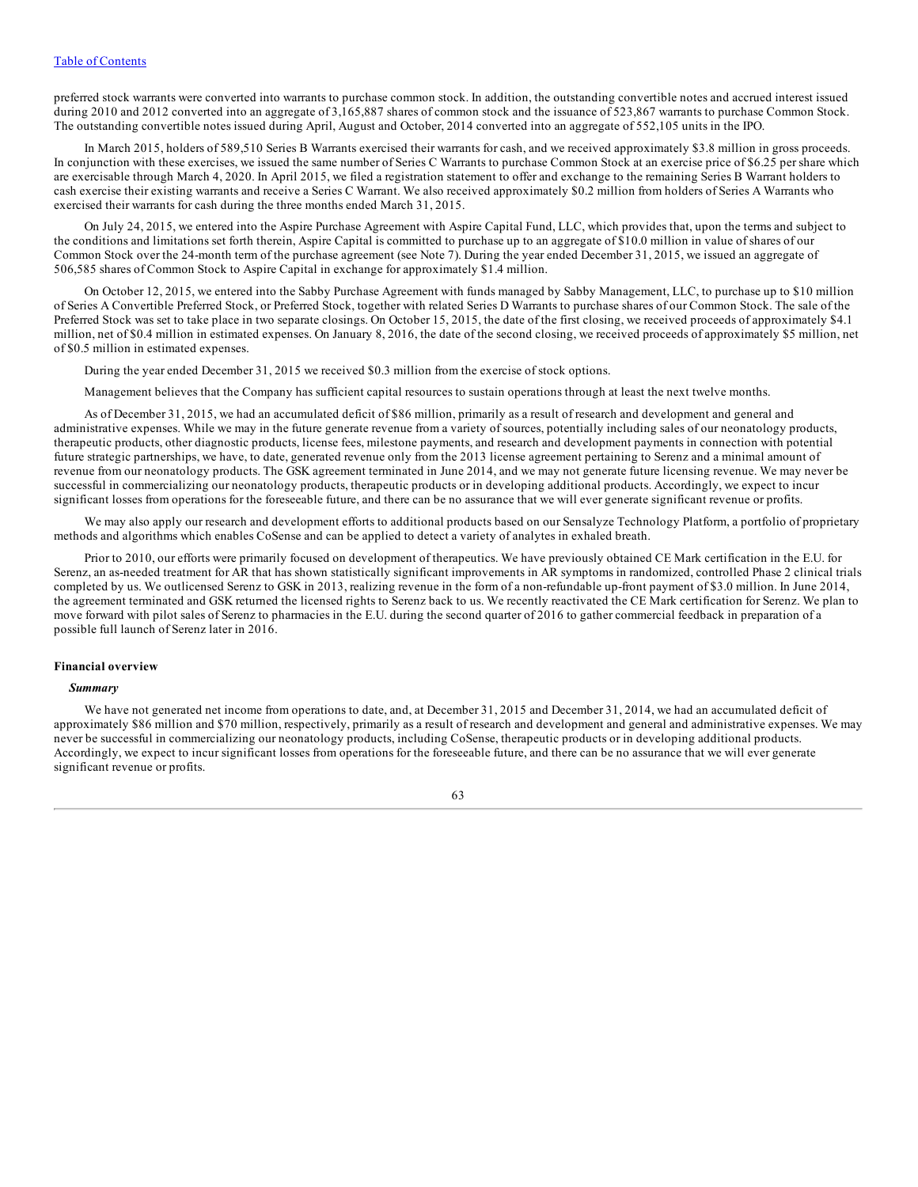preferred stock warrants were converted into warrants to purchase common stock. In addition, the outstanding convertible notes and accrued interest issued during 2010 and 2012 converted into an aggregate of 3,165,887 shares of common stock and the issuance of 523,867 warrants to purchase Common Stock. The outstanding convertible notes issued during April, August and October, 2014 converted into an aggregate of 552,105 units in the IPO.

In March 2015, holders of 589,510 Series B Warrants exercised their warrants for cash, and we received approximately $3.8 million in gross proceeds. In conjunction with these exercises, we issued the same number of Series C Warrants to purchase Common Stock at an exercise price of $6.25 per share which are exercisable through March 4, 2020. In April 2015, we filed a registration statement to offer and exchange to the remaining Series B Warrant holders to cash exercise their existing warrants and receive a Series C Warrant. We also received approximately $0.2 million from holders of Series A Warrants who exercised their warrants for cash during the three months ended March 31, 2015.

On July 24, 2015, we entered into the Aspire Purchase Agreement with Aspire Capital Fund, LLC, which provides that, upon the terms and subject to the conditions and limitations set forth therein, Aspire Capital is committed to purchase up to an aggregate of $10.0 million in value of shares of our Common Stock over the 24-month term of the purchase agreement (see Note 7). During the year ended December 31, 2015, we issued an aggregate of 506,585 shares of Common Stock to Aspire Capital in exchange for approximately $1.4 million.

On October 12, 2015, we entered into the Sabby Purchase Agreement with funds managed by Sabby Management, LLC, to purchase up to $10 million of Series A Convertible Preferred Stock, or Preferred Stock, together with related Series D Warrants to purchase shares of our Common Stock. The sale of the Preferred Stock was set to take place in two separate closings. On October 15, 2015, the date of the first closing, we received proceeds of approximately $4.1 million, net of $0.4 million in estimated expenses. On January 8, 2016, the date of the second closing, we received proceeds of approximately $5 million, net of $0.5 million in estimated expenses.

During the year ended December 31, 2015 we received $0.3 million from the exercise of stock options.

Management believes that the Company has sufficient capital resources to sustain operations through at least the next twelve months.

As of December 31, 2015, we had an accumulated deficit of $86 million, primarily as a result of research and development and general and administrative expenses. While we may in the future generate revenue from a variety of sources, potentially including sales of our neonatology products, therapeutic products, other diagnostic products, license fees, milestone payments, and research and development payments in connection with potential future strategic partnerships, we have, to date, generated revenue only from the 2013 license agreement pertaining to Serenz and a minimal amount of revenue from our neonatology products. The GSK agreement terminated in June 2014, and we may not generate future licensing revenue. We may never be successful in commercializing our neonatology products, therapeutic products or in developing additional products. Accordingly, we expect to incur significant losses from operations for the foreseeable future, and there can be no assurance that we will ever generate significant revenue or profits.

We may also apply our research and development efforts to additional products based on our Sensalyze Technology Platform, a portfolio of proprietary methods and algorithms which enables CoSense and can be applied to detect a variety of analytes in exhaled breath.

Prior to 2010, our efforts were primarily focused on development of therapeutics. We have previously obtained CE Mark certification in the E.U. for Serenz, an as-needed treatment for AR that has shown statistically significant improvements in AR symptoms in randomized, controlled Phase 2 clinical trials completed by us. We outlicensed Serenz to GSK in 2013, realizing revenue in the form of a non-refundable up-front payment of $3.0 million. In June 2014, the agreement terminated and GSK returned the licensed rights to Serenz back to us. We recently reactivated the CE Mark certification for Serenz. We plan to move forward with pilot sales of Serenz to pharmacies in the E.U. during the second quarter of 2016 to gather commercial feedback in preparation of a possible full launch of Serenz later in 2016.

**Financial overview**

***Summary***

We have not generated net income from operations to date, and, at December 31, 2015 and December 31, 2014, we had an accumulated deficit of approximately $86 million and $70 million, respectively, primarily as a result of research and development and general and administrative expenses. We may never be successful in commercializing our neonatology products, including CoSense, therapeutic products or in developing additional products. Accordingly, we expect to incur significant losses from operations for the foreseeable future, and there can be no assurance that we will ever generate significant revenue or profits.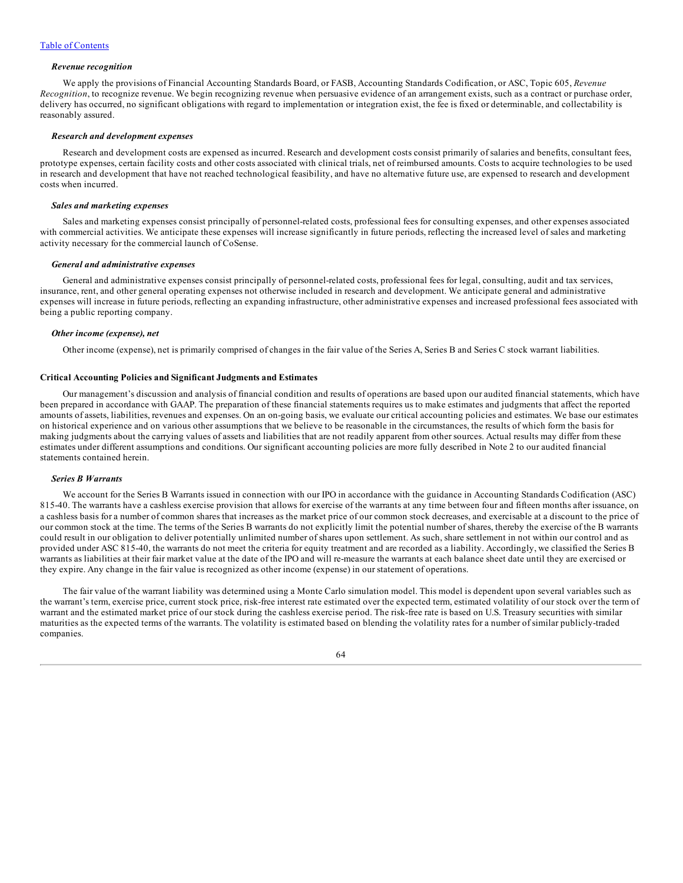### *Revenue recognition*

We apply the provisions of Financial Accounting Standards Board, or FASB, Accounting Standards Codification, or ASC, Topic 605, *Revenue Recognition*, to recognize revenue. We begin recognizing revenue when persuasive evidence of an arrangement exists, such as a contract or purchase order, delivery has occurred, no significant obligations with regard to implementation or integration exist, the fee is fixed or determinable, and collectability is reasonably assured.

### *Research and development expenses*

Research and development costs are expensed as incurred. Research and development costs consist primarily of salaries and benefits, consultant fees, prototype expenses, certain facility costs and other costs associated with clinical trials, net of reimbursed amounts. Costs to acquire technologies to be used in research and development that have not reached technological feasibility, and have no alternative future use, are expensed to research and development costs when incurred.

### *Sales and marketing expenses*

Sales and marketing expenses consist principally of personnel-related costs, professional fees for consulting expenses, and other expenses associated with commercial activities. We anticipate these expenses will increase significantly in future periods, reflecting the increased level of sales and marketing activity necessary for the commercial launch of CoSense.

### *General and administrative expenses*

General and administrative expenses consist principally of personnel-related costs, professional fees for legal, consulting, audit and tax services, insurance, rent, and other general operating expenses not otherwise included in research and development. We anticipate general and administrative expenses will increase in future periods, reflecting an expanding infrastructure, other administrative expenses and increased professional fees associated with being a public reporting company.

### *Other income (expense), net*

Other income (expense), net is primarily comprised of changes in the fair value of the Series A, Series B and Series C stock warrant liabilities.

## **Critical Accounting Policies and Significant Judgments and Estimates**

Our management's discussion and analysis of financial condition and results of operations are based upon our audited financial statements, which have been prepared in accordance with GAAP. The preparation of these financial statements requires us to make estimates and judgments that affect the reported amounts of assets, liabilities, revenues and expenses. On an on-going basis, we evaluate our critical accounting policies and estimates. We base our estimates on historical experience and on various other assumptions that we believe to be reasonable in the circumstances, the results of which form the basis for making judgments about the carrying values of assets and liabilities that are not readily apparent from other sources. Actual results may differ from these estimates under different assumptions and conditions. Our significant accounting policies are more fully described in Note 2 to our audited financial statements contained herein.

### *Series B Warrants*

We account for the Series B Warrants issued in connection with our IPO in accordance with the guidance in Accounting Standards Codification (ASC) 815-40. The warrants have a cashless exercise provision that allows for exercise of the warrants at any time between four and fifteen months after issuance, on a cashless basis for a number of common shares that increases as the market price of our common stock decreases, and exercisable at a discount to the price of our common stock at the time. The terms of the Series B warrants do not explicitly limit the potential number of shares, thereby the exercise of the B warrants could result in our obligation to deliver potentially unlimited number of shares upon settlement. As such, share settlement in not within our control and as provided under ASC 815-40, the warrants do not meet the criteria for equity treatment and are recorded as a liability. Accordingly, we classified the Series B warrants as liabilities at their fair market value at the date of the IPO and will re-measure the warrants at each balance sheet date until they are exercised or they expire. Any change in the fair value is recognized as other income (expense) in our statement of operations.

The fair value of the warrant liability was determined using a Monte Carlo simulation model. This model is dependent upon several variables such as the warrant's term, exercise price, current stock price, risk-free interest rate estimated over the expected term, estimated volatility of our stock over the term of warrant and the estimated market price of our stock during the cashless exercise period. The risk-free rate is based on U.S. Treasury securities with similar maturities as the expected terms of the warrants. The volatility is estimated based on blending the volatility rates for a number of similar publicly-traded companies.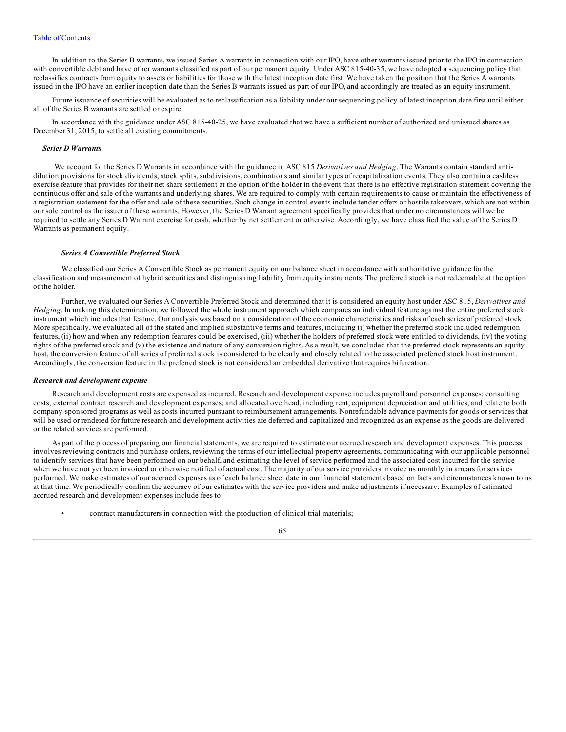In addition to the Series B warrants, we issued Series A warrants in connection with our IPO, have other warrants issued prior to the IPO in connection with convertible debt and have other warrants classified as part of our permanent equity. Under ASC 815-40-35, we have adopted a sequencing policy that reclassifies contracts from equity to assets or liabilities for those with the latest inception date first. We have taken the position that the Series A warrants issued in the IPO have an earlier inception date than the Series B warrants issued as part of our IPO, and accordingly are treated as an equity instrument.

Future issuance of securities will be evaluated as to reclassification as a liability under our sequencing policy of latest inception date first until either all of the Series B warrants are settled or expire.

In accordance with the guidance under ASC 815-40-25, we have evaluated that we have a sufficient number of authorized and unissued shares as December 31, 2015, to settle all existing commitments.

***Series D Warrants***

We account for the Series D Warrants in accordance with the guidance in ASC 815 *Derivatives and Hedging*. The Warrants contain standard anti-dilution provisions for stock dividends, stock splits, subdivisions, combinations and similar types of recapitalization events. They also contain a cashless exercise feature that provides for their net share settlement at the option of the holder in the event that there is no effective registration statement covering the continuous offer and sale of the warrants and underlying shares. We are required to comply with certain requirements to cause or maintain the effectiveness of a registration statement for the offer and sale of these securities. Such change in control events include tender offers or hostile takeovers, which are not within our sole control as the issuer of these warrants. However, the Series D Warrant agreement specifically provides that under no circumstances will we be required to settle any Series D Warrant exercise for cash, whether by net settlement or otherwise. Accordingly, we have classified the value of the Series D Warrants as permanent equity.

***Series A Convertible Preferred Stock***

We classified our Series A Convertible Stock as permanent equity on our balance sheet in accordance with authoritative guidance for the classification and measurement of hybrid securities and distinguishing liability from equity instruments. The preferred stock is not redeemable at the option of the holder.

Further, we evaluated our Series A Convertible Preferred Stock and determined that it is considered an equity host under ASC 815, *Derivatives and Hedging*. In making this determination, we followed the whole instrument approach which compares an individual feature against the entire preferred stock instrument which includes that feature. Our analysis was based on a consideration of the economic characteristics and risks of each series of preferred stock. More specifically, we evaluated all of the stated and implied substantive terms and features, including (i) whether the preferred stock included redemption features, (ii) how and when any redemption features could be exercised, (iii) whether the holders of preferred stock were entitled to dividends, (iv) the voting rights of the preferred stock and (v) the existence and nature of any conversion rights. As a result, we concluded that the preferred stock represents an equity host, the conversion feature of all series of preferred stock is considered to be clearly and closely related to the associated preferred stock host instrument. Accordingly, the conversion feature in the preferred stock is not considered an embedded derivative that requires bifurcation.

***Research and development expense***

Research and development costs are expensed as incurred. Research and development expense includes payroll and personnel expenses; consulting costs; external contract research and development expenses; and allocated overhead, including rent, equipment depreciation and utilities, and relate to both company-sponsored programs as well as costs incurred pursuant to reimbursement arrangements. Nonrefundable advance payments for goods or services that will be used or rendered for future research and development activities are deferred and capitalized and recognized as an expense as the goods are delivered or the related services are performed.

As part of the process of preparing our financial statements, we are required to estimate our accrued research and development expenses. This process involves reviewing contracts and purchase orders, reviewing the terms of our intellectual property agreements, communicating with our applicable personnel to identify services that have been performed on our behalf, and estimating the level of service performed and the associated cost incurred for the service when we have not yet been invoiced or otherwise notified of actual cost. The majority of our service providers invoice us monthly in arrears for services performed. We make estimates of our accrued expenses as of each balance sheet date in our financial statements based on facts and circumstances known to us at that time. We periodically confirm the accuracy of our estimates with the service providers and make adjustments if necessary. Examples of estimated accrued research and development expenses include fees to:

- contract manufacturers in connection with the production of clinical trial materials;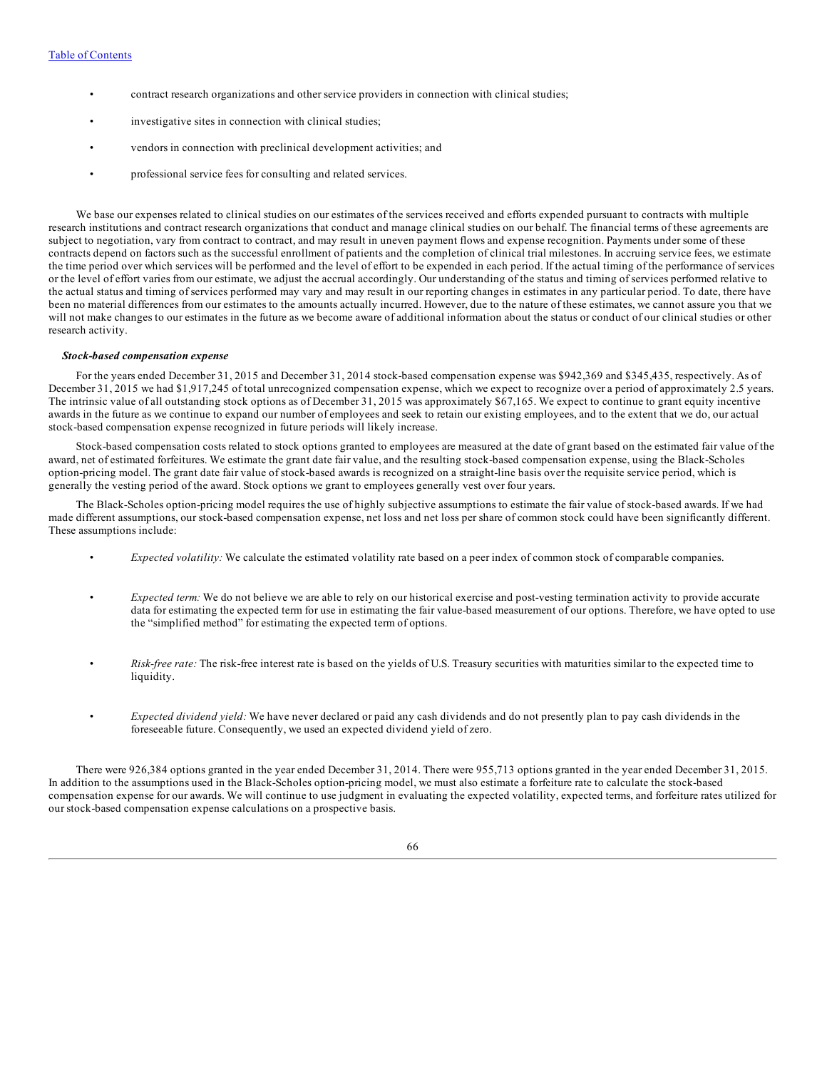- contract research organizations and other service providers in connection with clinical studies;
- investigative sites in connection with clinical studies;
- vendors in connection with preclinical development activities; and
- professional service fees for consulting and related services.

We base our expenses related to clinical studies on our estimates of the services received and efforts expended pursuant to contracts with multiple research institutions and contract research organizations that conduct and manage clinical studies on our behalf. The financial terms of these agreements are subject to negotiation, vary from contract to contract, and may result in uneven payment flows and expense recognition. Payments under some of these contracts depend on factors such as the successful enrollment of patients and the completion of clinical trial milestones. In accruing service fees, we estimate the time period over which services will be performed and the level of effort to be expended in each period. If the actual timing of the performance of services or the level of effort varies from our estimate, we adjust the accrual accordingly. Our understanding of the status and timing of services performed relative to the actual status and timing of services performed may vary and may result in our reporting changes in estimates in any particular period. To date, there have been no material differences from our estimates to the amounts actually incurred. However, due to the nature of these estimates, we cannot assure you that we will not make changes to our estimates in the future as we become aware of additional information about the status or conduct of our clinical studies or other research activity.

***Stock-based compensation expense***

For the years ended December 31, 2015 and December 31, 2014 stock-based compensation expense was $942,369 and $345,435, respectively. As of December 31, 2015 we had $1,917,245 of total unrecognized compensation expense, which we expect to recognize over a period of approximately 2.5 years. The intrinsic value of all outstanding stock options as of December 31, 2015 was approximately $67,165. We expect to continue to grant equity incentive awards in the future as we continue to expand our number of employees and seek to retain our existing employees, and to the extent that we do, our actual stock-based compensation expense recognized in future periods will likely increase.

Stock-based compensation costs related to stock options granted to employees are measured at the date of grant based on the estimated fair value of the award, net of estimated forfeitures. We estimate the grant date fair value, and the resulting stock-based compensation expense, using the Black-Scholes option-pricing model. The grant date fair value of stock-based awards is recognized on a straight-line basis over the requisite service period, which is generally the vesting period of the award. Stock options we grant to employees generally vest over four years.

The Black-Scholes option-pricing model requires the use of highly subjective assumptions to estimate the fair value of stock-based awards. If we had made different assumptions, our stock-based compensation expense, net loss and net loss per share of common stock could have been significantly different. These assumptions include:

- *Expected volatility:* We calculate the estimated volatility rate based on a peer index of common stock of comparable companies.
- *Expected term:* We do not believe we are able to rely on our historical exercise and post-vesting termination activity to provide accurate data for estimating the expected term for use in estimating the fair value-based measurement of our options. Therefore, we have opted to use the "simplified method" for estimating the expected term of options.
- *Risk-free rate:* The risk-free interest rate is based on the yields of U.S. Treasury securities with maturities similar to the expected time to liquidity.
- *Expected dividend yield:* We have never declared or paid any cash dividends and do not presently plan to pay cash dividends in the foreseeable future. Consequently, we used an expected dividend yield of zero.

There were 926,384 options granted in the year ended December 31, 2014. There were 955,713 options granted in the year ended December 31, 2015. In addition to the assumptions used in the Black-Scholes option-pricing model, we must also estimate a forfeiture rate to calculate the stock-based compensation expense for our awards. We will continue to use judgment in evaluating the expected volatility, expected terms, and forfeiture rates utilized for our stock-based compensation expense calculations on a prospective basis.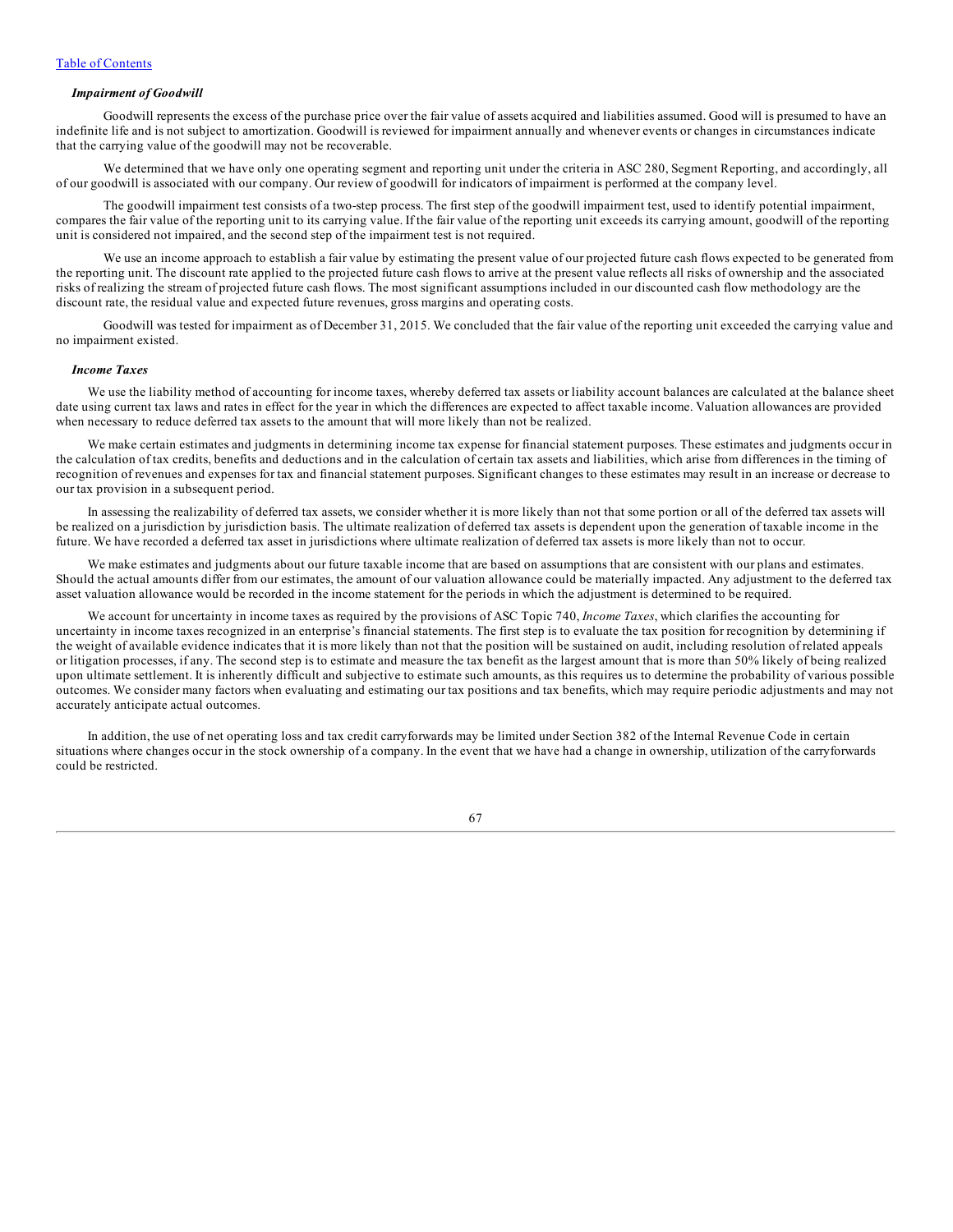### *Impairment of Goodwill*

Goodwill represents the excess of the purchase price over the fair value of assets acquired and liabilities assumed. Good will is presumed to have an indefinite life and is not subject to amortization. Goodwill is reviewed for impairment annually and whenever events or changes in circumstances indicate that the carrying value of the goodwill may not be recoverable.

We determined that we have only one operating segment and reporting unit under the criteria in ASC 280, Segment Reporting, and accordingly, all of our goodwill is associated with our company. Our review of goodwill for indicators of impairment is performed at the company level.

The goodwill impairment test consists of a two-step process. The first step of the goodwill impairment test, used to identify potential impairment, compares the fair value of the reporting unit to its carrying value. If the fair value of the reporting unit exceeds its carrying amount, goodwill of the reporting unit is considered not impaired, and the second step of the impairment test is not required.

We use an income approach to establish a fair value by estimating the present value of our projected future cash flows expected to be generated from the reporting unit. The discount rate applied to the projected future cash flows to arrive at the present value reflects all risks of ownership and the associated risks of realizing the stream of projected future cash flows. The most significant assumptions included in our discounted cash flow methodology are the discount rate, the residual value and expected future revenues, gross margins and operating costs.

Goodwill was tested for impairment as of December 31, 2015. We concluded that the fair value of the reporting unit exceeded the carrying value and no impairment existed.

### *Income Taxes*

We use the liability method of accounting for income taxes, whereby deferred tax assets or liability account balances are calculated at the balance sheet date using current tax laws and rates in effect for the year in which the differences are expected to affect taxable income. Valuation allowances are provided when necessary to reduce deferred tax assets to the amount that will more likely than not be realized.

We make certain estimates and judgments in determining income tax expense for financial statement purposes. These estimates and judgments occur in the calculation of tax credits, benefits and deductions and in the calculation of certain tax assets and liabilities, which arise from differences in the timing of recognition of revenues and expenses for tax and financial statement purposes. Significant changes to these estimates may result in an increase or decrease to our tax provision in a subsequent period.

In assessing the realizability of deferred tax assets, we consider whether it is more likely than not that some portion or all of the deferred tax assets will be realized on a jurisdiction by jurisdiction basis. The ultimate realization of deferred tax assets is dependent upon the generation of taxable income in the future. We have recorded a deferred tax asset in jurisdictions where ultimate realization of deferred tax assets is more likely than not to occur.

We make estimates and judgments about our future taxable income that are based on assumptions that are consistent with our plans and estimates. Should the actual amounts differ from our estimates, the amount of our valuation allowance could be materially impacted. Any adjustment to the deferred tax asset valuation allowance would be recorded in the income statement for the periods in which the adjustment is determined to be required.

We account for uncertainty in income taxes as required by the provisions of ASC Topic 740, *Income Taxes*, which clarifies the accounting for uncertainty in income taxes recognized in an enterprise's financial statements. The first step is to evaluate the tax position for recognition by determining if the weight of available evidence indicates that it is more likely than not that the position will be sustained on audit, including resolution of related appeals or litigation processes, if any. The second step is to estimate and measure the tax benefit as the largest amount that is more than 50% likely of being realized upon ultimate settlement. It is inherently difficult and subjective to estimate such amounts, as this requires us to determine the probability of various possible outcomes. We consider many factors when evaluating and estimating our tax positions and tax benefits, which may require periodic adjustments and may not accurately anticipate actual outcomes.

In addition, the use of net operating loss and tax credit carryforwards may be limited under Section 382 of the Internal Revenue Code in certain situations where changes occur in the stock ownership of a company. In the event that we have had a change in ownership, utilization of the carryforwards could be restricted.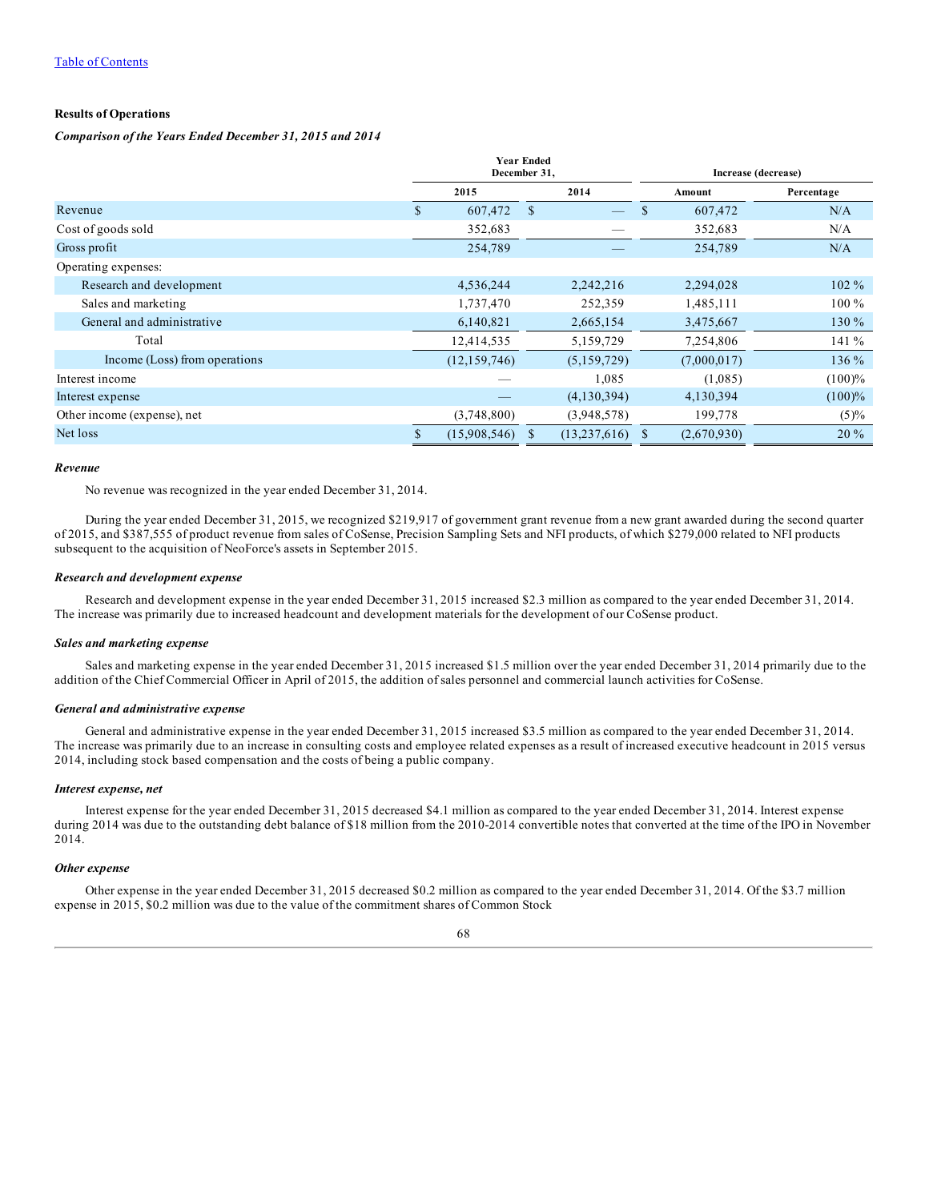[Table of Contents](#)

**Results of Operations**

***Comparison of the Years Ended December 31, 2015 and 2014***

| | Year Ended December 31, | | Increase (decrease) | |
|---|---|---|---|---|
| | 2015 | 2014 | Amount | Percentage |
| Revenue | $ 607,472 | $ — | $ 607,472 | N/A |
| Cost of goods sold | 352,683 | — | 352,683 | N/A |
| Gross profit | 254,789 | — | 254,789 | N/A |
| Operating expenses: | | | | |
| Research and development | 4,536,244 | 2,242,216 | 2,294,028 | 102 % |
| Sales and marketing | 1,737,470 | 252,359 | 1,485,111 | 100 % |
| General and administrative | 6,140,821 | 2,665,154 | 3,475,667 | 130 % |
| Total | 12,414,535 | 5,159,729 | 7,254,806 | 141 % |
| Income (Loss) from operations | (12,159,746) | (5,159,729) | (7,000,017) | 136 % |
| Interest income | — | 1,085 | (1,085) | (100)% |
| Interest expense | — | (4,130,394) | 4,130,394 | (100)% |
| Other income (expense), net | (3,748,800) | (3,948,578) | 199,778 | (5)% |
| Net loss | $ (15,908,546) | $ (13,237,616) | $ (2,670,930) | 20 % |

***Revenue***

No revenue was recognized in the year ended December 31, 2014.

During the year ended December 31, 2015, we recognized $219,917 of government grant revenue from a new grant awarded during the second quarter of 2015, and $387,555 of product revenue from sales of CoSense, Precision Sampling Sets and NFI products, of which $279,000 related to NFI products subsequent to the acquisition of NeoForce's assets in September 2015.

***Research and development expense***

Research and development expense in the year ended December 31, 2015 increased $2.3 million as compared to the year ended December 31, 2014. The increase was primarily due to increased headcount and development materials for the development of our CoSense product.

***Sales and marketing expense***

Sales and marketing expense in the year ended December 31, 2015 increased $1.5 million over the year ended December 31, 2014 primarily due to the addition of the Chief Commercial Officer in April of 2015, the addition of sales personnel and commercial launch activities for CoSense.

***General and administrative expense***

General and administrative expense in the year ended December 31, 2015 increased $3.5 million as compared to the year ended December 31, 2014. The increase was primarily due to an increase in consulting costs and employee related expenses as a result of increased executive headcount in 2015 versus 2014, including stock based compensation and the costs of being a public company.

***Interest expense, net***

Interest expense for the year ended December 31, 2015 decreased $4.1 million as compared to the year ended December 31, 2014. Interest expense during 2014 was due to the outstanding debt balance of $18 million from the 2010-2014 convertible notes that converted at the time of the IPO in November 2014.

***Other expense***

Other expense in the year ended December 31, 2015 decreased $0.2 million as compared to the year ended December 31, 2014. Of the $3.7 million expense in 2015, $0.2 million was due to the value of the commitment shares of Common Stock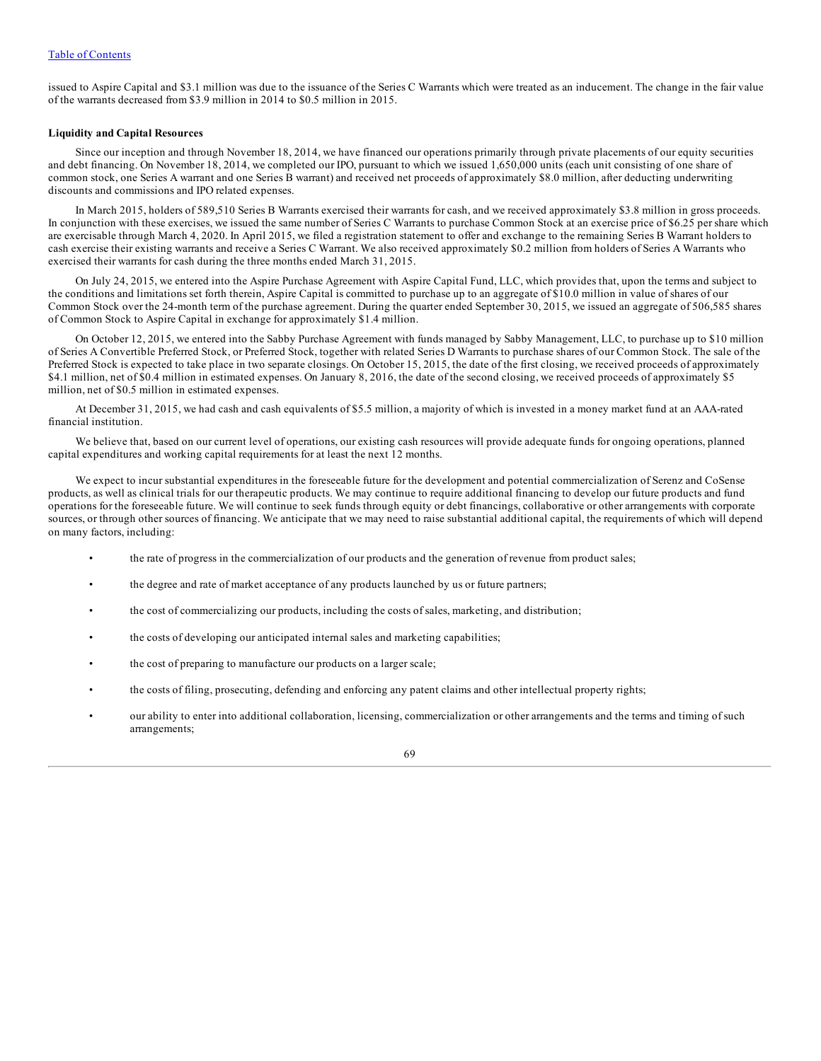issued to Aspire Capital and $3.1 million was due to the issuance of the Series C Warrants which were treated as an inducement. The change in the fair value of the warrants decreased from $3.9 million in 2014 to $0.5 million in 2015.

**Liquidity and Capital Resources**

Since our inception and through November 18, 2014, we have financed our operations primarily through private placements of our equity securities and debt financing. On November 18, 2014, we completed our IPO, pursuant to which we issued 1,650,000 units (each unit consisting of one share of common stock, one Series A warrant and one Series B warrant) and received net proceeds of approximately $8.0 million, after deducting underwriting discounts and commissions and IPO related expenses.

In March 2015, holders of 589,510 Series B Warrants exercised their warrants for cash, and we received approximately $3.8 million in gross proceeds. In conjunction with these exercises, we issued the same number of Series C Warrants to purchase Common Stock at an exercise price of $6.25 per share which are exercisable through March 4, 2020. In April 2015, we filed a registration statement to offer and exchange to the remaining Series B Warrant holders to cash exercise their existing warrants and receive a Series C Warrant. We also received approximately $0.2 million from holders of Series A Warrants who exercised their warrants for cash during the three months ended March 31, 2015.

On July 24, 2015, we entered into the Aspire Purchase Agreement with Aspire Capital Fund, LLC, which provides that, upon the terms and subject to the conditions and limitations set forth therein, Aspire Capital is committed to purchase up to an aggregate of $10.0 million in value of shares of our Common Stock over the 24-month term of the purchase agreement. During the quarter ended September 30, 2015, we issued an aggregate of 506,585 shares of Common Stock to Aspire Capital in exchange for approximately $1.4 million.

On October 12, 2015, we entered into the Sabby Purchase Agreement with funds managed by Sabby Management, LLC, to purchase up to $10 million of Series A Convertible Preferred Stock, or Preferred Stock, together with related Series D Warrants to purchase shares of our Common Stock. The sale of the Preferred Stock is expected to take place in two separate closings. On October 15, 2015, the date of the first closing, we received proceeds of approximately $4.1 million, net of $0.4 million in estimated expenses. On January 8, 2016, the date of the second closing, we received proceeds of approximately $5 million, net of $0.5 million in estimated expenses.

At December 31, 2015, we had cash and cash equivalents of $5.5 million, a majority of which is invested in a money market fund at an AAA-rated financial institution.

We believe that, based on our current level of operations, our existing cash resources will provide adequate funds for ongoing operations, planned capital expenditures and working capital requirements for at least the next 12 months.

We expect to incur substantial expenditures in the foreseeable future for the development and potential commercialization of Serenz and CoSense products, as well as clinical trials for our therapeutic products. We may continue to require additional financing to develop our future products and fund operations for the foreseeable future. We will continue to seek funds through equity or debt financings, collaborative or other arrangements with corporate sources, or through other sources of financing. We anticipate that we may need to raise substantial additional capital, the requirements of which will depend on many factors, including:

- the rate of progress in the commercialization of our products and the generation of revenue from product sales;
- the degree and rate of market acceptance of any products launched by us or future partners;
- the cost of commercializing our products, including the costs of sales, marketing, and distribution;
- the costs of developing our anticipated internal sales and marketing capabilities;
- the cost of preparing to manufacture our products on a larger scale;
- the costs of filing, prosecuting, defending and enforcing any patent claims and other intellectual property rights;
- our ability to enter into additional collaboration, licensing, commercialization or other arrangements and the terms and timing of such arrangements;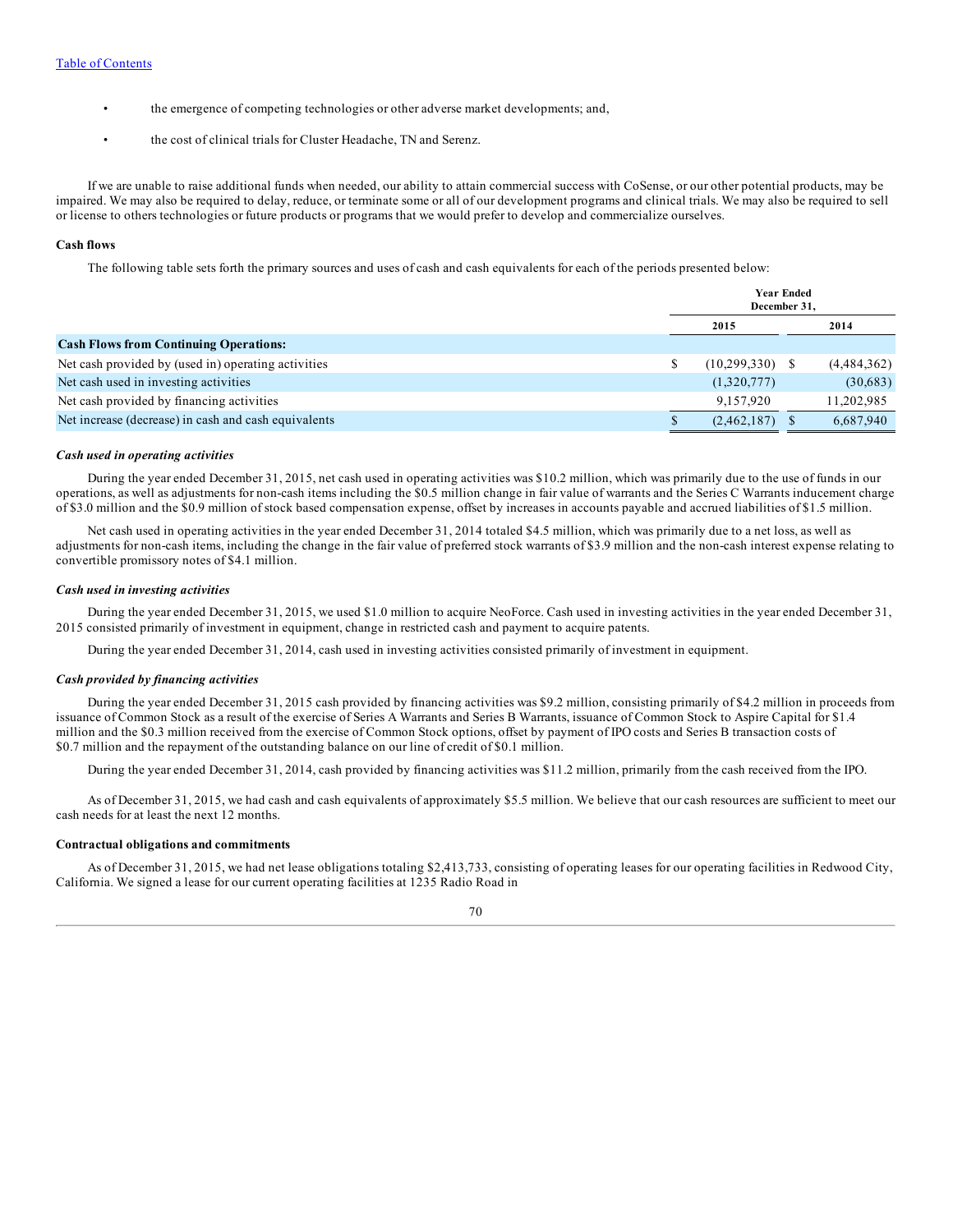- the emergence of competing technologies or other adverse market developments; and,
- the cost of clinical trials for Cluster Headache, TN and Serenz.

If we are unable to raise additional funds when needed, our ability to attain commercial success with CoSense, or our other potential products, may be impaired. We may also be required to delay, reduce, or terminate some or all of our development programs and clinical trials. We may also be required to sell or license to others technologies or future products or programs that we would prefer to develop and commercialize ourselves.

**Cash flows**

The following table sets forth the primary sources and uses of cash and cash equivalents for each of the periods presented below:

| | Year Ended December 31, | |
|---|---|---|
| | 2015 | 2014 |
| **Cash Flows from Continuing Operations:** | | |
| Net cash provided by (used in) operating activities | $ (10,299,330) | $ (4,484,362) |
| Net cash used in investing activities | (1,320,777) | (30,683) |
| Net cash provided by financing activities | 9,157,920 | 11,202,985 |
| Net increase (decrease) in cash and cash equivalents | $ (2,462,187) | $ 6,687,940 |

***Cash used in operating activities***

During the year ended December 31, 2015, net cash used in operating activities was $10.2 million, which was primarily due to the use of funds in our operations, as well as adjustments for non-cash items including the $0.5 million change in fair value of warrants and the Series C Warrants inducement charge of $3.0 million and the $0.9 million of stock based compensation expense, offset by increases in accounts payable and accrued liabilities of $1.5 million.

Net cash used in operating activities in the year ended December 31, 2014 totaled $4.5 million, which was primarily due to a net loss, as well as adjustments for non-cash items, including the change in the fair value of preferred stock warrants of $3.9 million and the non-cash interest expense relating to convertible promissory notes of $4.1 million.

***Cash used in investing activities***

During the year ended December 31, 2015, we used $1.0 million to acquire NeoForce. Cash used in investing activities in the year ended December 31, 2015 consisted primarily of investment in equipment, change in restricted cash and payment to acquire patents.

During the year ended December 31, 2014, cash used in investing activities consisted primarily of investment in equipment.

***Cash provided by financing activities***

During the year ended December 31, 2015 cash provided by financing activities was $9.2 million, consisting primarily of $4.2 million in proceeds from issuance of Common Stock as a result of the exercise of Series A Warrants and Series B Warrants, issuance of Common Stock to Aspire Capital for $1.4 million and the $0.3 million received from the exercise of Common Stock options, offset by payment of IPO costs and Series B transaction costs of $0.7 million and the repayment of the outstanding balance on our line of credit of $0.1 million.

During the year ended December 31, 2014, cash provided by financing activities was $11.2 million, primarily from the cash received from the IPO.

As of December 31, 2015, we had cash and cash equivalents of approximately $5.5 million. We believe that our cash resources are sufficient to meet our cash needs for at least the next 12 months.

**Contractual obligations and commitments**

As of December 31, 2015, we had net lease obligations totaling $2,413,733, consisting of operating leases for our operating facilities in Redwood City, California. We signed a lease for our current operating facilities at 1235 Radio Road in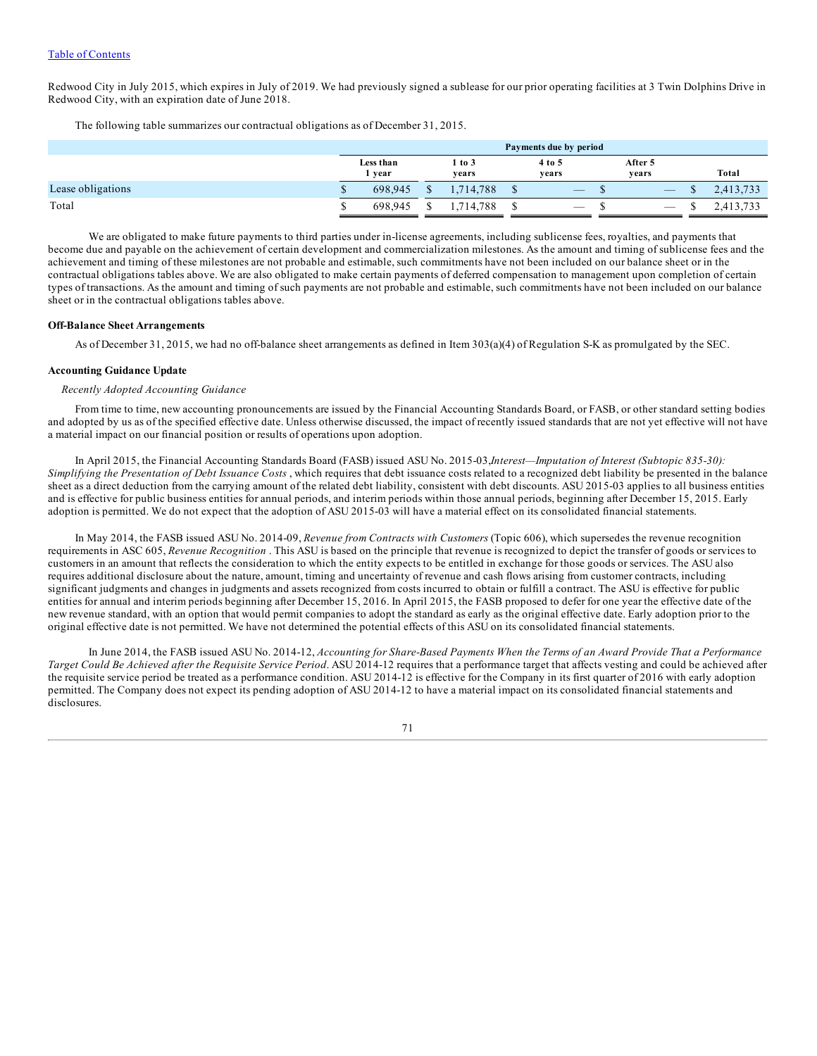Redwood City in July 2015, which expires in July of 2019. We had previously signed a sublease for our prior operating facilities at 3 Twin Dolphins Drive in Redwood City, with an expiration date of June 2018.

The following table summarizes our contractual obligations as of December 31, 2015.

| | Payments due by period | | | | |
|---|---|---|---|---|---|
| | Less than 1 year | 1 to 3 years | 4 to 5 years | After 5 years | Total |
| Lease obligations | $ 698,945 | $ 1,714,788 | $ — | $ — | $ 2,413,733 |
| Total | $ 698,945 | $ 1,714,788 | $ — | $ — | $ 2,413,733 |

We are obligated to make future payments to third parties under in-license agreements, including sublicense fees, royalties, and payments that become due and payable on the achievement of certain development and commercialization milestones. As the amount and timing of sublicense fees and the achievement and timing of these milestones are not probable and estimable, such commitments have not been included on our balance sheet or in the contractual obligations tables above. We are also obligated to make certain payments of deferred compensation to management upon completion of certain types of transactions. As the amount and timing of such payments are not probable and estimable, such commitments have not been included on our balance sheet or in the contractual obligations tables above.

**Off-Balance Sheet Arrangements**

As of December 31, 2015, we had no off-balance sheet arrangements as defined in Item 303(a)(4) of Regulation S-K as promulgated by the SEC.

**Accounting Guidance Update**

*Recently Adopted Accounting Guidance*

From time to time, new accounting pronouncements are issued by the Financial Accounting Standards Board, or FASB, or other standard setting bodies and adopted by us as of the specified effective date. Unless otherwise discussed, the impact of recently issued standards that are not yet effective will not have a material impact on our financial position or results of operations upon adoption.

In April 2015, the Financial Accounting Standards Board (FASB) issued ASU No. 2015-03,*Interest—Imputation of Interest (Subtopic 835-30): Simplifying the Presentation of Debt Issuance Costs* , which requires that debt issuance costs related to a recognized debt liability be presented in the balance sheet as a direct deduction from the carrying amount of the related debt liability, consistent with debt discounts. ASU 2015-03 applies to all business entities and is effective for public business entities for annual periods, and interim periods within those annual periods, beginning after December 15, 2015. Early adoption is permitted. We do not expect that the adoption of ASU 2015-03 will have a material effect on its consolidated financial statements.

In May 2014, the FASB issued ASU No. 2014-09, *Revenue from Contracts with Customers* (Topic 606), which supersedes the revenue recognition requirements in ASC 605, *Revenue Recognition* . This ASU is based on the principle that revenue is recognized to depict the transfer of goods or services to customers in an amount that reflects the consideration to which the entity expects to be entitled in exchange for those goods or services. The ASU also requires additional disclosure about the nature, amount, timing and uncertainty of revenue and cash flows arising from customer contracts, including significant judgments and changes in judgments and assets recognized from costs incurred to obtain or fulfill a contract. The ASU is effective for public entities for annual and interim periods beginning after December 15, 2016. In April 2015, the FASB proposed to defer for one year the effective date of the new revenue standard, with an option that would permit companies to adopt the standard as early as the original effective date. Early adoption prior to the original effective date is not permitted. We have not determined the potential effects of this ASU on its consolidated financial statements.

In June 2014, the FASB issued ASU No. 2014-12, *Accounting for Share-Based Payments When the Terms of an Award Provide That a Performance Target Could Be Achieved after the Requisite Service Period*. ASU 2014-12 requires that a performance target that affects vesting and could be achieved after the requisite service period be treated as a performance condition. ASU 2014-12 is effective for the Company in its first quarter of 2016 with early adoption permitted. The Company does not expect its pending adoption of ASU 2014-12 to have a material impact on its consolidated financial statements and disclosures.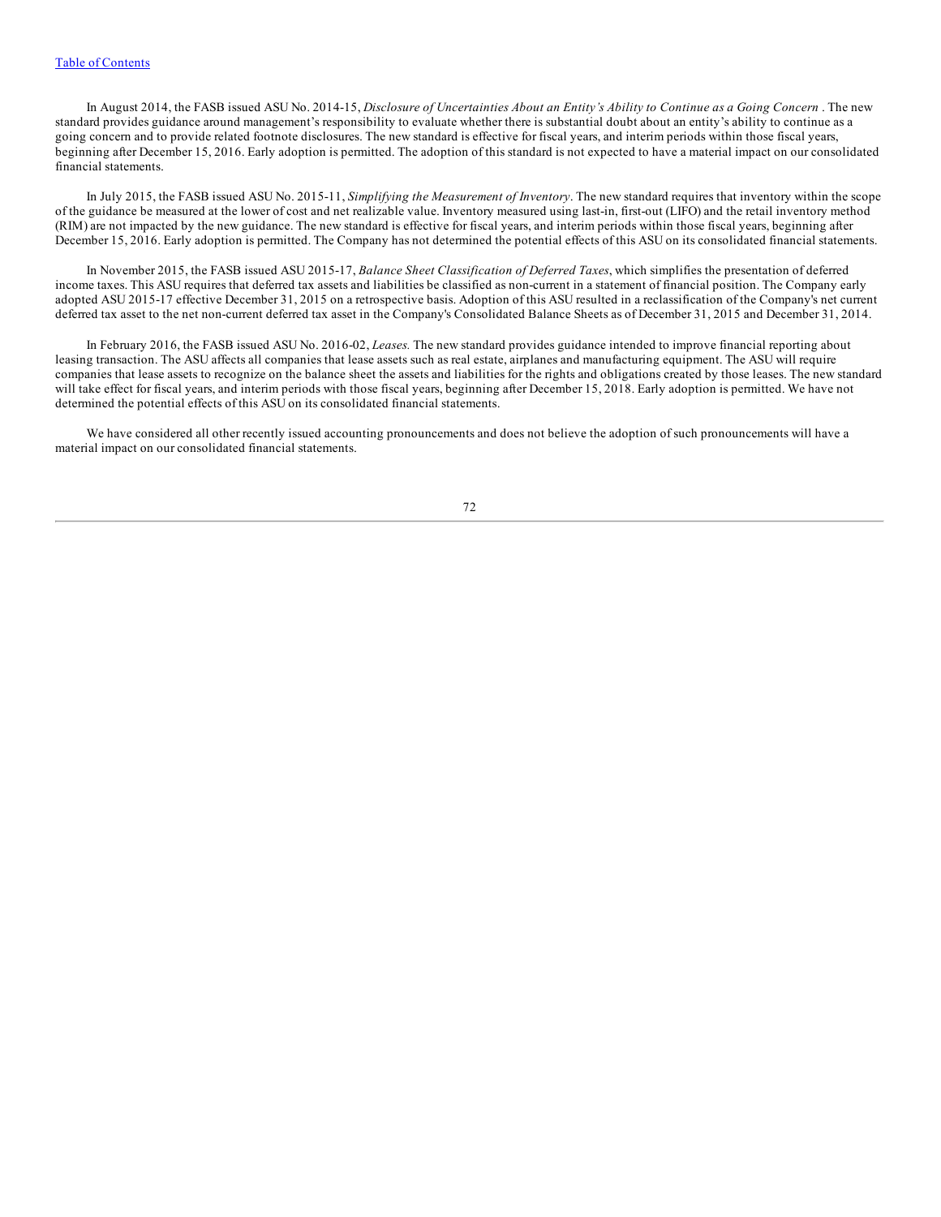[Table of Contents](#)

In August 2014, the FASB issued ASU No. 2014-15, *Disclosure of Uncertainties About an Entity's Ability to Continue as a Going Concern* . The new standard provides guidance around management's responsibility to evaluate whether there is substantial doubt about an entity's ability to continue as a going concern and to provide related footnote disclosures. The new standard is effective for fiscal years, and interim periods within those fiscal years, beginning after December 15, 2016. Early adoption is permitted. The adoption of this standard is not expected to have a material impact on our consolidated financial statements.

In July 2015, the FASB issued ASU No. 2015-11, *Simplifying the Measurement of Inventory*. The new standard requires that inventory within the scope of the guidance be measured at the lower of cost and net realizable value. Inventory measured using last-in, first-out (LIFO) and the retail inventory method (RIM) are not impacted by the new guidance. The new standard is effective for fiscal years, and interim periods within those fiscal years, beginning after December 15, 2016. Early adoption is permitted. The Company has not determined the potential effects of this ASU on its consolidated financial statements.

In November 2015, the FASB issued ASU 2015-17, *Balance Sheet Classification of Deferred Taxes*, which simplifies the presentation of deferred income taxes. This ASU requires that deferred tax assets and liabilities be classified as non-current in a statement of financial position. The Company early adopted ASU 2015-17 effective December 31, 2015 on a retrospective basis. Adoption of this ASU resulted in a reclassification of the Company's net current deferred tax asset to the net non-current deferred tax asset in the Company's Consolidated Balance Sheets as of December 31, 2015 and December 31, 2014.

In February 2016, the FASB issued ASU No. 2016-02, *Leases.* The new standard provides guidance intended to improve financial reporting about leasing transaction. The ASU affects all companies that lease assets such as real estate, airplanes and manufacturing equipment. The ASU will require companies that lease assets to recognize on the balance sheet the assets and liabilities for the rights and obligations created by those leases. The new standard will take effect for fiscal years, and interim periods with those fiscal years, beginning after December 15, 2018. Early adoption is permitted. We have not determined the potential effects of this ASU on its consolidated financial statements.

We have considered all other recently issued accounting pronouncements and does not believe the adoption of such pronouncements will have a material impact on our consolidated financial statements.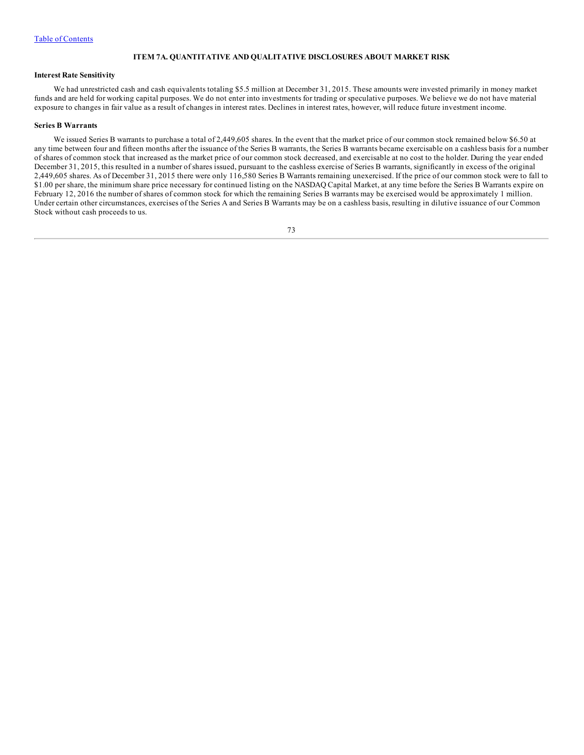## ITEM 7A. QUANTITATIVE AND QUALITATIVE DISCLOSURES ABOUT MARKET RISK

### Interest Rate Sensitivity

We had unrestricted cash and cash equivalents totaling $5.5 million at December 31, 2015. These amounts were invested primarily in money market funds and are held for working capital purposes. We do not enter into investments for trading or speculative purposes. We believe we do not have material exposure to changes in fair value as a result of changes in interest rates. Declines in interest rates, however, will reduce future investment income.

### Series B Warrants

We issued Series B warrants to purchase a total of 2,449,605 shares. In the event that the market price of our common stock remained below $6.50 at any time between four and fifteen months after the issuance of the Series B warrants, the Series B warrants became exercisable on a cashless basis for a number of shares of common stock that increased as the market price of our common stock decreased, and exercisable at no cost to the holder. During the year ended December 31, 2015, this resulted in a number of shares issued, pursuant to the cashless exercise of Series B warrants, significantly in excess of the original 2,449,605 shares. As of December 31, 2015 there were only 116,580 Series B Warrants remaining unexercised. If the price of our common stock were to fall to $1.00 per share, the minimum share price necessary for continued listing on the NASDAQ Capital Market, at any time before the Series B Warrants expire on February 12, 2016 the number of shares of common stock for which the remaining Series B warrants may be exercised would be approximately 1 million. Under certain other circumstances, exercises of the Series A and Series B Warrants may be on a cashless basis, resulting in dilutive issuance of our Common Stock without cash proceeds to us.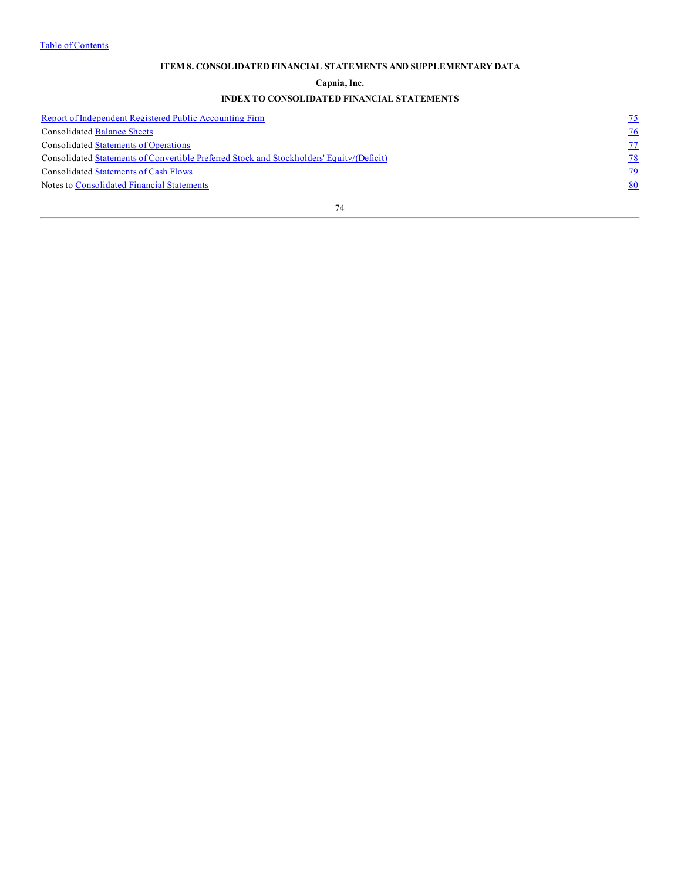Table of Contents

## ITEM 8. CONSOLIDATED FINANCIAL STATEMENTS AND SUPPLEMENTARY DATA

**Capnia, Inc.**

**INDEX TO CONSOLIDATED FINANCIAL STATEMENTS**

| | |
|---|---|
| Report of Independent Registered Public Accounting Firm | 75 |
| Consolidated Balance Sheets | 76 |
| Consolidated Statements of Operations | 77 |
| Consolidated Statements of Convertible Preferred Stock and Stockholders' Equity/(Deficit) | 78 |
| Consolidated Statements of Cash Flows | 79 |
| Notes to Consolidated Financial Statements | 80 |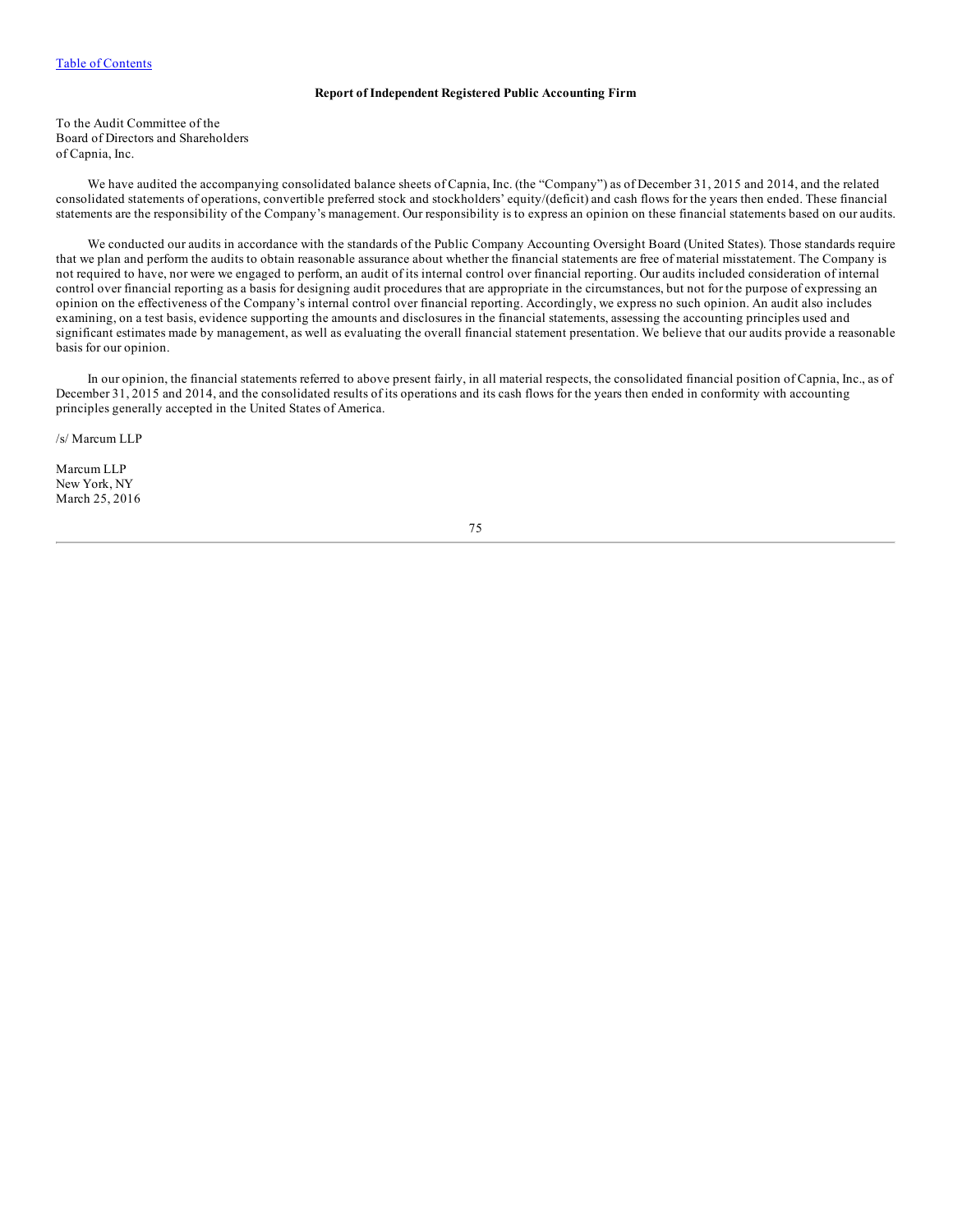## Report of Independent Registered Public Accounting Firm

To the Audit Committee of the
Board of Directors and Shareholders
of Capnia, Inc.

We have audited the accompanying consolidated balance sheets of Capnia, Inc. (the "Company") as of December 31, 2015 and 2014, and the related consolidated statements of operations, convertible preferred stock and stockholders' equity/(deficit) and cash flows for the years then ended. These financial statements are the responsibility of the Company's management. Our responsibility is to express an opinion on these financial statements based on our audits.

We conducted our audits in accordance with the standards of the Public Company Accounting Oversight Board (United States). Those standards require that we plan and perform the audits to obtain reasonable assurance about whether the financial statements are free of material misstatement. The Company is not required to have, nor were we engaged to perform, an audit of its internal control over financial reporting. Our audits included consideration of internal control over financial reporting as a basis for designing audit procedures that are appropriate in the circumstances, but not for the purpose of expressing an opinion on the effectiveness of the Company's internal control over financial reporting. Accordingly, we express no such opinion. An audit also includes examining, on a test basis, evidence supporting the amounts and disclosures in the financial statements, assessing the accounting principles used and significant estimates made by management, as well as evaluating the overall financial statement presentation. We believe that our audits provide a reasonable basis for our opinion.

In our opinion, the financial statements referred to above present fairly, in all material respects, the consolidated financial position of Capnia, Inc., as of December 31, 2015 and 2014, and the consolidated results of its operations and its cash flows for the years then ended in conformity with accounting principles generally accepted in the United States of America.

/s/ Marcum LLP

Marcum LLP
New York, NY
March 25, 2016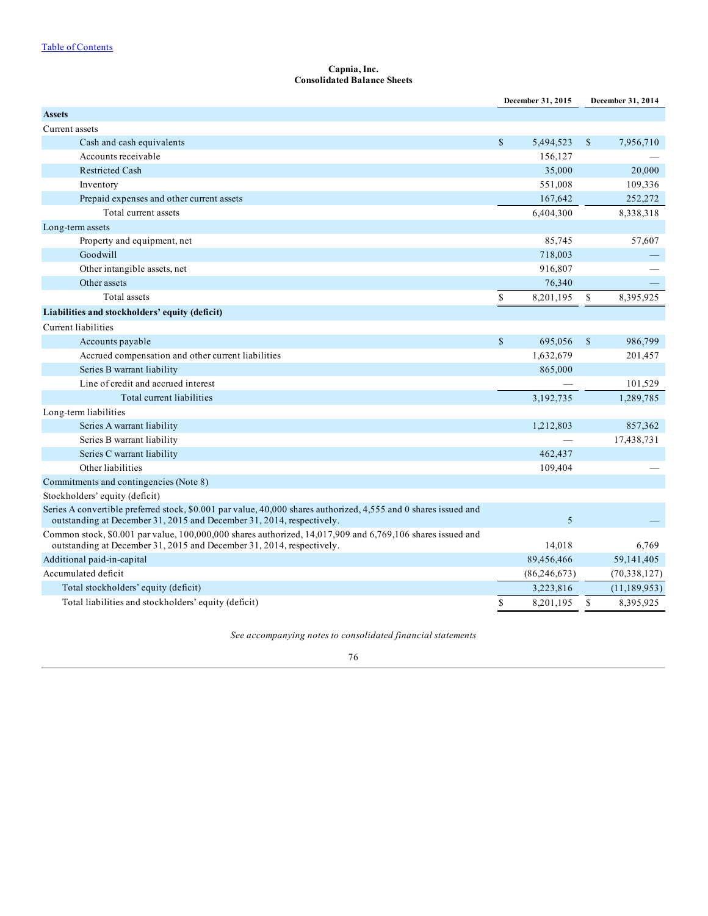[Table of Contents]

**Capnia, Inc.**
**Consolidated Balance Sheets**

| | December 31, 2015 | December 31, 2014 |
|---|---|---|
| **Assets** | | |
| Current assets | | |
| Cash and cash equivalents | $ 5,494,523 | $ 7,956,710 |
| Accounts receivable | 156,127 | — |
| Restricted Cash | 35,000 | 20,000 |
| Inventory | 551,008 | 109,336 |
| Prepaid expenses and other current assets | 167,642 | 252,272 |
| Total current assets | 6,404,300 | 8,338,318 |
| Long-term assets | | |
| Property and equipment, net | 85,745 | 57,607 |
| Goodwill | 718,003 | — |
| Other intangible assets, net | 916,807 | — |
| Other assets | 76,340 | — |
| Total assets | $ 8,201,195 | $ 8,395,925 |
| **Liabilities and stockholders' equity (deficit)** | | |
| Current liabilities | | |
| Accounts payable | $ 695,056 | $ 986,799 |
| Accrued compensation and other current liabilities | 1,632,679 | 201,457 |
| Series B warrant liability | 865,000 | |
| Line of credit and accrued interest | — | 101,529 |
| Total current liabilities | 3,192,735 | 1,289,785 |
| Long-term liabilities | | |
| Series A warrant liability | 1,212,803 | 857,362 |
| Series B warrant liability | — | 17,438,731 |
| Series C warrant liability | 462,437 | |
| Other liabilities | 109,404 | — |
| Commitments and contingencies (Note 8) | | |
| Stockholders' equity (deficit) | | |
| Series A convertible preferred stock, $0.001 par value, 40,000 shares authorized, 4,555 and 0 shares issued and outstanding at December 31, 2015 and December 31, 2014, respectively. | 5 | — |
| Common stock, $0.001 par value, 100,000,000 shares authorized, 14,017,909 and 6,769,106 shares issued and outstanding at December 31, 2015 and December 31, 2014, respectively. | 14,018 | 6,769 |
| Additional paid-in-capital | 89,456,466 | 59,141,405 |
| Accumulated deficit | (86,246,673) | (70,338,127) |
| Total stockholders' equity (deficit) | 3,223,816 | (11,189,953) |
| Total liabilities and stockholders' equity (deficit) | $ 8,201,195 | $ 8,395,925 |

*See accompanying notes to consolidated financial statements*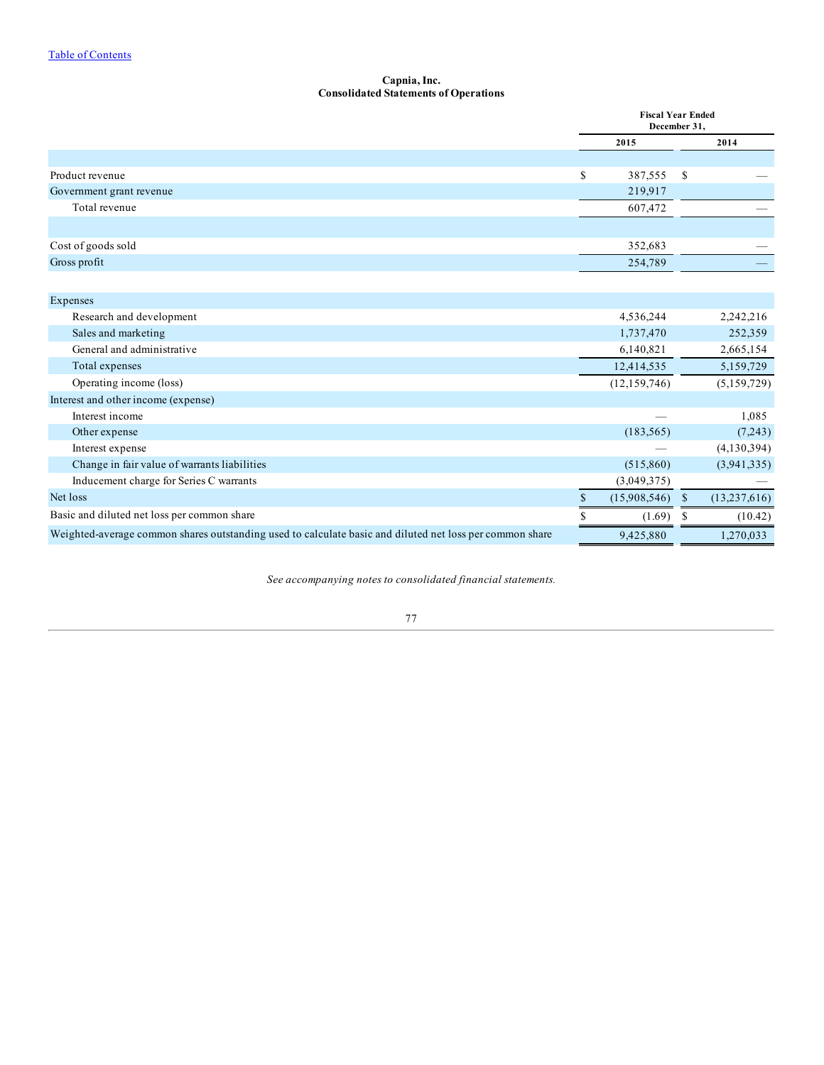[Table of Contents](#)

**Capnia, Inc.**
**Consolidated Statements of Operations**

| | Fiscal Year Ended December 31, | |
|---|---|---|
| | 2015 | 2014 |
| Product revenue | $ 387,555 | $ — |
| Government grant revenue | 219,917 | |
| Total revenue | 607,472 | — |
| Cost of goods sold | 352,683 | — |
| Gross profit | 254,789 | — |
| Expenses | | |
| Research and development | 4,536,244 | 2,242,216 |
| Sales and marketing | 1,737,470 | 252,359 |
| General and administrative | 6,140,821 | 2,665,154 |
| Total expenses | 12,414,535 | 5,159,729 |
| Operating income (loss) | (12,159,746) | (5,159,729) |
| Interest and other income (expense) | | |
| Interest income | — | 1,085 |
| Other expense | (183,565) | (7,243) |
| Interest expense | — | (4,130,394) |
| Change in fair value of warrants liabilities | (515,860) | (3,941,335) |
| Inducement charge for Series C warrants | (3,049,375) | — |
| Net loss | $ (15,908,546) | $ (13,237,616) |
| Basic and diluted net loss per common share | $ (1.69) | $ (10.42) |
| Weighted-average common shares outstanding used to calculate basic and diluted net loss per common share | 9,425,880 | 1,270,033 |

*See accompanying notes to consolidated financial statements.*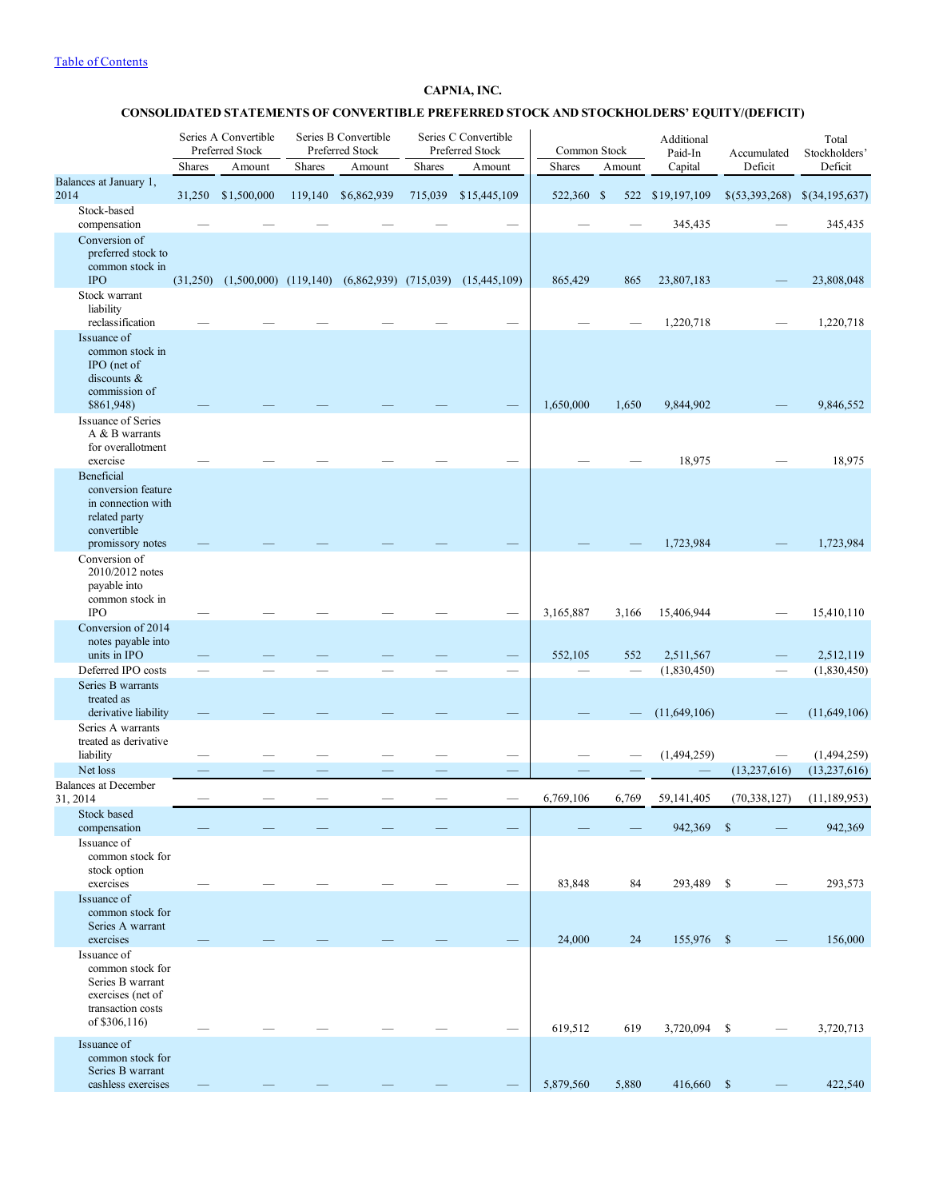[Table of Contents](#)

# CAPNIA, INC.

## CONSOLIDATED STATEMENTS OF CONVERTIBLE PREFERRED STOCK AND STOCKHOLDERS' EQUITY/(DEFICIT)

| | Series A Convertible Preferred Stock | | Series B Convertible Preferred Stock | | Series C Convertible Preferred Stock | | Common Stock | | Additional Paid-In Capital | Accumulated Deficit | Total Stockholders' Deficit |
|---|---|---|---|---|---|---|---|---|---|---|---|
| | Shares | Amount | Shares | Amount | Shares | Amount | Shares | Amount | | | |
| Balances at January 1, 2014 | 31,250 | $1,500,000 | 119,140 | $6,862,939 | 715,039 | $15,445,109 | 522,360 | $ 522 | $19,197,109 | $(53,393,268) | $(34,195,637) |
| Stock-based compensation | — | — | — | — | — | — | — | — | 345,435 | — | 345,435 |
| Conversion of preferred stock to common stock in IPO | (31,250) | (1,500,000) | (119,140) | (6,862,939) | (715,039) | (15,445,109) | 865,429 | 865 | 23,807,183 | — | 23,808,048 |
| Stock warrant liability reclassification | — | — | — | — | — | — | — | — | 1,220,718 | — | 1,220,718 |
| Issuance of common stock in IPO (net of discounts & commission of $861,948) | — | — | — | — | — | — | 1,650,000 | 1,650 | 9,844,902 | — | 9,846,552 |
| Issuance of Series A & B warrants for overallotment exercise | — | — | — | — | — | — | — | — | 18,975 | — | 18,975 |
| Beneficial conversion feature in connection with related party convertible promissory notes | — | — | — | — | — | — | — | — | 1,723,984 | — | 1,723,984 |
| Conversion of 2010/2012 notes payable into common stock in IPO | — | — | — | — | — | — | 3,165,887 | 3,166 | 15,406,944 | — | 15,410,110 |
| Conversion of 2014 notes payable into units in IPO | — | — | — | — | — | — | 552,105 | 552 | 2,511,567 | — | 2,512,119 |
| Deferred IPO costs | — | — | — | — | — | — | — | — | (1,830,450) | — | (1,830,450) |
| Series B warrants treated as derivative liability | — | — | — | — | — | — | — | — | (11,649,106) | — | (11,649,106) |
| Series A warrants treated as derivative liability | — | — | — | — | — | — | — | — | (1,494,259) | — | (1,494,259) |
| Net loss | — | — | — | — | — | — | — | — | — | (13,237,616) | (13,237,616) |
| Balances at December 31, 2014 | — | — | — | — | — | — | 6,769,106 | 6,769 | 59,141,405 | (70,338,127) | (11,189,953) |
| Stock based compensation | — | — | — | — | — | — | — | — | 942,369 | $ — | 942,369 |
| Issuance of common stock for stock option exercises | — | — | — | — | — | — | 83,848 | 84 | 293,489 | $ — | 293,573 |
| Issuance of common stock for Series A warrant exercises | — | — | — | — | — | — | 24,000 | 24 | 155,976 | $ — | 156,000 |
| Issuance of common stock for Series B warrant exercises (net of transaction costs of $306,116) | — | — | — | — | — | — | 619,512 | 619 | 3,720,094 | $ — | 3,720,713 |
| Issuance of common stock for Series B warrant cashless exercises | — | — | — | — | — | — | 5,879,560 | 5,880 | 416,660 | $ — | 422,540 |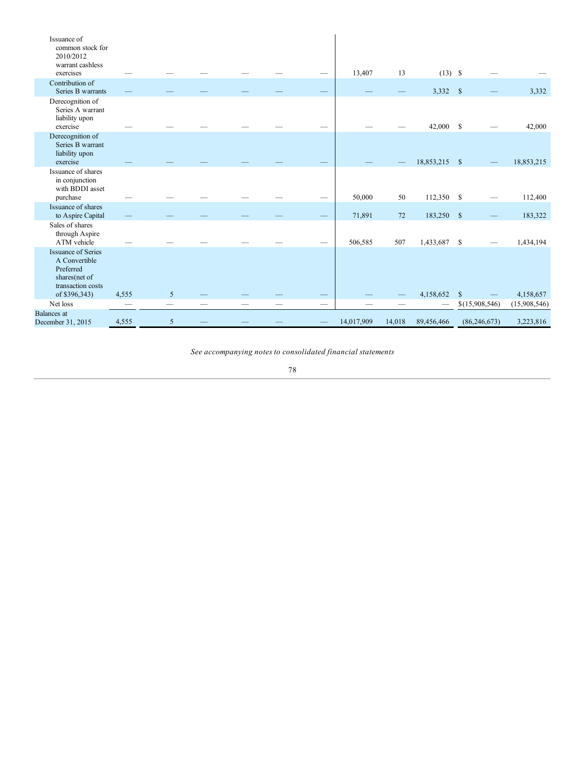| | | | | | | | | | | | |
|---|---|---|---|---|---|---|---|---|---|---|---|
| Issuance of common stock for 2010/2012 warrant cashless exercises | — | — | — | — | — | — | 13,407 | 13 | (13) | $ — | — |
| Contribution of Series B warrants | — | — | — | — | — | — | — | — | 3,332 | $ — | 3,332 |
| Derecognition of Series A warrant liability upon exercise | — | — | — | — | — | — | — | — | 42,000 | $ — | 42,000 |
| Derecognition of Series B warrant liability upon exercise | — | — | — | — | — | — | — | — | 18,853,215 | $ — | 18,853,215 |
| Issuance of shares in conjunction with BDDI asset purchase | — | — | — | — | — | — | 50,000 | 50 | 112,350 | $ — | 112,400 |
| Issuance of shares to Aspire Capital | — | — | — | — | — | — | 71,891 | 72 | 183,250 | $ — | 183,322 |
| Sales of shares through Aspire ATM vehicle | — | — | — | — | — | — | 506,585 | 507 | 1,433,687 | $ — | 1,434,194 |
| Issuance of Series A Convertible Preferred shares(net of transaction costs of $396,343) | 4,555 | 5 | — | — | — | — | — | — | 4,158,652 | $ — | 4,158,657 |
| Net loss | — | — | — | — | — | — | — | — | — | $(15,908,546) | (15,908,546) |
| Balances at December 31, 2015 | 4,555 | 5 | — | — | — | — | 14,017,909 | 14,018 | 89,456,466 | (86,246,673) | 3,223,816 |

*See accompanying notes to consolidated financial statements*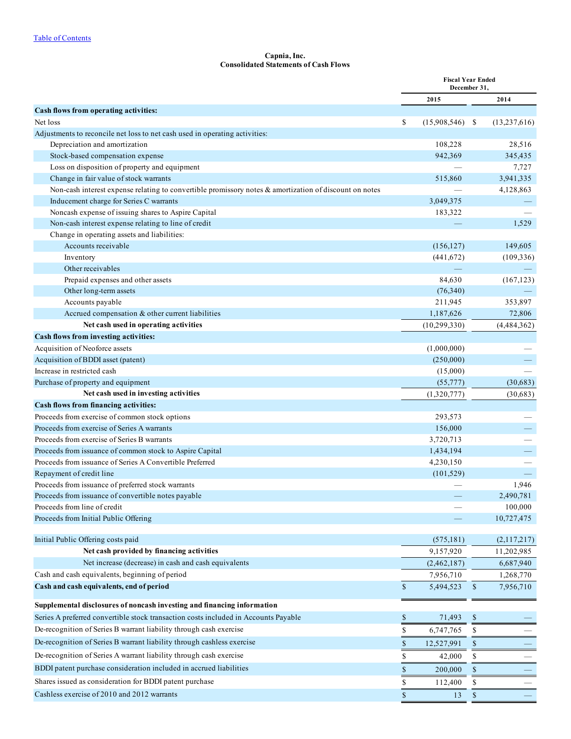Table of Contents

**Capnia, Inc.**
**Consolidated Statements of Cash Flows**

| | Fiscal Year Ended December 31, | |
|---|---|---|
| | 2015 | 2014 |
| **Cash flows from operating activities:** | | |
| Net loss | $ (15,908,546) | $ (13,237,616) |
| Adjustments to reconcile net loss to net cash used in operating activities: | | |
| Depreciation and amortization | 108,228 | 28,516 |
| Stock-based compensation expense | 942,369 | 345,435 |
| Loss on disposition of property and equipment | — | 7,727 |
| Change in fair value of stock warrants | 515,860 | 3,941,335 |
| Non-cash interest expense relating to convertible promissory notes & amortization of discount on notes | — | 4,128,863 |
| Inducement charge for Series C warrants | 3,049,375 | — |
| Noncash expense of issuing shares to Aspire Capital | 183,322 | — |
| Non-cash interest expense relating to line of credit | — | 1,529 |
| Change in operating assets and liabilities: | | |
| Accounts receivable | (156,127) | 149,605 |
| Inventory | (441,672) | (109,336) |
| Other receivables | — | — |
| Prepaid expenses and other assets | 84,630 | (167,123) |
| Other long-term assets | (76,340) | — |
| Accounts payable | 211,945 | 353,897 |
| Accrued compensation & other current liabilities | 1,187,626 | 72,806 |
| **Net cash used in operating activities** | (10,299,330) | (4,484,362) |
| **Cash flows from investing activities:** | | |
| Acquisition of Neoforce assets | (1,000,000) | — |
| Acquisition of BDDI asset (patent) | (250,000) | — |
| Increase in restricted cash | (15,000) | — |
| Purchase of property and equipment | (55,777) | (30,683) |
| **Net cash used in investing activities** | (1,320,777) | (30,683) |
| **Cash flows from financing activities:** | | |
| Proceeds from exercise of common stock options | 293,573 | — |
| Proceeds from exercise of Series A warrants | 156,000 | — |
| Proceeds from exercise of Series B warrants | 3,720,713 | — |
| Proceeds from issuance of common stock to Aspire Capital | 1,434,194 | — |
| Proceeds from issuance of Series A Convertible Preferred | 4,230,150 | — |
| Repayment of credit line | (101,529) | — |
| Proceeds from issuance of preferred stock warrants | — | 1,946 |
| Proceeds from issuance of convertible notes payable | — | 2,490,781 |
| Proceeds from line of credit | — | 100,000 |
| Proceeds from Initial Public Offering | — | 10,727,475 |
| Initial Public Offering costs paid | (575,181) | (2,117,217) |
| **Net cash provided by financing activities** | 9,157,920 | 11,202,985 |
| Net increase (decrease) in cash and cash equivalents | (2,462,187) | 6,687,940 |
| Cash and cash equivalents, beginning of period | 7,956,710 | 1,268,770 |
| **Cash and cash equivalents, end of period** | $ 5,494,523 | $ 7,956,710 |
| **Supplemental disclosures of noncash investing and financing information** | | |
| Series A preferred convertible stock transaction costs included in Accounts Payable | $ 71,493 | $ — |
| De-recognition of Series B warrant liability through cash exercise | $ 6,747,765 | $ — |
| De-recognition of Series B warrant liability through cashless exercise | $ 12,527,991 | $ — |
| De-recognition of Series A warrant liability through cash exercise | $ 42,000 | $ — |
| BDDI patent purchase consideration included in accrued liabilities | $ 200,000 | $ — |
| Shares issued as consideration for BDDI patent purchase | $ 112,400 | $ — |
| Cashless exercise of 2010 and 2012 warrants | $ 13 | $ — |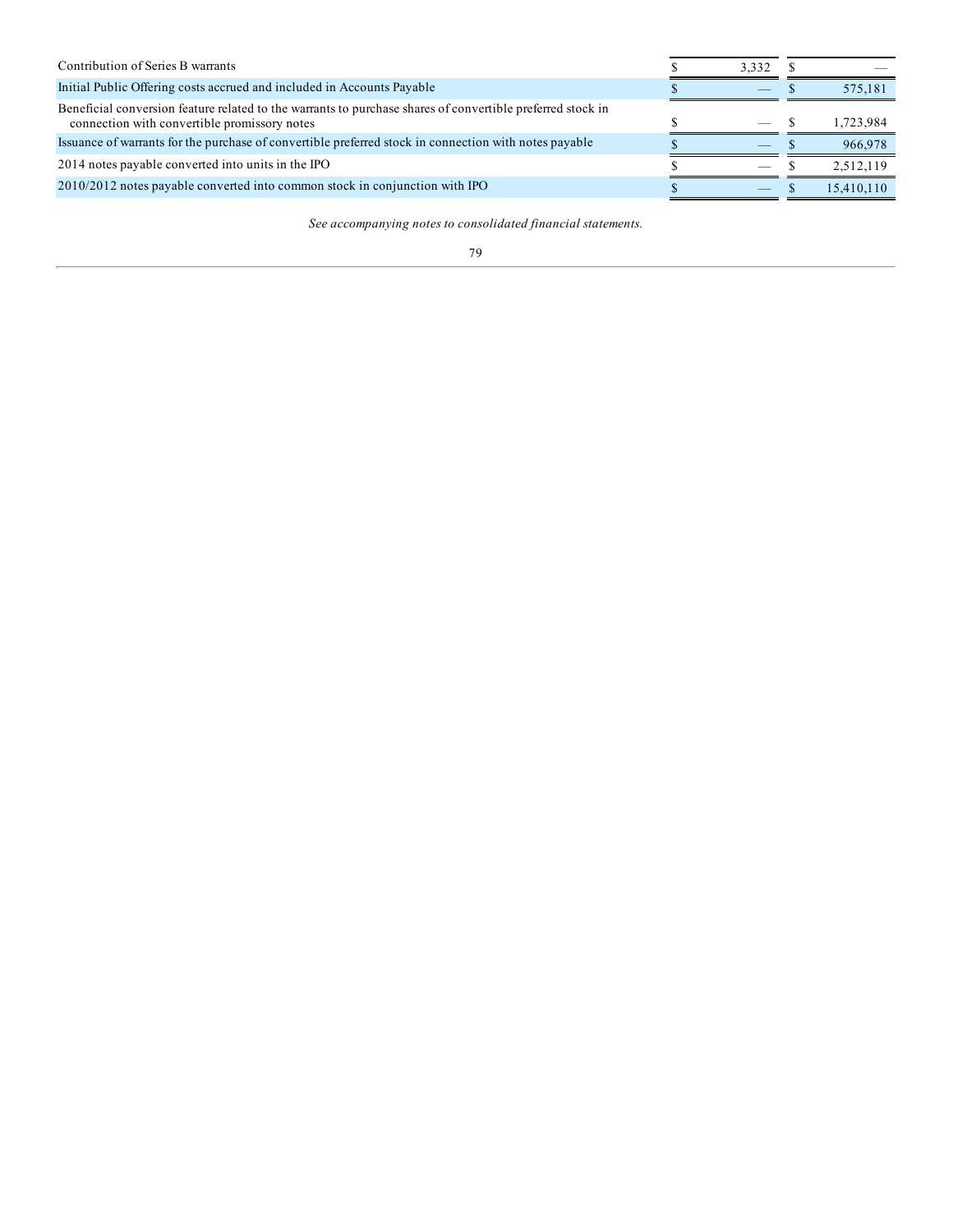| | | |
|---|---|---|
| Contribution of Series B warrants | $ 3,332 | $ — |
| Initial Public Offering costs accrued and included in Accounts Payable | $ — | $ 575,181 |
| Beneficial conversion feature related to the warrants to purchase shares of convertible preferred stock in connection with convertible promissory notes | $ — | $ 1,723,984 |
| Issuance of warrants for the purchase of convertible preferred stock in connection with notes payable | $ — | $ 966,978 |
| 2014 notes payable converted into units in the IPO | $ — | $ 2,512,119 |
| 2010/2012 notes payable converted into common stock in conjunction with IPO | $ — | $ 15,410,110 |

*See accompanying notes to consolidated financial statements.*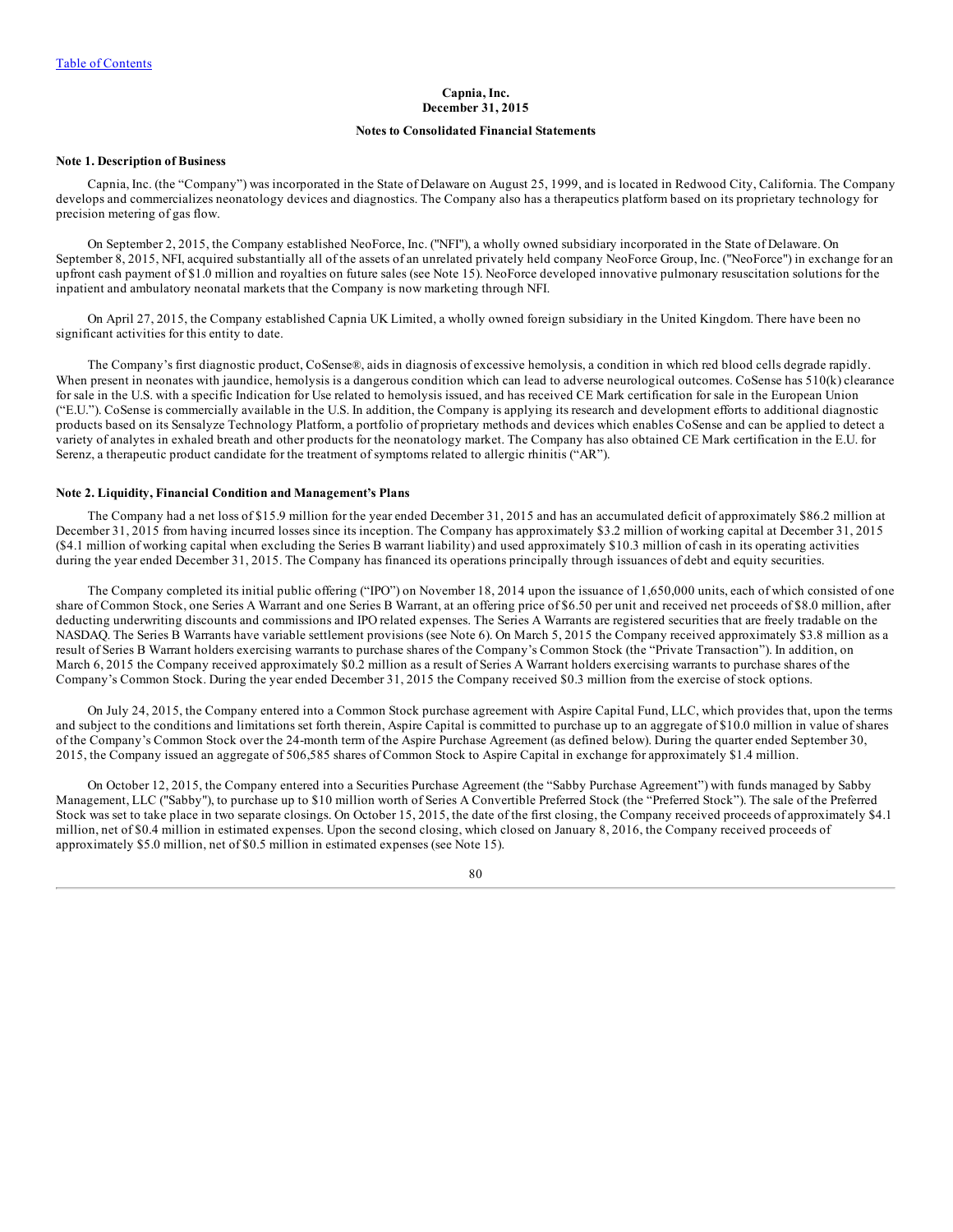Capnia, Inc.
December 31, 2015

**Notes to Consolidated Financial Statements**

**Note 1. Description of Business**

Capnia, Inc. (the "Company") was incorporated in the State of Delaware on August 25, 1999, and is located in Redwood City, California. The Company develops and commercializes neonatology devices and diagnostics. The Company also has a therapeutics platform based on its proprietary technology for precision metering of gas flow.

On September 2, 2015, the Company established NeoForce, Inc. ("NFI"), a wholly owned subsidiary incorporated in the State of Delaware. On September 8, 2015, NFI, acquired substantially all of the assets of an unrelated privately held company NeoForce Group, Inc. ("NeoForce") in exchange for an upfront cash payment of $1.0 million and royalties on future sales (see Note 15). NeoForce developed innovative pulmonary resuscitation solutions for the inpatient and ambulatory neonatal markets that the Company is now marketing through NFI.

On April 27, 2015, the Company established Capnia UK Limited, a wholly owned foreign subsidiary in the United Kingdom. There have been no significant activities for this entity to date.

The Company's first diagnostic product, CoSense®, aids in diagnosis of excessive hemolysis, a condition in which red blood cells degrade rapidly. When present in neonates with jaundice, hemolysis is a dangerous condition which can lead to adverse neurological outcomes. CoSense has 510(k) clearance for sale in the U.S. with a specific Indication for Use related to hemolysis issued, and has received CE Mark certification for sale in the European Union ("E.U."). CoSense is commercially available in the U.S. In addition, the Company is applying its research and development efforts to additional diagnostic products based on its Sensalyze Technology Platform, a portfolio of proprietary methods and devices which enables CoSense and can be applied to detect a variety of analytes in exhaled breath and other products for the neonatology market. The Company has also obtained CE Mark certification in the E.U. for Serenz, a therapeutic product candidate for the treatment of symptoms related to allergic rhinitis ("AR").

**Note 2. Liquidity, Financial Condition and Management's Plans**

The Company had a net loss of $15.9 million for the year ended December 31, 2015 and has an accumulated deficit of approximately $86.2 million at December 31, 2015 from having incurred losses since its inception. The Company has approximately $3.2 million of working capital at December 31, 2015 ($4.1 million of working capital when excluding the Series B warrant liability) and used approximately $10.3 million of cash in its operating activities during the year ended December 31, 2015. The Company has financed its operations principally through issuances of debt and equity securities.

The Company completed its initial public offering ("IPO") on November 18, 2014 upon the issuance of 1,650,000 units, each of which consisted of one share of Common Stock, one Series A Warrant and one Series B Warrant, at an offering price of $6.50 per unit and received net proceeds of $8.0 million, after deducting underwriting discounts and commissions and IPO related expenses. The Series A Warrants are registered securities that are freely tradable on the NASDAQ. The Series B Warrants have variable settlement provisions (see Note 6). On March 5, 2015 the Company received approximately $3.8 million as a result of Series B Warrant holders exercising warrants to purchase shares of the Company's Common Stock (the "Private Transaction"). In addition, on March 6, 2015 the Company received approximately $0.2 million as a result of Series A Warrant holders exercising warrants to purchase shares of the Company's Common Stock. During the year ended December 31, 2015 the Company received $0.3 million from the exercise of stock options.

On July 24, 2015, the Company entered into a Common Stock purchase agreement with Aspire Capital Fund, LLC, which provides that, upon the terms and subject to the conditions and limitations set forth therein, Aspire Capital is committed to purchase up to an aggregate of $10.0 million in value of shares of the Company's Common Stock over the 24-month term of the Aspire Purchase Agreement (as defined below). During the quarter ended September 30, 2015, the Company issued an aggregate of 506,585 shares of Common Stock to Aspire Capital in exchange for approximately $1.4 million.

On October 12, 2015, the Company entered into a Securities Purchase Agreement (the "Sabby Purchase Agreement") with funds managed by Sabby Management, LLC ("Sabby"), to purchase up to $10 million worth of Series A Convertible Preferred Stock (the "Preferred Stock"). The sale of the Preferred Stock was set to take place in two separate closings. On October 15, 2015, the date of the first closing, the Company received proceeds of approximately $4.1 million, net of $0.4 million in estimated expenses. Upon the second closing, which closed on January 8, 2016, the Company received proceeds of approximately $5.0 million, net of $0.5 million in estimated expenses (see Note 15).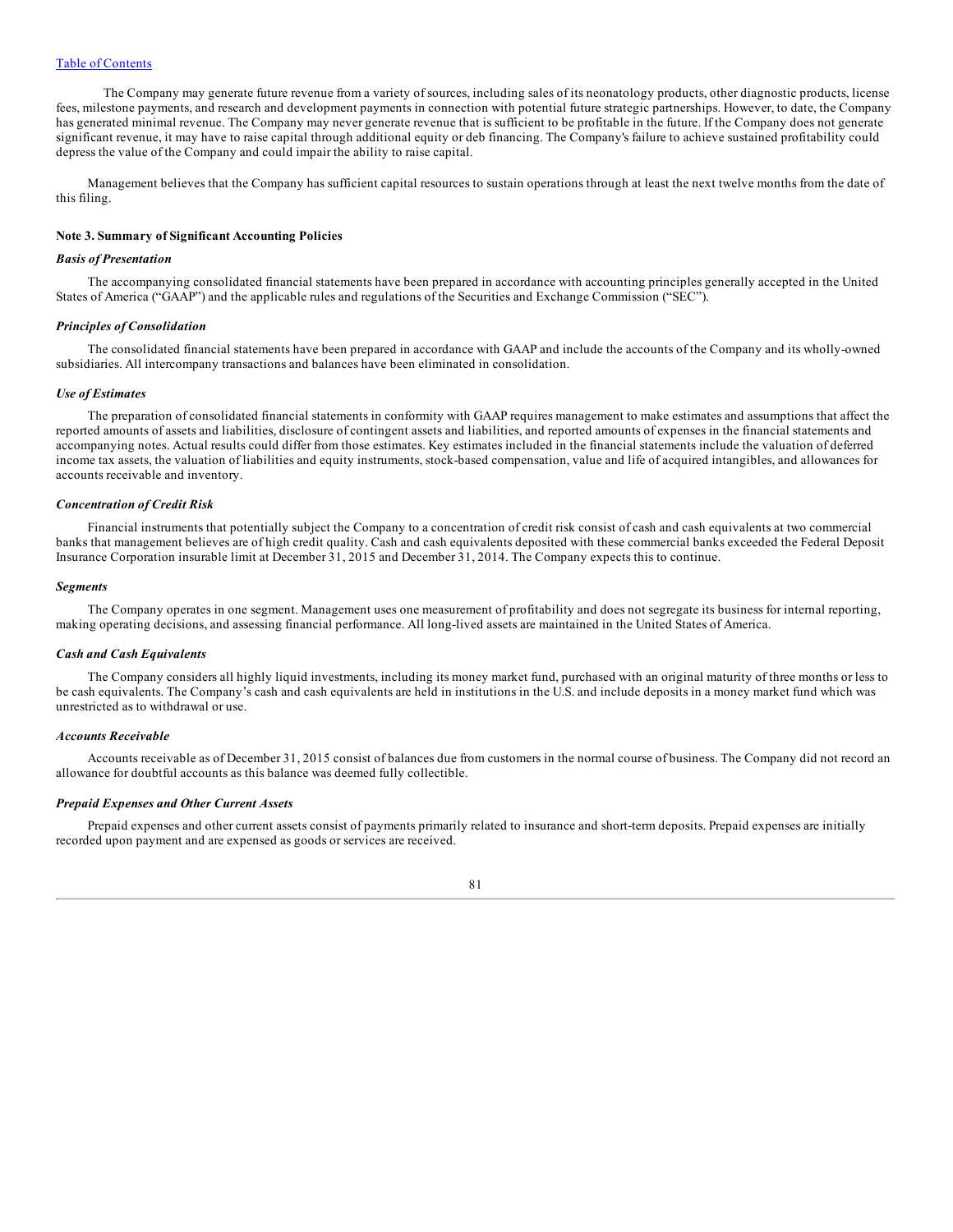The Company may generate future revenue from a variety of sources, including sales of its neonatology products, other diagnostic products, license fees, milestone payments, and research and development payments in connection with potential future strategic partnerships. However, to date, the Company has generated minimal revenue. The Company may never generate revenue that is sufficient to be profitable in the future. If the Company does not generate significant revenue, it may have to raise capital through additional equity or deb financing. The Company's failure to achieve sustained profitability could depress the value of the Company and could impair the ability to raise capital.

Management believes that the Company has sufficient capital resources to sustain operations through at least the next twelve months from the date of this filing.

**Note 3. Summary of Significant Accounting Policies**

***Basis of Presentation***

The accompanying consolidated financial statements have been prepared in accordance with accounting principles generally accepted in the United States of America ("GAAP") and the applicable rules and regulations of the Securities and Exchange Commission ("SEC").

***Principles of Consolidation***

The consolidated financial statements have been prepared in accordance with GAAP and include the accounts of the Company and its wholly-owned subsidiaries. All intercompany transactions and balances have been eliminated in consolidation.

***Use of Estimates***

The preparation of consolidated financial statements in conformity with GAAP requires management to make estimates and assumptions that affect the reported amounts of assets and liabilities, disclosure of contingent assets and liabilities, and reported amounts of expenses in the financial statements and accompanying notes. Actual results could differ from those estimates. Key estimates included in the financial statements include the valuation of deferred income tax assets, the valuation of liabilities and equity instruments, stock-based compensation, value and life of acquired intangibles, and allowances for accounts receivable and inventory.

***Concentration of Credit Risk***

Financial instruments that potentially subject the Company to a concentration of credit risk consist of cash and cash equivalents at two commercial banks that management believes are of high credit quality. Cash and cash equivalents deposited with these commercial banks exceeded the Federal Deposit Insurance Corporation insurable limit at December 31, 2015 and December 31, 2014. The Company expects this to continue.

***Segments***

The Company operates in one segment. Management uses one measurement of profitability and does not segregate its business for internal reporting, making operating decisions, and assessing financial performance. All long-lived assets are maintained in the United States of America.

***Cash and Cash Equivalents***

The Company considers all highly liquid investments, including its money market fund, purchased with an original maturity of three months or less to be cash equivalents. The Company's cash and cash equivalents are held in institutions in the U.S. and include deposits in a money market fund which was unrestricted as to withdrawal or use.

***Accounts Receivable***

Accounts receivable as of December 31, 2015 consist of balances due from customers in the normal course of business. The Company did not record an allowance for doubtful accounts as this balance was deemed fully collectible.

***Prepaid Expenses and Other Current Assets***

Prepaid expenses and other current assets consist of payments primarily related to insurance and short-term deposits. Prepaid expenses are initially recorded upon payment and are expensed as goods or services are received.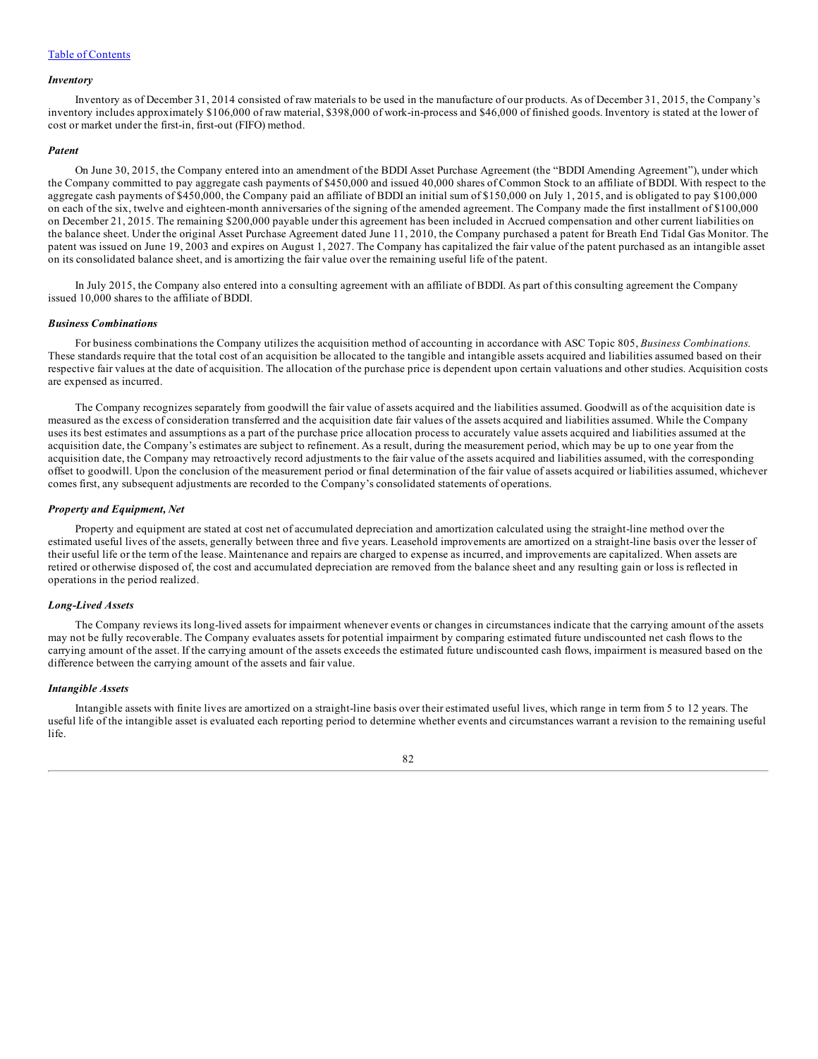### *Inventory*

Inventory as of December 31, 2014 consisted of raw materials to be used in the manufacture of our products. As of December 31, 2015, the Company's inventory includes approximately $106,000 of raw material, $398,000 of work-in-process and $46,000 of finished goods. Inventory is stated at the lower of cost or market under the first-in, first-out (FIFO) method.

### *Patent*

On June 30, 2015, the Company entered into an amendment of the BDDI Asset Purchase Agreement (the "BDDI Amending Agreement"), under which the Company committed to pay aggregate cash payments of $450,000 and issued 40,000 shares of Common Stock to an affiliate of BDDI. With respect to the aggregate cash payments of $450,000, the Company paid an affiliate of BDDI an initial sum of $150,000 on July 1, 2015, and is obligated to pay $100,000 on each of the six, twelve and eighteen-month anniversaries of the signing of the amended agreement. The Company made the first installment of $100,000 on December 21, 2015. The remaining $200,000 payable under this agreement has been included in Accrued compensation and other current liabilities on the balance sheet. Under the original Asset Purchase Agreement dated June 11, 2010, the Company purchased a patent for Breath End Tidal Gas Monitor. The patent was issued on June 19, 2003 and expires on August 1, 2027. The Company has capitalized the fair value of the patent purchased as an intangible asset on its consolidated balance sheet, and is amortizing the fair value over the remaining useful life of the patent.

In July 2015, the Company also entered into a consulting agreement with an affiliate of BDDI. As part of this consulting agreement the Company issued 10,000 shares to the affiliate of BDDI.

### *Business Combinations*

For business combinations the Company utilizes the acquisition method of accounting in accordance with ASC Topic 805, *Business Combinations.* These standards require that the total cost of an acquisition be allocated to the tangible and intangible assets acquired and liabilities assumed based on their respective fair values at the date of acquisition. The allocation of the purchase price is dependent upon certain valuations and other studies. Acquisition costs are expensed as incurred.

The Company recognizes separately from goodwill the fair value of assets acquired and the liabilities assumed. Goodwill as of the acquisition date is measured as the excess of consideration transferred and the acquisition date fair values of the assets acquired and liabilities assumed. While the Company uses its best estimates and assumptions as a part of the purchase price allocation process to accurately value assets acquired and liabilities assumed at the acquisition date, the Company's estimates are subject to refinement. As a result, during the measurement period, which may be up to one year from the acquisition date, the Company may retroactively record adjustments to the fair value of the assets acquired and liabilities assumed, with the corresponding offset to goodwill. Upon the conclusion of the measurement period or final determination of the fair value of assets acquired or liabilities assumed, whichever comes first, any subsequent adjustments are recorded to the Company's consolidated statements of operations.

### *Property and Equipment, Net*

Property and equipment are stated at cost net of accumulated depreciation and amortization calculated using the straight-line method over the estimated useful lives of the assets, generally between three and five years. Leasehold improvements are amortized on a straight-line basis over the lesser of their useful life or the term of the lease. Maintenance and repairs are charged to expense as incurred, and improvements are capitalized. When assets are retired or otherwise disposed of, the cost and accumulated depreciation are removed from the balance sheet and any resulting gain or loss is reflected in operations in the period realized.

### *Long-Lived Assets*

The Company reviews its long-lived assets for impairment whenever events or changes in circumstances indicate that the carrying amount of the assets may not be fully recoverable. The Company evaluates assets for potential impairment by comparing estimated future undiscounted net cash flows to the carrying amount of the asset. If the carrying amount of the assets exceeds the estimated future undiscounted cash flows, impairment is measured based on the difference between the carrying amount of the assets and fair value.

### *Intangible Assets*

Intangible assets with finite lives are amortized on a straight-line basis over their estimated useful lives, which range in term from 5 to 12 years. The useful life of the intangible asset is evaluated each reporting period to determine whether events and circumstances warrant a revision to the remaining useful life.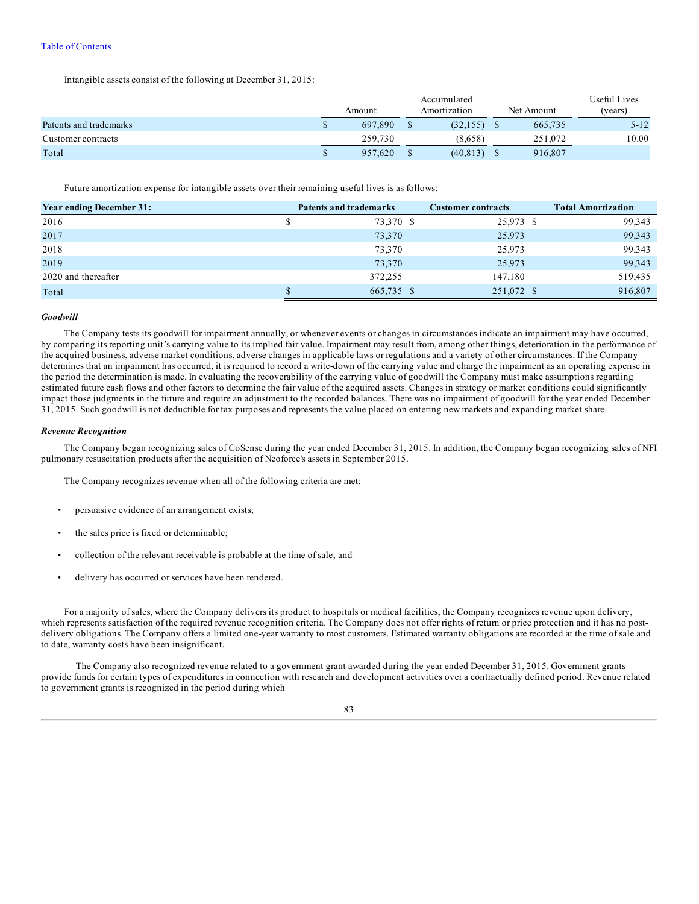Intangible assets consist of the following at December 31, 2015:

| | Amount | Accumulated Amortization | Net Amount | Useful Lives (years) |
|---|---|---|---|---|
| Patents and trademarks | $ 697,890 | $ (32,155) | $ 665,735 | 5-12 |
| Customer contracts | 259,730 | (8,658) | 251,072 | 10.00 |
| Total | $ 957,620 | $ (40,813) | $ 916,807 | |

Future amortization expense for intangible assets over their remaining useful lives is as follows:

| Year ending December 31: | Patents and trademarks | Customer contracts | Total Amortization |
|---|---|---|---|
| 2016 | $ 73,370 | $ 25,973 | $ 99,343 |
| 2017 | 73,370 | 25,973 | 99,343 |
| 2018 | 73,370 | 25,973 | 99,343 |
| 2019 | 73,370 | 25,973 | 99,343 |
| 2020 and thereafter | 372,255 | 147,180 | 519,435 |
| Total | $ 665,735 | $ 251,072 | $ 916,807 |

***Goodwill***

The Company tests its goodwill for impairment annually, or whenever events or changes in circumstances indicate an impairment may have occurred, by comparing its reporting unit's carrying value to its implied fair value. Impairment may result from, among other things, deterioration in the performance of the acquired business, adverse market conditions, adverse changes in applicable laws or regulations and a variety of other circumstances. If the Company determines that an impairment has occurred, it is required to record a write-down of the carrying value and charge the impairment as an operating expense in the period the determination is made. In evaluating the recoverability of the carrying value of goodwill the Company must make assumptions regarding estimated future cash flows and other factors to determine the fair value of the acquired assets. Changes in strategy or market conditions could significantly impact those judgments in the future and require an adjustment to the recorded balances. There was no impairment of goodwill for the year ended December 31, 2015. Such goodwill is not deductible for tax purposes and represents the value placed on entering new markets and expanding market share.

***Revenue Recognition***

The Company began recognizing sales of CoSense during the year ended December 31, 2015. In addition, the Company began recognizing sales of NFI pulmonary resuscitation products after the acquisition of Neoforce's assets in September 2015.

The Company recognizes revenue when all of the following criteria are met:

- persuasive evidence of an arrangement exists;
- the sales price is fixed or determinable;
- collection of the relevant receivable is probable at the time of sale; and
- delivery has occurred or services have been rendered.

For a majority of sales, where the Company delivers its product to hospitals or medical facilities, the Company recognizes revenue upon delivery, which represents satisfaction of the required revenue recognition criteria. The Company does not offer rights of return or price protection and it has no post-delivery obligations. The Company offers a limited one-year warranty to most customers. Estimated warranty obligations are recorded at the time of sale and to date, warranty costs have been insignificant.

The Company also recognized revenue related to a government grant awarded during the year ended December 31, 2015. Government grants provide funds for certain types of expenditures in connection with research and development activities over a contractually defined period. Revenue related to government grants is recognized in the period during which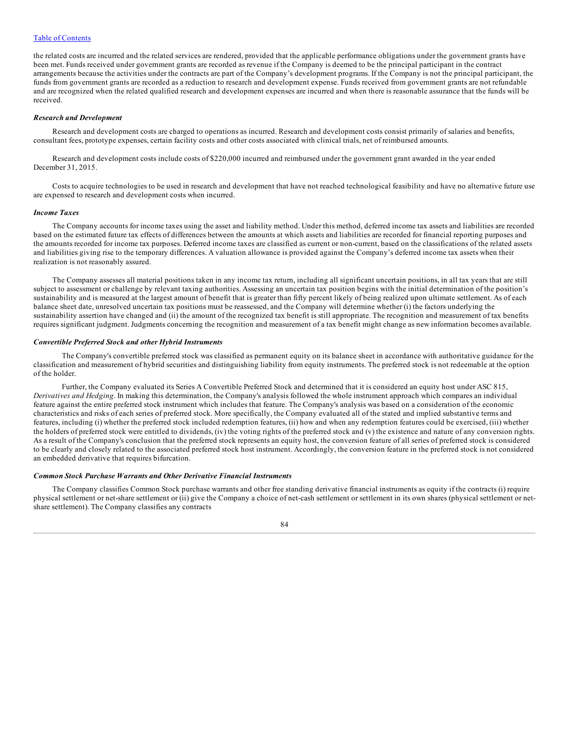the related costs are incurred and the related services are rendered, provided that the applicable performance obligations under the government grants have been met. Funds received under government grants are recorded as revenue if the Company is deemed to be the principal participant in the contract arrangements because the activities under the contracts are part of the Company's development programs. If the Company is not the principal participant, the funds from government grants are recorded as a reduction to research and development expense. Funds received from government grants are not refundable and are recognized when the related qualified research and development expenses are incurred and when there is reasonable assurance that the funds will be received.

***Research and Development***

Research and development costs are charged to operations as incurred. Research and development costs consist primarily of salaries and benefits, consultant fees, prototype expenses, certain facility costs and other costs associated with clinical trials, net of reimbursed amounts.

Research and development costs include costs of $220,000 incurred and reimbursed under the government grant awarded in the year ended December 31, 2015.

Costs to acquire technologies to be used in research and development that have not reached technological feasibility and have no alternative future use are expensed to research and development costs when incurred.

***Income Taxes***

The Company accounts for income taxes using the asset and liability method. Under this method, deferred income tax assets and liabilities are recorded based on the estimated future tax effects of differences between the amounts at which assets and liabilities are recorded for financial reporting purposes and the amounts recorded for income tax purposes. Deferred income taxes are classified as current or non-current, based on the classifications of the related assets and liabilities giving rise to the temporary differences. A valuation allowance is provided against the Company's deferred income tax assets when their realization is not reasonably assured.

The Company assesses all material positions taken in any income tax return, including all significant uncertain positions, in all tax years that are still subject to assessment or challenge by relevant taxing authorities. Assessing an uncertain tax position begins with the initial determination of the position's sustainability and is measured at the largest amount of benefit that is greater than fifty percent likely of being realized upon ultimate settlement. As of each balance sheet date, unresolved uncertain tax positions must be reassessed, and the Company will determine whether (i) the factors underlying the sustainability assertion have changed and (ii) the amount of the recognized tax benefit is still appropriate. The recognition and measurement of tax benefits requires significant judgment. Judgments concerning the recognition and measurement of a tax benefit might change as new information becomes available.

***Convertible Preferred Stock and other Hybrid Instruments***

The Company's convertible preferred stock was classified as permanent equity on its balance sheet in accordance with authoritative guidance for the classification and measurement of hybrid securities and distinguishing liability from equity instruments. The preferred stock is not redeemable at the option of the holder.

Further, the Company evaluated its Series A Convertible Preferred Stock and determined that it is considered an equity host under ASC 815, *Derivatives and Hedging*. In making this determination, the Company's analysis followed the whole instrument approach which compares an individual feature against the entire preferred stock instrument which includes that feature. The Company's analysis was based on a consideration of the economic characteristics and risks of each series of preferred stock. More specifically, the Company evaluated all of the stated and implied substantive terms and features, including (i) whether the preferred stock included redemption features, (ii) how and when any redemption features could be exercised, (iii) whether the holders of preferred stock were entitled to dividends, (iv) the voting rights of the preferred stock and (v) the existence and nature of any conversion rights. As a result of the Company's conclusion that the preferred stock represents an equity host, the conversion feature of all series of preferred stock is considered to be clearly and closely related to the associated preferred stock host instrument. Accordingly, the conversion feature in the preferred stock is not considered an embedded derivative that requires bifurcation.

***Common Stock Purchase Warrants and Other Derivative Financial Instruments***

The Company classifies Common Stock purchase warrants and other free standing derivative financial instruments as equity if the contracts (i) require physical settlement or net-share settlement or (ii) give the Company a choice of net-cash settlement or settlement in its own shares (physical settlement or net-share settlement). The Company classifies any contracts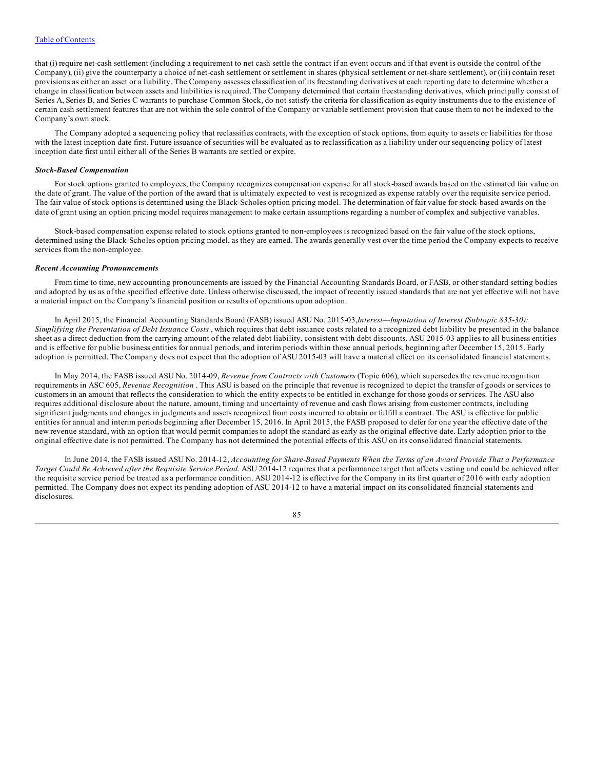that (i) require net-cash settlement (including a requirement to net cash settle the contract if an event occurs and if that event is outside the control of the Company), (ii) give the counterparty a choice of net-cash settlement or settlement in shares (physical settlement or net-share settlement), or (iii) contain reset provisions as either an asset or a liability. The Company assesses classification of its freestanding derivatives at each reporting date to determine whether a change in classification between assets and liabilities is required. The Company determined that certain freestanding derivatives, which principally consist of Series A, Series B, and Series C warrants to purchase Common Stock, do not satisfy the criteria for classification as equity instruments due to the existence of certain cash settlement features that are not within the sole control of the Company or variable settlement provision that cause them to not be indexed to the Company's own stock.

The Company adopted a sequencing policy that reclassifies contracts, with the exception of stock options, from equity to assets or liabilities for those with the latest inception date first. Future issuance of securities will be evaluated as to reclassification as a liability under our sequencing policy of latest inception date first until either all of the Series B warrants are settled or expire.

***Stock-Based Compensation***

For stock options granted to employees, the Company recognizes compensation expense for all stock-based awards based on the estimated fair value on the date of grant. The value of the portion of the award that is ultimately expected to vest is recognized as expense ratably over the requisite service period. The fair value of stock options is determined using the Black-Scholes option pricing model. The determination of fair value for stock-based awards on the date of grant using an option pricing model requires management to make certain assumptions regarding a number of complex and subjective variables.

Stock-based compensation expense related to stock options granted to non-employees is recognized based on the fair value of the stock options, determined using the Black-Scholes option pricing model, as they are earned. The awards generally vest over the time period the Company expects to receive services from the non-employee.

***Recent Accounting Pronouncements***

From time to time, new accounting pronouncements are issued by the Financial Accounting Standards Board, or FASB, or other standard setting bodies and adopted by us as of the specified effective date. Unless otherwise discussed, the impact of recently issued standards that are not yet effective will not have a material impact on the Company's financial position or results of operations upon adoption.

In April 2015, the Financial Accounting Standards Board (FASB) issued ASU No. 2015-03, *Interest—Imputation of Interest (Subtopic 835-30): Simplifying the Presentation of Debt Issuance Costs* , which requires that debt issuance costs related to a recognized debt liability be presented in the balance sheet as a direct deduction from the carrying amount of the related debt liability, consistent with debt discounts. ASU 2015-03 applies to all business entities and is effective for public business entities for annual periods, and interim periods within those annual periods, beginning after December 15, 2015. Early adoption is permitted. The Company does not expect that the adoption of ASU 2015-03 will have a material effect on its consolidated financial statements.

In May 2014, the FASB issued ASU No. 2014-09, *Revenue from Contracts with Customers* (Topic 606), which supersedes the revenue recognition requirements in ASC 605, *Revenue Recognition* . This ASU is based on the principle that revenue is recognized to depict the transfer of goods or services to customers in an amount that reflects the consideration to which the entity expects to be entitled in exchange for those goods or services. The ASU also requires additional disclosure about the nature, amount, timing and uncertainty of revenue and cash flows arising from customer contracts, including significant judgments and changes in judgments and assets recognized from costs incurred to obtain or fulfill a contract. The ASU is effective for public entities for annual and interim periods beginning after December 15, 2016. In April 2015, the FASB proposed to defer for one year the effective date of the new revenue standard, with an option that would permit companies to adopt the standard as early as the original effective date. Early adoption prior to the original effective date is not permitted. The Company has not determined the potential effects of this ASU on its consolidated financial statements.

In June 2014, the FASB issued ASU No. 2014-12, *Accounting for Share-Based Payments When the Terms of an Award Provide That a Performance Target Could Be Achieved after the Requisite Service Period*. ASU 2014-12 requires that a performance target that affects vesting and could be achieved after the requisite service period be treated as a performance condition. ASU 2014-12 is effective for the Company in its first quarter of 2016 with early adoption permitted. The Company does not expect its pending adoption of ASU 2014-12 to have a material impact on its consolidated financial statements and disclosures.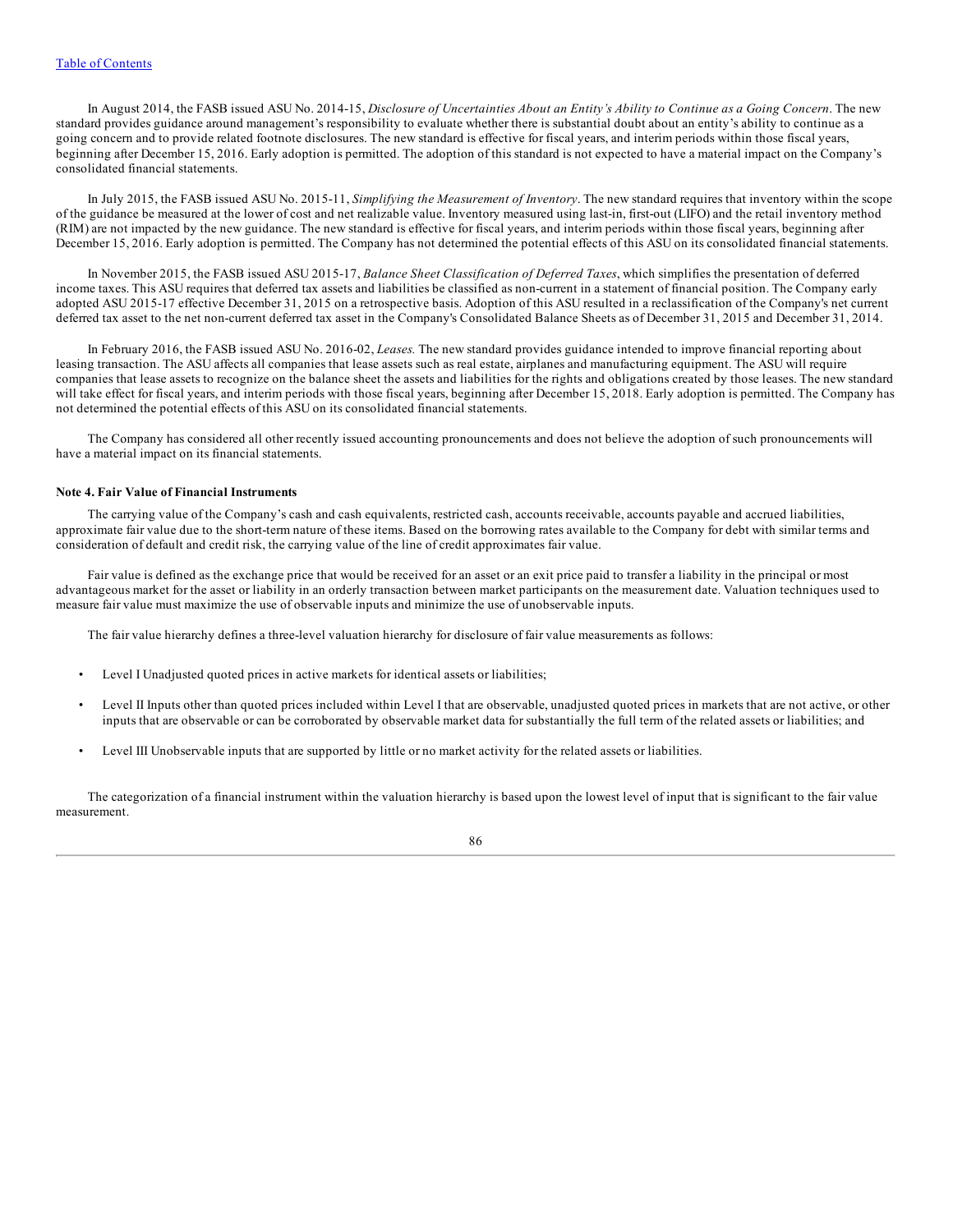In August 2014, the FASB issued ASU No. 2014-15, *Disclosure of Uncertainties About an Entity's Ability to Continue as a Going Concern*. The new standard provides guidance around management's responsibility to evaluate whether there is substantial doubt about an entity's ability to continue as a going concern and to provide related footnote disclosures. The new standard is effective for fiscal years, and interim periods within those fiscal years, beginning after December 15, 2016. Early adoption is permitted. The adoption of this standard is not expected to have a material impact on the Company's consolidated financial statements.

In July 2015, the FASB issued ASU No. 2015-11, *Simplifying the Measurement of Inventory*. The new standard requires that inventory within the scope of the guidance be measured at the lower of cost and net realizable value. Inventory measured using last-in, first-out (LIFO) and the retail inventory method (RIM) are not impacted by the new guidance. The new standard is effective for fiscal years, and interim periods within those fiscal years, beginning after December 15, 2016. Early adoption is permitted. The Company has not determined the potential effects of this ASU on its consolidated financial statements.

In November 2015, the FASB issued ASU 2015-17, *Balance Sheet Classification of Deferred Taxes*, which simplifies the presentation of deferred income taxes. This ASU requires that deferred tax assets and liabilities be classified as non-current in a statement of financial position. The Company early adopted ASU 2015-17 effective December 31, 2015 on a retrospective basis. Adoption of this ASU resulted in a reclassification of the Company's net current deferred tax asset to the net non-current deferred tax asset in the Company's Consolidated Balance Sheets as of December 31, 2015 and December 31, 2014.

In February 2016, the FASB issued ASU No. 2016-02, *Leases.* The new standard provides guidance intended to improve financial reporting about leasing transaction. The ASU affects all companies that lease assets such as real estate, airplanes and manufacturing equipment. The ASU will require companies that lease assets to recognize on the balance sheet the assets and liabilities for the rights and obligations created by those leases. The new standard will take effect for fiscal years, and interim periods with those fiscal years, beginning after December 15, 2018. Early adoption is permitted. The Company has not determined the potential effects of this ASU on its consolidated financial statements.

The Company has considered all other recently issued accounting pronouncements and does not believe the adoption of such pronouncements will have a material impact on its financial statements.

**Note 4. Fair Value of Financial Instruments**

The carrying value of the Company's cash and cash equivalents, restricted cash, accounts receivable, accounts payable and accrued liabilities, approximate fair value due to the short-term nature of these items. Based on the borrowing rates available to the Company for debt with similar terms and consideration of default and credit risk, the carrying value of the line of credit approximates fair value.

Fair value is defined as the exchange price that would be received for an asset or an exit price paid to transfer a liability in the principal or most advantageous market for the asset or liability in an orderly transaction between market participants on the measurement date. Valuation techniques used to measure fair value must maximize the use of observable inputs and minimize the use of unobservable inputs.

The fair value hierarchy defines a three-level valuation hierarchy for disclosure of fair value measurements as follows:

- Level I Unadjusted quoted prices in active markets for identical assets or liabilities;
- Level II Inputs other than quoted prices included within Level I that are observable, unadjusted quoted prices in markets that are not active, or other inputs that are observable or can be corroborated by observable market data for substantially the full term of the related assets or liabilities; and
- Level III Unobservable inputs that are supported by little or no market activity for the related assets or liabilities.

The categorization of a financial instrument within the valuation hierarchy is based upon the lowest level of input that is significant to the fair value measurement.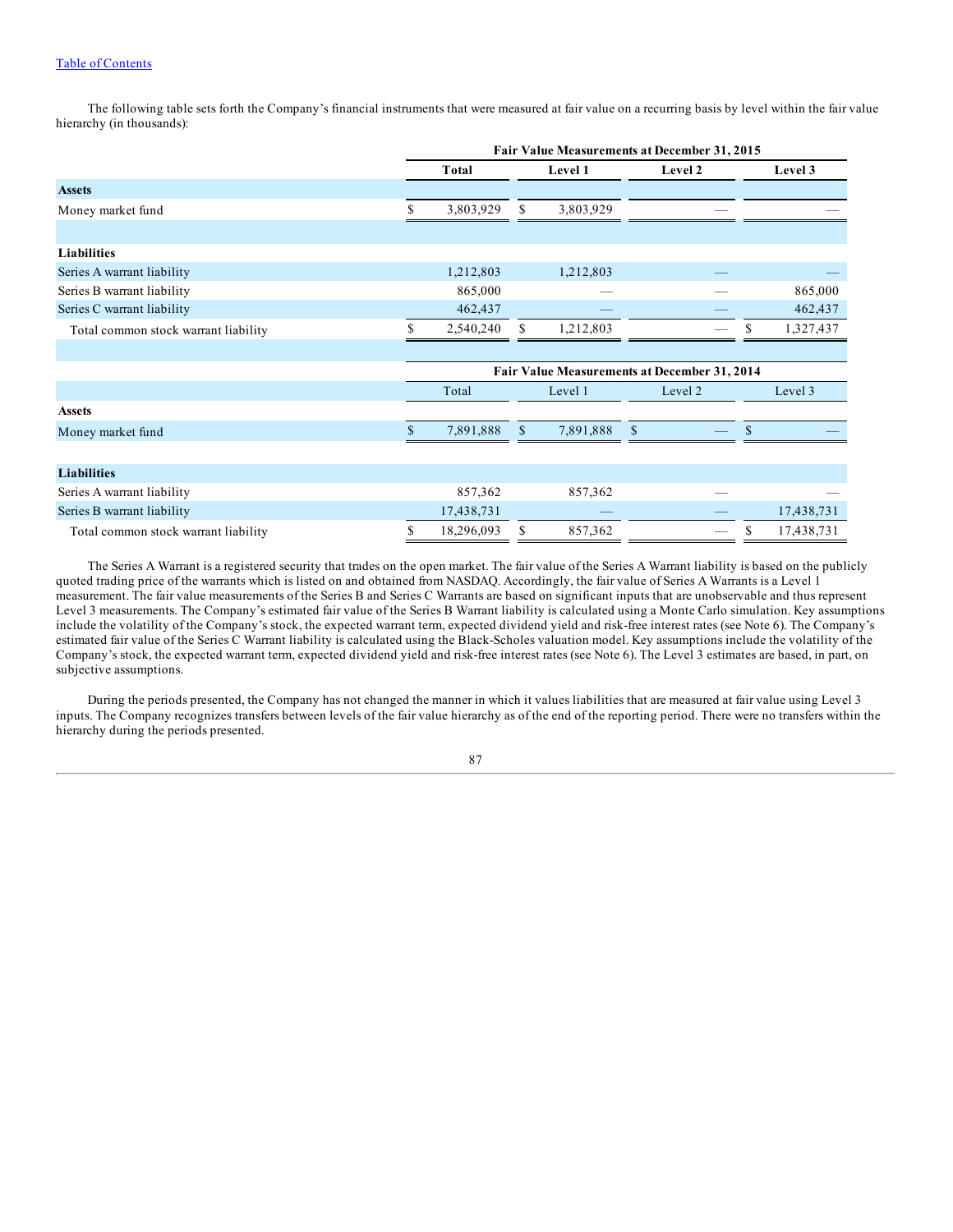The following table sets forth the Company's financial instruments that were measured at fair value on a recurring basis by level within the fair value hierarchy (in thousands):

| | Fair Value Measurements at December 31, 2015 | | | |
|---|---|---|---|---|
| | **Total** | **Level 1** | **Level 2** | **Level 3** |
| **Assets** | | | | |
| Money market fund | $ 3,803,929 | $ 3,803,929 | — | — |
| | | | | |
| **Liabilities** | | | | |
| Series A warrant liability | 1,212,803 | 1,212,803 | — | — |
| Series B warrant liability | 865,000 | — | — | 865,000 |
| Series C warrant liability | 462,437 | — | — | 462,437 |
| Total common stock warrant liability | $ 2,540,240 | $ 1,212,803 | — | $ 1,327,437 |

| | Fair Value Measurements at December 31, 2014 | | | |
|---|---|---|---|---|
| | Total | Level 1 | Level 2 | Level 3 |
| **Assets** | | | | |
| Money market fund | $ 7,891,888 | $ 7,891,888 | $ — | $ — |
| | | | | |
| **Liabilities** | | | | |
| Series A warrant liability | 857,362 | 857,362 | — | — |
| Series B warrant liability | 17,438,731 | — | — | 17,438,731 |
| Total common stock warrant liability | $ 18,296,093 | $ 857,362 | — | $ 17,438,731 |

The Series A Warrant is a registered security that trades on the open market. The fair value of the Series A Warrant liability is based on the publicly quoted trading price of the warrants which is listed on and obtained from NASDAQ. Accordingly, the fair value of Series A Warrants is a Level 1 measurement. The fair value measurements of the Series B and Series C Warrants are based on significant inputs that are unobservable and thus represent Level 3 measurements. The Company's estimated fair value of the Series B Warrant liability is calculated using a Monte Carlo simulation. Key assumptions include the volatility of the Company's stock, the expected warrant term, expected dividend yield and risk-free interest rates (see Note 6). The Company's estimated fair value of the Series C Warrant liability is calculated using the Black-Scholes valuation model. Key assumptions include the volatility of the Company's stock, the expected warrant term, expected dividend yield and risk-free interest rates (see Note 6). The Level 3 estimates are based, in part, on subjective assumptions.

During the periods presented, the Company has not changed the manner in which it values liabilities that are measured at fair value using Level 3 inputs. The Company recognizes transfers between levels of the fair value hierarchy as of the end of the reporting period. There were no transfers within the hierarchy during the periods presented.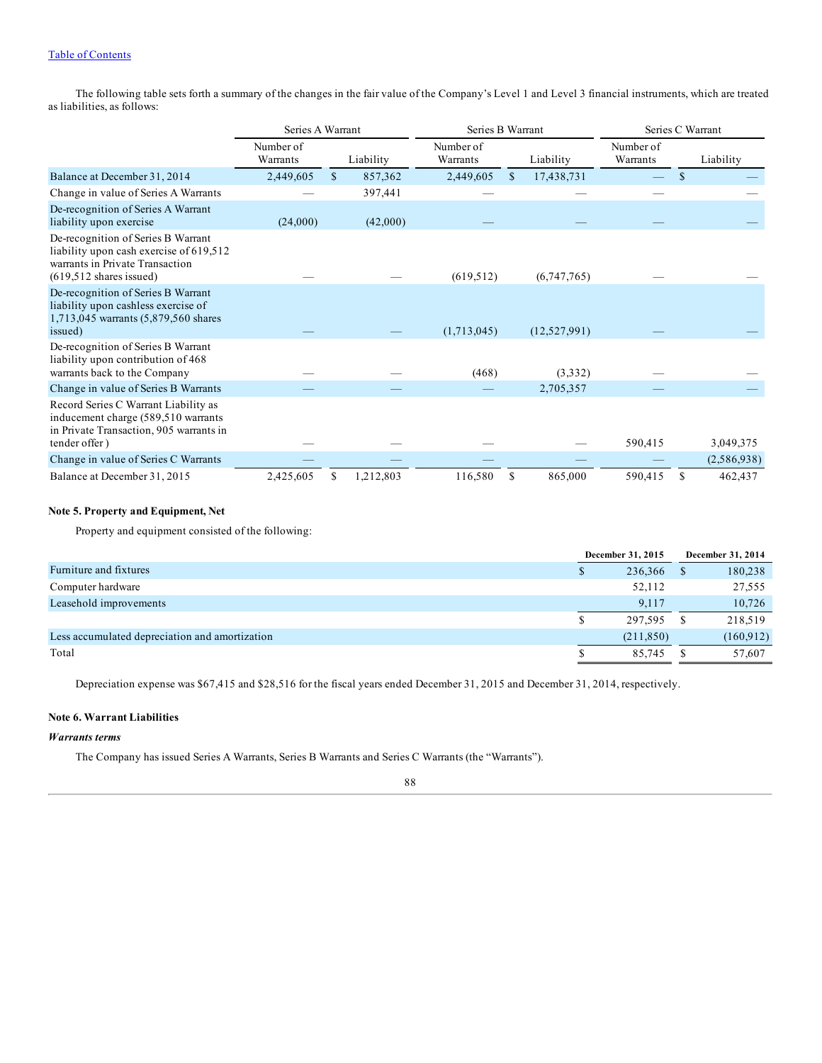The following table sets forth a summary of the changes in the fair value of the Company's Level 1 and Level 3 financial instruments, which are treated as liabilities, as follows:

| | Series A Warrant | | Series B Warrant | | Series C Warrant | |
|---|---|---|---|---|---|---|
| | Number of Warrants | Liability | Number of Warrants | Liability | Number of Warrants | Liability |
| Balance at December 31, 2014 | 2,449,605 | $ 857,362 | 2,449,605 | $ 17,438,731 | — | $ — |
| Change in value of Series A Warrants | — | 397,441 | — | — | — | — |
| De-recognition of Series A Warrant liability upon exercise | (24,000) | (42,000) | — | — | — | — |
| De-recognition of Series B Warrant liability upon cash exercise of 619,512 warrants in Private Transaction (619,512 shares issued) | — | — | (619,512) | (6,747,765) | — | — |
| De-recognition of Series B Warrant liability upon cashless exercise of 1,713,045 warrants (5,879,560 shares issued) | — | — | (1,713,045) | (12,527,991) | — | — |
| De-recognition of Series B Warrant liability upon contribution of 468 warrants back to the Company | — | — | (468) | (3,332) | — | — |
| Change in value of Series B Warrants | — | — | — | 2,705,357 | — | — |
| Record Series C Warrant Liability as inducement charge (589,510 warrants in Private Transaction, 905 warrants in tender offer ) | — | — | — | — | 590,415 | 3,049,375 |
| Change in value of Series C Warrants | — | — | — | — | — | (2,586,938) |
| Balance at December 31, 2015 | 2,425,605 | $ 1,212,803 | 116,580 | $ 865,000 | 590,415 | $ 462,437 |

**Note 5. Property and Equipment, Net**

Property and equipment consisted of the following:

| | December 31, 2015 | December 31, 2014 |
|---|---|---|
| Furniture and fixtures | $ 236,366 | $ 180,238 |
| Computer hardware | 52,112 | 27,555 |
| Leasehold improvements | 9,117 | 10,726 |
| | $ 297,595 | $ 218,519 |
| Less accumulated depreciation and amortization | (211,850) | (160,912) |
| Total | $ 85,745 | $ 57,607 |

Depreciation expense was $67,415 and $28,516 for the fiscal years ended December 31, 2015 and December 31, 2014, respectively.

**Note 6. Warrant Liabilities**

***Warrants terms***

The Company has issued Series A Warrants, Series B Warrants and Series C Warrants (the "Warrants").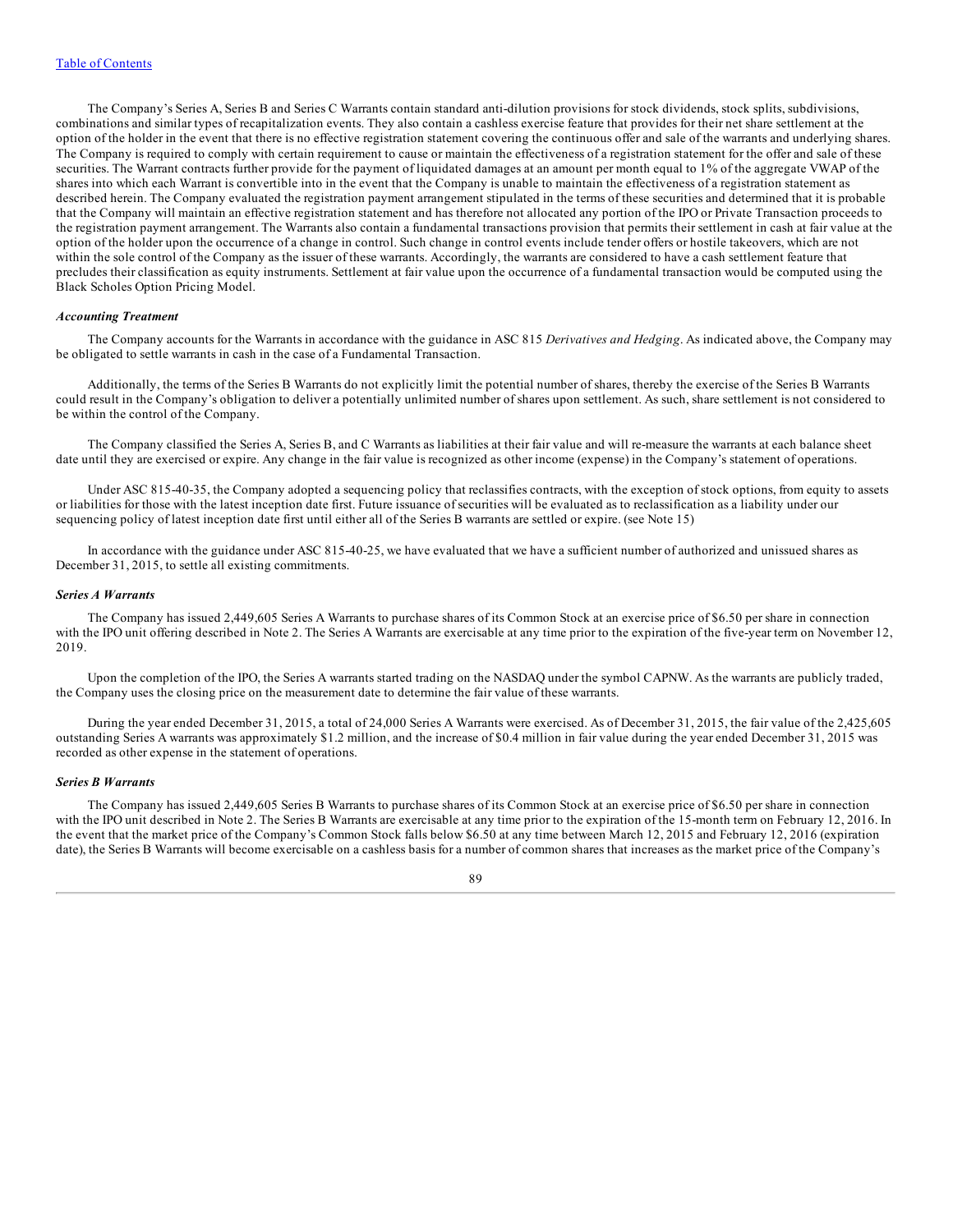The Company's Series A, Series B and Series C Warrants contain standard anti-dilution provisions for stock dividends, stock splits, subdivisions, combinations and similar types of recapitalization events. They also contain a cashless exercise feature that provides for their net share settlement at the option of the holder in the event that there is no effective registration statement covering the continuous offer and sale of the warrants and underlying shares. The Company is required to comply with certain requirement to cause or maintain the effectiveness of a registration statement for the offer and sale of these securities. The Warrant contracts further provide for the payment of liquidated damages at an amount per month equal to 1% of the aggregate VWAP of the shares into which each Warrant is convertible into in the event that the Company is unable to maintain the effectiveness of a registration statement as described herein. The Company evaluated the registration payment arrangement stipulated in the terms of these securities and determined that it is probable that the Company will maintain an effective registration statement and has therefore not allocated any portion of the IPO or Private Transaction proceeds to the registration payment arrangement. The Warrants also contain a fundamental transactions provision that permits their settlement in cash at fair value at the option of the holder upon the occurrence of a change in control. Such change in control events include tender offers or hostile takeovers, which are not within the sole control of the Company as the issuer of these warrants. Accordingly, the warrants are considered to have a cash settlement feature that precludes their classification as equity instruments. Settlement at fair value upon the occurrence of a fundamental transaction would be computed using the Black Scholes Option Pricing Model.

***Accounting Treatment***

The Company accounts for the Warrants in accordance with the guidance in ASC 815 *Derivatives and Hedging*. As indicated above, the Company may be obligated to settle warrants in cash in the case of a Fundamental Transaction.

Additionally, the terms of the Series B Warrants do not explicitly limit the potential number of shares, thereby the exercise of the Series B Warrants could result in the Company's obligation to deliver a potentially unlimited number of shares upon settlement. As such, share settlement is not considered to be within the control of the Company.

The Company classified the Series A, Series B, and C Warrants as liabilities at their fair value and will re-measure the warrants at each balance sheet date until they are exercised or expire. Any change in the fair value is recognized as other income (expense) in the Company's statement of operations.

Under ASC 815-40-35, the Company adopted a sequencing policy that reclassifies contracts, with the exception of stock options, from equity to assets or liabilities for those with the latest inception date first. Future issuance of securities will be evaluated as to reclassification as a liability under our sequencing policy of latest inception date first until either all of the Series B warrants are settled or expire. (see Note 15)

In accordance with the guidance under ASC 815-40-25, we have evaluated that we have a sufficient number of authorized and unissued shares as December 31, 2015, to settle all existing commitments.

***Series A Warrants***

The Company has issued 2,449,605 Series A Warrants to purchase shares of its Common Stock at an exercise price of $6.50 per share in connection with the IPO unit offering described in Note 2. The Series A Warrants are exercisable at any time prior to the expiration of the five-year term on November 12, 2019.

Upon the completion of the IPO, the Series A warrants started trading on the NASDAQ under the symbol CAPNW. As the warrants are publicly traded, the Company uses the closing price on the measurement date to determine the fair value of these warrants.

During the year ended December 31, 2015, a total of 24,000 Series A Warrants were exercised. As of December 31, 2015, the fair value of the 2,425,605 outstanding Series A warrants was approximately $1.2 million, and the increase of $0.4 million in fair value during the year ended December 31, 2015 was recorded as other expense in the statement of operations.

***Series B Warrants***

The Company has issued 2,449,605 Series B Warrants to purchase shares of its Common Stock at an exercise price of $6.50 per share in connection with the IPO unit described in Note 2. The Series B Warrants are exercisable at any time prior to the expiration of the 15-month term on February 12, 2016. In the event that the market price of the Company's Common Stock falls below $6.50 at any time between March 12, 2015 and February 12, 2016 (expiration date), the Series B Warrants will become exercisable on a cashless basis for a number of common shares that increases as the market price of the Company's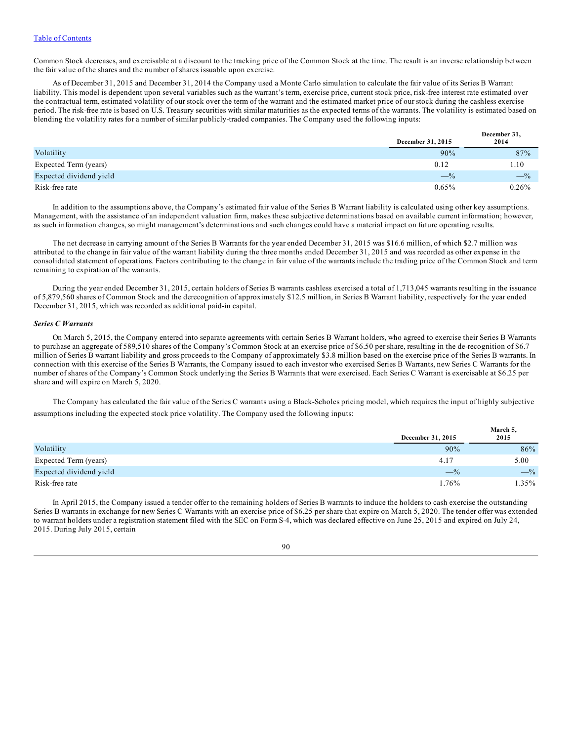Common Stock decreases, and exercisable at a discount to the tracking price of the Common Stock at the time. The result is an inverse relationship between the fair value of the shares and the number of shares issuable upon exercise.

As of December 31, 2015 and December 31, 2014 the Company used a Monte Carlo simulation to calculate the fair value of its Series B Warrant liability. This model is dependent upon several variables such as the warrant's term, exercise price, current stock price, risk-free interest rate estimated over the contractual term, estimated volatility of our stock over the term of the warrant and the estimated market price of our stock during the cashless exercise period. The risk-free rate is based on U.S. Treasury securities with similar maturities as the expected terms of the warrants. The volatility is estimated based on blending the volatility rates for a number of similar publicly-traded companies. The Company used the following inputs:

| | December 31, 2015 | December 31, 2014 |
|---|---|---|
| Volatility | 90% | 87% |
| Expected Term (years) | 0.12 | 1.10 |
| Expected dividend yield | —% | —% |
| Risk-free rate | 0.65% | 0.26% |

In addition to the assumptions above, the Company's estimated fair value of the Series B Warrant liability is calculated using other key assumptions. Management, with the assistance of an independent valuation firm, makes these subjective determinations based on available current information; however, as such information changes, so might management's determinations and such changes could have a material impact on future operating results.

The net decrease in carrying amount of the Series B Warrants for the year ended December 31, 2015 was $16.6 million, of which $2.7 million was attributed to the change in fair value of the warrant liability during the three months ended December 31, 2015 and was recorded as other expense in the consolidated statement of operations. Factors contributing to the change in fair value of the warrants include the trading price of the Common Stock and term remaining to expiration of the warrants.

During the year ended December 31, 2015, certain holders of Series B warrants cashless exercised a total of 1,713,045 warrants resulting in the issuance of 5,879,560 shares of Common Stock and the derecognition of approximately $12.5 million, in Series B Warrant liability, respectively for the year ended December 31, 2015, which was recorded as additional paid-in capital.

***Series C Warrants***

On March 5, 2015, the Company entered into separate agreements with certain Series B Warrant holders, who agreed to exercise their Series B Warrants to purchase an aggregate of 589,510 shares of the Company's Common Stock at an exercise price of $6.50 per share, resulting in the de-recognition of $6.7 million of Series B warrant liability and gross proceeds to the Company of approximately $3.8 million based on the exercise price of the Series B warrants. In connection with this exercise of the Series B Warrants, the Company issued to each investor who exercised Series B Warrants, new Series C Warrants for the number of shares of the Company's Common Stock underlying the Series B Warrants that were exercised. Each Series C Warrant is exercisable at $6.25 per share and will expire on March 5, 2020.

The Company has calculated the fair value of the Series C warrants using a Black-Scholes pricing model, which requires the input of highly subjective assumptions including the expected stock price volatility. The Company used the following inputs:

| | December 31, 2015 | March 5, 2015 |
|---|---|---|
| Volatility | 90% | 86% |
| Expected Term (years) | 4.17 | 5.00 |
| Expected dividend yield | —% | —% |
| Risk-free rate | 1.76% | 1.35% |

In April 2015, the Company issued a tender offer to the remaining holders of Series B warrants to induce the holders to cash exercise the outstanding Series B warrants in exchange for new Series C Warrants with an exercise price of $6.25 per share that expire on March 5, 2020. The tender offer was extended to warrant holders under a registration statement filed with the SEC on Form S-4, which was declared effective on June 25, 2015 and expired on July 24, 2015. During July 2015, certain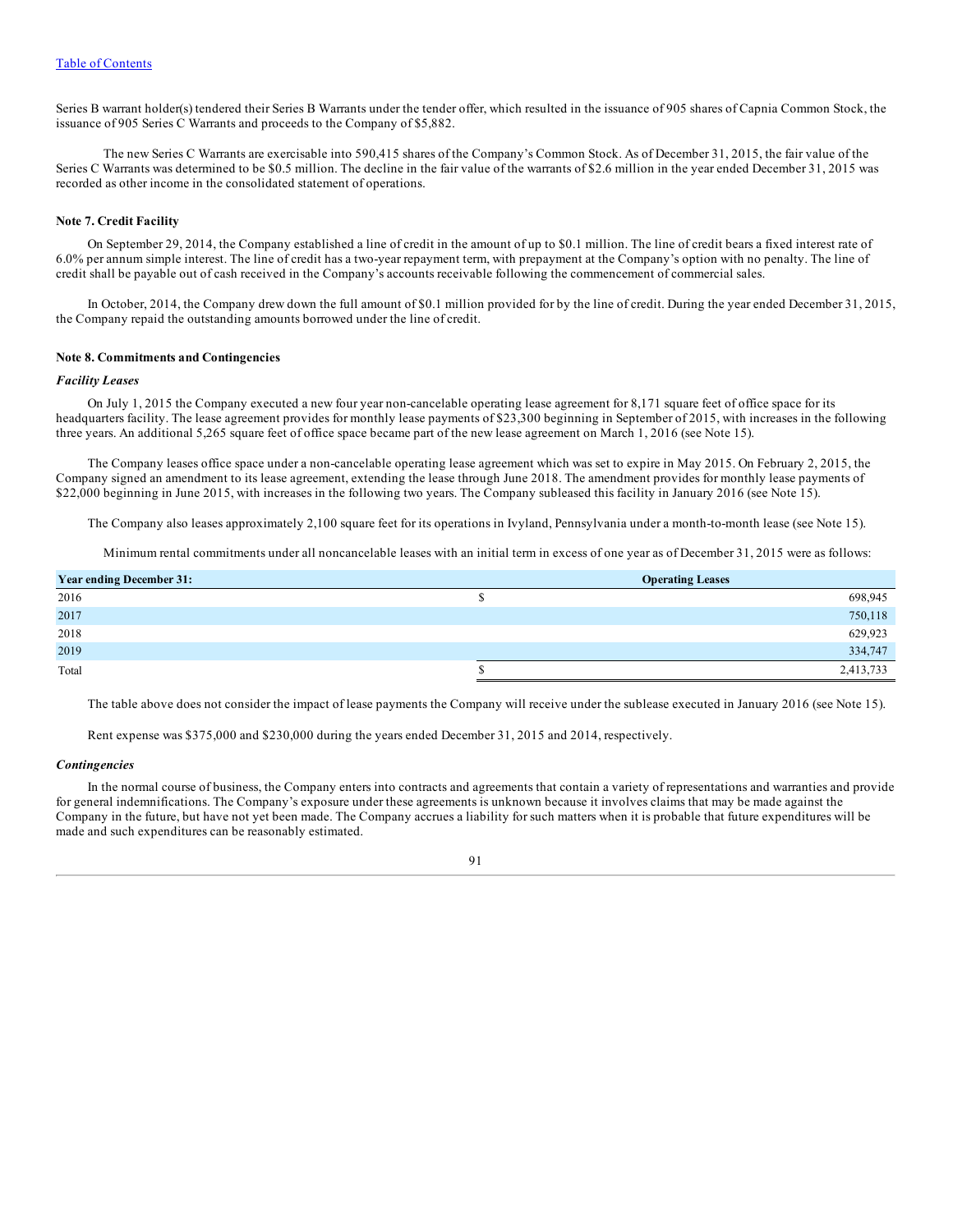Series B warrant holder(s) tendered their Series B Warrants under the tender offer, which resulted in the issuance of 905 shares of Capnia Common Stock, the issuance of 905 Series C Warrants and proceeds to the Company of $5,882.

The new Series C Warrants are exercisable into 590,415 shares of the Company's Common Stock. As of December 31, 2015, the fair value of the Series C Warrants was determined to be $0.5 million. The decline in the fair value of the warrants of $2.6 million in the year ended December 31, 2015 was recorded as other income in the consolidated statement of operations.

**Note 7. Credit Facility**

On September 29, 2014, the Company established a line of credit in the amount of up to $0.1 million. The line of credit bears a fixed interest rate of 6.0% per annum simple interest. The line of credit has a two-year repayment term, with prepayment at the Company's option with no penalty. The line of credit shall be payable out of cash received in the Company's accounts receivable following the commencement of commercial sales.

In October, 2014, the Company drew down the full amount of $0.1 million provided for by the line of credit. During the year ended December 31, 2015, the Company repaid the outstanding amounts borrowed under the line of credit.

**Note 8. Commitments and Contingencies**

***Facility Leases***

On July 1, 2015 the Company executed a new four year non-cancelable operating lease agreement for 8,171 square feet of office space for its headquarters facility. The lease agreement provides for monthly lease payments of $23,300 beginning in September of 2015, with increases in the following three years. An additional 5,265 square feet of office space became part of the new lease agreement on March 1, 2016 (see Note 15).

The Company leases office space under a non-cancelable operating lease agreement which was set to expire in May 2015. On February 2, 2015, the Company signed an amendment to its lease agreement, extending the lease through June 2018. The amendment provides for monthly lease payments of $22,000 beginning in June 2015, with increases in the following two years. The Company subleased this facility in January 2016 (see Note 15).

The Company also leases approximately 2,100 square feet for its operations in Ivyland, Pennsylvania under a month-to-month lease (see Note 15).

Minimum rental commitments under all noncancelable leases with an initial term in excess of one year as of December 31, 2015 were as follows:

| Year ending December 31: | Operating Leases |
|---|---|
| 2016 | $ 698,945 |
| 2017 | 750,118 |
| 2018 | 629,923 |
| 2019 | 334,747 |
| Total | $ 2,413,733 |

The table above does not consider the impact of lease payments the Company will receive under the sublease executed in January 2016 (see Note 15).

Rent expense was $375,000 and $230,000 during the years ended December 31, 2015 and 2014, respectively.

***Contingencies***

In the normal course of business, the Company enters into contracts and agreements that contain a variety of representations and warranties and provide for general indemnifications. The Company's exposure under these agreements is unknown because it involves claims that may be made against the Company in the future, but have not yet been made. The Company accrues a liability for such matters when it is probable that future expenditures will be made and such expenditures can be reasonably estimated.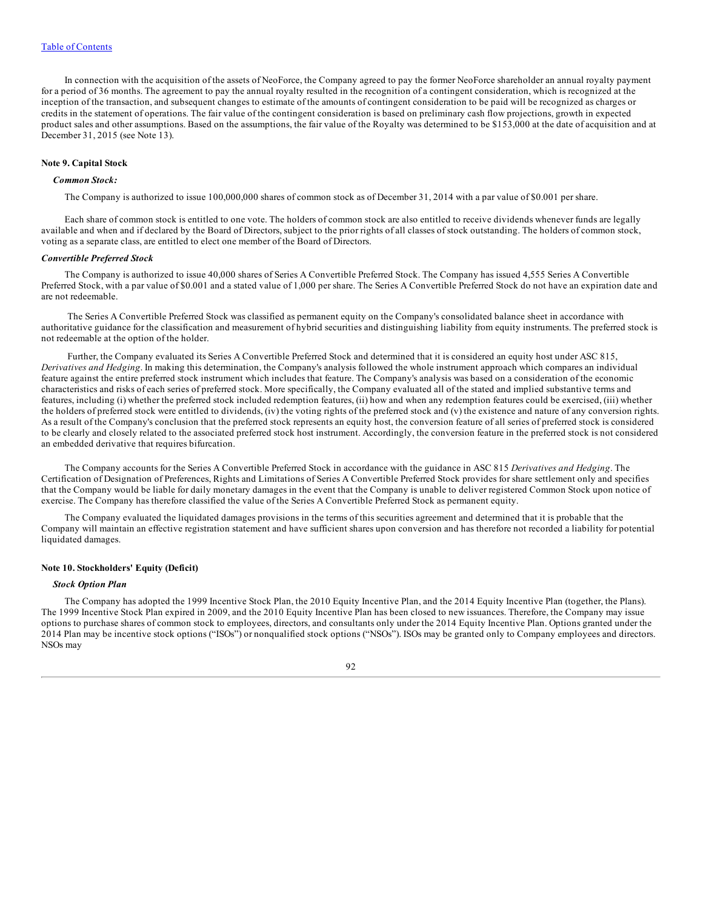In connection with the acquisition of the assets of NeoForce, the Company agreed to pay the former NeoForce shareholder an annual royalty payment for a period of 36 months. The agreement to pay the annual royalty resulted in the recognition of a contingent consideration, which is recognized at the inception of the transaction, and subsequent changes to estimate of the amounts of contingent consideration to be paid will be recognized as charges or credits in the statement of operations. The fair value of the contingent consideration is based on preliminary cash flow projections, growth in expected product sales and other assumptions. Based on the assumptions, the fair value of the Royalty was determined to be $153,000 at the date of acquisition and at December 31, 2015 (see Note 13).

#### Note 9. Capital Stock

***Common Stock:***

The Company is authorized to issue 100,000,000 shares of common stock as of December 31, 2014 with a par value of $0.001 per share.

Each share of common stock is entitled to one vote. The holders of common stock are also entitled to receive dividends whenever funds are legally available and when and if declared by the Board of Directors, subject to the prior rights of all classes of stock outstanding. The holders of common stock, voting as a separate class, are entitled to elect one member of the Board of Directors.

***Convertible Preferred Stock***

The Company is authorized to issue 40,000 shares of Series A Convertible Preferred Stock. The Company has issued 4,555 Series A Convertible Preferred Stock, with a par value of $0.001 and a stated value of 1,000 per share. The Series A Convertible Preferred Stock do not have an expiration date and are not redeemable.

The Series A Convertible Preferred Stock was classified as permanent equity on the Company's consolidated balance sheet in accordance with authoritative guidance for the classification and measurement of hybrid securities and distinguishing liability from equity instruments. The preferred stock is not redeemable at the option of the holder.

Further, the Company evaluated its Series A Convertible Preferred Stock and determined that it is considered an equity host under ASC 815, *Derivatives and Hedging*. In making this determination, the Company's analysis followed the whole instrument approach which compares an individual feature against the entire preferred stock instrument which includes that feature. The Company's analysis was based on a consideration of the economic characteristics and risks of each series of preferred stock. More specifically, the Company evaluated all of the stated and implied substantive terms and features, including (i) whether the preferred stock included redemption features, (ii) how and when any redemption features could be exercised, (iii) whether the holders of preferred stock were entitled to dividends, (iv) the voting rights of the preferred stock and (v) the existence and nature of any conversion rights. As a result of the Company's conclusion that the preferred stock represents an equity host, the conversion feature of all series of preferred stock is considered to be clearly and closely related to the associated preferred stock host instrument. Accordingly, the conversion feature in the preferred stock is not considered an embedded derivative that requires bifurcation.

The Company accounts for the Series A Convertible Preferred Stock in accordance with the guidance in ASC 815 *Derivatives and Hedging*. The Certification of Designation of Preferences, Rights and Limitations of Series A Convertible Preferred Stock provides for share settlement only and specifies that the Company would be liable for daily monetary damages in the event that the Company is unable to deliver registered Common Stock upon notice of exercise. The Company has therefore classified the value of the Series A Convertible Preferred Stock as permanent equity.

The Company evaluated the liquidated damages provisions in the terms of this securities agreement and determined that it is probable that the Company will maintain an effective registration statement and have sufficient shares upon conversion and has therefore not recorded a liability for potential liquidated damages.

#### Note 10. Stockholders' Equity (Deficit)

***Stock Option Plan***

The Company has adopted the 1999 Incentive Stock Plan, the 2010 Equity Incentive Plan, and the 2014 Equity Incentive Plan (together, the Plans). The 1999 Incentive Stock Plan expired in 2009, and the 2010 Equity Incentive Plan has been closed to new issuances. Therefore, the Company may issue options to purchase shares of common stock to employees, directors, and consultants only under the 2014 Equity Incentive Plan. Options granted under the 2014 Plan may be incentive stock options ("ISOs") or nonqualified stock options ("NSOs"). ISOs may be granted only to Company employees and directors. NSOs may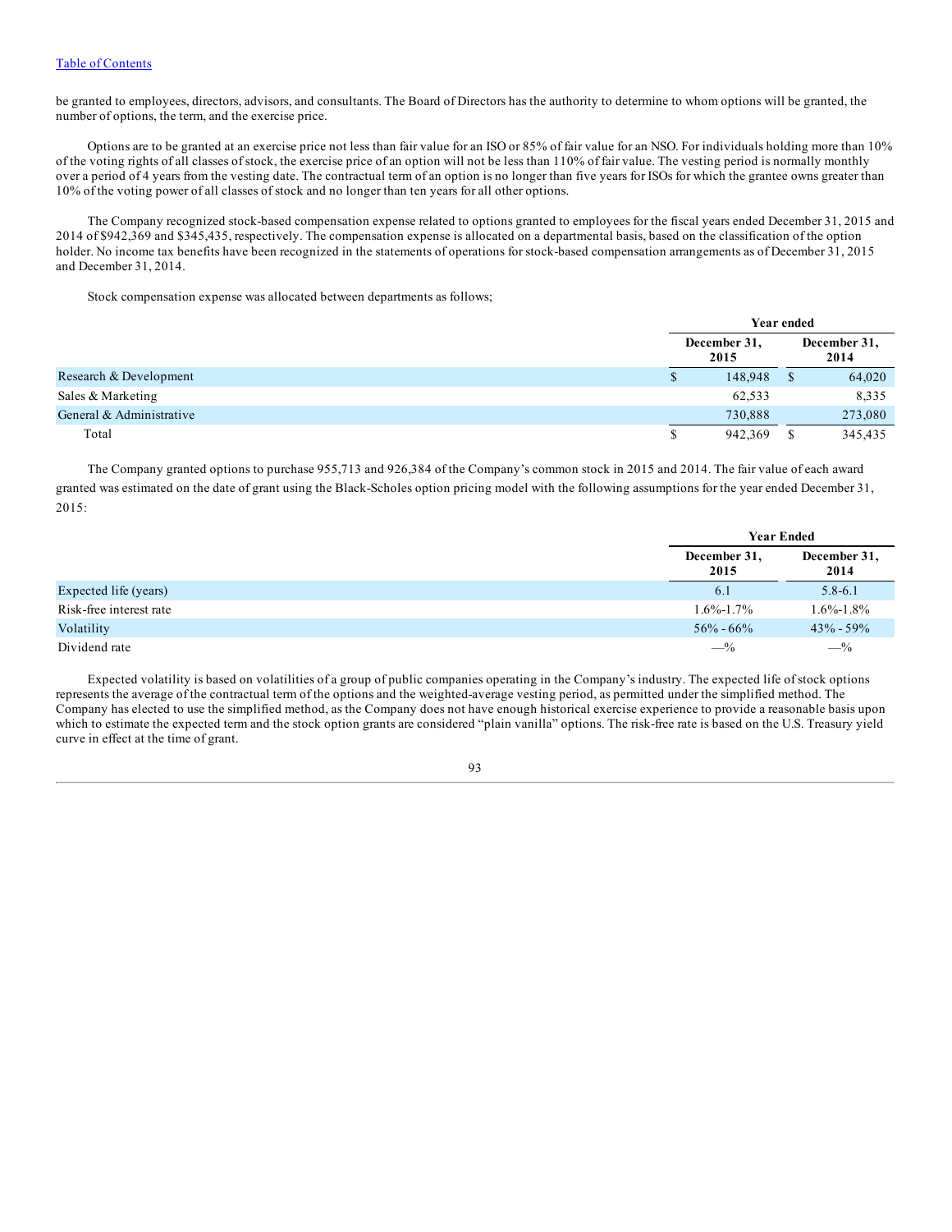be granted to employees, directors, advisors, and consultants. The Board of Directors has the authority to determine to whom options will be granted, the number of options, the term, and the exercise price.

Options are to be granted at an exercise price not less than fair value for an ISO or 85% of fair value for an NSO. For individuals holding more than 10% of the voting rights of all classes of stock, the exercise price of an option will not be less than 110% of fair value. The vesting period is normally monthly over a period of 4 years from the vesting date. The contractual term of an option is no longer than five years for ISOs for which the grantee owns greater than 10% of the voting power of all classes of stock and no longer than ten years for all other options.

The Company recognized stock-based compensation expense related to options granted to employees for the fiscal years ended December 31, 2015 and 2014 of $942,369 and $345,435, respectively. The compensation expense is allocated on a departmental basis, based on the classification of the option holder. No income tax benefits have been recognized in the statements of operations for stock-based compensation arrangements as of December 31, 2015 and December 31, 2014.

Stock compensation expense was allocated between departments as follows;

| | Year ended | |
|---|---|---|
| | December 31, 2015 | December 31, 2014 |
| Research & Development | $ 148,948 | $ 64,020 |
| Sales & Marketing | 62,533 | 8,335 |
| General & Administrative | 730,888 | 273,080 |
| Total | $ 942,369 | $ 345,435 |

The Company granted options to purchase 955,713 and 926,384 of the Company's common stock in 2015 and 2014. The fair value of each award granted was estimated on the date of grant using the Black-Scholes option pricing model with the following assumptions for the year ended December 31, 2015:

| | Year Ended | |
|---|---|---|
| | December 31, 2015 | December 31, 2014 |
| Expected life (years) | 6.1 | 5.8-6.1 |
| Risk-free interest rate | 1.6%-1.7% | 1.6%-1.8% |
| Volatility | 56% - 66% | 43% - 59% |
| Dividend rate | —% | —% |

Expected volatility is based on volatilities of a group of public companies operating in the Company's industry. The expected life of stock options represents the average of the contractual term of the options and the weighted-average vesting period, as permitted under the simplified method. The Company has elected to use the simplified method, as the Company does not have enough historical exercise experience to provide a reasonable basis upon which to estimate the expected term and the stock option grants are considered "plain vanilla" options. The risk-free rate is based on the U.S. Treasury yield curve in effect at the time of grant.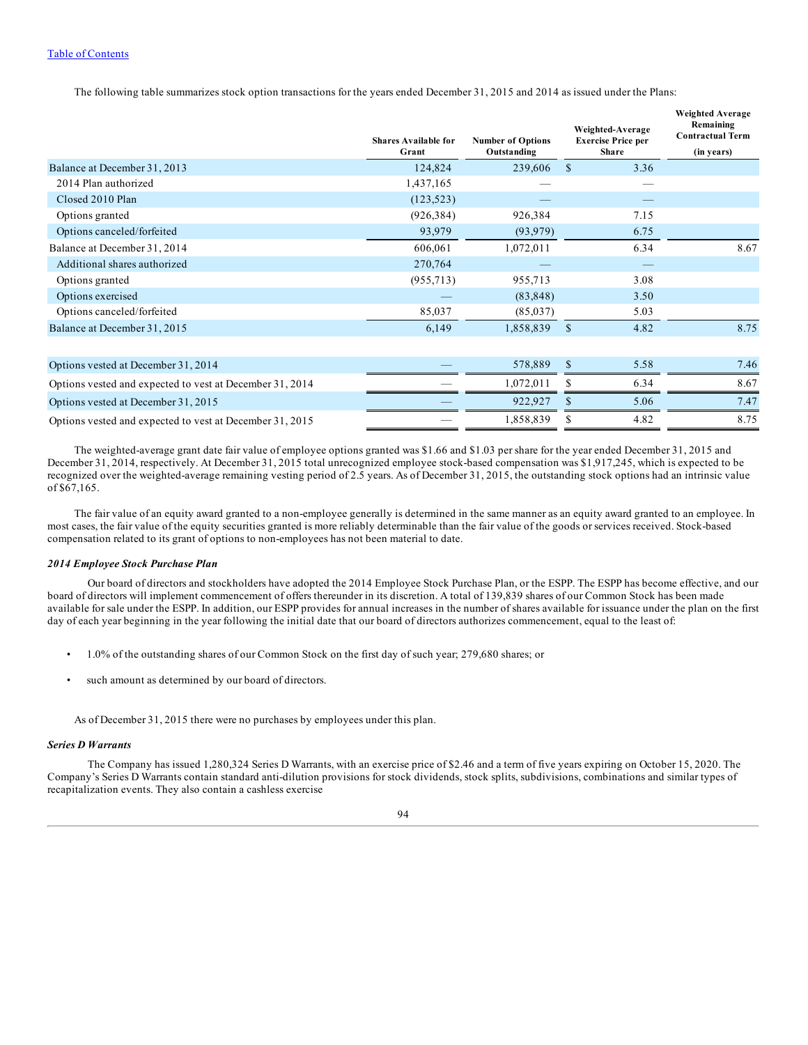The following table summarizes stock option transactions for the years ended December 31, 2015 and 2014 as issued under the Plans:

| | Shares Available for Grant | Number of Options Outstanding | Weighted-Average Exercise Price per Share | Weighted Average Remaining Contractual Term (in years) |
|---|---|---|---|---|
| Balance at December 31, 2013 | 124,824 | 239,606 | $ 3.36 | |
| 2014 Plan authorized | 1,437,165 | — | — | |
| Closed 2010 Plan | (123,523) | — | — | |
| Options granted | (926,384) | 926,384 | 7.15 | |
| Options canceled/forfeited | 93,979 | (93,979) | 6.75 | |
| Balance at December 31, 2014 | 606,061 | 1,072,011 | 6.34 | 8.67 |
| Additional shares authorized | 270,764 | — | — | |
| Options granted | (955,713) | 955,713 | 3.08 | |
| Options exercised | — | (83,848) | 3.50 | |
| Options canceled/forfeited | 85,037 | (85,037) | 5.03 | |
| Balance at December 31, 2015 | 6,149 | 1,858,839 | $ 4.82 | 8.75 |
| | | | | |
| Options vested at December 31, 2014 | — | 578,889 | $ 5.58 | 7.46 |
| Options vested and expected to vest at December 31, 2014 | — | 1,072,011 | $ 6.34 | 8.67 |
| Options vested at December 31, 2015 | — | 922,927 | $ 5.06 | 7.47 |
| Options vested and expected to vest at December 31, 2015 | — | 1,858,839 | $ 4.82 | 8.75 |

The weighted-average grant date fair value of employee options granted was $1.66 and $1.03 per share for the year ended December 31, 2015 and December 31, 2014, respectively. At December 31, 2015 total unrecognized employee stock-based compensation was $1,917,245, which is expected to be recognized over the weighted-average remaining vesting period of 2.5 years. As of December 31, 2015, the outstanding stock options had an intrinsic value of $67,165.

The fair value of an equity award granted to a non-employee generally is determined in the same manner as an equity award granted to an employee. In most cases, the fair value of the equity securities granted is more reliably determinable than the fair value of the goods or services received. Stock-based compensation related to its grant of options to non-employees has not been material to date.

***2014 Employee Stock Purchase Plan***

Our board of directors and stockholders have adopted the 2014 Employee Stock Purchase Plan, or the ESPP. The ESPP has become effective, and our board of directors will implement commencement of offers thereunder in its discretion. A total of 139,839 shares of our Common Stock has been made available for sale under the ESPP. In addition, our ESPP provides for annual increases in the number of shares available for issuance under the plan on the first day of each year beginning in the year following the initial date that our board of directors authorizes commencement, equal to the least of:

- 1.0% of the outstanding shares of our Common Stock on the first day of such year; 279,680 shares; or
- such amount as determined by our board of directors.

As of December 31, 2015 there were no purchases by employees under this plan.

***Series D Warrants***

The Company has issued 1,280,324 Series D Warrants, with an exercise price of $2.46 and a term of five years expiring on October 15, 2020. The Company's Series D Warrants contain standard anti-dilution provisions for stock dividends, stock splits, subdivisions, combinations and similar types of recapitalization events. They also contain a cashless exercise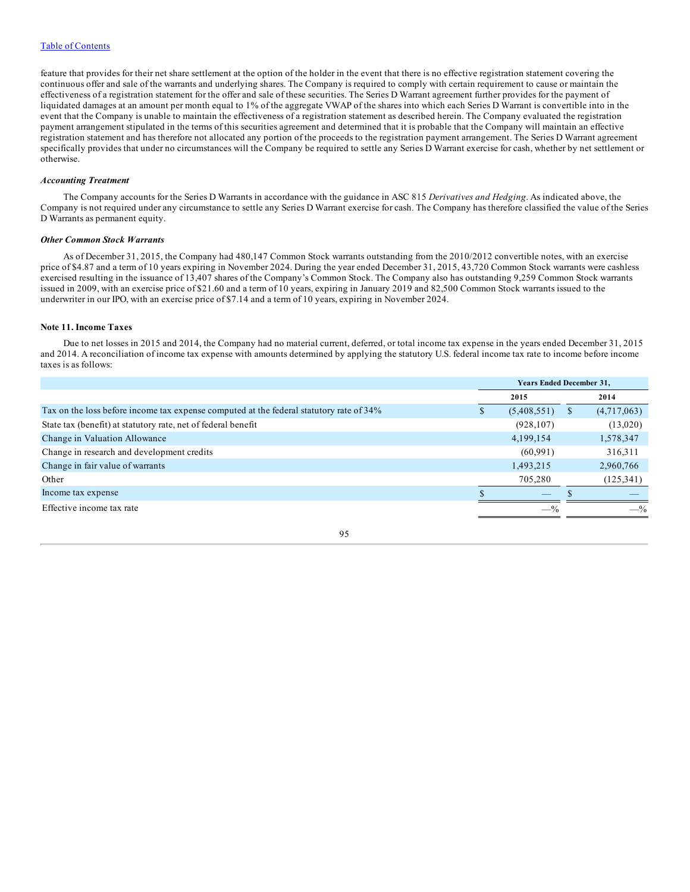feature that provides for their net share settlement at the option of the holder in the event that there is no effective registration statement covering the continuous offer and sale of the warrants and underlying shares. The Company is required to comply with certain requirement to cause or maintain the effectiveness of a registration statement for the offer and sale of these securities. The Series D Warrant agreement further provides for the payment of liquidated damages at an amount per month equal to 1% of the aggregate VWAP of the shares into which each Series D Warrant is convertible into in the event that the Company is unable to maintain the effectiveness of a registration statement as described herein. The Company evaluated the registration payment arrangement stipulated in the terms of this securities agreement and determined that it is probable that the Company will maintain an effective registration statement and has therefore not allocated any portion of the proceeds to the registration payment arrangement. The Series D Warrant agreement specifically provides that under no circumstances will the Company be required to settle any Series D Warrant exercise for cash, whether by net settlement or otherwise.

***Accounting Treatment***

The Company accounts for the Series D Warrants in accordance with the guidance in ASC 815 *Derivatives and Hedging*. As indicated above, the Company is not required under any circumstance to settle any Series D Warrant exercise for cash. The Company has therefore classified the value of the Series D Warrants as permanent equity.

***Other Common Stock Warrants***

As of December 31, 2015, the Company had 480,147 Common Stock warrants outstanding from the 2010/2012 convertible notes, with an exercise price of $4.87 and a term of 10 years expiring in November 2024. During the year ended December 31, 2015, 43,720 Common Stock warrants were cashless exercised resulting in the issuance of 13,407 shares of the Company's Common Stock. The Company also has outstanding 9,259 Common Stock warrants issued in 2009, with an exercise price of $21.60 and a term of 10 years, expiring in January 2019 and 82,500 Common Stock warrants issued to the underwriter in our IPO, with an exercise price of $7.14 and a term of 10 years, expiring in November 2024.

**Note 11. Income Taxes**

Due to net losses in 2015 and 2014, the Company had no material current, deferred, or total income tax expense in the years ended December 31, 2015 and 2014. A reconciliation of income tax expense with amounts determined by applying the statutory U.S. federal income tax rate to income before income taxes is as follows:

| | Years Ended December 31, | |
|---|---|---|
| | 2015 | 2014 |
| Tax on the loss before income tax expense computed at the federal statutory rate of 34% | $ (5,408,551) | $ (4,717,063) |
| State tax (benefit) at statutory rate, net of federal benefit | (928,107) | (13,020) |
| Change in Valuation Allowance | 4,199,154 | 1,578,347 |
| Change in research and development credits | (60,991) | 316,311 |
| Change in fair value of warrants | 1,493,215 | 2,960,766 |
| Other | 705,280 | (125,341) |
| Income tax expense | $ — | $ — |
| Effective income tax rate | —% | —% |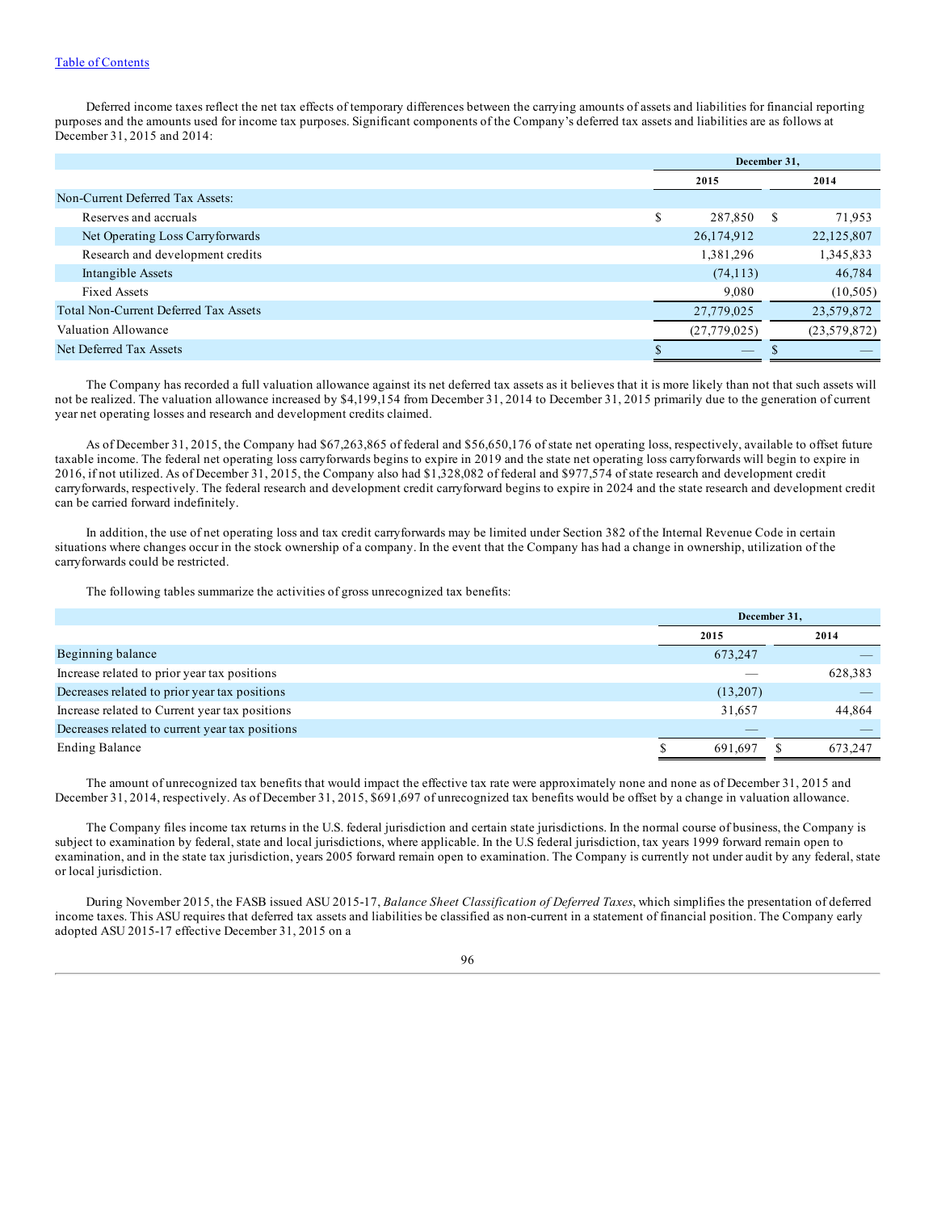Deferred income taxes reflect the net tax effects of temporary differences between the carrying amounts of assets and liabilities for financial reporting purposes and the amounts used for income tax purposes. Significant components of the Company's deferred tax assets and liabilities are as follows at December 31, 2015 and 2014:

| | December 31, | |
|---|---|---|
| | 2015 | 2014 |
| Non-Current Deferred Tax Assets: | | |
| Reserves and accruals | $ 287,850 | $ 71,953 |
| Net Operating Loss Carryforwards | 26,174,912 | 22,125,807 |
| Research and development credits | 1,381,296 | 1,345,833 |
| Intangible Assets | (74,113) | 46,784 |
| Fixed Assets | 9,080 | (10,505) |
| Total Non-Current Deferred Tax Assets | 27,779,025 | 23,579,872 |
| Valuation Allowance | (27,779,025) | (23,579,872) |
| Net Deferred Tax Assets | $ — | $ — |

The Company has recorded a full valuation allowance against its net deferred tax assets as it believes that it is more likely than not that such assets will not be realized. The valuation allowance increased by $4,199,154 from December 31, 2014 to December 31, 2015 primarily due to the generation of current year net operating losses and research and development credits claimed.

As of December 31, 2015, the Company had $67,263,865 of federal and $56,650,176 of state net operating loss, respectively, available to offset future taxable income. The federal net operating loss carryforwards begins to expire in 2019 and the state net operating loss carryforwards will begin to expire in 2016, if not utilized. As of December 31, 2015, the Company also had $1,328,082 of federal and $977,574 of state research and development credit carryforwards, respectively. The federal research and development credit carryforward begins to expire in 2024 and the state research and development credit can be carried forward indefinitely.

In addition, the use of net operating loss and tax credit carryforwards may be limited under Section 382 of the Internal Revenue Code in certain situations where changes occur in the stock ownership of a company. In the event that the Company has had a change in ownership, utilization of the carryforwards could be restricted.

The following tables summarize the activities of gross unrecognized tax benefits:

| | December 31, | |
|---|---|---|
| | 2015 | 2014 |
| Beginning balance | 673,247 | — |
| Increase related to prior year tax positions | — | 628,383 |
| Decreases related to prior year tax positions | (13,207) | — |
| Increase related to Current year tax positions | 31,657 | 44,864 |
| Decreases related to current year tax positions | — | — |
| Ending Balance | $ 691,697 | $ 673,247 |

The amount of unrecognized tax benefits that would impact the effective tax rate were approximately none and none as of December 31, 2015 and December 31, 2014, respectively. As of December 31, 2015, $691,697 of unrecognized tax benefits would be offset by a change in valuation allowance.

The Company files income tax returns in the U.S. federal jurisdiction and certain state jurisdictions. In the normal course of business, the Company is subject to examination by federal, state and local jurisdictions, where applicable. In the U.S federal jurisdiction, tax years 1999 forward remain open to examination, and in the state tax jurisdiction, years 2005 forward remain open to examination. The Company is currently not under audit by any federal, state or local jurisdiction.

During November 2015, the FASB issued ASU 2015-17, *Balance Sheet Classification of Deferred Taxes*, which simplifies the presentation of deferred income taxes. This ASU requires that deferred tax assets and liabilities be classified as non-current in a statement of financial position. The Company early adopted ASU 2015-17 effective December 31, 2015 on a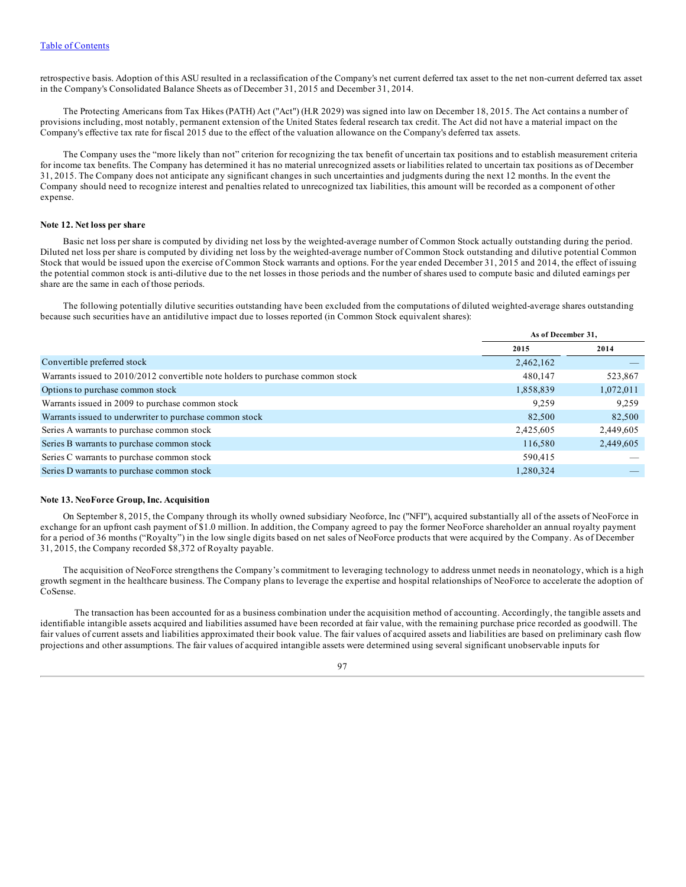retrospective basis. Adoption of this ASU resulted in a reclassification of the Company's net current deferred tax asset to the net non-current deferred tax asset in the Company's Consolidated Balance Sheets as of December 31, 2015 and December 31, 2014.

The Protecting Americans from Tax Hikes (PATH) Act ("Act") (H.R 2029) was signed into law on December 18, 2015. The Act contains a number of provisions including, most notably, permanent extension of the United States federal research tax credit. The Act did not have a material impact on the Company's effective tax rate for fiscal 2015 due to the effect of the valuation allowance on the Company's deferred tax assets.

The Company uses the "more likely than not" criterion for recognizing the tax benefit of uncertain tax positions and to establish measurement criteria for income tax benefits. The Company has determined it has no material unrecognized assets or liabilities related to uncertain tax positions as of December 31, 2015. The Company does not anticipate any significant changes in such uncertainties and judgments during the next 12 months. In the event the Company should need to recognize interest and penalties related to unrecognized tax liabilities, this amount will be recorded as a component of other expense.

#### Note 12. Net loss per share

Basic net loss per share is computed by dividing net loss by the weighted-average number of Common Stock actually outstanding during the period. Diluted net loss per share is computed by dividing net loss by the weighted-average number of Common Stock outstanding and dilutive potential Common Stock that would be issued upon the exercise of Common Stock warrants and options. For the year ended December 31, 2015 and 2014, the effect of issuing the potential common stock is anti-dilutive due to the net losses in those periods and the number of shares used to compute basic and diluted earnings per share are the same in each of those periods.

The following potentially dilutive securities outstanding have been excluded from the computations of diluted weighted-average shares outstanding because such securities have an antidilutive impact due to losses reported (in Common Stock equivalent shares):

| | As of December 31, | |
|---|---|---|
| | 2015 | 2014 |
| Convertible preferred stock | 2,462,162 | — |
| Warrants issued to 2010/2012 convertible note holders to purchase common stock | 480,147 | 523,867 |
| Options to purchase common stock | 1,858,839 | 1,072,011 |
| Warrants issued in 2009 to purchase common stock | 9,259 | 9,259 |
| Warrants issued to underwriter to purchase common stock | 82,500 | 82,500 |
| Series A warrants to purchase common stock | 2,425,605 | 2,449,605 |
| Series B warrants to purchase common stock | 116,580 | 2,449,605 |
| Series C warrants to purchase common stock | 590,415 | — |
| Series D warrants to purchase common stock | 1,280,324 | — |

#### Note 13. NeoForce Group, Inc. Acquisition

On September 8, 2015, the Company through its wholly owned subsidiary Neoforce, Inc ("NFI"), acquired substantially all of the assets of NeoForce in exchange for an upfront cash payment of $1.0 million. In addition, the Company agreed to pay the former NeoForce shareholder an annual royalty payment for a period of 36 months ("Royalty") in the low single digits based on net sales of NeoForce products that were acquired by the Company. As of December 31, 2015, the Company recorded $8,372 of Royalty payable.

The acquisition of NeoForce strengthens the Company's commitment to leveraging technology to address unmet needs in neonatology, which is a high growth segment in the healthcare business. The Company plans to leverage the expertise and hospital relationships of NeoForce to accelerate the adoption of CoSense.

The transaction has been accounted for as a business combination under the acquisition method of accounting. Accordingly, the tangible assets and identifiable intangible assets acquired and liabilities assumed have been recorded at fair value, with the remaining purchase price recorded as goodwill. The fair values of current assets and liabilities approximated their book value. The fair values of acquired assets and liabilities are based on preliminary cash flow projections and other assumptions. The fair values of acquired intangible assets were determined using several significant unobservable inputs for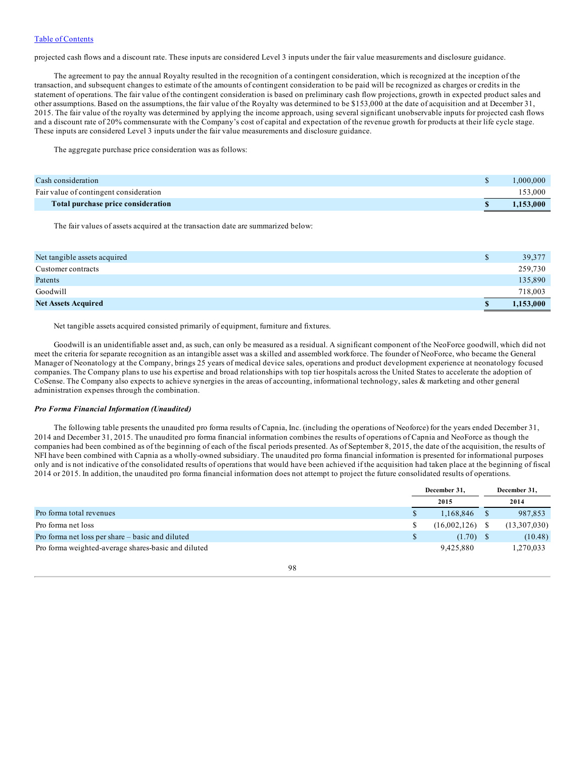projected cash flows and a discount rate. These inputs are considered Level 3 inputs under the fair value measurements and disclosure guidance.

The agreement to pay the annual Royalty resulted in the recognition of a contingent consideration, which is recognized at the inception of the transaction, and subsequent changes to estimate of the amounts of contingent consideration to be paid will be recognized as charges or credits in the statement of operations. The fair value of the contingent consideration is based on preliminary cash flow projections, growth in expected product sales and other assumptions. Based on the assumptions, the fair value of the Royalty was determined to be $153,000 at the date of acquisition and at December 31, 2015. The fair value of the royalty was determined by applying the income approach, using several significant unobservable inputs for projected cash flows and a discount rate of 20% commensurate with the Company's cost of capital and expectation of the revenue growth for products at their life cycle stage. These inputs are considered Level 3 inputs under the fair value measurements and disclosure guidance.

The aggregate purchase price consideration was as follows:

| | | |
|---|---|---|
| Cash consideration | $ | 1,000,000 |
| Fair value of contingent consideration | | 153,000 |
| **Total purchase price consideration** | **$** | **1,153,000** |

The fair values of assets acquired at the transaction date are summarized below:

| | | |
|---|---|---|
| Net tangible assets acquired | $ | 39,377 |
| Customer contracts | | 259,730 |
| Patents | | 135,890 |
| Goodwill | | 718,003 |
| **Net Assets Acquired** | **$** | **1,153,000** |

Net tangible assets acquired consisted primarily of equipment, furniture and fixtures.

Goodwill is an unidentifiable asset and, as such, can only be measured as a residual. A significant component of the NeoForce goodwill, which did not meet the criteria for separate recognition as an intangible asset was a skilled and assembled workforce. The founder of NeoForce, who became the General Manager of Neonatology at the Company, brings 25 years of medical device sales, operations and product development experience at neonatology focused companies. The Company plans to use his expertise and broad relationships with top tier hospitals across the United States to accelerate the adoption of CoSense. The Company also expects to achieve synergies in the areas of accounting, informational technology, sales & marketing and other general administration expenses through the combination.

***Pro Forma Financial Information (Unaudited)***

The following table presents the unaudited pro forma results of Capnia, Inc. (including the operations of Neoforce) for the years ended December 31, 2014 and December 31, 2015. The unaudited pro forma financial information combines the results of operations of Capnia and NeoForce as though the companies had been combined as of the beginning of each of the fiscal periods presented. As of September 8, 2015, the date of the acquisition, the results of NFI have been combined with Capnia as a wholly-owned subsidiary. The unaudited pro forma financial information is presented for informational purposes only and is not indicative of the consolidated results of operations that would have been achieved if the acquisition had taken place at the beginning of fiscal 2014 or 2015. In addition, the unaudited pro forma financial information does not attempt to project the future consolidated results of operations.

| | December 31, | | December 31, | |
|---|---|---|---|---|
| | 2015 | | 2014 | |
| Pro forma total revenues | $ | 1,168,846 | $ | 987,853 |
| Pro forma net loss | $ | (16,002,126) | $ | (13,307,030) |
| Pro forma net loss per share – basic and diluted | $ | (1.70) | $ | (10.48) |
| Pro forma weighted-average shares-basic and diluted | | 9,425,880 | | 1,270,033 |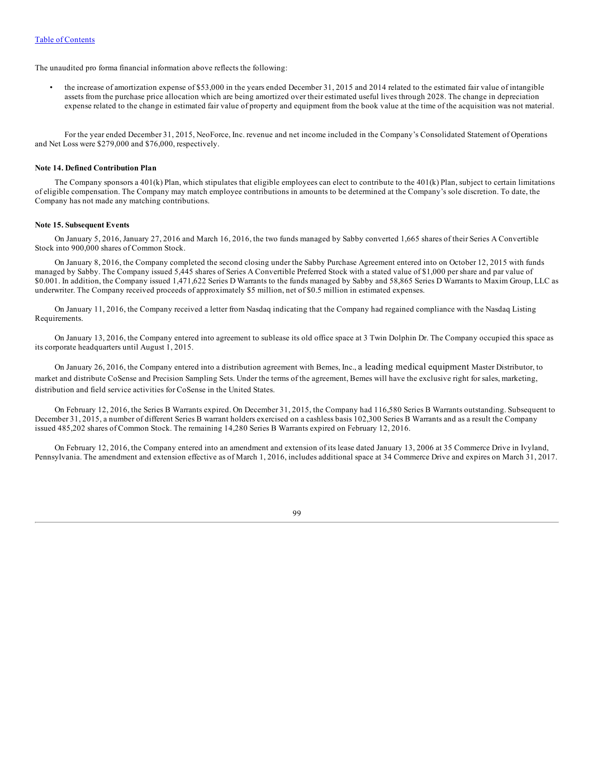The unaudited pro forma financial information above reflects the following:

- the increase of amortization expense of $53,000 in the years ended December 31, 2015 and 2014 related to the estimated fair value of intangible assets from the purchase price allocation which are being amortized over their estimated useful lives through 2028. The change in depreciation expense related to the change in estimated fair value of property and equipment from the book value at the time of the acquisition was not material.

For the year ended December 31, 2015, NeoForce, Inc. revenue and net income included in the Company's Consolidated Statement of Operations and Net Loss were $279,000 and $76,000, respectively.

**Note 14. Defined Contribution Plan**

The Company sponsors a 401(k) Plan, which stipulates that eligible employees can elect to contribute to the 401(k) Plan, subject to certain limitations of eligible compensation. The Company may match employee contributions in amounts to be determined at the Company's sole discretion. To date, the Company has not made any matching contributions.

**Note 15. Subsequent Events**

On January 5, 2016, January 27, 2016 and March 16, 2016, the two funds managed by Sabby converted 1,665 shares of their Series A Convertible Stock into 900,000 shares of Common Stock.

On January 8, 2016, the Company completed the second closing under the Sabby Purchase Agreement entered into on October 12, 2015 with funds managed by Sabby. The Company issued 5,445 shares of Series A Convertible Preferred Stock with a stated value of $1,000 per share and par value of $0.001. In addition, the Company issued 1,471,622 Series D Warrants to the funds managed by Sabby and 58,865 Series D Warrants to Maxim Group, LLC as underwriter. The Company received proceeds of approximately $5 million, net of $0.5 million in estimated expenses.

On January 11, 2016, the Company received a letter from Nasdaq indicating that the Company had regained compliance with the Nasdaq Listing Requirements.

On January 13, 2016, the Company entered into agreement to sublease its old office space at 3 Twin Dolphin Dr. The Company occupied this space as its corporate headquarters until August 1, 2015.

On January 26, 2016, the Company entered into a distribution agreement with Bemes, Inc., a leading medical equipment Master Distributor, to market and distribute CoSense and Precision Sampling Sets. Under the terms of the agreement, Bemes will have the exclusive right for sales, marketing, distribution and field service activities for CoSense in the United States.

On February 12, 2016, the Series B Warrants expired. On December 31, 2015, the Company had 116,580 Series B Warrants outstanding. Subsequent to December 31, 2015, a number of different Series B warrant holders exercised on a cashless basis 102,300 Series B Warrants and as a result the Company issued 485,202 shares of Common Stock. The remaining 14,280 Series B Warrants expired on February 12, 2016.

On February 12, 2016, the Company entered into an amendment and extension of its lease dated January 13, 2006 at 35 Commerce Drive in Ivyland, Pennsylvania. The amendment and extension effective as of March 1, 2016, includes additional space at 34 Commerce Drive and expires on March 31, 2017.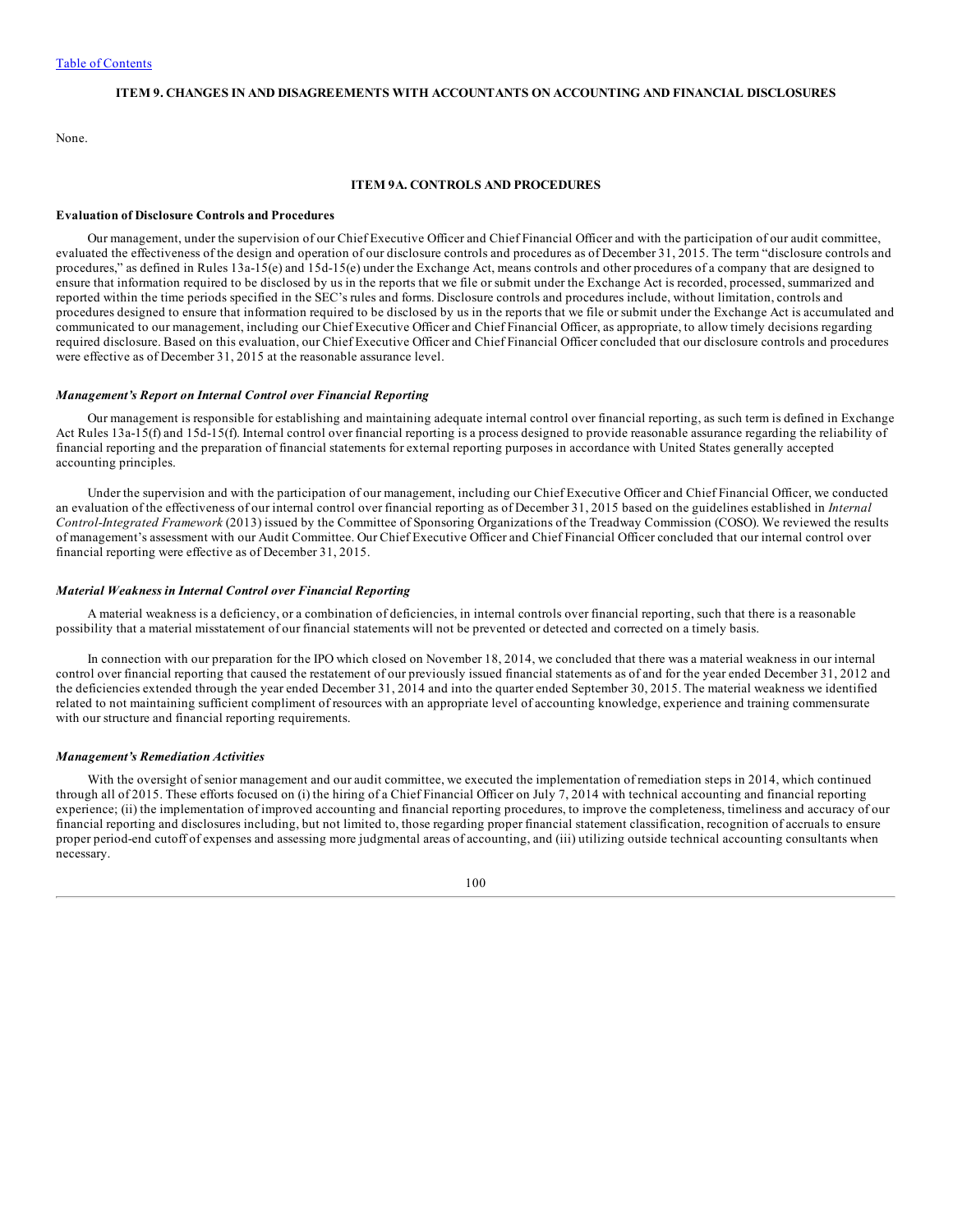## ITEM 9. CHANGES IN AND DISAGREEMENTS WITH ACCOUNTANTS ON ACCOUNTING AND FINANCIAL DISCLOSURES

None.

## ITEM 9A. CONTROLS AND PROCEDURES

**Evaluation of Disclosure Controls and Procedures**

Our management, under the supervision of our Chief Executive Officer and Chief Financial Officer and with the participation of our audit committee, evaluated the effectiveness of the design and operation of our disclosure controls and procedures as of December 31, 2015. The term "disclosure controls and procedures," as defined in Rules 13a-15(e) and 15d-15(e) under the Exchange Act, means controls and other procedures of a company that are designed to ensure that information required to be disclosed by us in the reports that we file or submit under the Exchange Act is recorded, processed, summarized and reported within the time periods specified in the SEC's rules and forms. Disclosure controls and procedures include, without limitation, controls and procedures designed to ensure that information required to be disclosed by us in the reports that we file or submit under the Exchange Act is accumulated and communicated to our management, including our Chief Executive Officer and Chief Financial Officer, as appropriate, to allow timely decisions regarding required disclosure. Based on this evaluation, our Chief Executive Officer and Chief Financial Officer concluded that our disclosure controls and procedures were effective as of December 31, 2015 at the reasonable assurance level.

***Management's Report on Internal Control over Financial Reporting***

Our management is responsible for establishing and maintaining adequate internal control over financial reporting, as such term is defined in Exchange Act Rules 13a-15(f) and 15d-15(f). Internal control over financial reporting is a process designed to provide reasonable assurance regarding the reliability of financial reporting and the preparation of financial statements for external reporting purposes in accordance with United States generally accepted accounting principles.

Under the supervision and with the participation of our management, including our Chief Executive Officer and Chief Financial Officer, we conducted an evaluation of the effectiveness of our internal control over financial reporting as of December 31, 2015 based on the guidelines established in *Internal Control-Integrated Framework* (2013) issued by the Committee of Sponsoring Organizations of the Treadway Commission (COSO). We reviewed the results of management's assessment with our Audit Committee. Our Chief Executive Officer and Chief Financial Officer concluded that our internal control over financial reporting were effective as of December 31, 2015.

***Material Weakness in Internal Control over Financial Reporting***

A material weakness is a deficiency, or a combination of deficiencies, in internal controls over financial reporting, such that there is a reasonable possibility that a material misstatement of our financial statements will not be prevented or detected and corrected on a timely basis.

In connection with our preparation for the IPO which closed on November 18, 2014, we concluded that there was a material weakness in our internal control over financial reporting that caused the restatement of our previously issued financial statements as of and for the year ended December 31, 2012 and the deficiencies extended through the year ended December 31, 2014 and into the quarter ended September 30, 2015. The material weakness we identified related to not maintaining sufficient compliment of resources with an appropriate level of accounting knowledge, experience and training commensurate with our structure and financial reporting requirements.

***Management's Remediation Activities***

With the oversight of senior management and our audit committee, we executed the implementation of remediation steps in 2014, which continued through all of 2015. These efforts focused on (i) the hiring of a Chief Financial Officer on July 7, 2014 with technical accounting and financial reporting experience; (ii) the implementation of improved accounting and financial reporting procedures, to improve the completeness, timeliness and accuracy of our financial reporting and disclosures including, but not limited to, those regarding proper financial statement classification, recognition of accruals to ensure proper period-end cutoff of expenses and assessing more judgmental areas of accounting, and (iii) utilizing outside technical accounting consultants when necessary.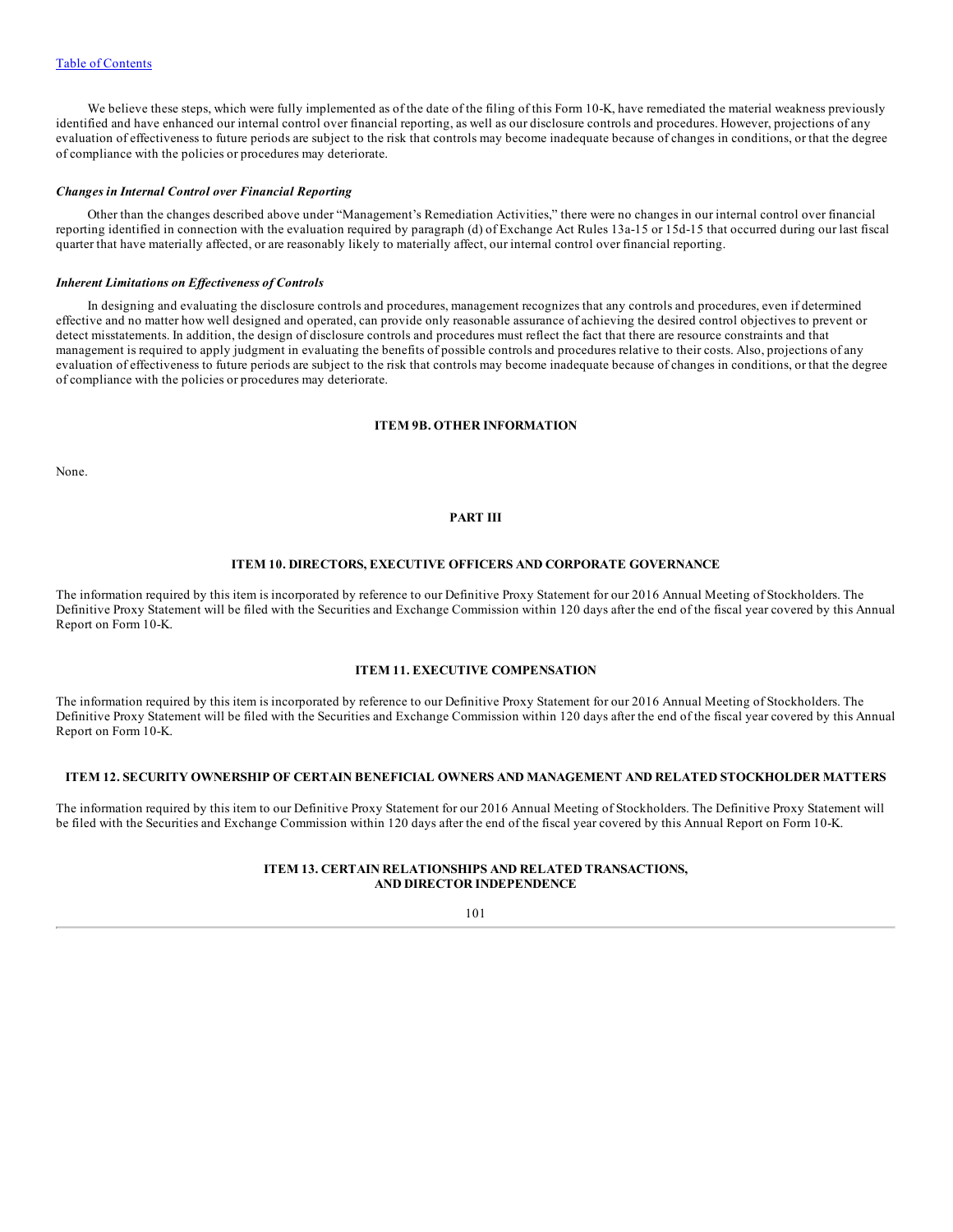We believe these steps, which were fully implemented as of the date of the filing of this Form 10-K, have remediated the material weakness previously identified and have enhanced our internal control over financial reporting, as well as our disclosure controls and procedures. However, projections of any evaluation of effectiveness to future periods are subject to the risk that controls may become inadequate because of changes in conditions, or that the degree of compliance with the policies or procedures may deteriorate.

***Changes in Internal Control over Financial Reporting***

Other than the changes described above under "Management's Remediation Activities," there were no changes in our internal control over financial reporting identified in connection with the evaluation required by paragraph (d) of Exchange Act Rules 13a-15 or 15d-15 that occurred during our last fiscal quarter that have materially affected, or are reasonably likely to materially affect, our internal control over financial reporting.

***Inherent Limitations on Effectiveness of Controls***

In designing and evaluating the disclosure controls and procedures, management recognizes that any controls and procedures, even if determined effective and no matter how well designed and operated, can provide only reasonable assurance of achieving the desired control objectives to prevent or detect misstatements. In addition, the design of disclosure controls and procedures must reflect the fact that there are resource constraints and that management is required to apply judgment in evaluating the benefits of possible controls and procedures relative to their costs. Also, projections of any evaluation of effectiveness to future periods are subject to the risk that controls may become inadequate because of changes in conditions, or that the degree of compliance with the policies or procedures may deteriorate.

## ITEM 9B. OTHER INFORMATION

None.

# PART III

## ITEM 10. DIRECTORS, EXECUTIVE OFFICERS AND CORPORATE GOVERNANCE

The information required by this item is incorporated by reference to our Definitive Proxy Statement for our 2016 Annual Meeting of Stockholders. The Definitive Proxy Statement will be filed with the Securities and Exchange Commission within 120 days after the end of the fiscal year covered by this Annual Report on Form 10-K.

## ITEM 11. EXECUTIVE COMPENSATION

The information required by this item is incorporated by reference to our Definitive Proxy Statement for our 2016 Annual Meeting of Stockholders. The Definitive Proxy Statement will be filed with the Securities and Exchange Commission within 120 days after the end of the fiscal year covered by this Annual Report on Form 10-K.

## ITEM 12. SECURITY OWNERSHIP OF CERTAIN BENEFICIAL OWNERS AND MANAGEMENT AND RELATED STOCKHOLDER MATTERS

The information required by this item to our Definitive Proxy Statement for our 2016 Annual Meeting of Stockholders. The Definitive Proxy Statement will be filed with the Securities and Exchange Commission within 120 days after the end of the fiscal year covered by this Annual Report on Form 10-K.

## ITEM 13. CERTAIN RELATIONSHIPS AND RELATED TRANSACTIONS, AND DIRECTOR INDEPENDENCE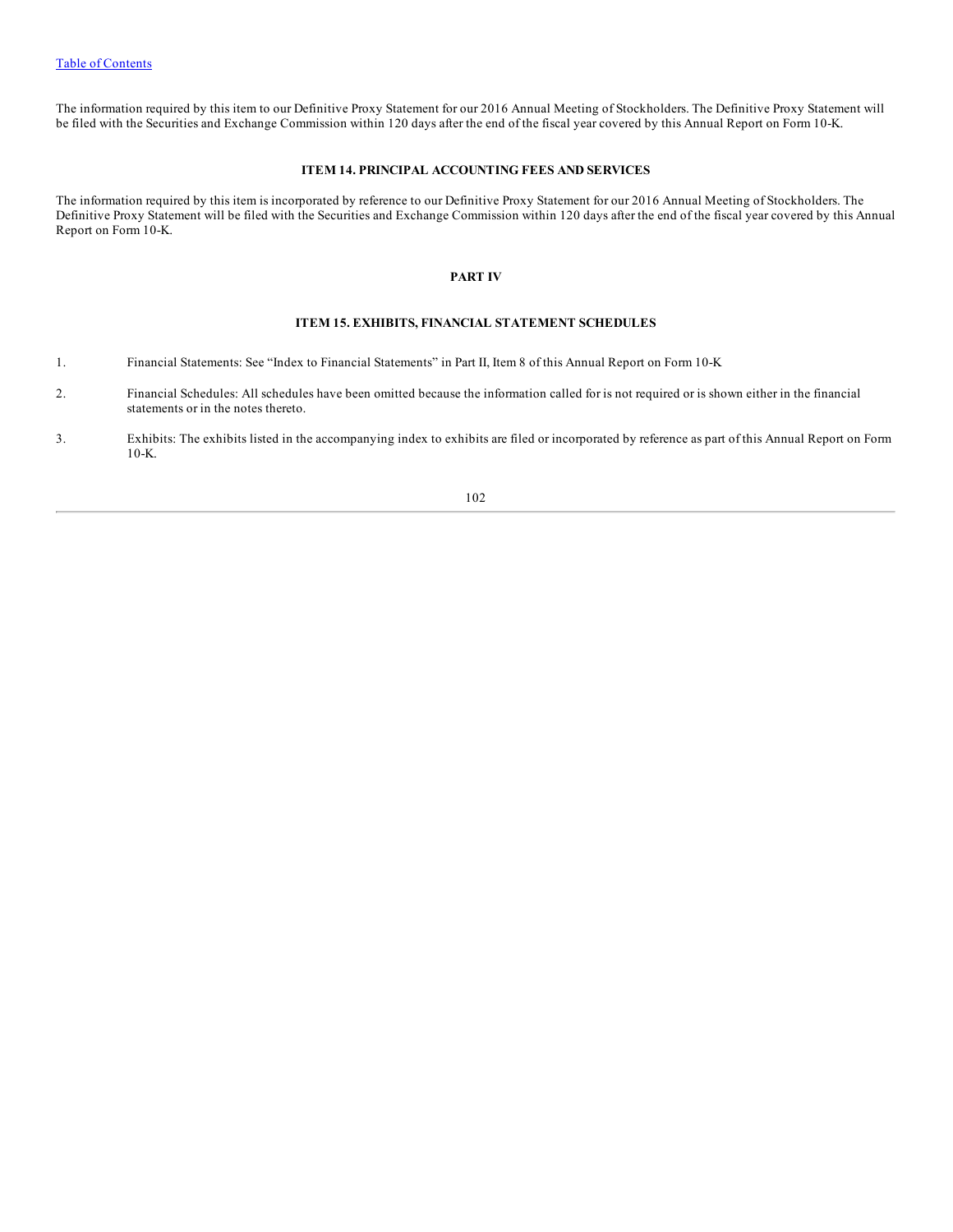The information required by this item to our Definitive Proxy Statement for our 2016 Annual Meeting of Stockholders. The Definitive Proxy Statement will be filed with the Securities and Exchange Commission within 120 days after the end of the fiscal year covered by this Annual Report on Form 10-K.

## ITEM 14. PRINCIPAL ACCOUNTING FEES AND SERVICES

The information required by this item is incorporated by reference to our Definitive Proxy Statement for our 2016 Annual Meeting of Stockholders. The Definitive Proxy Statement will be filed with the Securities and Exchange Commission within 120 days after the end of the fiscal year covered by this Annual Report on Form 10-K.

# PART IV

## ITEM 15. EXHIBITS, FINANCIAL STATEMENT SCHEDULES

1. Financial Statements: See "Index to Financial Statements" in Part II, Item 8 of this Annual Report on Form 10-K
2. Financial Schedules: All schedules have been omitted because the information called for is not required or is shown either in the financial statements or in the notes thereto.
3. Exhibits: The exhibits listed in the accompanying index to exhibits are filed or incorporated by reference as part of this Annual Report on Form 10-K.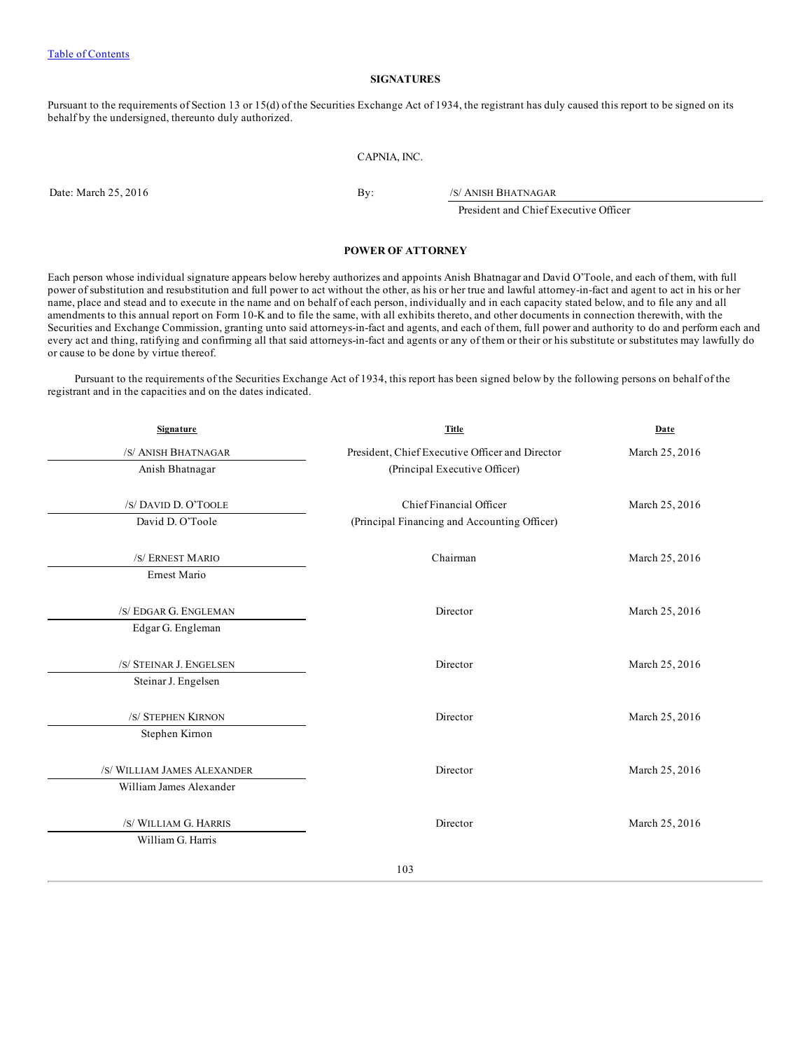Table of Contents

## SIGNATURES

Pursuant to the requirements of Section 13 or 15(d) of the Securities Exchange Act of 1934, the registrant has duly caused this report to be signed on its behalf by the undersigned, thereunto duly authorized.

CAPNIA, INC.

| | | |
|---|---|---|
| Date: March 25, 2016 | By: | /S/ ANISH BHATNAGAR |
| | | President and Chief Executive Officer |

## POWER OF ATTORNEY

Each person whose individual signature appears below hereby authorizes and appoints Anish Bhatnagar and David O'Toole, and each of them, with full power of substitution and resubstitution and full power to act without the other, as his or her true and lawful attorney-in-fact and agent to act in his or her name, place and stead and to execute in the name and on behalf of each person, individually and in each capacity stated below, and to file any and all amendments to this annual report on Form 10-K and to file the same, with all exhibits thereto, and other documents in connection therewith, with the Securities and Exchange Commission, granting unto said attorneys-in-fact and agents, and each of them, full power and authority to do and perform each and every act and thing, ratifying and confirming all that said attorneys-in-fact and agents or any of them or their or his substitute or substitutes may lawfully do or cause to be done by virtue thereof.

Pursuant to the requirements of the Securities Exchange Act of 1934, this report has been signed below by the following persons on behalf of the registrant and in the capacities and on the dates indicated.

| Signature | Title | Date |
|---|---|---|
| /S/ ANISH BHATNAGAR<br>Anish Bhatnagar | President, Chief Executive Officer and Director<br>(Principal Executive Officer) | March 25, 2016 |
| /S/ DAVID D. O'TOOLE<br>David D. O'Toole | Chief Financial Officer<br>(Principal Financing and Accounting Officer) | March 25, 2016 |
| /S/ ERNEST MARIO<br>Ernest Mario | Chairman | March 25, 2016 |
| /S/ EDGAR G. ENGLEMAN<br>Edgar G. Engleman | Director | March 25, 2016 |
| /S/ STEINAR J. ENGELSEN<br>Steinar J. Engelsen | Director | March 25, 2016 |
| /S/ STEPHEN KIRNON<br>Stephen Kirnon | Director | March 25, 2016 |
| /S/ WILLIAM JAMES ALEXANDER<br>William James Alexander | Director | March 25, 2016 |
| /S/ WILLIAM G. HARRIS<br>William G. Harris | Director | March 25, 2016 |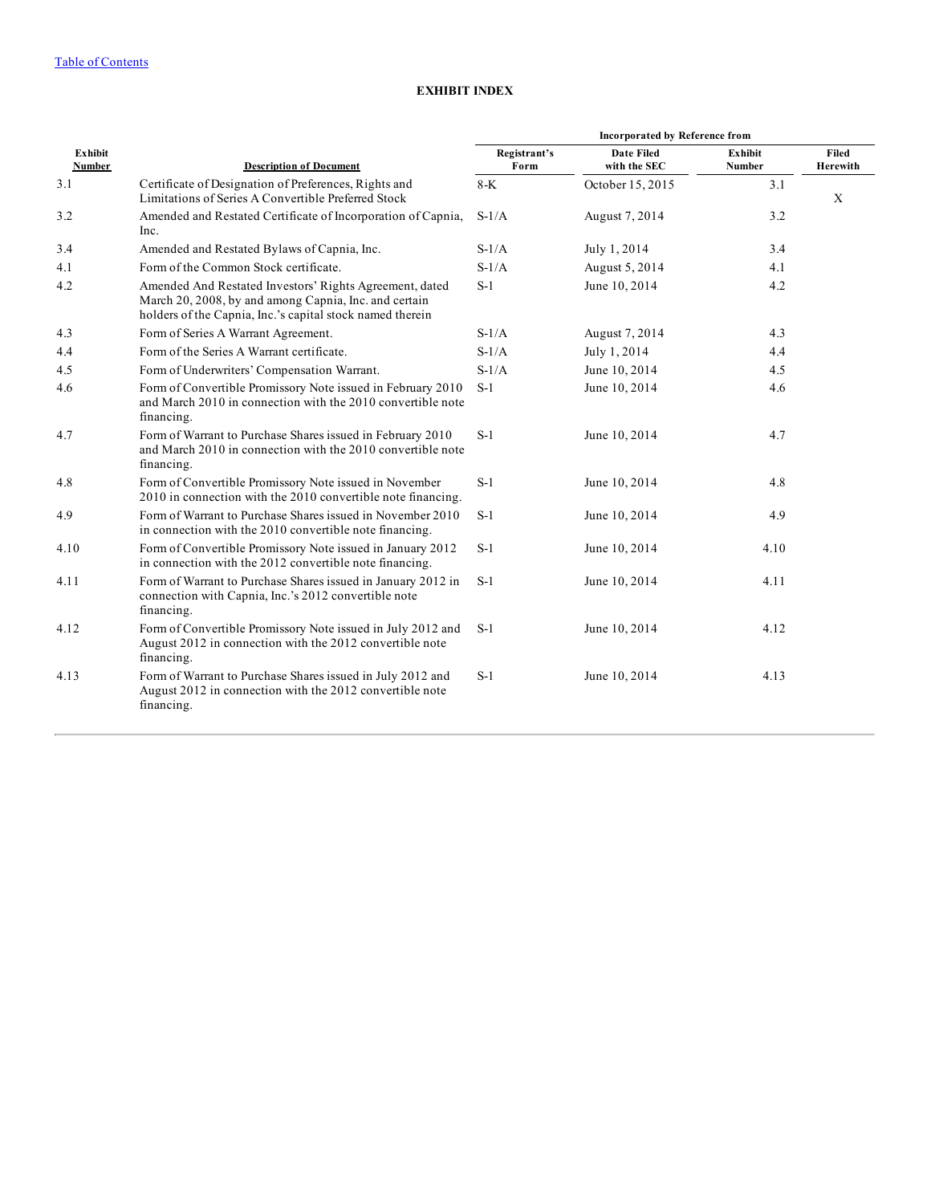# EXHIBIT INDEX

| Exhibit Number | Description of Document | Incorporated by Reference from | | | Filed Herewith |
|---|---|---|---|---|---|
| | | Registrant's Form | Date Filed with the SEC | Exhibit Number | |
| 3.1 | Certificate of Designation of Preferences, Rights and Limitations of Series A Convertible Preferred Stock | 8-K | October 15, 2015 | 3.1 | X |
| 3.2 | Amended and Restated Certificate of Incorporation of Capnia, Inc. | S-1/A | August 7, 2014 | 3.2 | |
| 3.4 | Amended and Restated Bylaws of Capnia, Inc. | S-1/A | July 1, 2014 | 3.4 | |
| 4.1 | Form of the Common Stock certificate. | S-1/A | August 5, 2014 | 4.1 | |
| 4.2 | Amended And Restated Investors' Rights Agreement, dated March 20, 2008, by and among Capnia, Inc. and certain holders of the Capnia, Inc.'s capital stock named therein | S-1 | June 10, 2014 | 4.2 | |
| 4.3 | Form of Series A Warrant Agreement. | S-1/A | August 7, 2014 | 4.3 | |
| 4.4 | Form of the Series A Warrant certificate. | S-1/A | July 1, 2014 | 4.4 | |
| 4.5 | Form of Underwriters' Compensation Warrant. | S-1/A | June 10, 2014 | 4.5 | |
| 4.6 | Form of Convertible Promissory Note issued in February 2010 and March 2010 in connection with the 2010 convertible note financing. | S-1 | June 10, 2014 | 4.6 | |
| 4.7 | Form of Warrant to Purchase Shares issued in February 2010 and March 2010 in connection with the 2010 convertible note financing. | S-1 | June 10, 2014 | 4.7 | |
| 4.8 | Form of Convertible Promissory Note issued in November 2010 in connection with the 2010 convertible note financing. | S-1 | June 10, 2014 | 4.8 | |
| 4.9 | Form of Warrant to Purchase Shares issued in November 2010 in connection with the 2010 convertible note financing. | S-1 | June 10, 2014 | 4.9 | |
| 4.10 | Form of Convertible Promissory Note issued in January 2012 in connection with the 2012 convertible note financing. | S-1 | June 10, 2014 | 4.10 | |
| 4.11 | Form of Warrant to Purchase Shares issued in January 2012 in connection with Capnia, Inc.'s 2012 convertible note financing. | S-1 | June 10, 2014 | 4.11 | |
| 4.12 | Form of Convertible Promissory Note issued in July 2012 and August 2012 in connection with the 2012 convertible note financing. | S-1 | June 10, 2014 | 4.12 | |
| 4.13 | Form of Warrant to Purchase Shares issued in July 2012 and August 2012 in connection with the 2012 convertible note financing. | S-1 | June 10, 2014 | 4.13 | |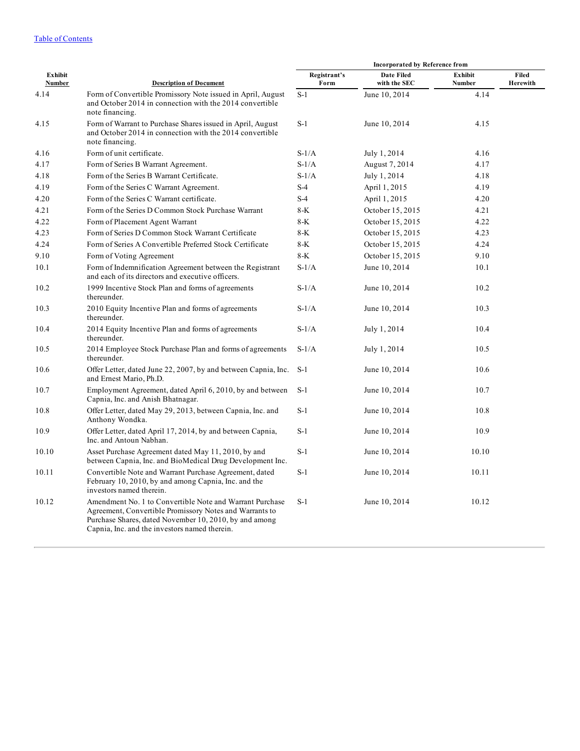[Table of Contents](#)

| Exhibit Number | Description of Document | Incorporated by Reference from | | | Filed Herewith |
|---|---|---|---|---|---|
| | | Registrant's Form | Date Filed with the SEC | Exhibit Number | |
| 4.14 | Form of Convertible Promissory Note issued in April, August and October 2014 in connection with the 2014 convertible note financing. | S-1 | June 10, 2014 | 4.14 | |
| 4.15 | Form of Warrant to Purchase Shares issued in April, August and October 2014 in connection with the 2014 convertible note financing. | S-1 | June 10, 2014 | 4.15 | |
| 4.16 | Form of unit certificate. | S-1/A | July 1, 2014 | 4.16 | |
| 4.17 | Form of Series B Warrant Agreement. | S-1/A | August 7, 2014 | 4.17 | |
| 4.18 | Form of the Series B Warrant Certificate. | S-1/A | July 1, 2014 | 4.18 | |
| 4.19 | Form of the Series C Warrant Agreement. | S-4 | April 1, 2015 | 4.19 | |
| 4.20 | Form of the Series C Warrant certificate. | S-4 | April 1, 2015 | 4.20 | |
| 4.21 | Form of the Series D Common Stock Purchase Warrant | 8-K | October 15, 2015 | 4.21 | |
| 4.22 | Form of Placement Agent Warrant | 8-K | October 15, 2015 | 4.22 | |
| 4.23 | Form of Series D Common Stock Warrant Certificate | 8-K | October 15, 2015 | 4.23 | |
| 4.24 | Form of Series A Convertible Preferred Stock Certificate | 8-K | October 15, 2015 | 4.24 | |
| 9.10 | Form of Voting Agreement | 8-K | October 15, 2015 | 9.10 | |
| 10.1 | Form of Indemnification Agreement between the Registrant and each of its directors and executive officers. | S-1/A | June 10, 2014 | 10.1 | |
| 10.2 | 1999 Incentive Stock Plan and forms of agreements thereunder. | S-1/A | June 10, 2014 | 10.2 | |
| 10.3 | 2010 Equity Incentive Plan and forms of agreements thereunder. | S-1/A | June 10, 2014 | 10.3 | |
| 10.4 | 2014 Equity Incentive Plan and forms of agreements thereunder. | S-1/A | July 1, 2014 | 10.4 | |
| 10.5 | 2014 Employee Stock Purchase Plan and forms of agreements thereunder. | S-1/A | July 1, 2014 | 10.5 | |
| 10.6 | Offer Letter, dated June 22, 2007, by and between Capnia, Inc. and Ernest Mario, Ph.D. | S-1 | June 10, 2014 | 10.6 | |
| 10.7 | Employment Agreement, dated April 6, 2010, by and between Capnia, Inc. and Anish Bhatnagar. | S-1 | June 10, 2014 | 10.7 | |
| 10.8 | Offer Letter, dated May 29, 2013, between Capnia, Inc. and Anthony Wondka. | S-1 | June 10, 2014 | 10.8 | |
| 10.9 | Offer Letter, dated April 17, 2014, by and between Capnia, Inc. and Antoun Nabhan. | S-1 | June 10, 2014 | 10.9 | |
| 10.10 | Asset Purchase Agreement dated May 11, 2010, by and between Capnia, Inc. and BioMedical Drug Development Inc. | S-1 | June 10, 2014 | 10.10 | |
| 10.11 | Convertible Note and Warrant Purchase Agreement, dated February 10, 2010, by and among Capnia, Inc. and the investors named therein. | S-1 | June 10, 2014 | 10.11 | |
| 10.12 | Amendment No. 1 to Convertible Note and Warrant Purchase Agreement, Convertible Promissory Notes and Warrants to Purchase Shares, dated November 10, 2010, by and among Capnia, Inc. and the investors named therein. | S-1 | June 10, 2014 | 10.12 | |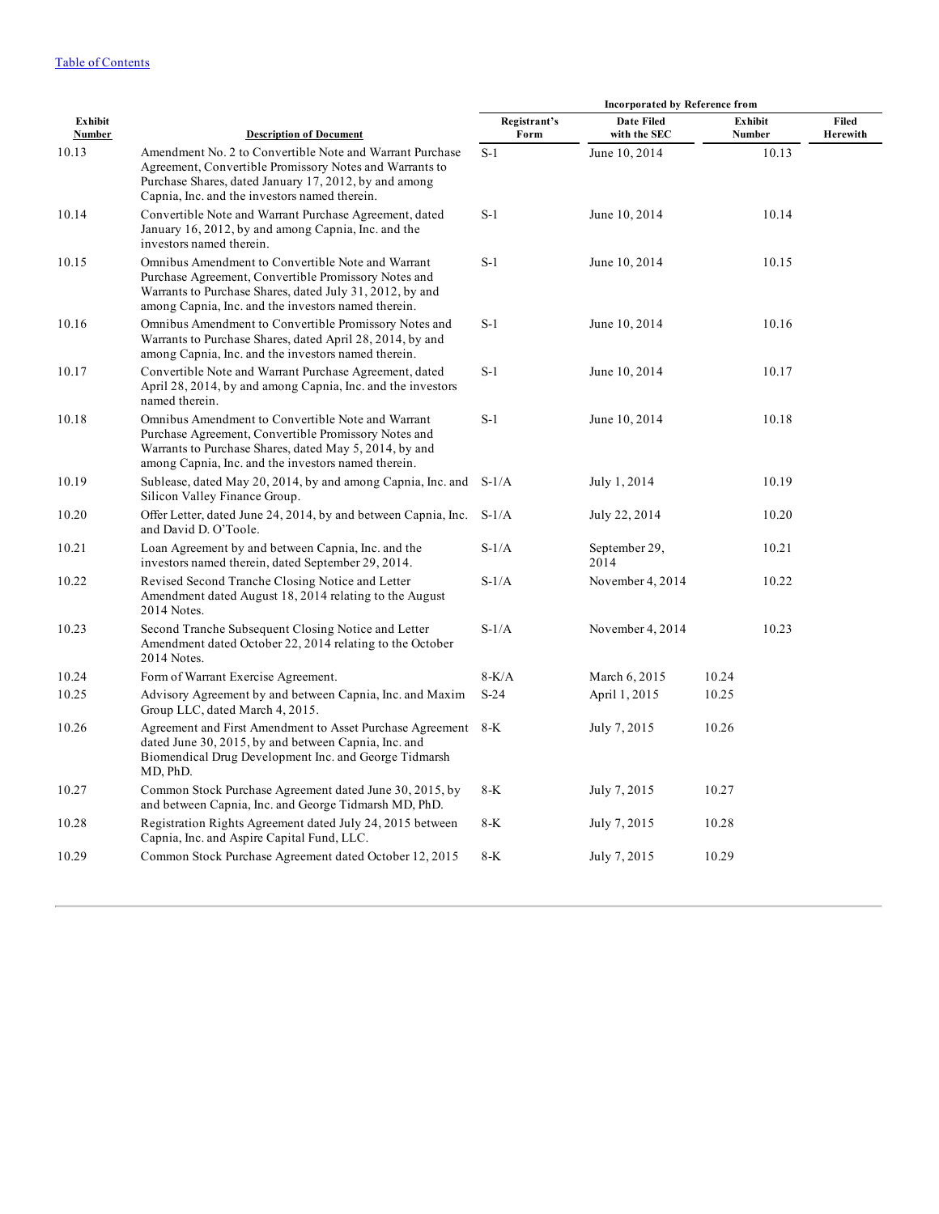| Exhibit Number | Description of Document | Incorporated by Reference from | | | Filed Herewith |
|---|---|---|---|---|---|
| | | Registrant's Form | Date Filed with the SEC | Exhibit Number | |
| 10.13 | Amendment No. 2 to Convertible Note and Warrant Purchase Agreement, Convertible Promissory Notes and Warrants to Purchase Shares, dated January 17, 2012, by and among Capnia, Inc. and the investors named therein. | S-1 | June 10, 2014 | 10.13 | |
| 10.14 | Convertible Note and Warrant Purchase Agreement, dated January 16, 2012, by and among Capnia, Inc. and the investors named therein. | S-1 | June 10, 2014 | 10.14 | |
| 10.15 | Omnibus Amendment to Convertible Note and Warrant Purchase Agreement, Convertible Promissory Notes and Warrants to Purchase Shares, dated July 31, 2012, by and among Capnia, Inc. and the investors named therein. | S-1 | June 10, 2014 | 10.15 | |
| 10.16 | Omnibus Amendment to Convertible Promissory Notes and Warrants to Purchase Shares, dated April 28, 2014, by and among Capnia, Inc. and the investors named therein. | S-1 | June 10, 2014 | 10.16 | |
| 10.17 | Convertible Note and Warrant Purchase Agreement, dated April 28, 2014, by and among Capnia, Inc. and the investors named therein. | S-1 | June 10, 2014 | 10.17 | |
| 10.18 | Omnibus Amendment to Convertible Note and Warrant Purchase Agreement, Convertible Promissory Notes and Warrants to Purchase Shares, dated May 5, 2014, by and among Capnia, Inc. and the investors named therein. | S-1 | June 10, 2014 | 10.18 | |
| 10.19 | Sublease, dated May 20, 2014, by and among Capnia, Inc. and Silicon Valley Finance Group. | S-1/A | July 1, 2014 | 10.19 | |
| 10.20 | Offer Letter, dated June 24, 2014, by and between Capnia, Inc. and David D. O'Toole. | S-1/A | July 22, 2014 | 10.20 | |
| 10.21 | Loan Agreement by and between Capnia, Inc. and the investors named therein, dated September 29, 2014. | S-1/A | September 29, 2014 | 10.21 | |
| 10.22 | Revised Second Tranche Closing Notice and Letter Amendment dated August 18, 2014 relating to the August 2014 Notes. | S-1/A | November 4, 2014 | 10.22 | |
| 10.23 | Second Tranche Subsequent Closing Notice and Letter Amendment dated October 22, 2014 relating to the October 2014 Notes. | S-1/A | November 4, 2014 | 10.23 | |
| 10.24 | Form of Warrant Exercise Agreement. | 8-K/A | March 6, 2015 | 10.24 | |
| 10.25 | Advisory Agreement by and between Capnia, Inc. and Maxim Group LLC, dated March 4, 2015. | S-24 | April 1, 2015 | 10.25 | |
| 10.26 | Agreement and First Amendment to Asset Purchase Agreement dated June 30, 2015, by and between Capnia, Inc. and Biomendical Drug Development Inc. and George Tidmarsh MD, PhD. | 8-K | July 7, 2015 | 10.26 | |
| 10.27 | Common Stock Purchase Agreement dated June 30, 2015, by and between Capnia, Inc. and George Tidmarsh MD, PhD. | 8-K | July 7, 2015 | 10.27 | |
| 10.28 | Registration Rights Agreement dated July 24, 2015 between Capnia, Inc. and Aspire Capital Fund, LLC. | 8-K | July 7, 2015 | 10.28 | |
| 10.29 | Common Stock Purchase Agreement dated October 12, 2015 | 8-K | July 7, 2015 | 10.29 | |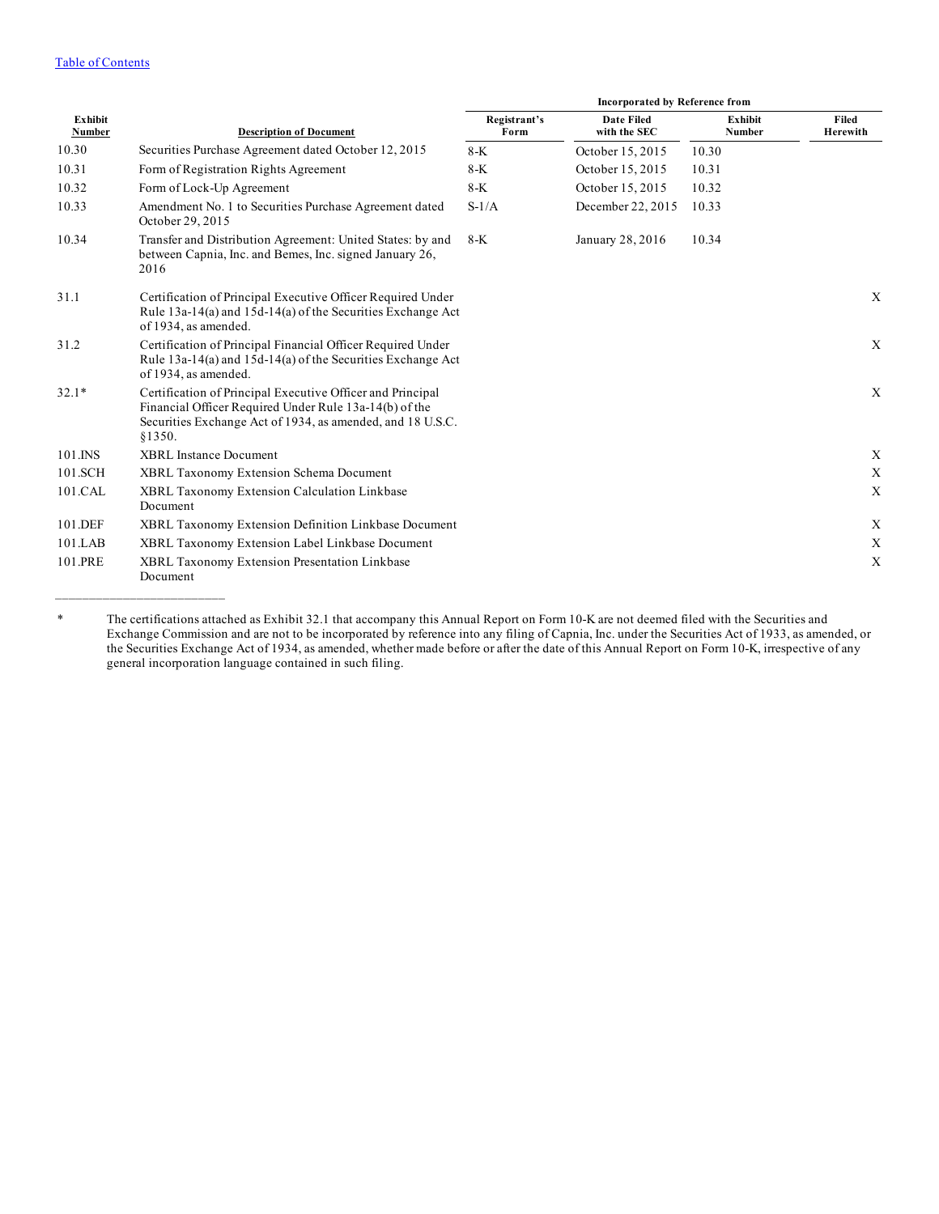| Exhibit Number | Description of Document | Incorporated by Reference from | | | Filed Herewith |
|---|---|---|---|---|---|
| | | Registrant's Form | Date Filed with the SEC | Exhibit Number | |
| 10.30 | Securities Purchase Agreement dated October 12, 2015 | 8-K | October 15, 2015 | 10.30 | |
| 10.31 | Form of Registration Rights Agreement | 8-K | October 15, 2015 | 10.31 | |
| 10.32 | Form of Lock-Up Agreement | 8-K | October 15, 2015 | 10.32 | |
| 10.33 | Amendment No. 1 to Securities Purchase Agreement dated October 29, 2015 | S-1/A | December 22, 2015 | 10.33 | |
| 10.34 | Transfer and Distribution Agreement: United States: by and between Capnia, Inc. and Bemes, Inc. signed January 26, 2016 | 8-K | January 28, 2016 | 10.34 | |
| 31.1 | Certification of Principal Executive Officer Required Under Rule 13a-14(a) and 15d-14(a) of the Securities Exchange Act of 1934, as amended. | | | | X |
| 31.2 | Certification of Principal Financial Officer Required Under Rule 13a-14(a) and 15d-14(a) of the Securities Exchange Act of 1934, as amended. | | | | X |
| 32.1* | Certification of Principal Executive Officer and Principal Financial Officer Required Under Rule 13a-14(b) of the Securities Exchange Act of 1934, as amended, and 18 U.S.C. §1350. | | | | X |
| 101.INS | XBRL Instance Document | | | | X |
| 101.SCH | XBRL Taxonomy Extension Schema Document | | | | X |
| 101.CAL | XBRL Taxonomy Extension Calculation Linkbase Document | | | | X |
| 101.DEF | XBRL Taxonomy Extension Definition Linkbase Document | | | | X |
| 101.LAB | XBRL Taxonomy Extension Label Linkbase Document | | | | X |
| 101.PRE | XBRL Taxonomy Extension Presentation Linkbase Document | | | | X |

---

\* The certifications attached as Exhibit 32.1 that accompany this Annual Report on Form 10-K are not deemed filed with the Securities and Exchange Commission and are not to be incorporated by reference into any filing of Capnia, Inc. under the Securities Act of 1933, as amended, or the Securities Exchange Act of 1934, as amended, whether made before or after the date of this Annual Report on Form 10-K, irrespective of any general incorporation language contained in such filing.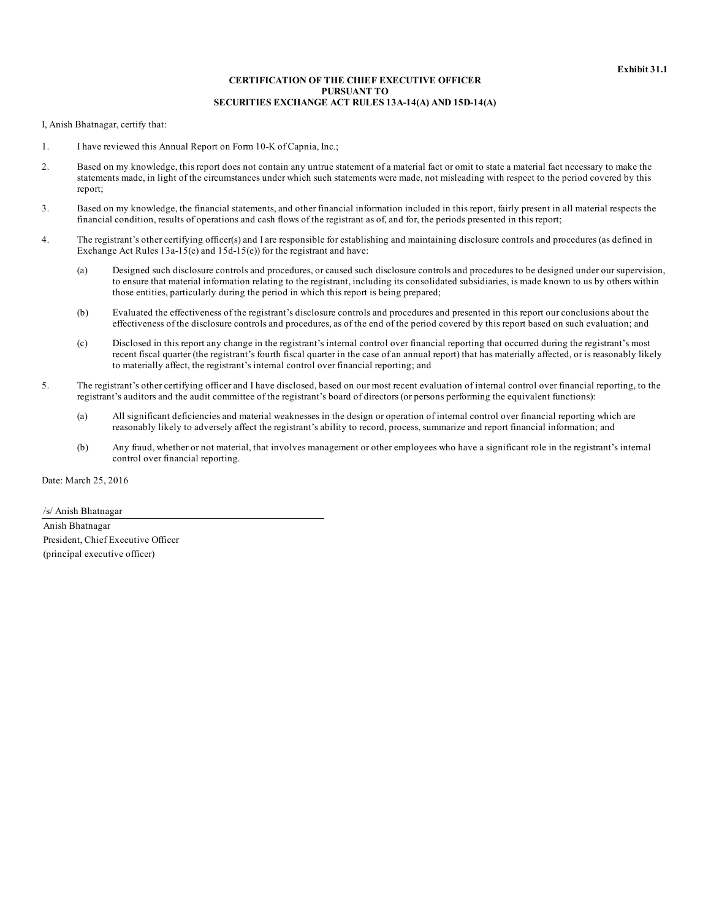**Exhibit 31.1**

**CERTIFICATION OF THE CHIEF EXECUTIVE OFFICER**
**PURSUANT TO**
**SECURITIES EXCHANGE ACT RULES 13A-14(A) AND 15D-14(A)**

I, Anish Bhatnagar, certify that:

1. I have reviewed this Annual Report on Form 10-K of Capnia, Inc.;

2. Based on my knowledge, this report does not contain any untrue statement of a material fact or omit to state a material fact necessary to make the statements made, in light of the circumstances under which such statements were made, not misleading with respect to the period covered by this report;

3. Based on my knowledge, the financial statements, and other financial information included in this report, fairly present in all material respects the financial condition, results of operations and cash flows of the registrant as of, and for, the periods presented in this report;

4. The registrant's other certifying officer(s) and I are responsible for establishing and maintaining disclosure controls and procedures (as defined in Exchange Act Rules 13a-15(e) and 15d-15(e)) for the registrant and have:

   (a) Designed such disclosure controls and procedures, or caused such disclosure controls and procedures to be designed under our supervision, to ensure that material information relating to the registrant, including its consolidated subsidiaries, is made known to us by others within those entities, particularly during the period in which this report is being prepared;

   (b) Evaluated the effectiveness of the registrant's disclosure controls and procedures and presented in this report our conclusions about the effectiveness of the disclosure controls and procedures, as of the end of the period covered by this report based on such evaluation; and

   (c) Disclosed in this report any change in the registrant's internal control over financial reporting that occurred during the registrant's most recent fiscal quarter (the registrant's fourth fiscal quarter in the case of an annual report) that has materially affected, or is reasonably likely to materially affect, the registrant's internal control over financial reporting; and

5. The registrant's other certifying officer and I have disclosed, based on our most recent evaluation of internal control over financial reporting, to the registrant's auditors and the audit committee of the registrant's board of directors (or persons performing the equivalent functions):

   (a) All significant deficiencies and material weaknesses in the design or operation of internal control over financial reporting which are reasonably likely to adversely affect the registrant's ability to record, process, summarize and report financial information; and

   (b) Any fraud, whether or not material, that involves management or other employees who have a significant role in the registrant's internal control over financial reporting.

Date: March 25, 2016

/s/ Anish Bhatnagar

Anish Bhatnagar
President, Chief Executive Officer
(principal executive officer)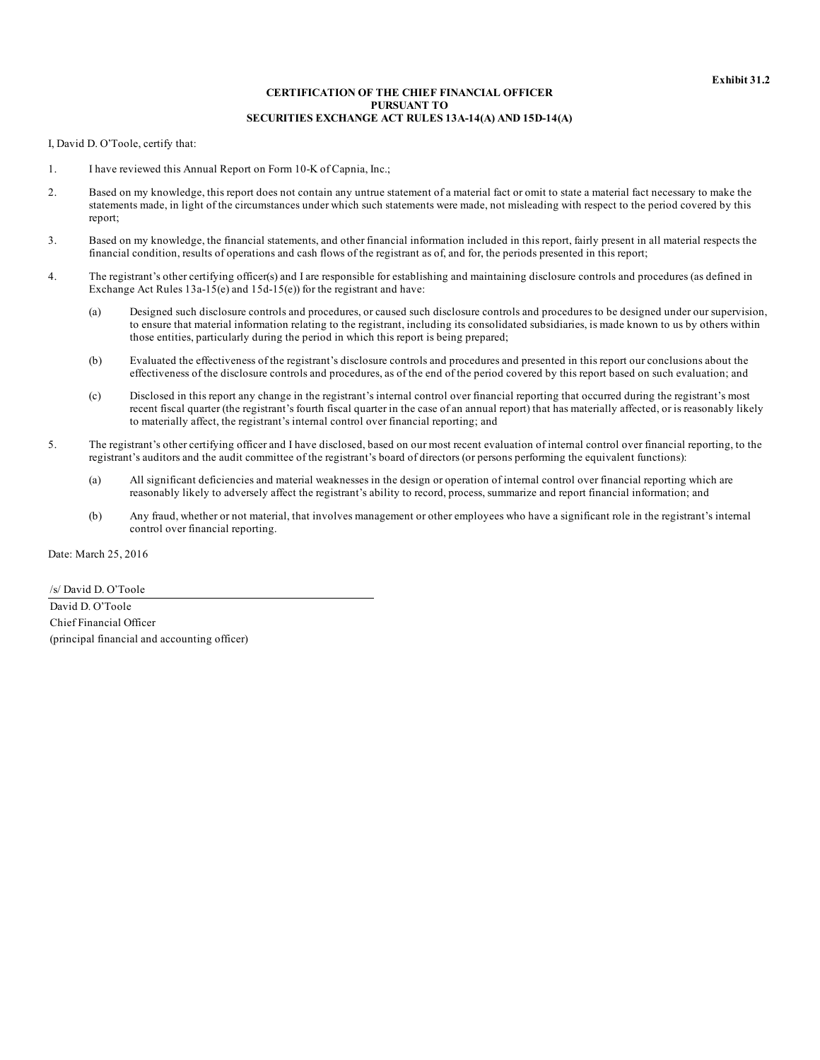**Exhibit 31.2**

**CERTIFICATION OF THE CHIEF FINANCIAL OFFICER PURSUANT TO SECURITIES EXCHANGE ACT RULES 13A-14(A) AND 15D-14(A)**

I, David D. O'Toole, certify that:

1. I have reviewed this Annual Report on Form 10-K of Capnia, Inc.;

2. Based on my knowledge, this report does not contain any untrue statement of a material fact or omit to state a material fact necessary to make the statements made, in light of the circumstances under which such statements were made, not misleading with respect to the period covered by this report;

3. Based on my knowledge, the financial statements, and other financial information included in this report, fairly present in all material respects the financial condition, results of operations and cash flows of the registrant as of, and for, the periods presented in this report;

4. The registrant's other certifying officer(s) and I are responsible for establishing and maintaining disclosure controls and procedures (as defined in Exchange Act Rules 13a-15(e) and 15d-15(e)) for the registrant and have:

   (a) Designed such disclosure controls and procedures, or caused such disclosure controls and procedures to be designed under our supervision, to ensure that material information relating to the registrant, including its consolidated subsidiaries, is made known to us by others within those entities, particularly during the period in which this report is being prepared;

   (b) Evaluated the effectiveness of the registrant's disclosure controls and procedures and presented in this report our conclusions about the effectiveness of the disclosure controls and procedures, as of the end of the period covered by this report based on such evaluation; and

   (c) Disclosed in this report any change in the registrant's internal control over financial reporting that occurred during the registrant's most recent fiscal quarter (the registrant's fourth fiscal quarter in the case of an annual report) that has materially affected, or is reasonably likely to materially affect, the registrant's internal control over financial reporting; and

5. The registrant's other certifying officer and I have disclosed, based on our most recent evaluation of internal control over financial reporting, to the registrant's auditors and the audit committee of the registrant's board of directors (or persons performing the equivalent functions):

   (a) All significant deficiencies and material weaknesses in the design or operation of internal control over financial reporting which are reasonably likely to adversely affect the registrant's ability to record, process, summarize and report financial information; and

   (b) Any fraud, whether or not material, that involves management or other employees who have a significant role in the registrant's internal control over financial reporting.

Date: March 25, 2016

/s/ David D. O'Toole

David D. O'Toole
Chief Financial Officer
(principal financial and accounting officer)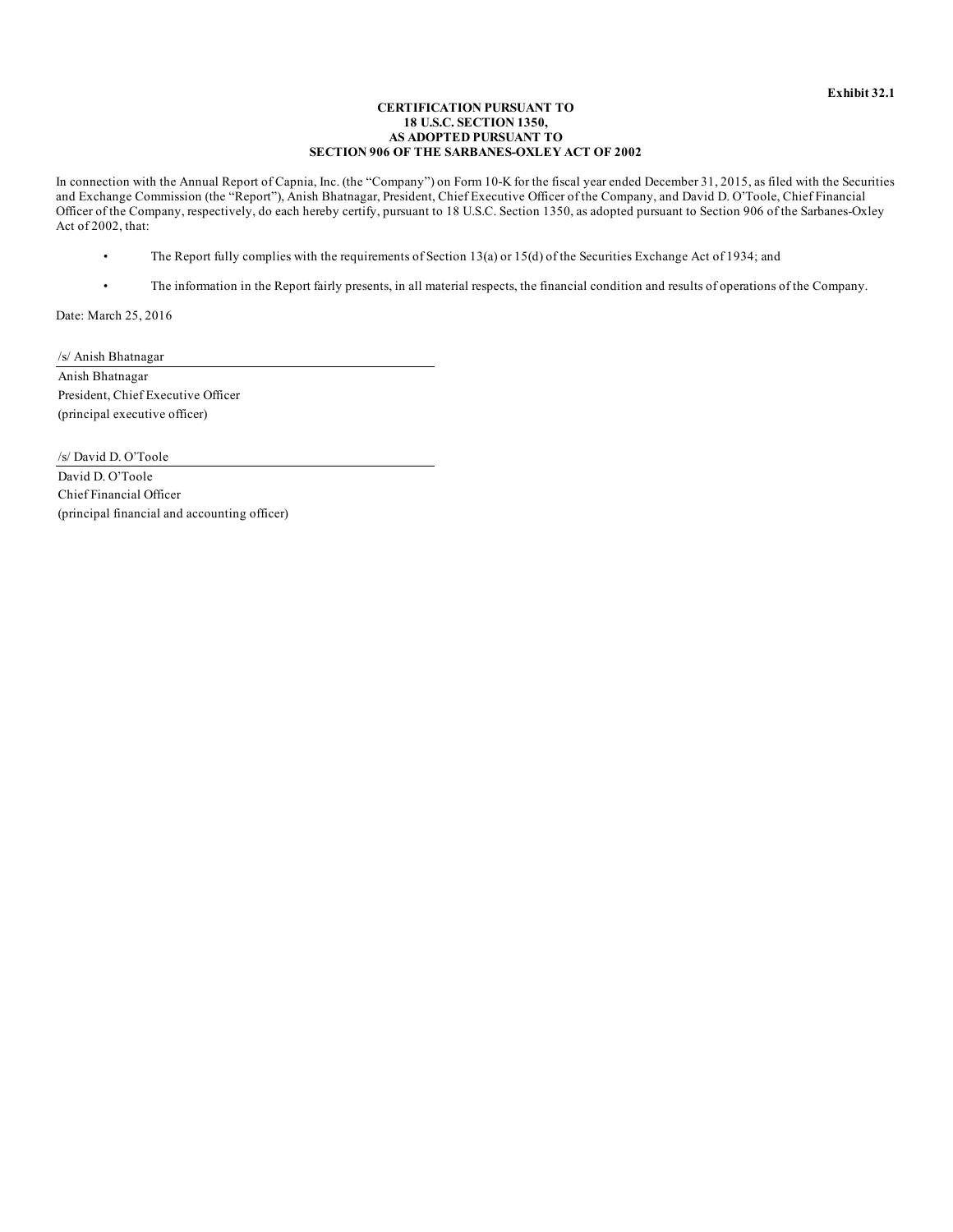**Exhibit 32.1**

**CERTIFICATION PURSUANT TO**
**18 U.S.C. SECTION 1350,**
**AS ADOPTED PURSUANT TO**
**SECTION 906 OF THE SARBANES-OXLEY ACT OF 2002**

In connection with the Annual Report of Capnia, Inc. (the "Company") on Form 10-K for the fiscal year ended December 31, 2015, as filed with the Securities and Exchange Commission (the "Report"), Anish Bhatnagar, President, Chief Executive Officer of the Company, and David D. O'Toole, Chief Financial Officer of the Company, respectively, do each hereby certify, pursuant to 18 U.S.C. Section 1350, as adopted pursuant to Section 906 of the Sarbanes-Oxley Act of 2002, that:

- The Report fully complies with the requirements of Section 13(a) or 15(d) of the Securities Exchange Act of 1934; and
- The information in the Report fairly presents, in all material respects, the financial condition and results of operations of the Company.

Date: March 25, 2016

/s/ Anish Bhatnagar

Anish Bhatnagar
President, Chief Executive Officer
(principal executive officer)

/s/ David D. O'Toole

David D. O'Toole
Chief Financial Officer
(principal financial and accounting officer)